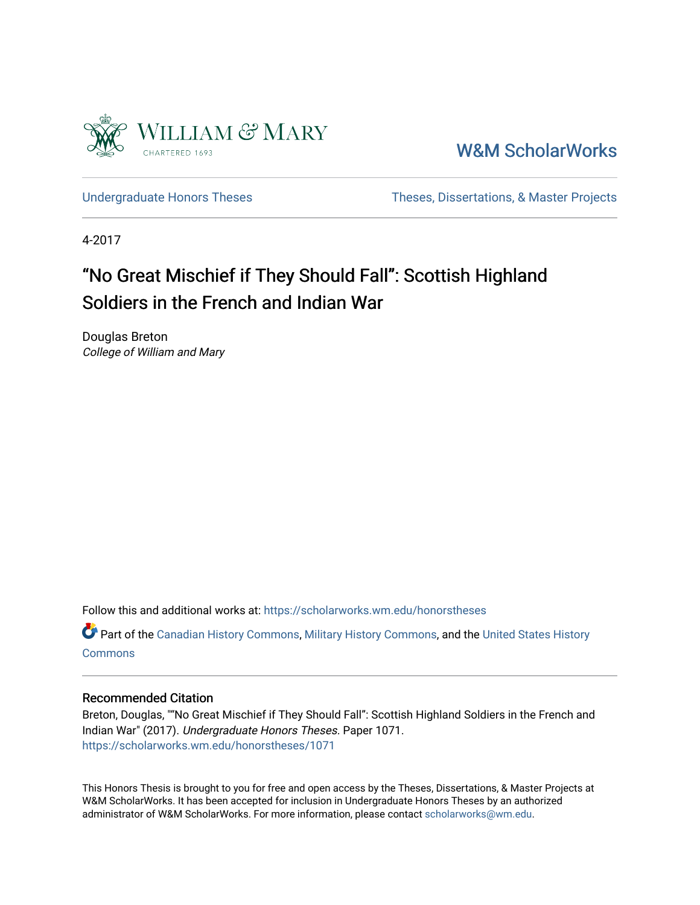William & Mary
CHARTERED 1693

W&M ScholarWorks

Undergraduate Honors Theses

Theses, Dissertations, & Master Projects

4-2017

# "No Great Mischief if They Should Fall": Scottish Highland Soldiers in the French and Indian War

Douglas Breton
*College of William and Mary*

Follow this and additional works at: https://scholarworks.wm.edu/honorstheses

Part of the Canadian History Commons, Military History Commons, and the United States History Commons

## Recommended Citation

Breton, Douglas, ""No Great Mischief if They Should Fall": Scottish Highland Soldiers in the French and Indian War" (2017). *Undergraduate Honors Theses.* Paper 1071.
https://scholarworks.wm.edu/honorstheses/1071

This Honors Thesis is brought to you for free and open access by the Theses, Dissertations, & Master Projects at W&M ScholarWorks. It has been accepted for inclusion in Undergraduate Honors Theses by an authorized administrator of W&M ScholarWorks. For more information, please contact scholarworks@wm.edu.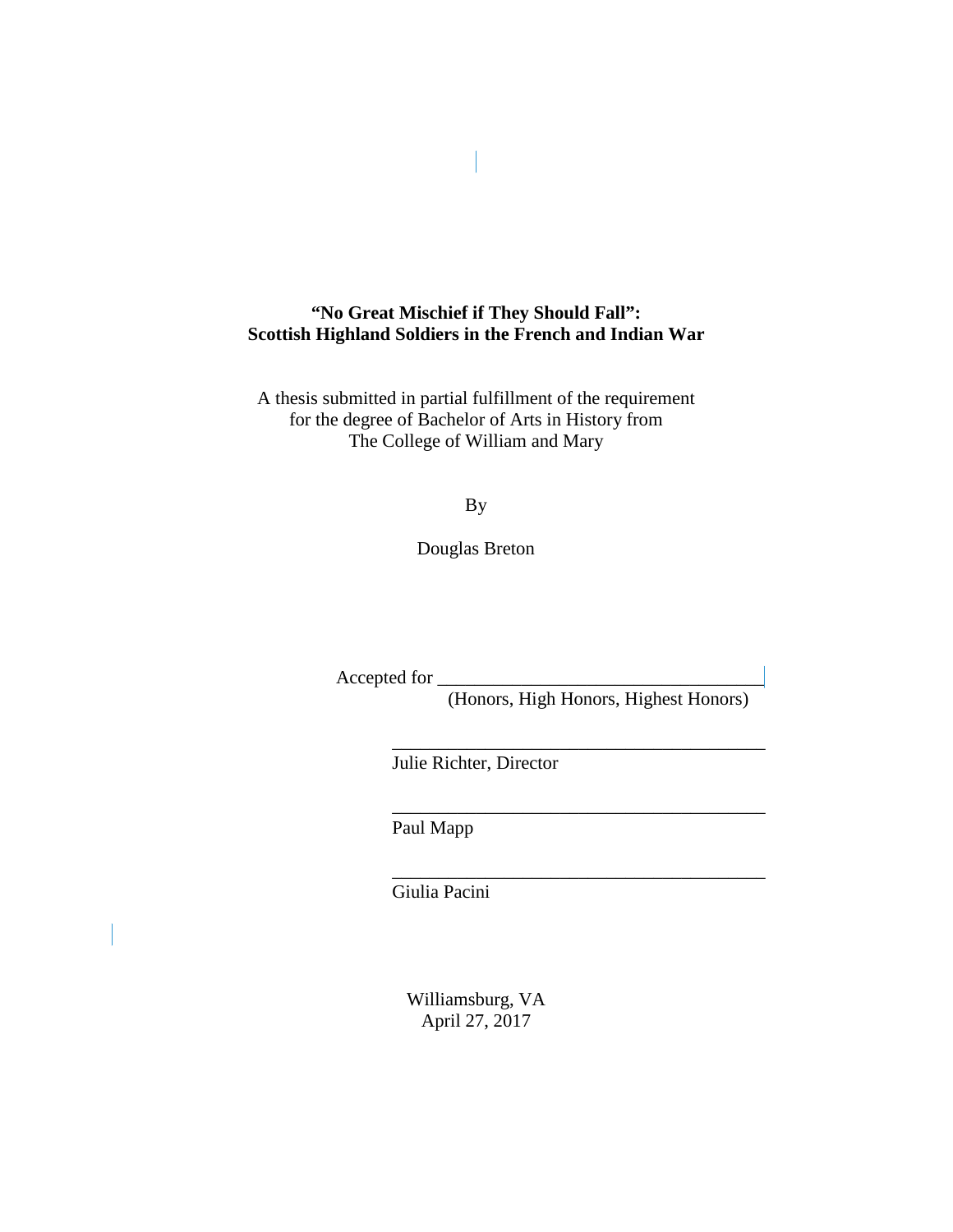**"No Great Mischief if They Should Fall":**
**Scottish Highland Soldiers in the French and Indian War**

A thesis submitted in partial fulfillment of the requirement
for the degree of Bachelor of Arts in History from
The College of William and Mary

By

Douglas Breton

Accepted for ___________________________________
(Honors, High Honors, Highest Honors)

________________________________________
Julie Richter, Director

________________________________________
Paul Mapp

________________________________________
Giulia Pacini

Williamsburg, VA
April 27, 2017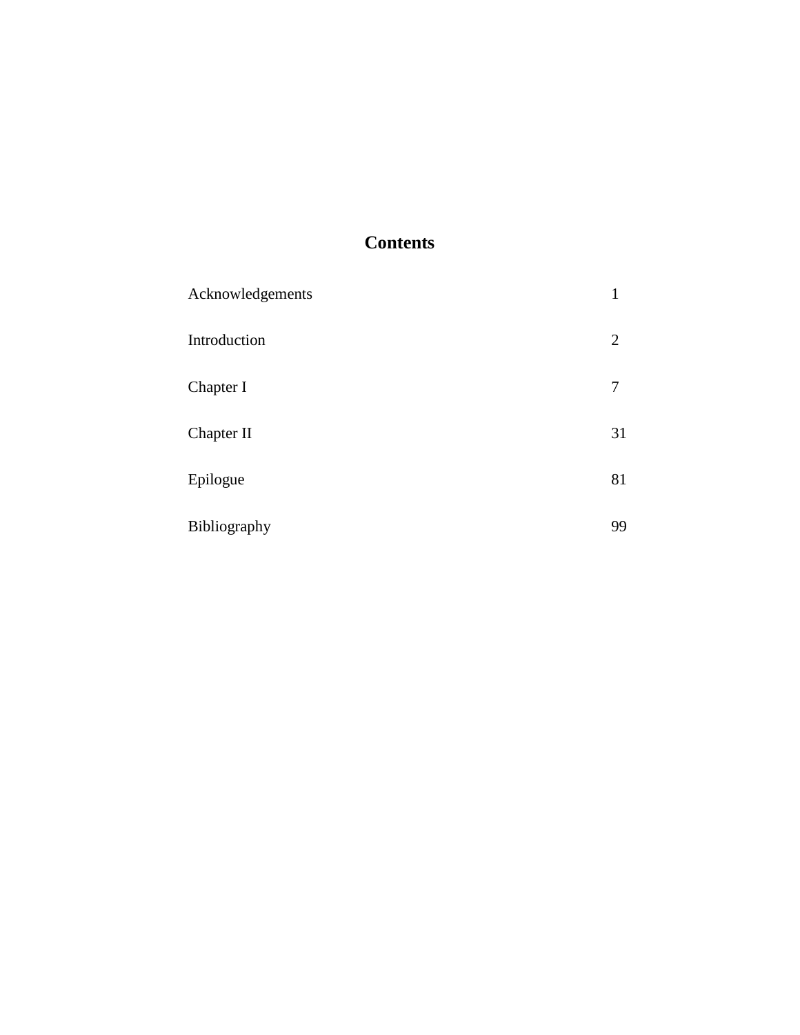# Contents

| | |
|---|---|
| Acknowledgements | 1 |
| Introduction | 2 |
| Chapter I | 7 |
| Chapter II | 31 |
| Epilogue | 81 |
| Bibliography | 99 |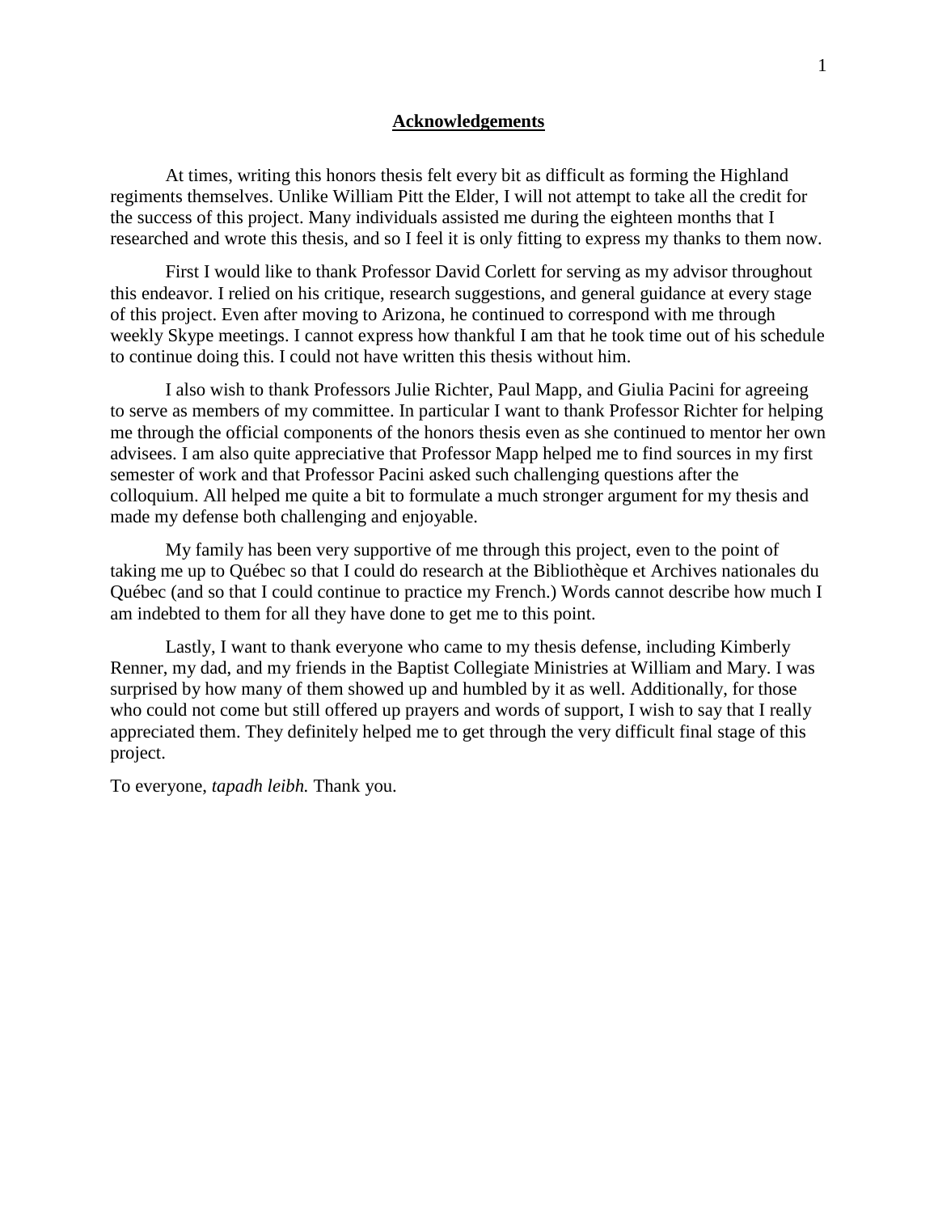## Acknowledgements

At times, writing this honors thesis felt every bit as difficult as forming the Highland regiments themselves. Unlike William Pitt the Elder, I will not attempt to take all the credit for the success of this project. Many individuals assisted me during the eighteen months that I researched and wrote this thesis, and so I feel it is only fitting to express my thanks to them now.

First I would like to thank Professor David Corlett for serving as my advisor throughout this endeavor. I relied on his critique, research suggestions, and general guidance at every stage of this project. Even after moving to Arizona, he continued to correspond with me through weekly Skype meetings. I cannot express how thankful I am that he took time out of his schedule to continue doing this. I could not have written this thesis without him.

I also wish to thank Professors Julie Richter, Paul Mapp, and Giulia Pacini for agreeing to serve as members of my committee. In particular I want to thank Professor Richter for helping me through the official components of the honors thesis even as she continued to mentor her own advisees. I am also quite appreciative that Professor Mapp helped me to find sources in my first semester of work and that Professor Pacini asked such challenging questions after the colloquium. All helped me quite a bit to formulate a much stronger argument for my thesis and made my defense both challenging and enjoyable.

My family has been very supportive of me through this project, even to the point of taking me up to Québec so that I could do research at the Bibliothèque et Archives nationales du Québec (and so that I could continue to practice my French.) Words cannot describe how much I am indebted to them for all they have done to get me to this point.

Lastly, I want to thank everyone who came to my thesis defense, including Kimberly Renner, my dad, and my friends in the Baptist Collegiate Ministries at William and Mary. I was surprised by how many of them showed up and humbled by it as well. Additionally, for those who could not come but still offered up prayers and words of support, I wish to say that I really appreciated them. They definitely helped me to get through the very difficult final stage of this project.

To everyone, *tapadh leibh.* Thank you.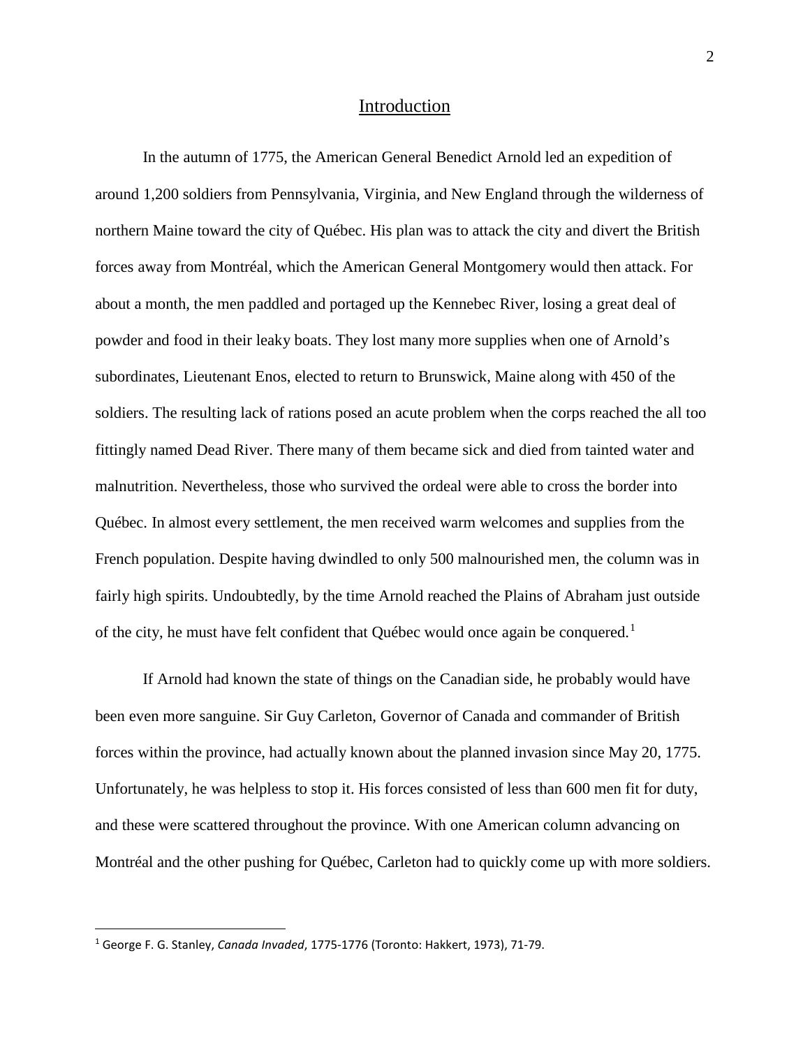## Introduction

In the autumn of 1775, the American General Benedict Arnold led an expedition of around 1,200 soldiers from Pennsylvania, Virginia, and New England through the wilderness of northern Maine toward the city of Québec. His plan was to attack the city and divert the British forces away from Montréal, which the American General Montgomery would then attack. For about a month, the men paddled and portaged up the Kennebec River, losing a great deal of powder and food in their leaky boats. They lost many more supplies when one of Arnold's subordinates, Lieutenant Enos, elected to return to Brunswick, Maine along with 450 of the soldiers. The resulting lack of rations posed an acute problem when the corps reached the all too fittingly named Dead River. There many of them became sick and died from tainted water and malnutrition. Nevertheless, those who survived the ordeal were able to cross the border into Québec. In almost every settlement, the men received warm welcomes and supplies from the French population. Despite having dwindled to only 500 malnourished men, the column was in fairly high spirits. Undoubtedly, by the time Arnold reached the Plains of Abraham just outside of the city, he must have felt confident that Québec would once again be conquered.[1]

If Arnold had known the state of things on the Canadian side, he probably would have been even more sanguine. Sir Guy Carleton, Governor of Canada and commander of British forces within the province, had actually known about the planned invasion since May 20, 1775. Unfortunately, he was helpless to stop it. His forces consisted of less than 600 men fit for duty, and these were scattered throughout the province. With one American column advancing on Montréal and the other pushing for Québec, Carleton had to quickly come up with more soldiers.

---

[1] George F. G. Stanley, *Canada Invaded*, 1775-1776 (Toronto: Hakkert, 1973), 71-79.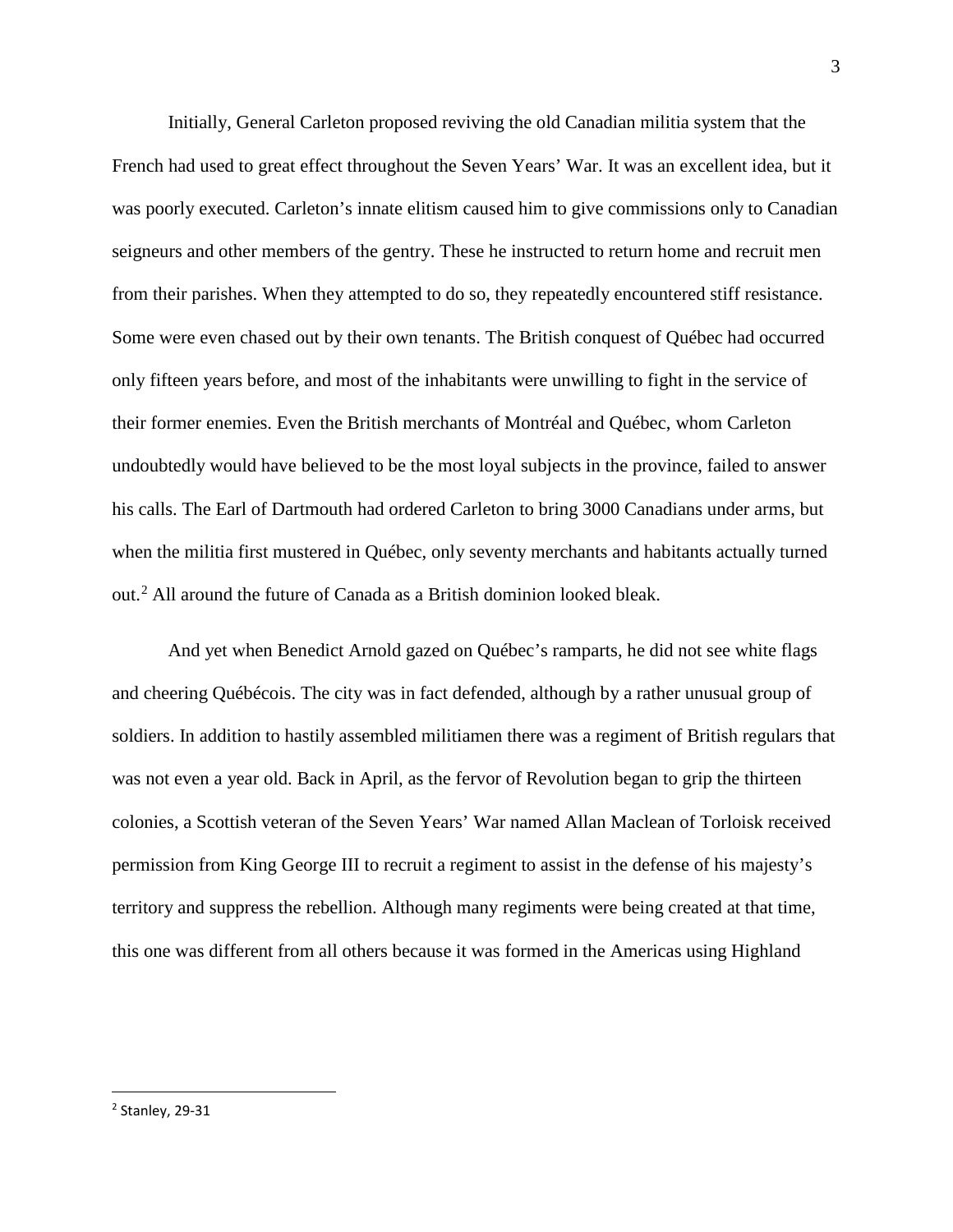Initially, General Carleton proposed reviving the old Canadian militia system that the French had used to great effect throughout the Seven Years' War. It was an excellent idea, but it was poorly executed. Carleton's innate elitism caused him to give commissions only to Canadian seigneurs and other members of the gentry. These he instructed to return home and recruit men from their parishes. When they attempted to do so, they repeatedly encountered stiff resistance. Some were even chased out by their own tenants. The British conquest of Québec had occurred only fifteen years before, and most of the inhabitants were unwilling to fight in the service of their former enemies. Even the British merchants of Montréal and Québec, whom Carleton undoubtedly would have believed to be the most loyal subjects in the province, failed to answer his calls. The Earl of Dartmouth had ordered Carleton to bring 3000 Canadians under arms, but when the militia first mustered in Québec, only seventy merchants and habitants actually turned out.[2] All around the future of Canada as a British dominion looked bleak.

And yet when Benedict Arnold gazed on Québec's ramparts, he did not see white flags and cheering Québécois. The city was in fact defended, although by a rather unusual group of soldiers. In addition to hastily assembled militiamen there was a regiment of British regulars that was not even a year old. Back in April, as the fervor of Revolution began to grip the thirteen colonies, a Scottish veteran of the Seven Years' War named Allan Maclean of Torloisk received permission from King George III to recruit a regiment to assist in the defense of his majesty's territory and suppress the rebellion. Although many regiments were being created at that time, this one was different from all others because it was formed in the Americas using Highland

---

[2] Stanley, 29-31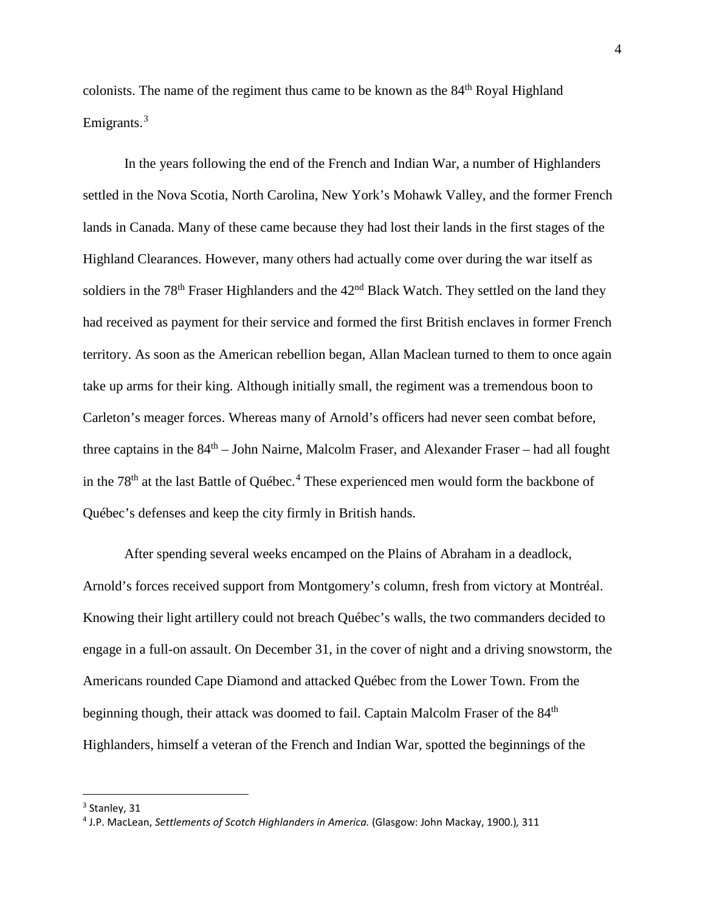colonists. The name of the regiment thus came to be known as the 84th Royal Highland Emigrants.[3]

In the years following the end of the French and Indian War, a number of Highlanders settled in the Nova Scotia, North Carolina, New York's Mohawk Valley, and the former French lands in Canada. Many of these came because they had lost their lands in the first stages of the Highland Clearances. However, many others had actually come over during the war itself as soldiers in the 78th Fraser Highlanders and the 42nd Black Watch. They settled on the land they had received as payment for their service and formed the first British enclaves in former French territory. As soon as the American rebellion began, Allan Maclean turned to them to once again take up arms for their king. Although initially small, the regiment was a tremendous boon to Carleton's meager forces. Whereas many of Arnold's officers had never seen combat before, three captains in the 84th – John Nairne, Malcolm Fraser, and Alexander Fraser – had all fought in the 78th at the last Battle of Québec.[4] These experienced men would form the backbone of Québec's defenses and keep the city firmly in British hands.

After spending several weeks encamped on the Plains of Abraham in a deadlock, Arnold's forces received support from Montgomery's column, fresh from victory at Montréal. Knowing their light artillery could not breach Québec's walls, the two commanders decided to engage in a full-on assault. On December 31, in the cover of night and a driving snowstorm, the Americans rounded Cape Diamond and attacked Québec from the Lower Town. From the beginning though, their attack was doomed to fail. Captain Malcolm Fraser of the 84th Highlanders, himself a veteran of the French and Indian War, spotted the beginnings of the

---

[3] Stanley, 31

[4] J.P. MacLean, *Settlements of Scotch Highlanders in America.* (Glasgow: John Mackay, 1900.), 311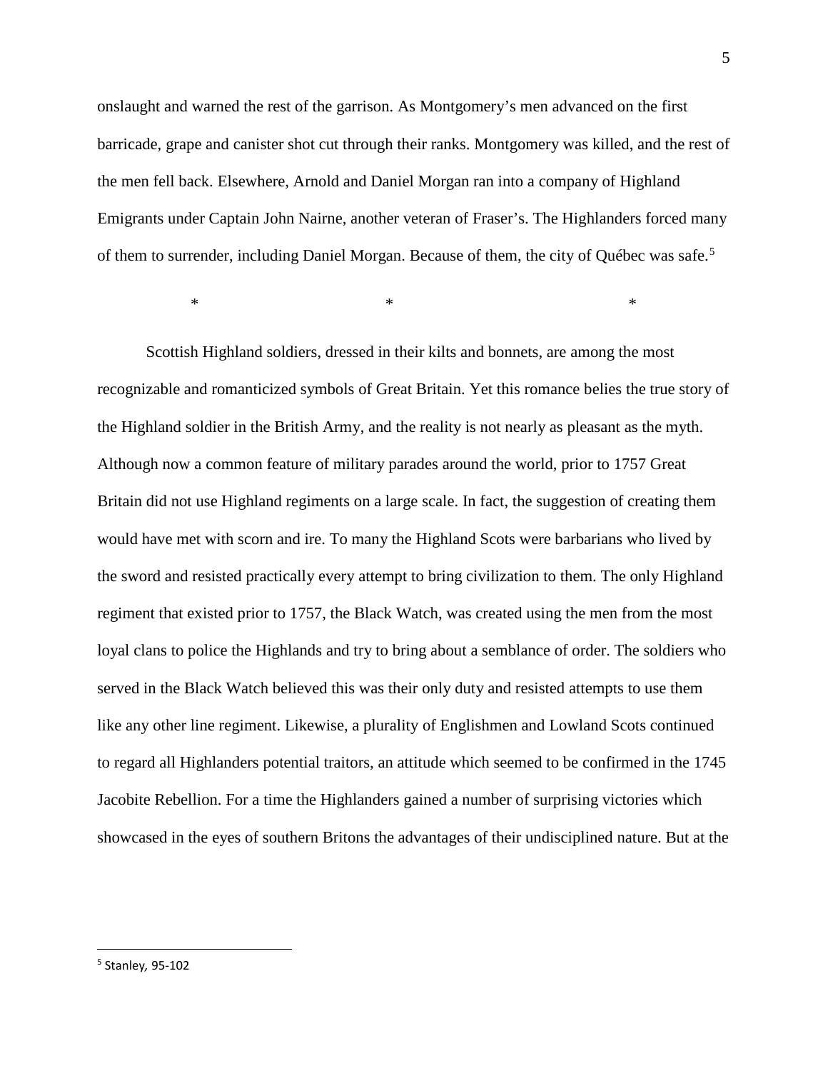onslaught and warned the rest of the garrison. As Montgomery's men advanced on the first barricade, grape and canister shot cut through their ranks. Montgomery was killed, and the rest of the men fell back. Elsewhere, Arnold and Daniel Morgan ran into a company of Highland Emigrants under Captain John Nairne, another veteran of Fraser's. The Highlanders forced many of them to surrender, including Daniel Morgan. Because of them, the city of Québec was safe.[5]

\*                    \*                    \*

Scottish Highland soldiers, dressed in their kilts and bonnets, are among the most recognizable and romanticized symbols of Great Britain. Yet this romance belies the true story of the Highland soldier in the British Army, and the reality is not nearly as pleasant as the myth. Although now a common feature of military parades around the world, prior to 1757 Great Britain did not use Highland regiments on a large scale. In fact, the suggestion of creating them would have met with scorn and ire. To many the Highland Scots were barbarians who lived by the sword and resisted practically every attempt to bring civilization to them. The only Highland regiment that existed prior to 1757, the Black Watch, was created using the men from the most loyal clans to police the Highlands and try to bring about a semblance of order. The soldiers who served in the Black Watch believed this was their only duty and resisted attempts to use them like any other line regiment. Likewise, a plurality of Englishmen and Lowland Scots continued to regard all Highlanders potential traitors, an attitude which seemed to be confirmed in the 1745 Jacobite Rebellion. For a time the Highlanders gained a number of surprising victories which showcased in the eyes of southern Britons the advantages of their undisciplined nature. But at the

[5] Stanley, 95-102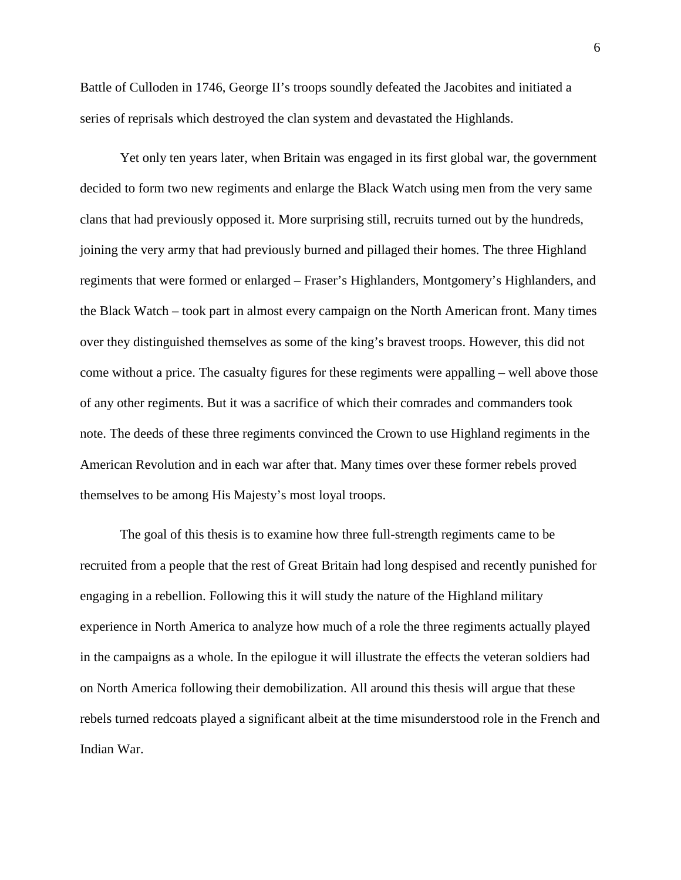Battle of Culloden in 1746, George II's troops soundly defeated the Jacobites and initiated a series of reprisals which destroyed the clan system and devastated the Highlands.

Yet only ten years later, when Britain was engaged in its first global war, the government decided to form two new regiments and enlarge the Black Watch using men from the very same clans that had previously opposed it. More surprising still, recruits turned out by the hundreds, joining the very army that had previously burned and pillaged their homes. The three Highland regiments that were formed or enlarged – Fraser's Highlanders, Montgomery's Highlanders, and the Black Watch – took part in almost every campaign on the North American front. Many times over they distinguished themselves as some of the king's bravest troops. However, this did not come without a price. The casualty figures for these regiments were appalling – well above those of any other regiments. But it was a sacrifice of which their comrades and commanders took note. The deeds of these three regiments convinced the Crown to use Highland regiments in the American Revolution and in each war after that. Many times over these former rebels proved themselves to be among His Majesty's most loyal troops.

The goal of this thesis is to examine how three full-strength regiments came to be recruited from a people that the rest of Great Britain had long despised and recently punished for engaging in a rebellion. Following this it will study the nature of the Highland military experience in North America to analyze how much of a role the three regiments actually played in the campaigns as a whole. In the epilogue it will illustrate the effects the veteran soldiers had on North America following their demobilization. All around this thesis will argue that these rebels turned redcoats played a significant albeit at the time misunderstood role in the French and Indian War.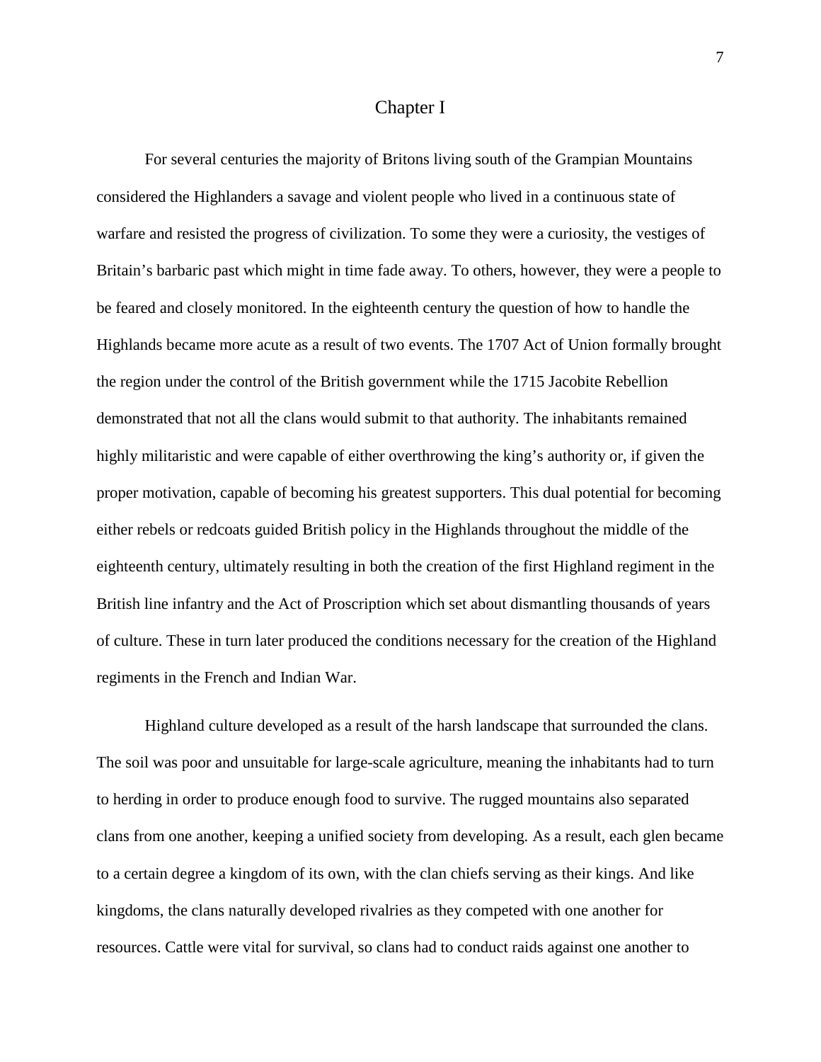# Chapter I

For several centuries the majority of Britons living south of the Grampian Mountains considered the Highlanders a savage and violent people who lived in a continuous state of warfare and resisted the progress of civilization. To some they were a curiosity, the vestiges of Britain's barbaric past which might in time fade away. To others, however, they were a people to be feared and closely monitored. In the eighteenth century the question of how to handle the Highlands became more acute as a result of two events. The 1707 Act of Union formally brought the region under the control of the British government while the 1715 Jacobite Rebellion demonstrated that not all the clans would submit to that authority. The inhabitants remained highly militaristic and were capable of either overthrowing the king's authority or, if given the proper motivation, capable of becoming his greatest supporters. This dual potential for becoming either rebels or redcoats guided British policy in the Highlands throughout the middle of the eighteenth century, ultimately resulting in both the creation of the first Highland regiment in the British line infantry and the Act of Proscription which set about dismantling thousands of years of culture. These in turn later produced the conditions necessary for the creation of the Highland regiments in the French and Indian War.

Highland culture developed as a result of the harsh landscape that surrounded the clans. The soil was poor and unsuitable for large-scale agriculture, meaning the inhabitants had to turn to herding in order to produce enough food to survive. The rugged mountains also separated clans from one another, keeping a unified society from developing. As a result, each glen became to a certain degree a kingdom of its own, with the clan chiefs serving as their kings. And like kingdoms, the clans naturally developed rivalries as they competed with one another for resources. Cattle were vital for survival, so clans had to conduct raids against one another to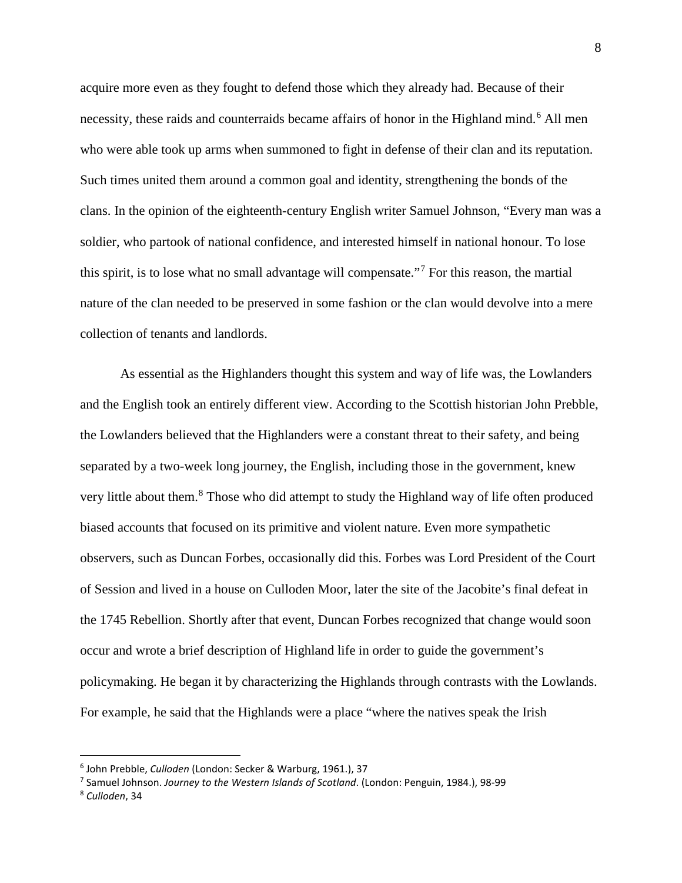acquire more even as they fought to defend those which they already had. Because of their necessity, these raids and counterraids became affairs of honor in the Highland mind.[6] All men who were able took up arms when summoned to fight in defense of their clan and its reputation. Such times united them around a common goal and identity, strengthening the bonds of the clans. In the opinion of the eighteenth-century English writer Samuel Johnson, "Every man was a soldier, who partook of national confidence, and interested himself in national honour. To lose this spirit, is to lose what no small advantage will compensate."[7] For this reason, the martial nature of the clan needed to be preserved in some fashion or the clan would devolve into a mere collection of tenants and landlords.

As essential as the Highlanders thought this system and way of life was, the Lowlanders and the English took an entirely different view. According to the Scottish historian John Prebble, the Lowlanders believed that the Highlanders were a constant threat to their safety, and being separated by a two-week long journey, the English, including those in the government, knew very little about them.[8] Those who did attempt to study the Highland way of life often produced biased accounts that focused on its primitive and violent nature. Even more sympathetic observers, such as Duncan Forbes, occasionally did this. Forbes was Lord President of the Court of Session and lived in a house on Culloden Moor, later the site of the Jacobite's final defeat in the 1745 Rebellion. Shortly after that event, Duncan Forbes recognized that change would soon occur and wrote a brief description of Highland life in order to guide the government's policymaking. He began it by characterizing the Highlands through contrasts with the Lowlands. For example, he said that the Highlands were a place "where the natives speak the Irish

---

[6] John Prebble, *Culloden* (London: Secker & Warburg, 1961.), 37

[7] Samuel Johnson. *Journey to the Western Islands of Scotland*. (London: Penguin, 1984.), 98-99

[8] *Culloden*, 34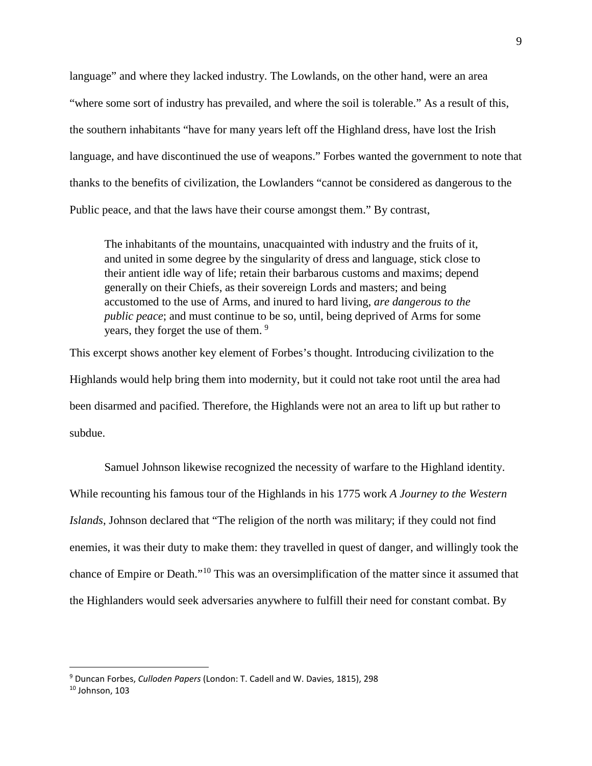language" and where they lacked industry. The Lowlands, on the other hand, were an area "where some sort of industry has prevailed, and where the soil is tolerable." As a result of this, the southern inhabitants "have for many years left off the Highland dress, have lost the Irish language, and have discontinued the use of weapons." Forbes wanted the government to note that thanks to the benefits of civilization, the Lowlanders "cannot be considered as dangerous to the Public peace, and that the laws have their course amongst them." By contrast,

> The inhabitants of the mountains, unacquainted with industry and the fruits of it, and united in some degree by the singularity of dress and language, stick close to their antient idle way of life; retain their barbarous customs and maxims; depend generally on their Chiefs, as their sovereign Lords and masters; and being accustomed to the use of Arms, and inured to hard living, *are dangerous to the public peace*; and must continue to be so, until, being deprived of Arms for some years, they forget the use of them. [9]

This excerpt shows another key element of Forbes's thought. Introducing civilization to the Highlands would help bring them into modernity, but it could not take root until the area had been disarmed and pacified. Therefore, the Highlands were not an area to lift up but rather to subdue.

Samuel Johnson likewise recognized the necessity of warfare to the Highland identity. While recounting his famous tour of the Highlands in his 1775 work *A Journey to the Western Islands*, Johnson declared that "The religion of the north was military; if they could not find enemies, it was their duty to make them: they travelled in quest of danger, and willingly took the chance of Empire or Death."[10] This was an oversimplification of the matter since it assumed that the Highlanders would seek adversaries anywhere to fulfill their need for constant combat. By

---

[9] Duncan Forbes, *Culloden Papers* (London: T. Cadell and W. Davies, 1815), 298

[10] Johnson, 103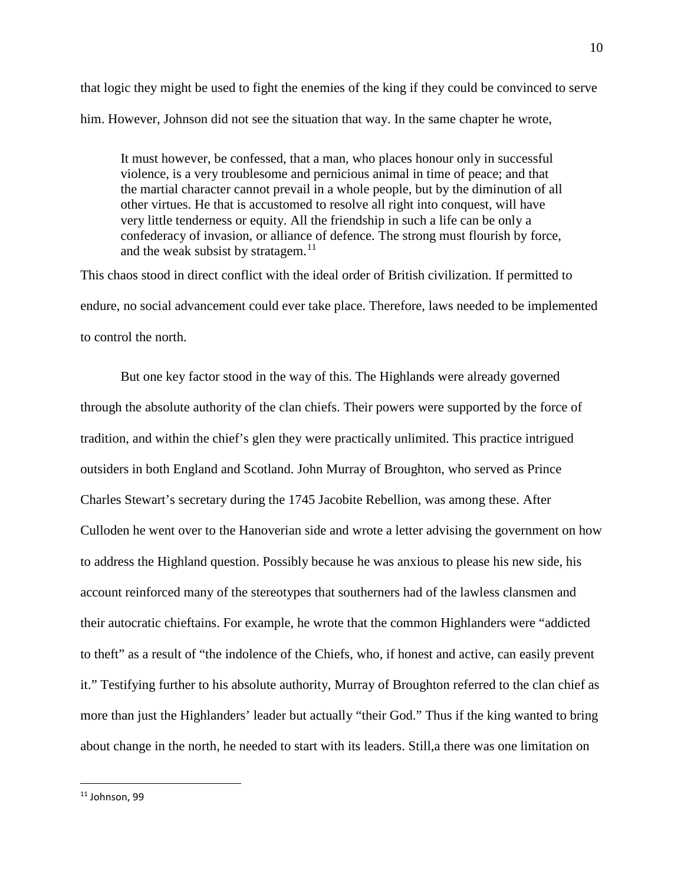that logic they might be used to fight the enemies of the king if they could be convinced to serve him. However, Johnson did not see the situation that way. In the same chapter he wrote,

> It must however, be confessed, that a man, who places honour only in successful violence, is a very troublesome and pernicious animal in time of peace; and that the martial character cannot prevail in a whole people, but by the diminution of all other virtues. He that is accustomed to resolve all right into conquest, will have very little tenderness or equity. All the friendship in such a life can be only a confederacy of invasion, or alliance of defence. The strong must flourish by force, and the weak subsist by stratagem.[11]

This chaos stood in direct conflict with the ideal order of British civilization. If permitted to endure, no social advancement could ever take place. Therefore, laws needed to be implemented to control the north.

But one key factor stood in the way of this. The Highlands were already governed through the absolute authority of the clan chiefs. Their powers were supported by the force of tradition, and within the chief's glen they were practically unlimited. This practice intrigued outsiders in both England and Scotland. John Murray of Broughton, who served as Prince Charles Stewart's secretary during the 1745 Jacobite Rebellion, was among these. After Culloden he went over to the Hanoverian side and wrote a letter advising the government on how to address the Highland question. Possibly because he was anxious to please his new side, his account reinforced many of the stereotypes that southerners had of the lawless clansmen and their autocratic chieftains. For example, he wrote that the common Highlanders were "addicted to theft" as a result of "the indolence of the Chiefs, who, if honest and active, can easily prevent it." Testifying further to his absolute authority, Murray of Broughton referred to the clan chief as more than just the Highlanders' leader but actually "their God." Thus if the king wanted to bring about change in the north, he needed to start with its leaders. Still,a there was one limitation on

[11] Johnson, 99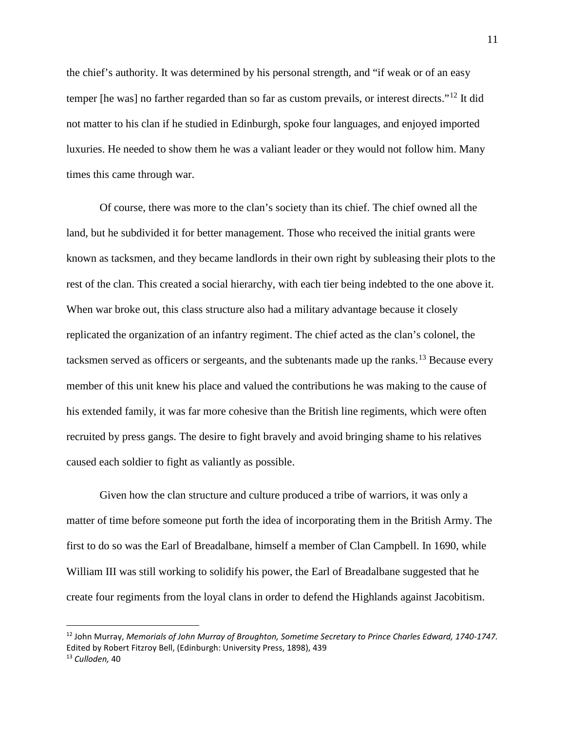the chief's authority. It was determined by his personal strength, and "if weak or of an easy temper [he was] no farther regarded than so far as custom prevails, or interest directs."[12] It did not matter to his clan if he studied in Edinburgh, spoke four languages, and enjoyed imported luxuries. He needed to show them he was a valiant leader or they would not follow him. Many times this came through war.

Of course, there was more to the clan's society than its chief. The chief owned all the land, but he subdivided it for better management. Those who received the initial grants were known as tacksmen, and they became landlords in their own right by subleasing their plots to the rest of the clan. This created a social hierarchy, with each tier being indebted to the one above it. When war broke out, this class structure also had a military advantage because it closely replicated the organization of an infantry regiment. The chief acted as the clan's colonel, the tacksmen served as officers or sergeants, and the subtenants made up the ranks.[13] Because every member of this unit knew his place and valued the contributions he was making to the cause of his extended family, it was far more cohesive than the British line regiments, which were often recruited by press gangs. The desire to fight bravely and avoid bringing shame to his relatives caused each soldier to fight as valiantly as possible.

Given how the clan structure and culture produced a tribe of warriors, it was only a matter of time before someone put forth the idea of incorporating them in the British Army. The first to do so was the Earl of Breadalbane, himself a member of Clan Campbell. In 1690, while William III was still working to solidify his power, the Earl of Breadalbane suggested that he create four regiments from the loyal clans in order to defend the Highlands against Jacobitism.

---

[12] John Murray, *Memorials of John Murray of Broughton, Sometime Secretary to Prince Charles Edward, 1740-1747.* Edited by Robert Fitzroy Bell, (Edinburgh: University Press, 1898), 439

[13] *Culloden,* 40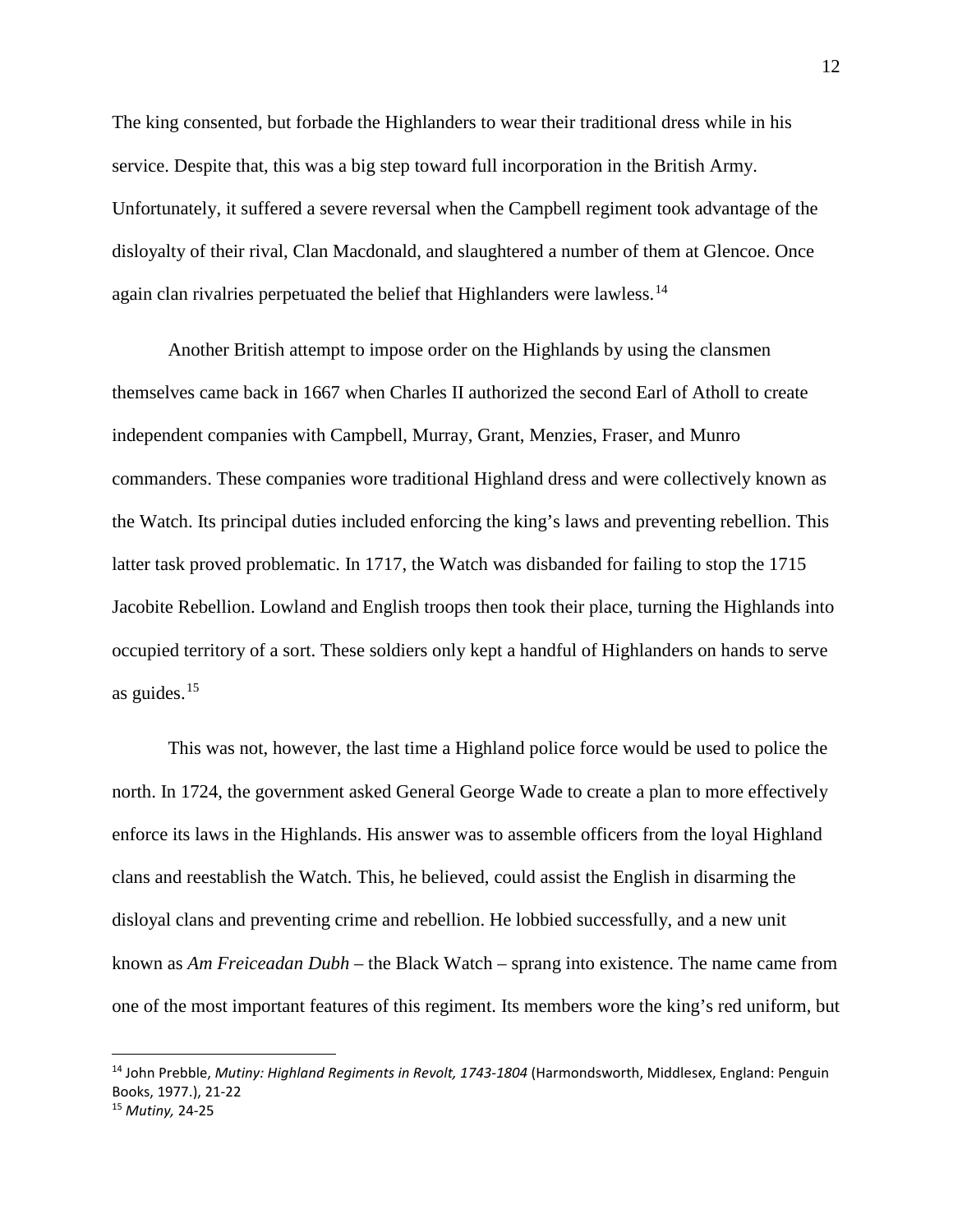The king consented, but forbade the Highlanders to wear their traditional dress while in his service. Despite that, this was a big step toward full incorporation in the British Army. Unfortunately, it suffered a severe reversal when the Campbell regiment took advantage of the disloyalty of their rival, Clan Macdonald, and slaughtered a number of them at Glencoe. Once again clan rivalries perpetuated the belief that Highlanders were lawless.[14]

Another British attempt to impose order on the Highlands by using the clansmen themselves came back in 1667 when Charles II authorized the second Earl of Atholl to create independent companies with Campbell, Murray, Grant, Menzies, Fraser, and Munro commanders. These companies wore traditional Highland dress and were collectively known as the Watch. Its principal duties included enforcing the king's laws and preventing rebellion. This latter task proved problematic. In 1717, the Watch was disbanded for failing to stop the 1715 Jacobite Rebellion. Lowland and English troops then took their place, turning the Highlands into occupied territory of a sort. These soldiers only kept a handful of Highlanders on hands to serve as guides.[15]

This was not, however, the last time a Highland police force would be used to police the north. In 1724, the government asked General George Wade to create a plan to more effectively enforce its laws in the Highlands. His answer was to assemble officers from the loyal Highland clans and reestablish the Watch. This, he believed, could assist the English in disarming the disloyal clans and preventing crime and rebellion. He lobbied successfully, and a new unit known as *Am Freiceadan Dubh* – the Black Watch – sprang into existence. The name came from one of the most important features of this regiment. Its members wore the king's red uniform, but

---

[14] John Prebble, *Mutiny: Highland Regiments in Revolt, 1743-1804* (Harmondsworth, Middlesex, England: Penguin Books, 1977.), 21-22

[15] *Mutiny,* 24-25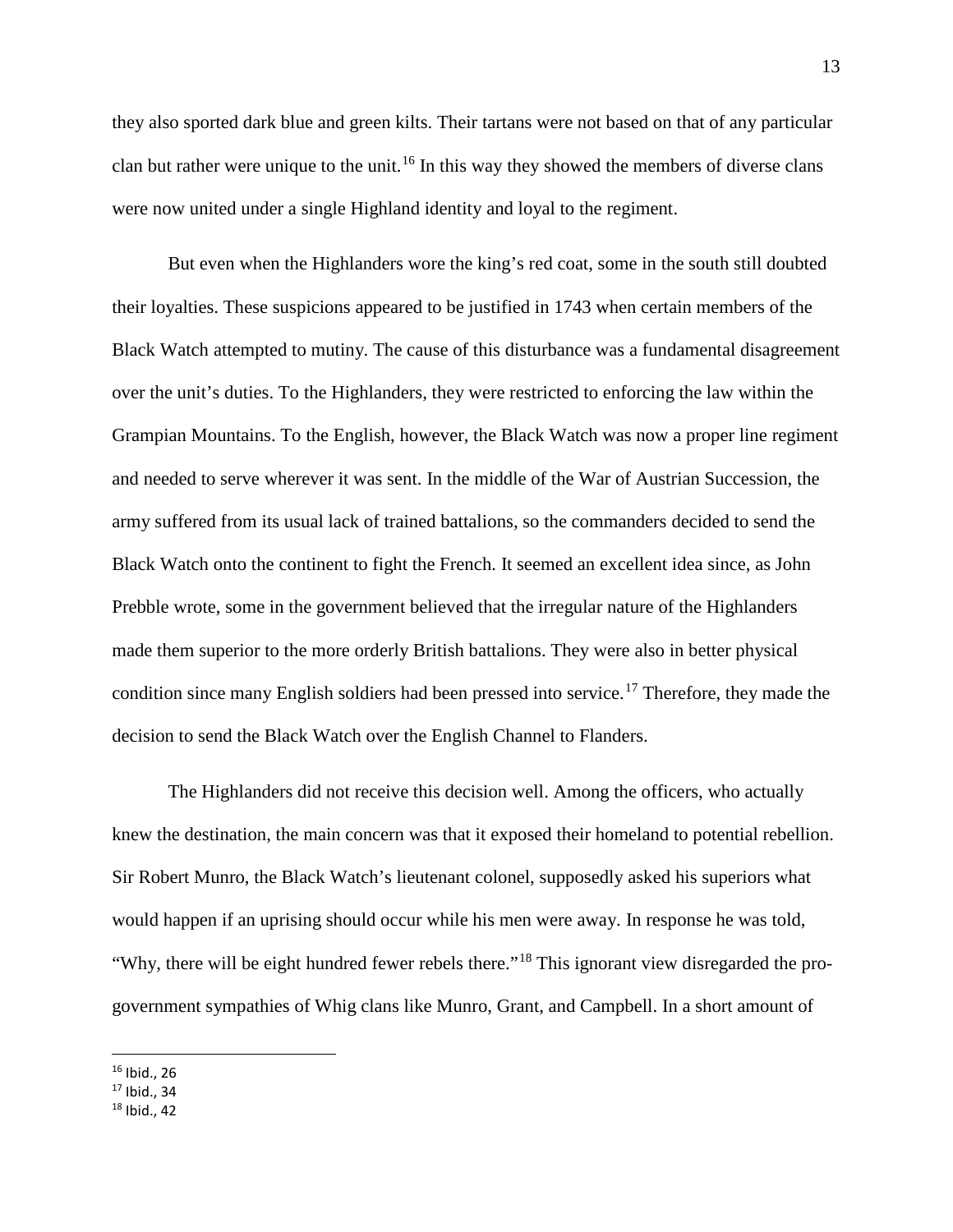they also sported dark blue and green kilts. Their tartans were not based on that of any particular clan but rather were unique to the unit.[16] In this way they showed the members of diverse clans were now united under a single Highland identity and loyal to the regiment.

But even when the Highlanders wore the king's red coat, some in the south still doubted their loyalties. These suspicions appeared to be justified in 1743 when certain members of the Black Watch attempted to mutiny. The cause of this disturbance was a fundamental disagreement over the unit's duties. To the Highlanders, they were restricted to enforcing the law within the Grampian Mountains. To the English, however, the Black Watch was now a proper line regiment and needed to serve wherever it was sent. In the middle of the War of Austrian Succession, the army suffered from its usual lack of trained battalions, so the commanders decided to send the Black Watch onto the continent to fight the French. It seemed an excellent idea since, as John Prebble wrote, some in the government believed that the irregular nature of the Highlanders made them superior to the more orderly British battalions. They were also in better physical condition since many English soldiers had been pressed into service.[17] Therefore, they made the decision to send the Black Watch over the English Channel to Flanders.

The Highlanders did not receive this decision well. Among the officers, who actually knew the destination, the main concern was that it exposed their homeland to potential rebellion. Sir Robert Munro, the Black Watch's lieutenant colonel, supposedly asked his superiors what would happen if an uprising should occur while his men were away. In response he was told, "Why, there will be eight hundred fewer rebels there."[18] This ignorant view disregarded the pro-government sympathies of Whig clans like Munro, Grant, and Campbell. In a short amount of

---

[16] Ibid., 26

[17] Ibid., 34

[18] Ibid., 42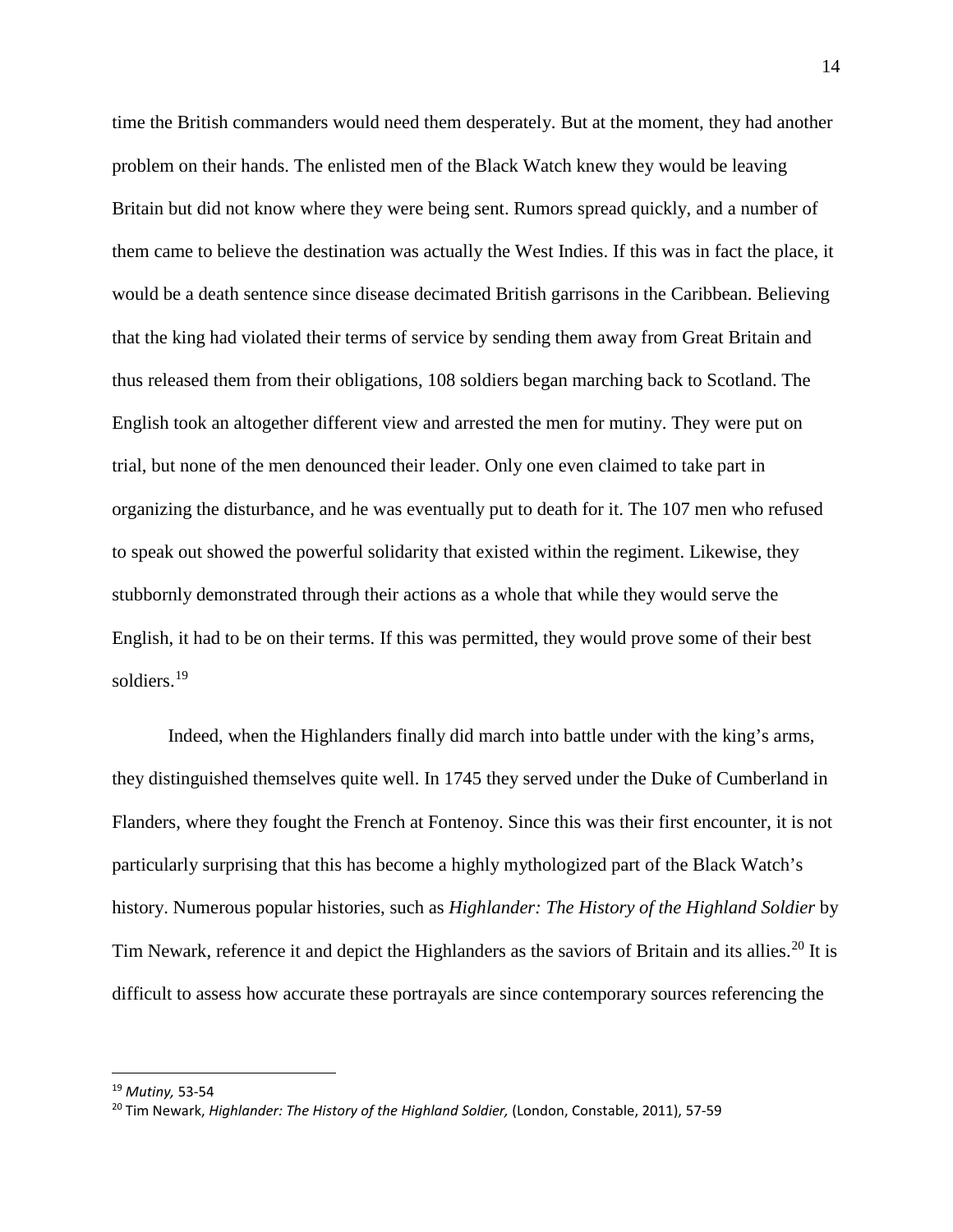time the British commanders would need them desperately. But at the moment, they had another problem on their hands. The enlisted men of the Black Watch knew they would be leaving Britain but did not know where they were being sent. Rumors spread quickly, and a number of them came to believe the destination was actually the West Indies. If this was in fact the place, it would be a death sentence since disease decimated British garrisons in the Caribbean. Believing that the king had violated their terms of service by sending them away from Great Britain and thus released them from their obligations, 108 soldiers began marching back to Scotland. The English took an altogether different view and arrested the men for mutiny. They were put on trial, but none of the men denounced their leader. Only one even claimed to take part in organizing the disturbance, and he was eventually put to death for it. The 107 men who refused to speak out showed the powerful solidarity that existed within the regiment. Likewise, they stubbornly demonstrated through their actions as a whole that while they would serve the English, it had to be on their terms. If this was permitted, they would prove some of their best soldiers.[19]

Indeed, when the Highlanders finally did march into battle under with the king's arms, they distinguished themselves quite well. In 1745 they served under the Duke of Cumberland in Flanders, where they fought the French at Fontenoy. Since this was their first encounter, it is not particularly surprising that this has become a highly mythologized part of the Black Watch's history. Numerous popular histories, such as *Highlander: The History of the Highland Soldier* by Tim Newark, reference it and depict the Highlanders as the saviors of Britain and its allies.[20] It is difficult to assess how accurate these portrayals are since contemporary sources referencing the

---

[19] *Mutiny,* 53-54

[20] Tim Newark, *Highlander: The History of the Highland Soldier,* (London, Constable, 2011), 57-59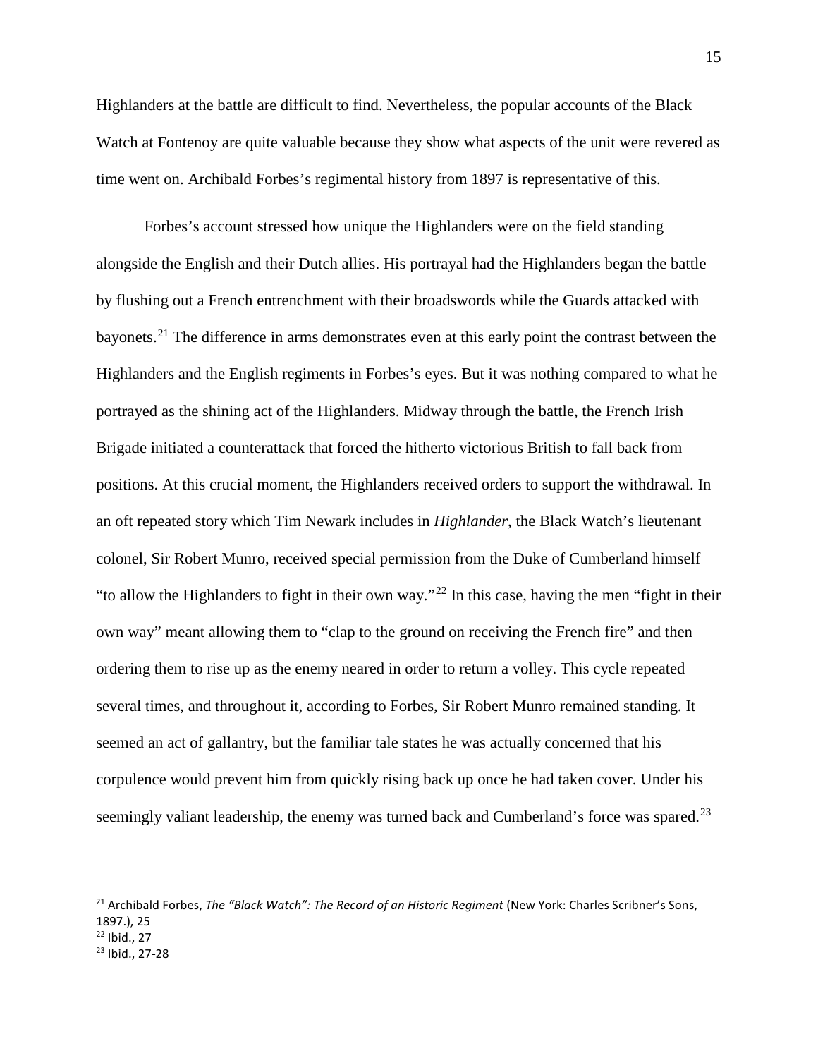Highlanders at the battle are difficult to find. Nevertheless, the popular accounts of the Black Watch at Fontenoy are quite valuable because they show what aspects of the unit were revered as time went on. Archibald Forbes's regimental history from 1897 is representative of this.

Forbes's account stressed how unique the Highlanders were on the field standing alongside the English and their Dutch allies. His portrayal had the Highlanders began the battle by flushing out a French entrenchment with their broadswords while the Guards attacked with bayonets.[21] The difference in arms demonstrates even at this early point the contrast between the Highlanders and the English regiments in Forbes's eyes. But it was nothing compared to what he portrayed as the shining act of the Highlanders. Midway through the battle, the French Irish Brigade initiated a counterattack that forced the hitherto victorious British to fall back from positions. At this crucial moment, the Highlanders received orders to support the withdrawal. In an oft repeated story which Tim Newark includes in *Highlander*, the Black Watch's lieutenant colonel, Sir Robert Munro, received special permission from the Duke of Cumberland himself "to allow the Highlanders to fight in their own way."[22] In this case, having the men "fight in their own way" meant allowing them to "clap to the ground on receiving the French fire" and then ordering them to rise up as the enemy neared in order to return a volley. This cycle repeated several times, and throughout it, according to Forbes, Sir Robert Munro remained standing. It seemed an act of gallantry, but the familiar tale states he was actually concerned that his corpulence would prevent him from quickly rising back up once he had taken cover. Under his seemingly valiant leadership, the enemy was turned back and Cumberland's force was spared.[23]

---

[21] Archibald Forbes, *The "Black Watch": The Record of an Historic Regiment* (New York: Charles Scribner's Sons, 1897.), 25

[22] Ibid., 27

[23] Ibid., 27-28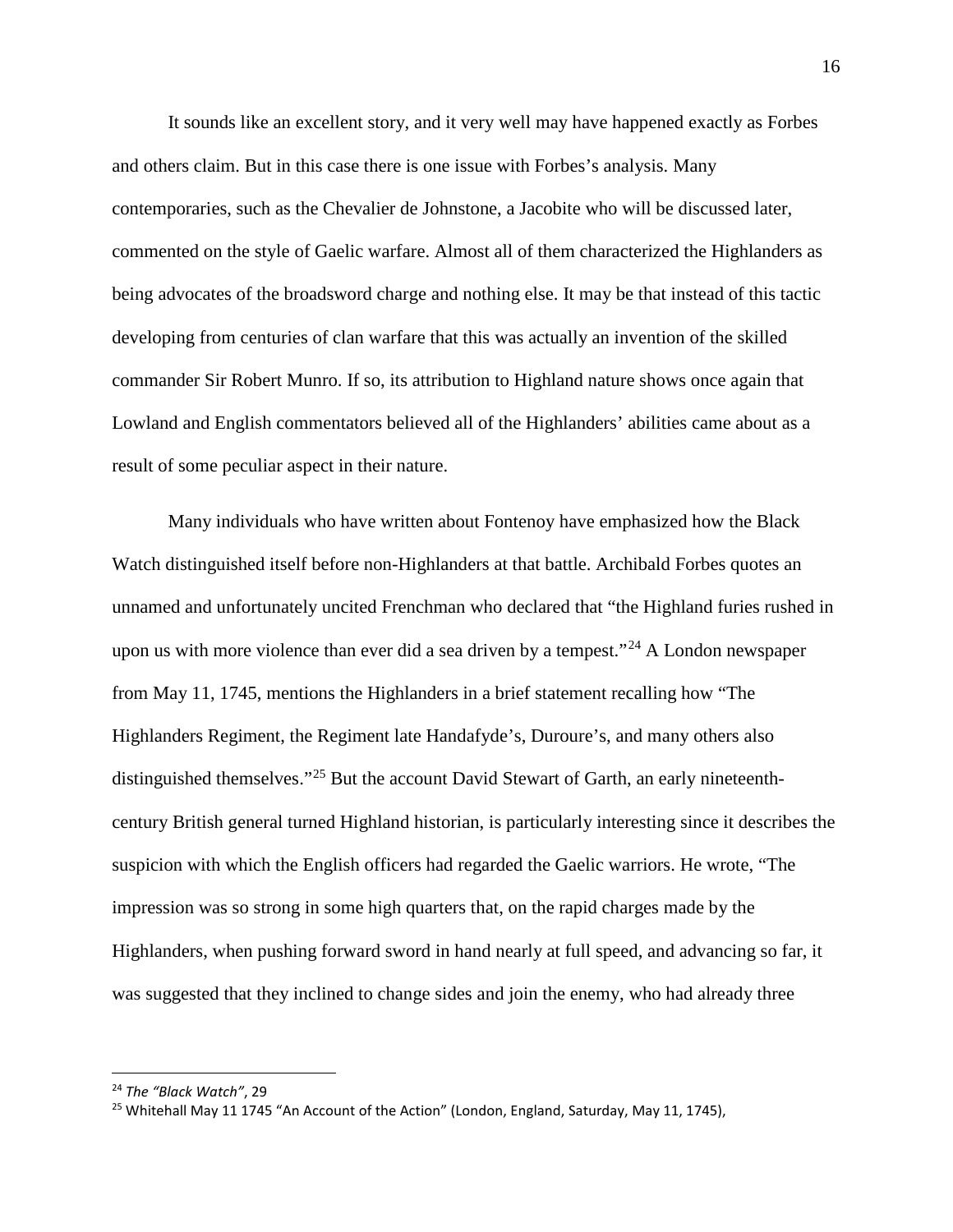It sounds like an excellent story, and it very well may have happened exactly as Forbes and others claim. But in this case there is one issue with Forbes's analysis. Many contemporaries, such as the Chevalier de Johnstone, a Jacobite who will be discussed later, commented on the style of Gaelic warfare. Almost all of them characterized the Highlanders as being advocates of the broadsword charge and nothing else. It may be that instead of this tactic developing from centuries of clan warfare that this was actually an invention of the skilled commander Sir Robert Munro. If so, its attribution to Highland nature shows once again that Lowland and English commentators believed all of the Highlanders' abilities came about as a result of some peculiar aspect in their nature.

Many individuals who have written about Fontenoy have emphasized how the Black Watch distinguished itself before non-Highlanders at that battle. Archibald Forbes quotes an unnamed and unfortunately uncited Frenchman who declared that "the Highland furies rushed in upon us with more violence than ever did a sea driven by a tempest."[24] A London newspaper from May 11, 1745, mentions the Highlanders in a brief statement recalling how "The Highlanders Regiment, the Regiment late Handafyde's, Duroure's, and many others also distinguished themselves."[25] But the account David Stewart of Garth, an early nineteenth-century British general turned Highland historian, is particularly interesting since it describes the suspicion with which the English officers had regarded the Gaelic warriors. He wrote, "The impression was so strong in some high quarters that, on the rapid charges made by the Highlanders, when pushing forward sword in hand nearly at full speed, and advancing so far, it was suggested that they inclined to change sides and join the enemy, who had already three

---

[24] *The "Black Watch"*, 29

[25] Whitehall May 11 1745 "An Account of the Action" (London, England, Saturday, May 11, 1745),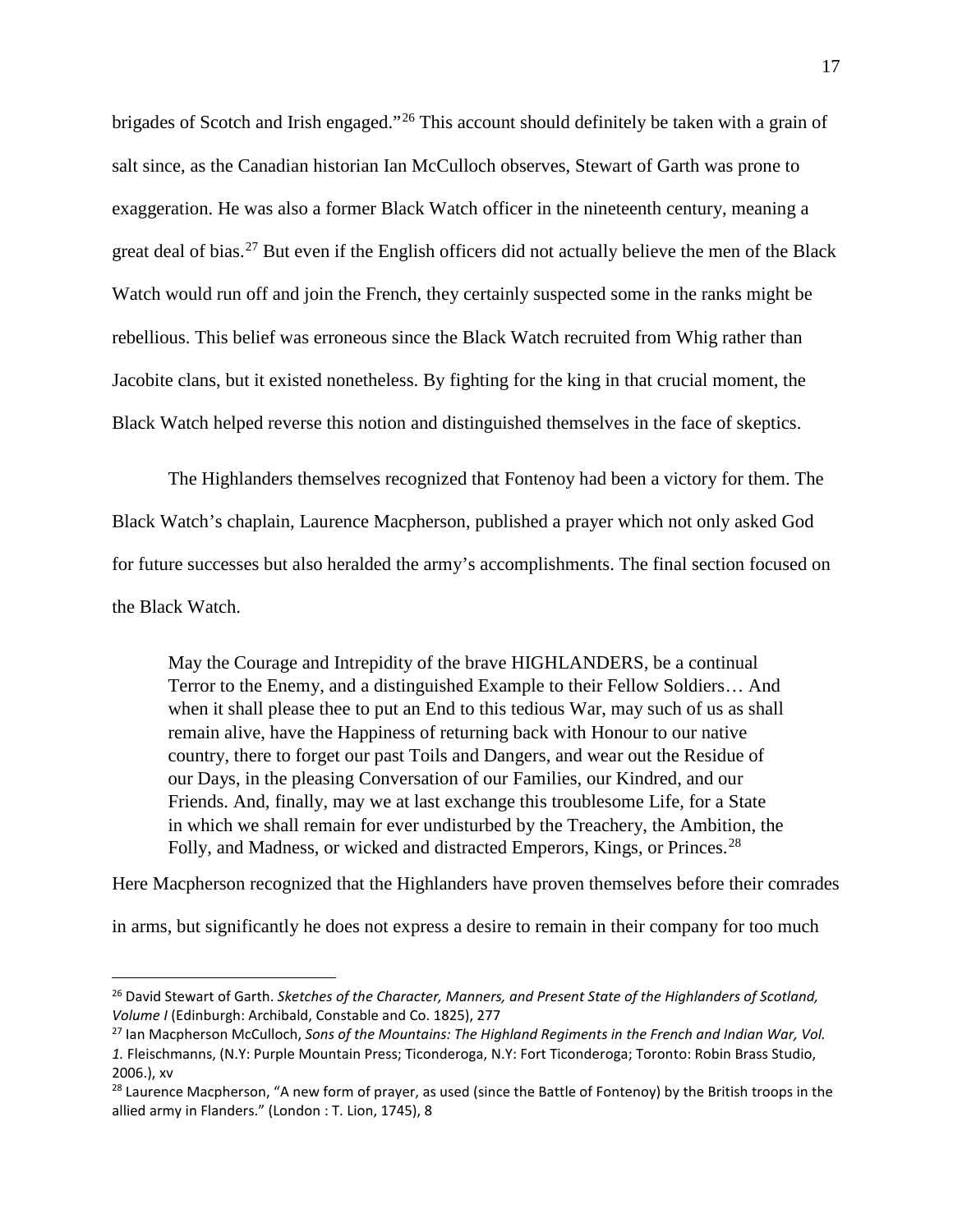brigades of Scotch and Irish engaged."[26] This account should definitely be taken with a grain of salt since, as the Canadian historian Ian McCulloch observes, Stewart of Garth was prone to exaggeration. He was also a former Black Watch officer in the nineteenth century, meaning a great deal of bias.[27] But even if the English officers did not actually believe the men of the Black Watch would run off and join the French, they certainly suspected some in the ranks might be rebellious. This belief was erroneous since the Black Watch recruited from Whig rather than Jacobite clans, but it existed nonetheless. By fighting for the king in that crucial moment, the Black Watch helped reverse this notion and distinguished themselves in the face of skeptics.

The Highlanders themselves recognized that Fontenoy had been a victory for them. The Black Watch's chaplain, Laurence Macpherson, published a prayer which not only asked God for future successes but also heralded the army's accomplishments. The final section focused on the Black Watch.

> May the Courage and Intrepidity of the brave HIGHLANDERS, be a continual Terror to the Enemy, and a distinguished Example to their Fellow Soldiers… And when it shall please thee to put an End to this tedious War, may such of us as shall remain alive, have the Happiness of returning back with Honour to our native country, there to forget our past Toils and Dangers, and wear out the Residue of our Days, in the pleasing Conversation of our Families, our Kindred, and our Friends. And, finally, may we at last exchange this troublesome Life, for a State in which we shall remain for ever undisturbed by the Treachery, the Ambition, the Folly, and Madness, or wicked and distracted Emperors, Kings, or Princes.[28]

Here Macpherson recognized that the Highlanders have proven themselves before their comrades in arms, but significantly he does not express a desire to remain in their company for too much

---

[26] David Stewart of Garth. *Sketches of the Character, Manners, and Present State of the Highlanders of Scotland, Volume I* (Edinburgh: Archibald, Constable and Co. 1825), 277

[27] Ian Macpherson McCulloch, *Sons of the Mountains: The Highland Regiments in the French and Indian War, Vol. 1.* Fleischmanns, (N.Y: Purple Mountain Press; Ticonderoga, N.Y: Fort Ticonderoga; Toronto: Robin Brass Studio, 2006.), xv

[28] Laurence Macpherson, "A new form of prayer, as used (since the Battle of Fontenoy) by the British troops in the allied army in Flanders." (London : T. Lion, 1745), 8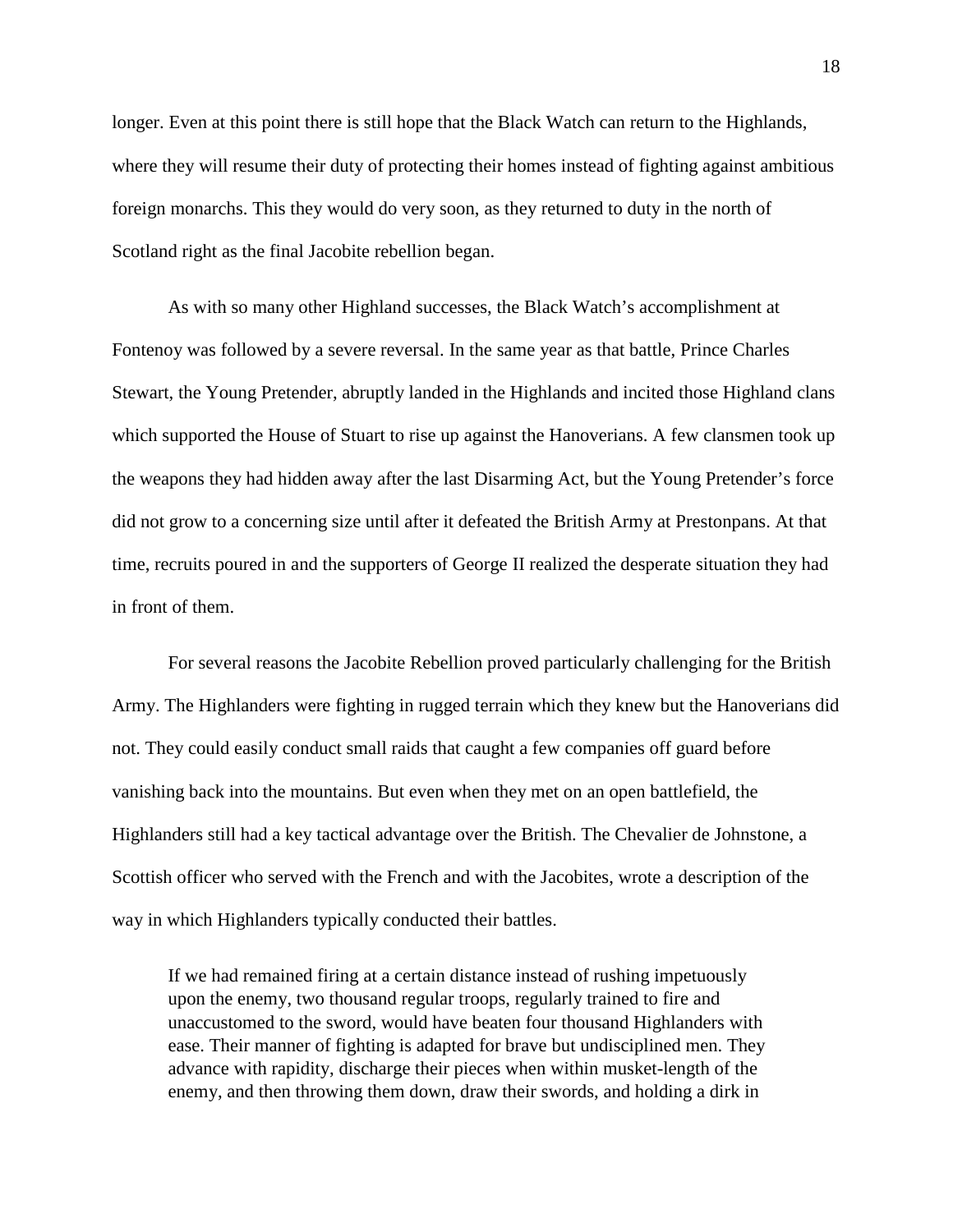longer. Even at this point there is still hope that the Black Watch can return to the Highlands, where they will resume their duty of protecting their homes instead of fighting against ambitious foreign monarchs. This they would do very soon, as they returned to duty in the north of Scotland right as the final Jacobite rebellion began.

As with so many other Highland successes, the Black Watch's accomplishment at Fontenoy was followed by a severe reversal. In the same year as that battle, Prince Charles Stewart, the Young Pretender, abruptly landed in the Highlands and incited those Highland clans which supported the House of Stuart to rise up against the Hanoverians. A few clansmen took up the weapons they had hidden away after the last Disarming Act, but the Young Pretender's force did not grow to a concerning size until after it defeated the British Army at Prestonpans. At that time, recruits poured in and the supporters of George II realized the desperate situation they had in front of them.

For several reasons the Jacobite Rebellion proved particularly challenging for the British Army. The Highlanders were fighting in rugged terrain which they knew but the Hanoverians did not. They could easily conduct small raids that caught a few companies off guard before vanishing back into the mountains. But even when they met on an open battlefield, the Highlanders still had a key tactical advantage over the British. The Chevalier de Johnstone, a Scottish officer who served with the French and with the Jacobites, wrote a description of the way in which Highlanders typically conducted their battles.

> If we had remained firing at a certain distance instead of rushing impetuously upon the enemy, two thousand regular troops, regularly trained to fire and unaccustomed to the sword, would have beaten four thousand Highlanders with ease. Their manner of fighting is adapted for brave but undisciplined men. They advance with rapidity, discharge their pieces when within musket-length of the enemy, and then throwing them down, draw their swords, and holding a dirk in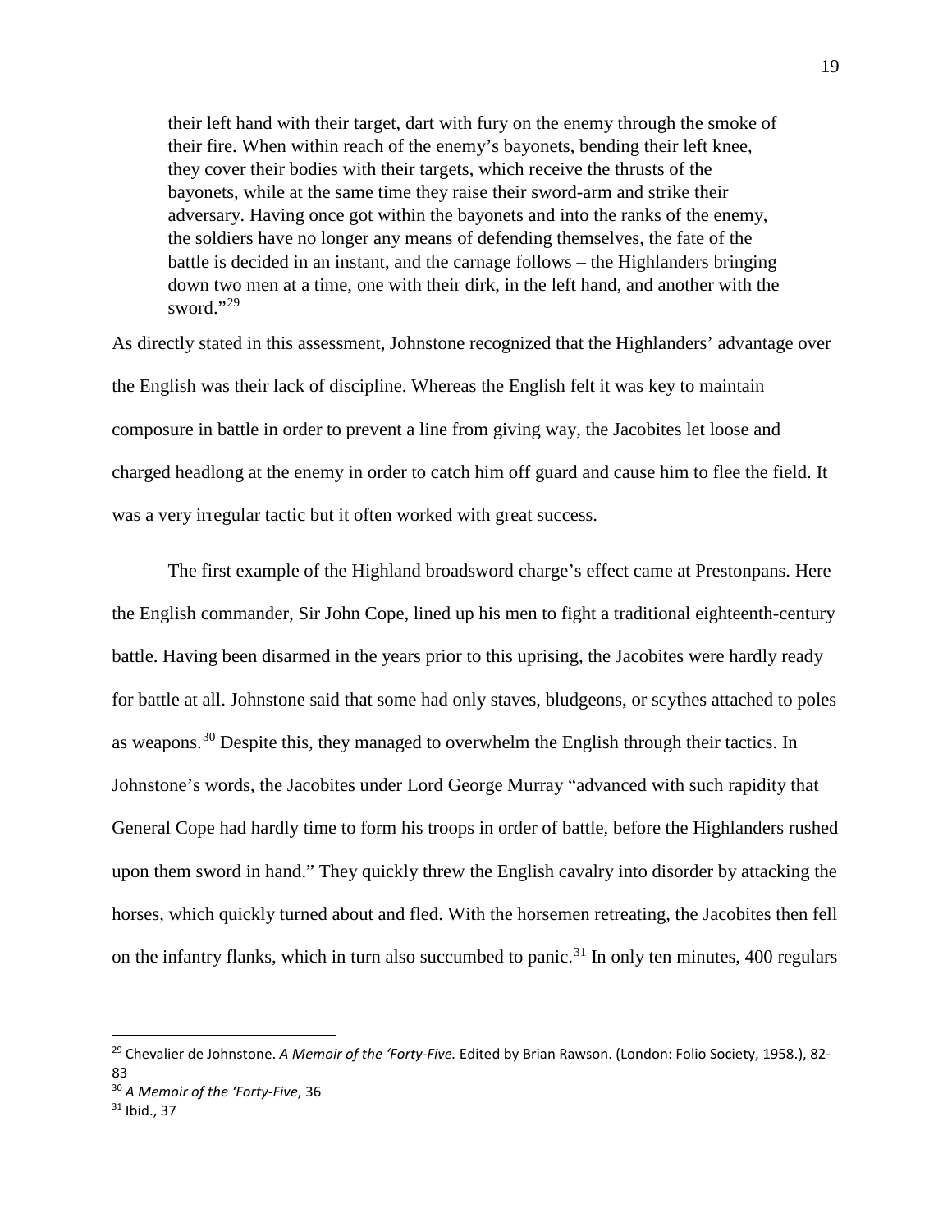> their left hand with their target, dart with fury on the enemy through the smoke of their fire. When within reach of the enemy's bayonets, bending their left knee, they cover their bodies with their targets, which receive the thrusts of the bayonets, while at the same time they raise their sword-arm and strike their adversary. Having once got within the bayonets and into the ranks of the enemy, the soldiers have no longer any means of defending themselves, the fate of the battle is decided in an instant, and the carnage follows – the Highlanders bringing down two men at a time, one with their dirk, in the left hand, and another with the sword."[29]

As directly stated in this assessment, Johnstone recognized that the Highlanders' advantage over the English was their lack of discipline. Whereas the English felt it was key to maintain composure in battle in order to prevent a line from giving way, the Jacobites let loose and charged headlong at the enemy in order to catch him off guard and cause him to flee the field. It was a very irregular tactic but it often worked with great success.

The first example of the Highland broadsword charge's effect came at Prestonpans. Here the English commander, Sir John Cope, lined up his men to fight a traditional eighteenth-century battle. Having been disarmed in the years prior to this uprising, the Jacobites were hardly ready for battle at all. Johnstone said that some had only staves, bludgeons, or scythes attached to poles as weapons.[30] Despite this, they managed to overwhelm the English through their tactics. In Johnstone's words, the Jacobites under Lord George Murray "advanced with such rapidity that General Cope had hardly time to form his troops in order of battle, before the Highlanders rushed upon them sword in hand." They quickly threw the English cavalry into disorder by attacking the horses, which quickly turned about and fled. With the horsemen retreating, the Jacobites then fell on the infantry flanks, which in turn also succumbed to panic.[31] In only ten minutes, 400 regulars

---

[29] Chevalier de Johnstone. *A Memoir of the 'Forty-Five.* Edited by Brian Rawson. (London: Folio Society, 1958.), 82-83

[30] *A Memoir of the 'Forty-Five*, 36

[31] Ibid., 37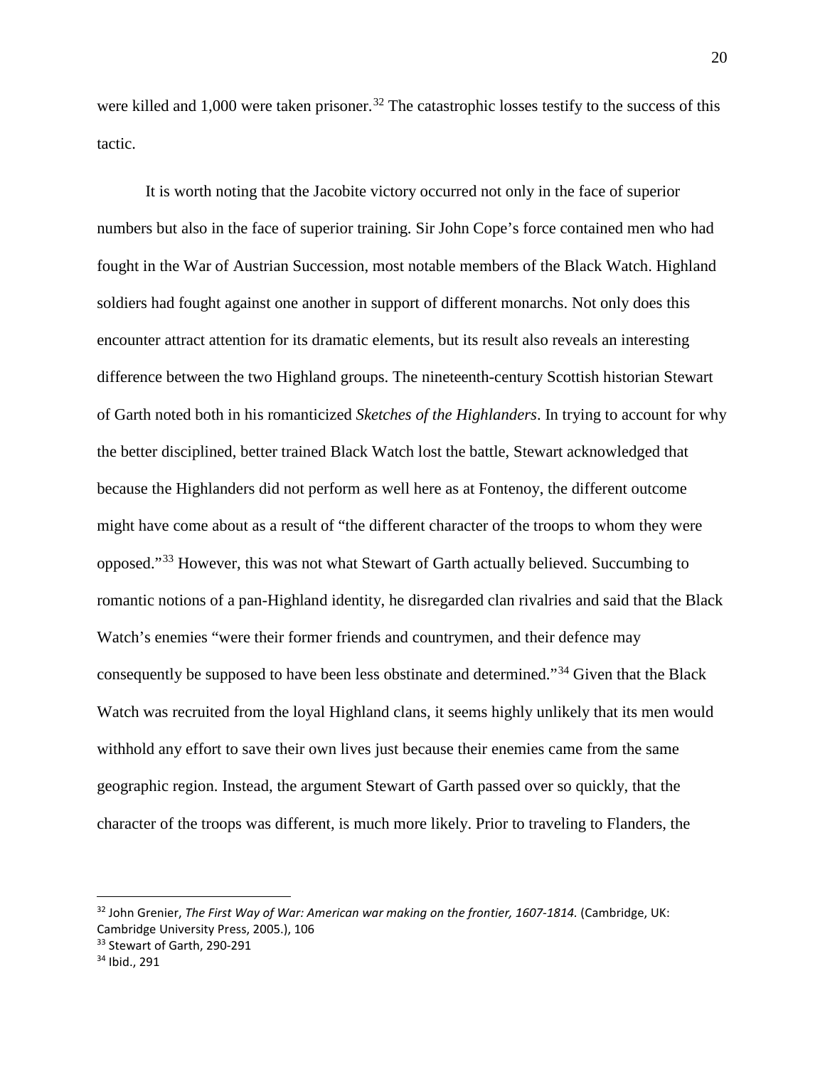were killed and 1,000 were taken prisoner.[32] The catastrophic losses testify to the success of this tactic.

It is worth noting that the Jacobite victory occurred not only in the face of superior numbers but also in the face of superior training. Sir John Cope's force contained men who had fought in the War of Austrian Succession, most notable members of the Black Watch. Highland soldiers had fought against one another in support of different monarchs. Not only does this encounter attract attention for its dramatic elements, but its result also reveals an interesting difference between the two Highland groups. The nineteenth-century Scottish historian Stewart of Garth noted both in his romanticized *Sketches of the Highlanders*. In trying to account for why the better disciplined, better trained Black Watch lost the battle, Stewart acknowledged that because the Highlanders did not perform as well here as at Fontenoy, the different outcome might have come about as a result of "the different character of the troops to whom they were opposed."[33] However, this was not what Stewart of Garth actually believed. Succumbing to romantic notions of a pan-Highland identity, he disregarded clan rivalries and said that the Black Watch's enemies "were their former friends and countrymen, and their defence may consequently be supposed to have been less obstinate and determined."[34] Given that the Black Watch was recruited from the loyal Highland clans, it seems highly unlikely that its men would withhold any effort to save their own lives just because their enemies came from the same geographic region. Instead, the argument Stewart of Garth passed over so quickly, that the character of the troops was different, is much more likely. Prior to traveling to Flanders, the

---

[32] John Grenier, *The First Way of War: American war making on the frontier, 1607-1814.* (Cambridge, UK: Cambridge University Press, 2005.), 106

[33] Stewart of Garth, 290-291

[34] Ibid., 291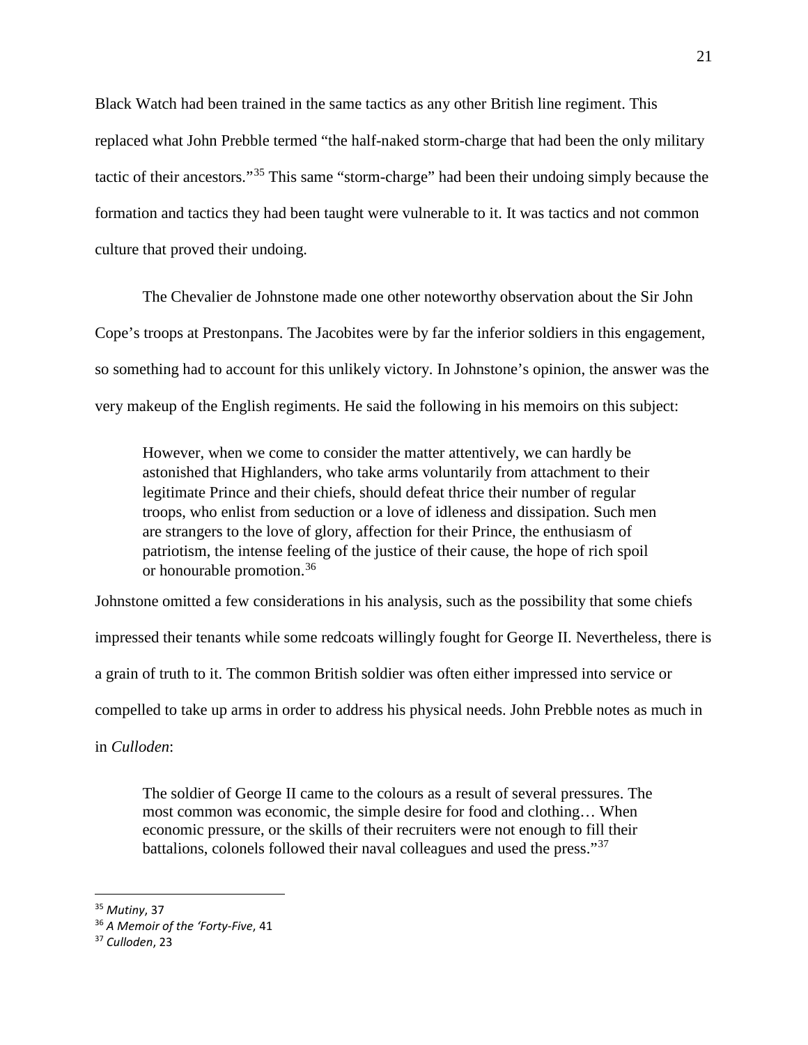Black Watch had been trained in the same tactics as any other British line regiment. This replaced what John Prebble termed "the half-naked storm-charge that had been the only military tactic of their ancestors."[35] This same "storm-charge" had been their undoing simply because the formation and tactics they had been taught were vulnerable to it. It was tactics and not common culture that proved their undoing.

The Chevalier de Johnstone made one other noteworthy observation about the Sir John Cope's troops at Prestonpans. The Jacobites were by far the inferior soldiers in this engagement, so something had to account for this unlikely victory. In Johnstone's opinion, the answer was the very makeup of the English regiments. He said the following in his memoirs on this subject:

> However, when we come to consider the matter attentively, we can hardly be astonished that Highlanders, who take arms voluntarily from attachment to their legitimate Prince and their chiefs, should defeat thrice their number of regular troops, who enlist from seduction or a love of idleness and dissipation. Such men are strangers to the love of glory, affection for their Prince, the enthusiasm of patriotism, the intense feeling of the justice of their cause, the hope of rich spoil or honourable promotion.[36]

Johnstone omitted a few considerations in his analysis, such as the possibility that some chiefs impressed their tenants while some redcoats willingly fought for George II. Nevertheless, there is a grain of truth to it. The common British soldier was often either impressed into service or compelled to take up arms in order to address his physical needs. John Prebble notes as much in in *Culloden*:

> The soldier of George II came to the colours as a result of several pressures. The most common was economic, the simple desire for food and clothing… When economic pressure, or the skills of their recruiters were not enough to fill their battalions, colonels followed their naval colleagues and used the press."[37]

---

[35] *Mutiny*, 37

[36] *A Memoir of the 'Forty-Five*, 41

[37] *Culloden*, 23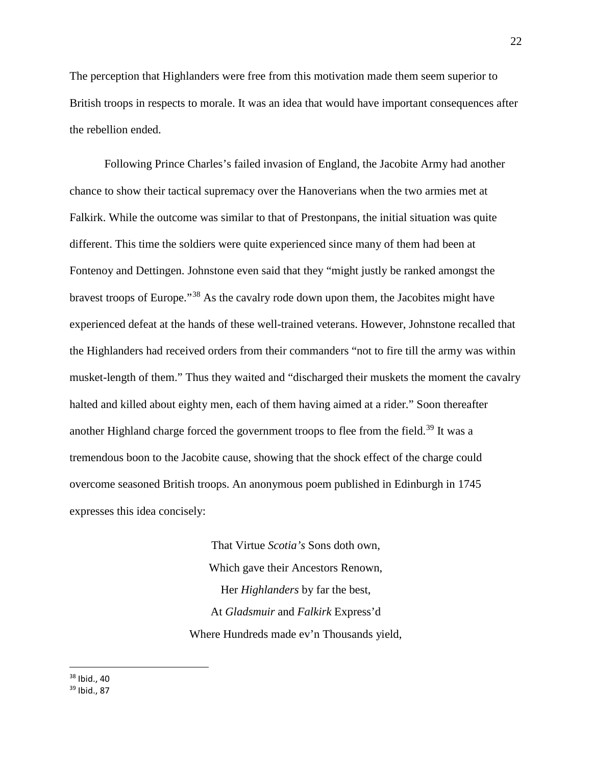The perception that Highlanders were free from this motivation made them seem superior to British troops in respects to morale. It was an idea that would have important consequences after the rebellion ended.

Following Prince Charles's failed invasion of England, the Jacobite Army had another chance to show their tactical supremacy over the Hanoverians when the two armies met at Falkirk. While the outcome was similar to that of Prestonpans, the initial situation was quite different. This time the soldiers were quite experienced since many of them had been at Fontenoy and Dettingen. Johnstone even said that they "might justly be ranked amongst the bravest troops of Europe."[38] As the cavalry rode down upon them, the Jacobites might have experienced defeat at the hands of these well-trained veterans. However, Johnstone recalled that the Highlanders had received orders from their commanders "not to fire till the army was within musket-length of them." Thus they waited and "discharged their muskets the moment the cavalry halted and killed about eighty men, each of them having aimed at a rider." Soon thereafter another Highland charge forced the government troops to flee from the field.[39] It was a tremendous boon to the Jacobite cause, showing that the shock effect of the charge could overcome seasoned British troops. An anonymous poem published in Edinburgh in 1745 expresses this idea concisely:

That Virtue *Scotia's* Sons doth own,  
Which gave their Ancestors Renown,  
Her *Highlanders* by far the best,  
At *Gladsmuir* and *Falkirk* Express'd  
Where Hundreds made ev'n Thousands yield,

---

[38] Ibid., 40

[39] Ibid., 87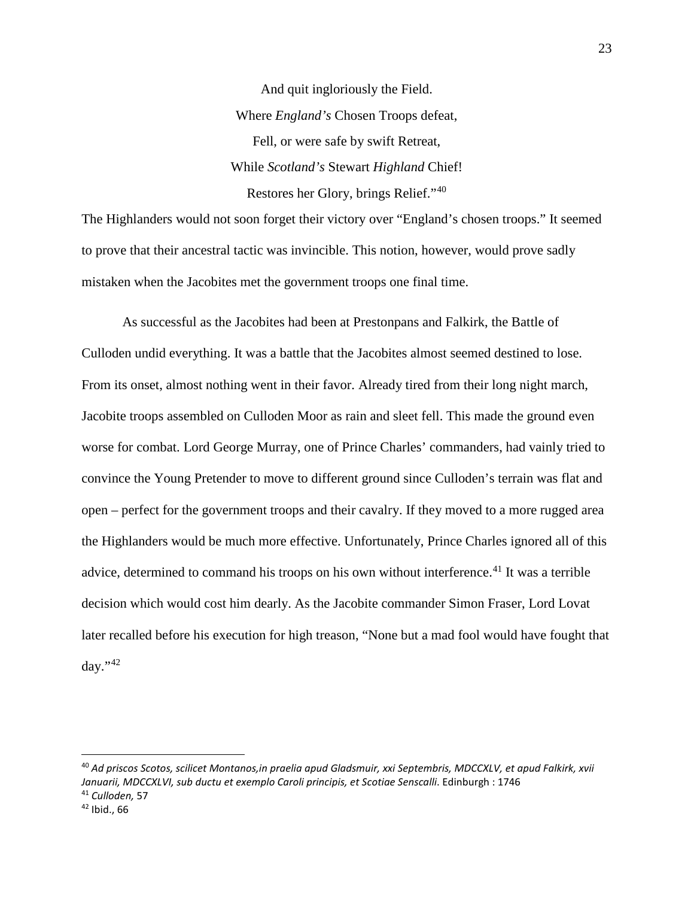And quit ingloriously the Field.

Where *England's* Chosen Troops defeat,

Fell, or were safe by swift Retreat,

While *Scotland's* Stewart *Highland* Chief!

Restores her Glory, brings Relief."[40]

The Highlanders would not soon forget their victory over "England's chosen troops." It seemed to prove that their ancestral tactic was invincible. This notion, however, would prove sadly mistaken when the Jacobites met the government troops one final time.

As successful as the Jacobites had been at Prestonpans and Falkirk, the Battle of Culloden undid everything. It was a battle that the Jacobites almost seemed destined to lose. From its onset, almost nothing went in their favor. Already tired from their long night march, Jacobite troops assembled on Culloden Moor as rain and sleet fell. This made the ground even worse for combat. Lord George Murray, one of Prince Charles' commanders, had vainly tried to convince the Young Pretender to move to different ground since Culloden's terrain was flat and open – perfect for the government troops and their cavalry. If they moved to a more rugged area the Highlanders would be much more effective. Unfortunately, Prince Charles ignored all of this advice, determined to command his troops on his own without interference.[41] It was a terrible decision which would cost him dearly. As the Jacobite commander Simon Fraser, Lord Lovat later recalled before his execution for high treason, "None but a mad fool would have fought that day."[42]

---

[40] *Ad priscos Scotos, scilicet Montanos,in praelia apud Gladsmuir, xxi Septembris, MDCCXLV, et apud Falkirk, xvii Januarii, MDCCXLVI, sub ductu et exemplo Caroli principis, et Scotiae Senscalli*. Edinburgh : 1746

[41] *Culloden,* 57

[42] Ibid., 66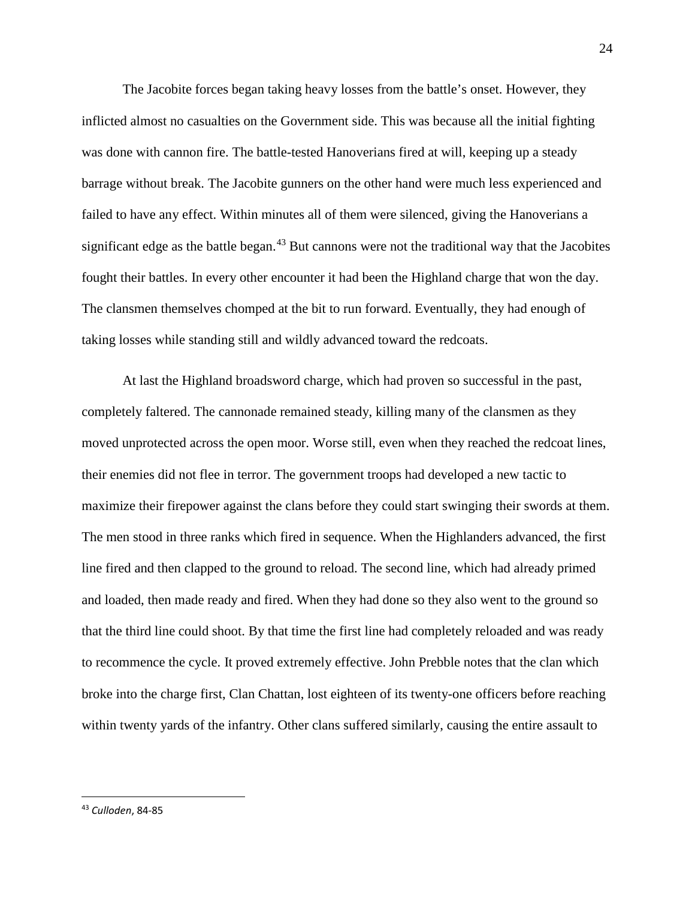The Jacobite forces began taking heavy losses from the battle's onset. However, they inflicted almost no casualties on the Government side. This was because all the initial fighting was done with cannon fire. The battle-tested Hanoverians fired at will, keeping up a steady barrage without break. The Jacobite gunners on the other hand were much less experienced and failed to have any effect. Within minutes all of them were silenced, giving the Hanoverians a significant edge as the battle began.[43] But cannons were not the traditional way that the Jacobites fought their battles. In every other encounter it had been the Highland charge that won the day. The clansmen themselves chomped at the bit to run forward. Eventually, they had enough of taking losses while standing still and wildly advanced toward the redcoats.

At last the Highland broadsword charge, which had proven so successful in the past, completely faltered. The cannonade remained steady, killing many of the clansmen as they moved unprotected across the open moor. Worse still, even when they reached the redcoat lines, their enemies did not flee in terror. The government troops had developed a new tactic to maximize their firepower against the clans before they could start swinging their swords at them. The men stood in three ranks which fired in sequence. When the Highlanders advanced, the first line fired and then clapped to the ground to reload. The second line, which had already primed and loaded, then made ready and fired. When they had done so they also went to the ground so that the third line could shoot. By that time the first line had completely reloaded and was ready to recommence the cycle. It proved extremely effective. John Prebble notes that the clan which broke into the charge first, Clan Chattan, lost eighteen of its twenty-one officers before reaching within twenty yards of the infantry. Other clans suffered similarly, causing the entire assault to

[43] *Culloden*, 84-85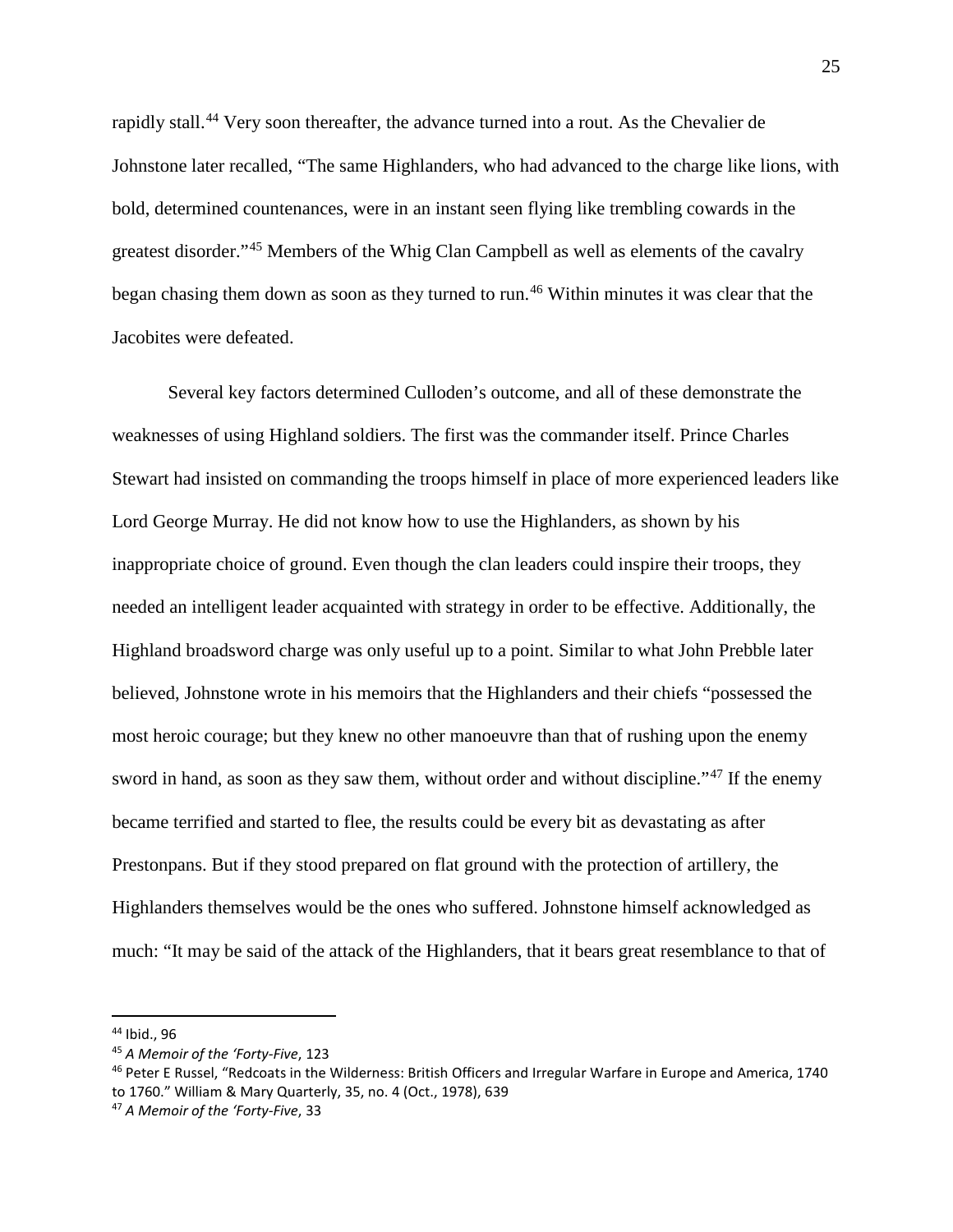rapidly stall.[44] Very soon thereafter, the advance turned into a rout. As the Chevalier de Johnstone later recalled, "The same Highlanders, who had advanced to the charge like lions, with bold, determined countenances, were in an instant seen flying like trembling cowards in the greatest disorder."[45] Members of the Whig Clan Campbell as well as elements of the cavalry began chasing them down as soon as they turned to run.[46] Within minutes it was clear that the Jacobites were defeated.

Several key factors determined Culloden's outcome, and all of these demonstrate the weaknesses of using Highland soldiers. The first was the commander itself. Prince Charles Stewart had insisted on commanding the troops himself in place of more experienced leaders like Lord George Murray. He did not know how to use the Highlanders, as shown by his inappropriate choice of ground. Even though the clan leaders could inspire their troops, they needed an intelligent leader acquainted with strategy in order to be effective. Additionally, the Highland broadsword charge was only useful up to a point. Similar to what John Prebble later believed, Johnstone wrote in his memoirs that the Highlanders and their chiefs "possessed the most heroic courage; but they knew no other manoeuvre than that of rushing upon the enemy sword in hand, as soon as they saw them, without order and without discipline."[47] If the enemy became terrified and started to flee, the results could be every bit as devastating as after Prestonpans. But if they stood prepared on flat ground with the protection of artillery, the Highlanders themselves would be the ones who suffered. Johnstone himself acknowledged as much: "It may be said of the attack of the Highlanders, that it bears great resemblance to that of

---

[44] Ibid., 96

[45] *A Memoir of the 'Forty-Five*, 123

[46] Peter E Russel, "Redcoats in the Wilderness: British Officers and Irregular Warfare in Europe and America, 1740 to 1760." William & Mary Quarterly, 35, no. 4 (Oct., 1978), 639

[47] *A Memoir of the 'Forty-Five*, 33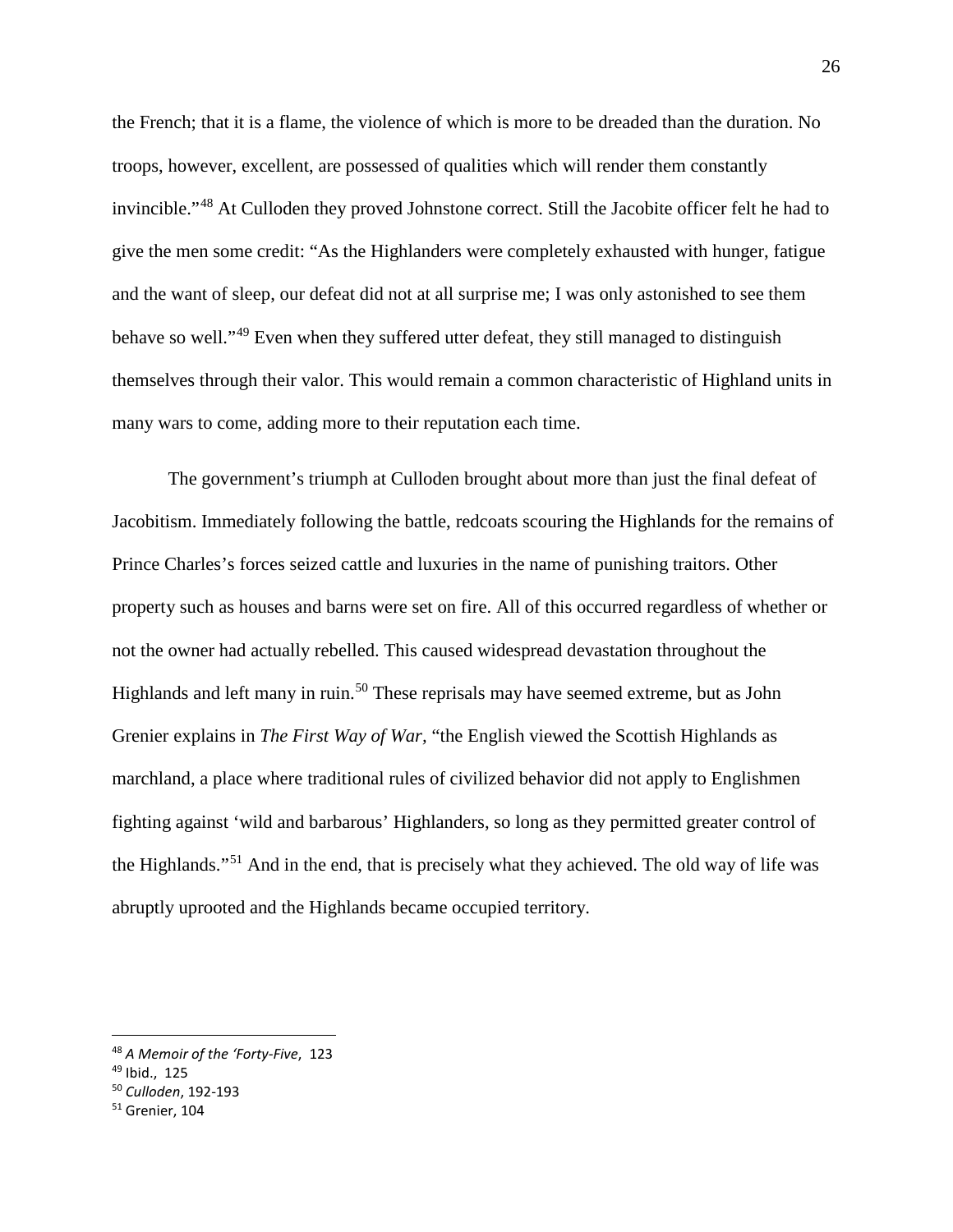the French; that it is a flame, the violence of which is more to be dreaded than the duration. No troops, however, excellent, are possessed of qualities which will render them constantly invincible."[48] At Culloden they proved Johnstone correct. Still the Jacobite officer felt he had to give the men some credit: "As the Highlanders were completely exhausted with hunger, fatigue and the want of sleep, our defeat did not at all surprise me; I was only astonished to see them behave so well."[49] Even when they suffered utter defeat, they still managed to distinguish themselves through their valor. This would remain a common characteristic of Highland units in many wars to come, adding more to their reputation each time.

The government's triumph at Culloden brought about more than just the final defeat of Jacobitism. Immediately following the battle, redcoats scouring the Highlands for the remains of Prince Charles's forces seized cattle and luxuries in the name of punishing traitors. Other property such as houses and barns were set on fire. All of this occurred regardless of whether or not the owner had actually rebelled. This caused widespread devastation throughout the Highlands and left many in ruin.[50] These reprisals may have seemed extreme, but as John Grenier explains in *The First Way of War*, "the English viewed the Scottish Highlands as marchland, a place where traditional rules of civilized behavior did not apply to Englishmen fighting against 'wild and barbarous' Highlanders, so long as they permitted greater control of the Highlands."[51] And in the end, that is precisely what they achieved. The old way of life was abruptly uprooted and the Highlands became occupied territory.

---

[48] *A Memoir of the 'Forty-Five*, 123

[49] Ibid., 125

[50] *Culloden*, 192-193

[51] Grenier, 104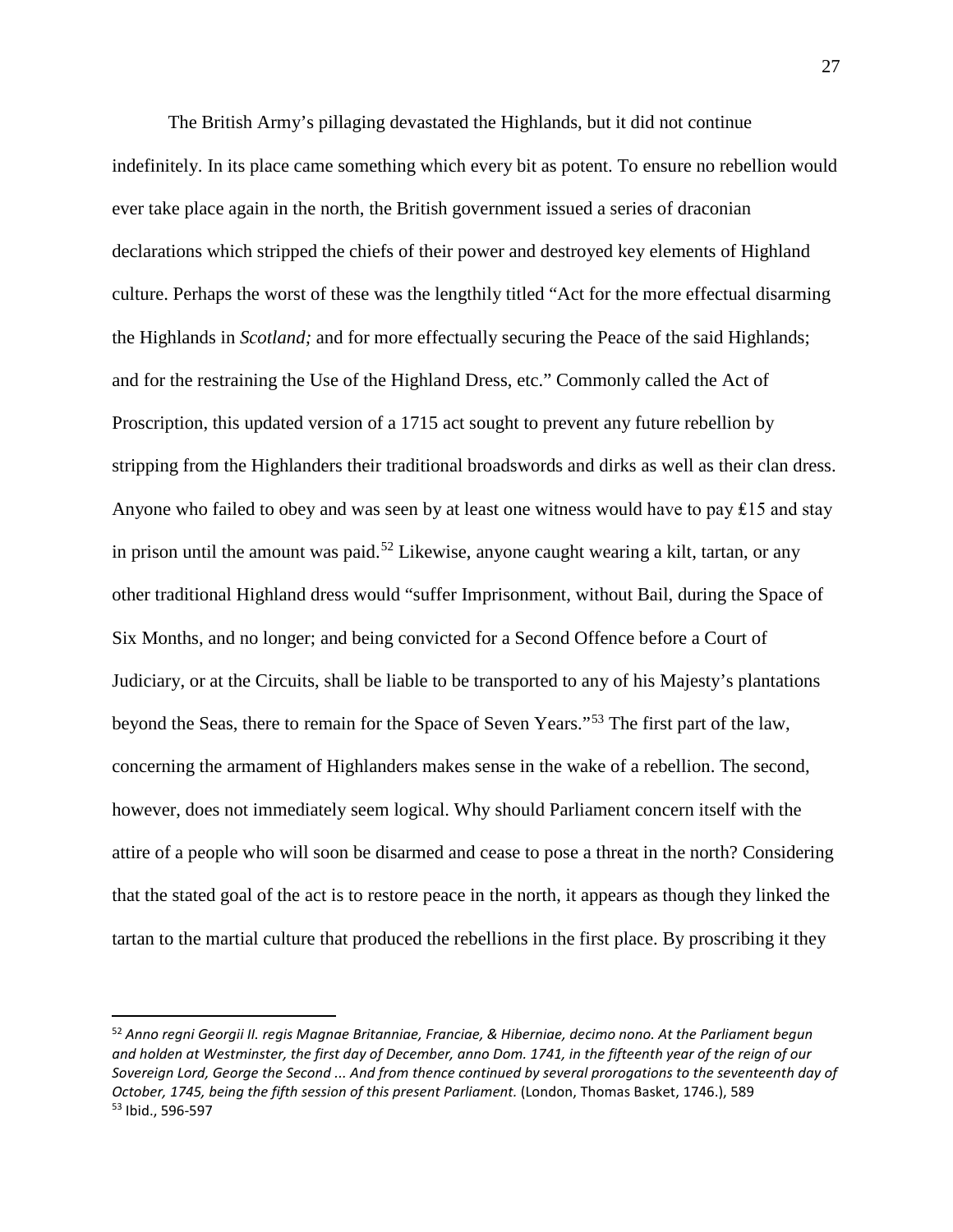The British Army's pillaging devastated the Highlands, but it did not continue indefinitely. In its place came something which every bit as potent. To ensure no rebellion would ever take place again in the north, the British government issued a series of draconian declarations which stripped the chiefs of their power and destroyed key elements of Highland culture. Perhaps the worst of these was the lengthily titled "Act for the more effectual disarming the Highlands in *Scotland;* and for more effectually securing the Peace of the said Highlands; and for the restraining the Use of the Highland Dress, etc." Commonly called the Act of Proscription, this updated version of a 1715 act sought to prevent any future rebellion by stripping from the Highlanders their traditional broadswords and dirks as well as their clan dress. Anyone who failed to obey and was seen by at least one witness would have to pay ₤15 and stay in prison until the amount was paid.[52] Likewise, anyone caught wearing a kilt, tartan, or any other traditional Highland dress would "suffer Imprisonment, without Bail, during the Space of Six Months, and no longer; and being convicted for a Second Offence before a Court of Judiciary, or at the Circuits, shall be liable to be transported to any of his Majesty's plantations beyond the Seas, there to remain for the Space of Seven Years."[53] The first part of the law, concerning the armament of Highlanders makes sense in the wake of a rebellion. The second, however, does not immediately seem logical. Why should Parliament concern itself with the attire of a people who will soon be disarmed and cease to pose a threat in the north? Considering that the stated goal of the act is to restore peace in the north, it appears as though they linked the tartan to the martial culture that produced the rebellions in the first place. By proscribing it they

---

[52] *Anno regni Georgii II. regis Magnae Britanniae, Franciae, & Hiberniae, decimo nono. At the Parliament begun and holden at Westminster, the first day of December, anno Dom. 1741, in the fifteenth year of the reign of our Sovereign Lord, George the Second ... And from thence continued by several prorogations to the seventeenth day of October, 1745, being the fifth session of this present Parliament.* (London, Thomas Basket, 1746.), 589

[53] Ibid., 596-597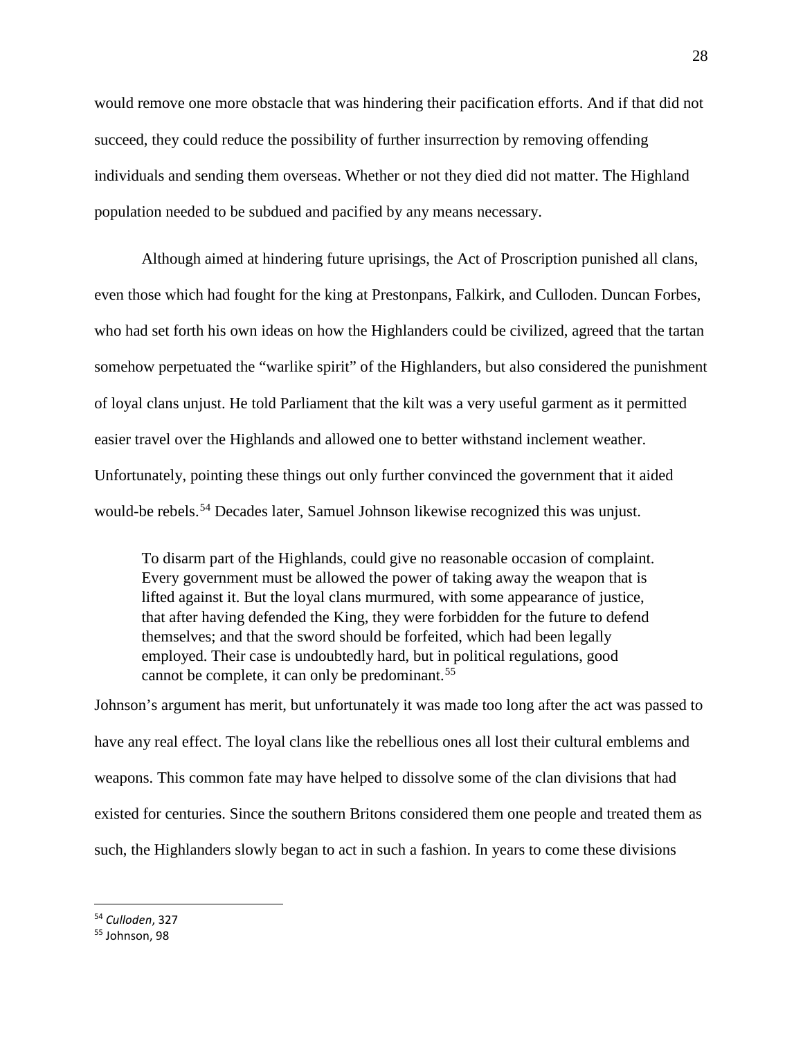would remove one more obstacle that was hindering their pacification efforts. And if that did not succeed, they could reduce the possibility of further insurrection by removing offending individuals and sending them overseas. Whether or not they died did not matter. The Highland population needed to be subdued and pacified by any means necessary.

Although aimed at hindering future uprisings, the Act of Proscription punished all clans, even those which had fought for the king at Prestonpans, Falkirk, and Culloden. Duncan Forbes, who had set forth his own ideas on how the Highlanders could be civilized, agreed that the tartan somehow perpetuated the "warlike spirit" of the Highlanders, but also considered the punishment of loyal clans unjust. He told Parliament that the kilt was a very useful garment as it permitted easier travel over the Highlands and allowed one to better withstand inclement weather. Unfortunately, pointing these things out only further convinced the government that it aided would-be rebels.[54] Decades later, Samuel Johnson likewise recognized this was unjust.

> To disarm part of the Highlands, could give no reasonable occasion of complaint. Every government must be allowed the power of taking away the weapon that is lifted against it. But the loyal clans murmured, with some appearance of justice, that after having defended the King, they were forbidden for the future to defend themselves; and that the sword should be forfeited, which had been legally employed. Their case is undoubtedly hard, but in political regulations, good cannot be complete, it can only be predominant.[55]

Johnson's argument has merit, but unfortunately it was made too long after the act was passed to have any real effect. The loyal clans like the rebellious ones all lost their cultural emblems and weapons. This common fate may have helped to dissolve some of the clan divisions that had existed for centuries. Since the southern Britons considered them one people and treated them as such, the Highlanders slowly began to act in such a fashion. In years to come these divisions

---

[54] *Culloden*, 327

[55] Johnson, 98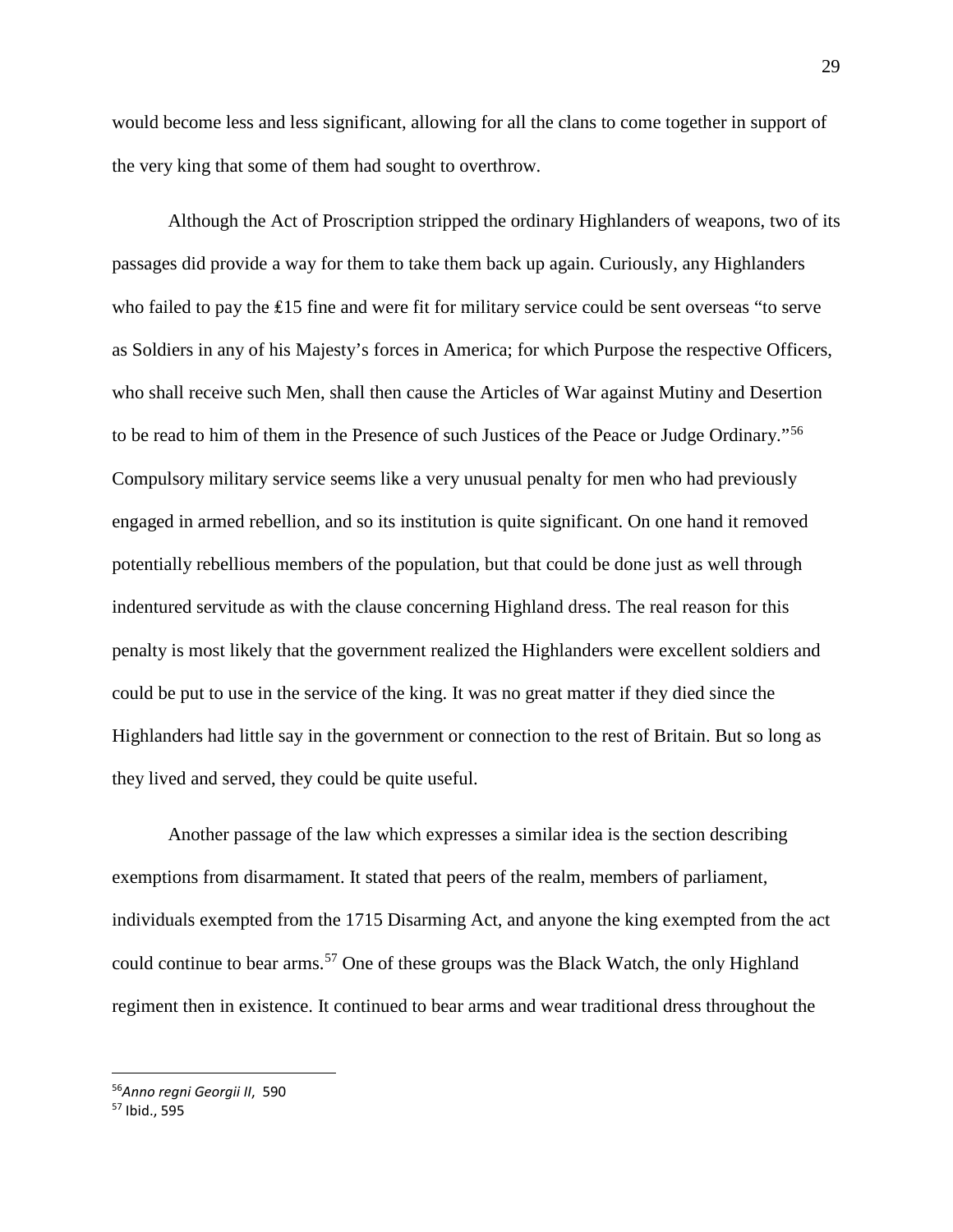would become less and less significant, allowing for all the clans to come together in support of the very king that some of them had sought to overthrow.

Although the Act of Proscription stripped the ordinary Highlanders of weapons, two of its passages did provide a way for them to take them back up again. Curiously, any Highlanders who failed to pay the ₤15 fine and were fit for military service could be sent overseas "to serve as Soldiers in any of his Majesty's forces in America; for which Purpose the respective Officers, who shall receive such Men, shall then cause the Articles of War against Mutiny and Desertion to be read to him of them in the Presence of such Justices of the Peace or Judge Ordinary."[56] Compulsory military service seems like a very unusual penalty for men who had previously engaged in armed rebellion, and so its institution is quite significant. On one hand it removed potentially rebellious members of the population, but that could be done just as well through indentured servitude as with the clause concerning Highland dress. The real reason for this penalty is most likely that the government realized the Highlanders were excellent soldiers and could be put to use in the service of the king. It was no great matter if they died since the Highlanders had little say in the government or connection to the rest of Britain. But so long as they lived and served, they could be quite useful.

Another passage of the law which expresses a similar idea is the section describing exemptions from disarmament. It stated that peers of the realm, members of parliament, individuals exempted from the 1715 Disarming Act, and anyone the king exempted from the act could continue to bear arms.[57] One of these groups was the Black Watch, the only Highland regiment then in existence. It continued to bear arms and wear traditional dress throughout the

---

[56] *Anno regni Georgii II,* 590

[57] Ibid., 595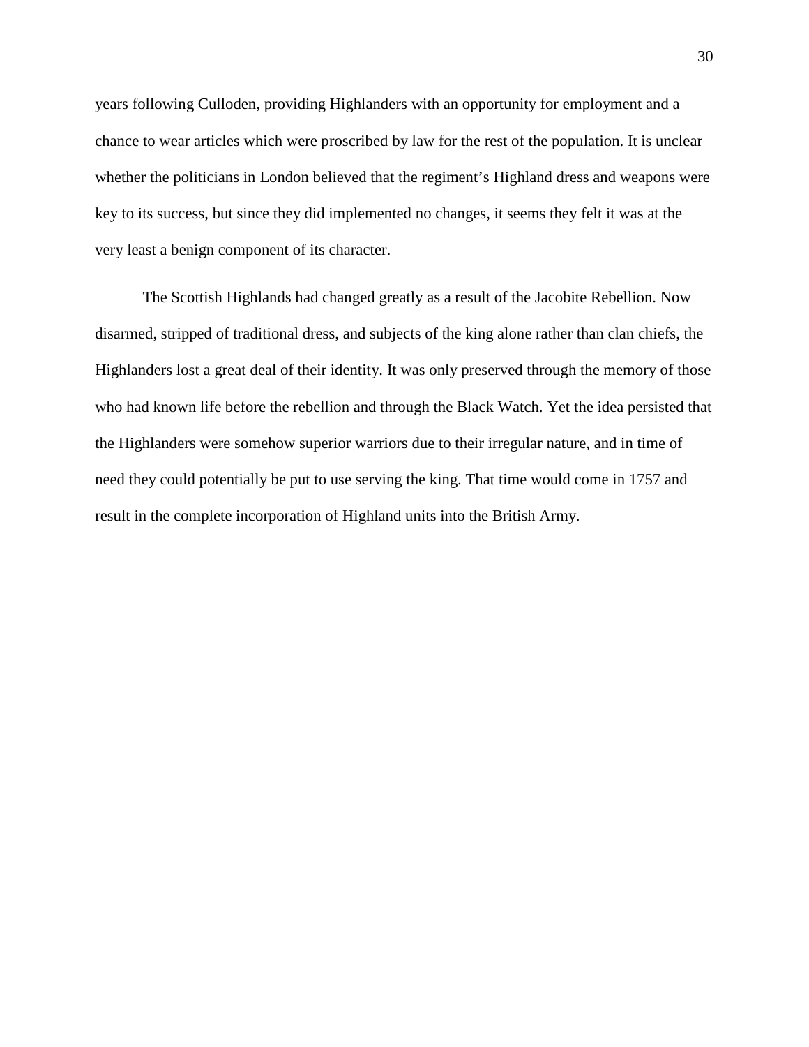years following Culloden, providing Highlanders with an opportunity for employment and a chance to wear articles which were proscribed by law for the rest of the population. It is unclear whether the politicians in London believed that the regiment's Highland dress and weapons were key to its success, but since they did implemented no changes, it seems they felt it was at the very least a benign component of its character.

The Scottish Highlands had changed greatly as a result of the Jacobite Rebellion. Now disarmed, stripped of traditional dress, and subjects of the king alone rather than clan chiefs, the Highlanders lost a great deal of their identity. It was only preserved through the memory of those who had known life before the rebellion and through the Black Watch. Yet the idea persisted that the Highlanders were somehow superior warriors due to their irregular nature, and in time of need they could potentially be put to use serving the king. That time would come in 1757 and result in the complete incorporation of Highland units into the British Army.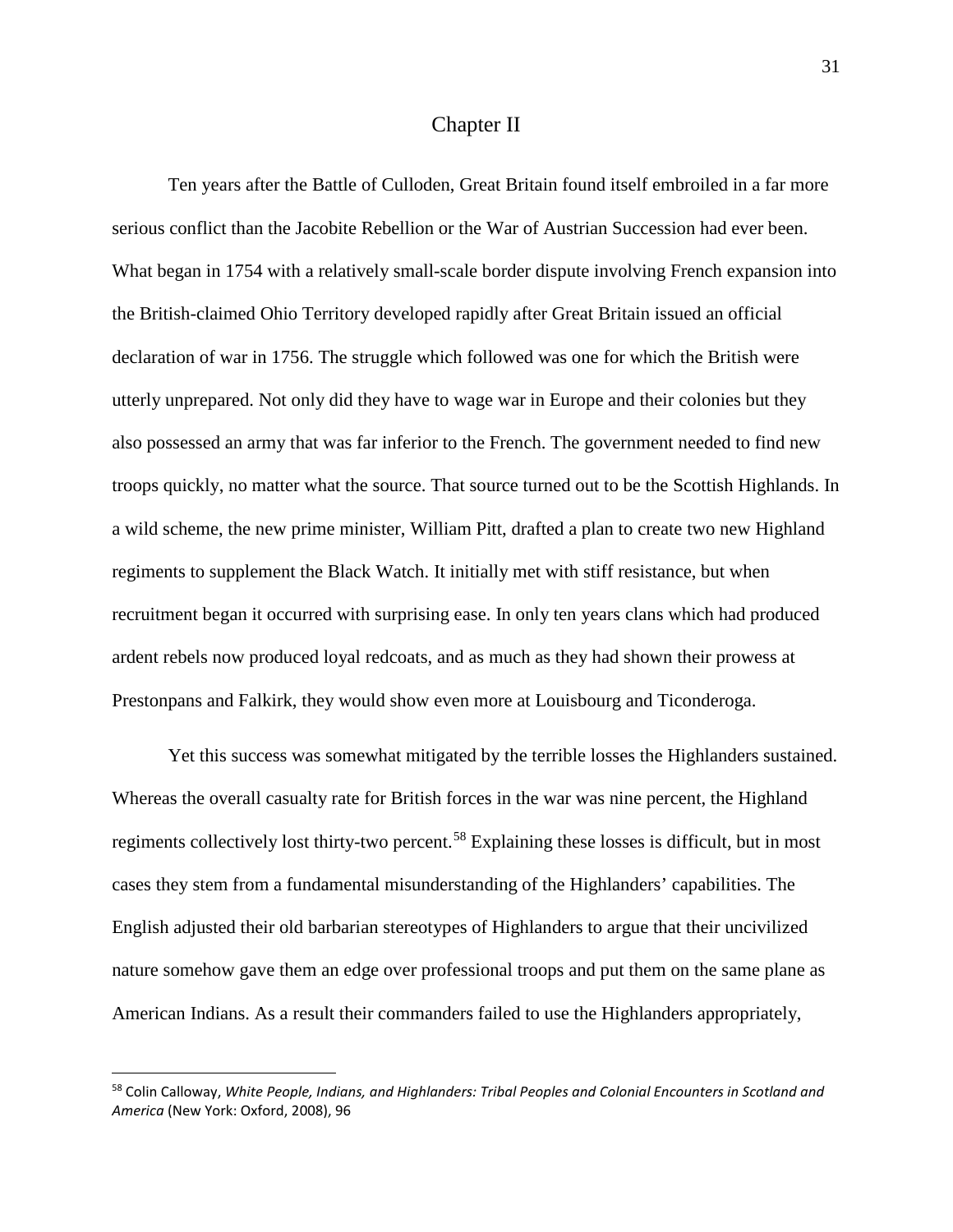# Chapter II

Ten years after the Battle of Culloden, Great Britain found itself embroiled in a far more serious conflict than the Jacobite Rebellion or the War of Austrian Succession had ever been. What began in 1754 with a relatively small-scale border dispute involving French expansion into the British-claimed Ohio Territory developed rapidly after Great Britain issued an official declaration of war in 1756. The struggle which followed was one for which the British were utterly unprepared. Not only did they have to wage war in Europe and their colonies but they also possessed an army that was far inferior to the French. The government needed to find new troops quickly, no matter what the source. That source turned out to be the Scottish Highlands. In a wild scheme, the new prime minister, William Pitt, drafted a plan to create two new Highland regiments to supplement the Black Watch. It initially met with stiff resistance, but when recruitment began it occurred with surprising ease. In only ten years clans which had produced ardent rebels now produced loyal redcoats, and as much as they had shown their prowess at Prestonpans and Falkirk, they would show even more at Louisbourg and Ticonderoga.

Yet this success was somewhat mitigated by the terrible losses the Highlanders sustained. Whereas the overall casualty rate for British forces in the war was nine percent, the Highland regiments collectively lost thirty-two percent.[58] Explaining these losses is difficult, but in most cases they stem from a fundamental misunderstanding of the Highlanders' capabilities. The English adjusted their old barbarian stereotypes of Highlanders to argue that their uncivilized nature somehow gave them an edge over professional troops and put them on the same plane as American Indians. As a result their commanders failed to use the Highlanders appropriately,

---

[58] Colin Calloway, *White People, Indians, and Highlanders: Tribal Peoples and Colonial Encounters in Scotland and America* (New York: Oxford, 2008), 96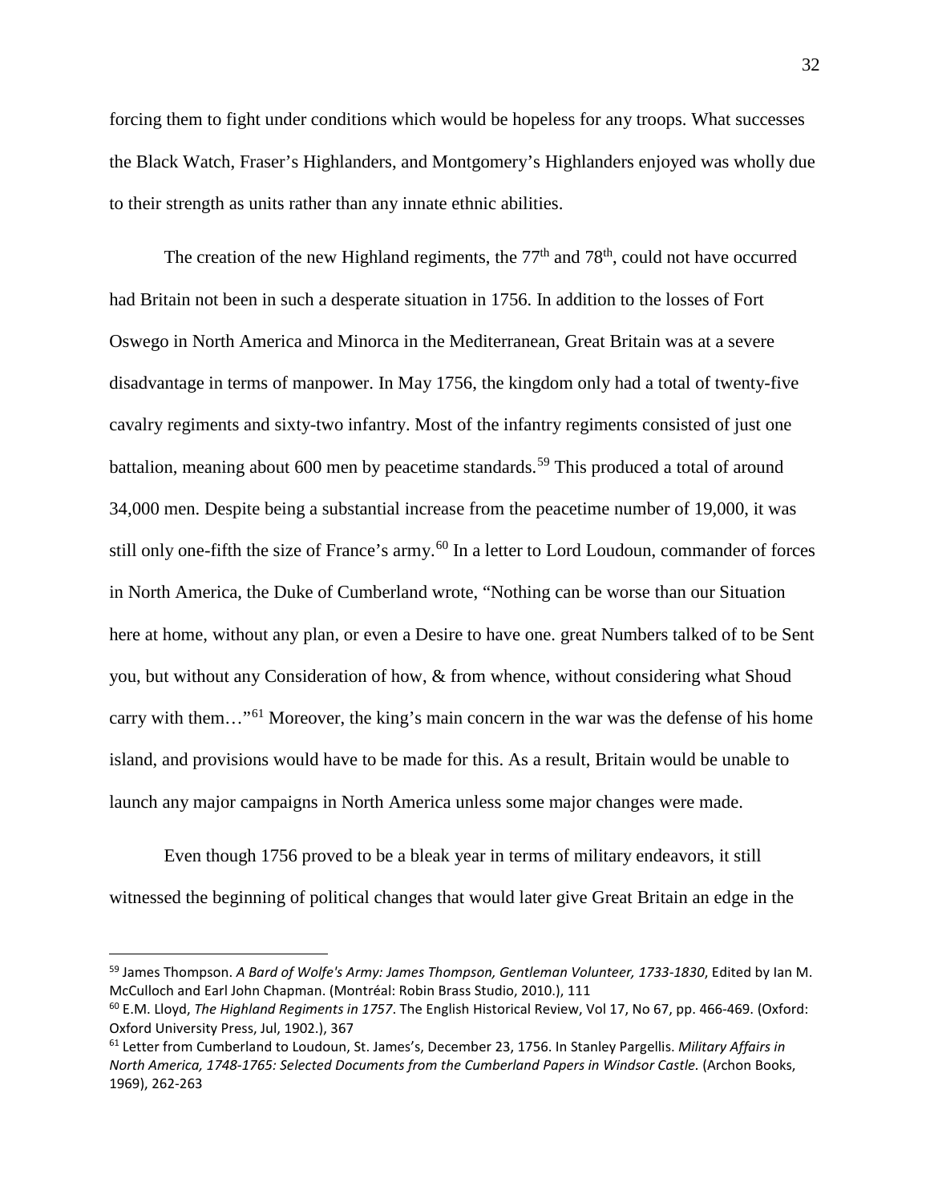forcing them to fight under conditions which would be hopeless for any troops. What successes the Black Watch, Fraser's Highlanders, and Montgomery's Highlanders enjoyed was wholly due to their strength as units rather than any innate ethnic abilities.

The creation of the new Highland regiments, the 77th and 78th, could not have occurred had Britain not been in such a desperate situation in 1756. In addition to the losses of Fort Oswego in North America and Minorca in the Mediterranean, Great Britain was at a severe disadvantage in terms of manpower. In May 1756, the kingdom only had a total of twenty-five cavalry regiments and sixty-two infantry. Most of the infantry regiments consisted of just one battalion, meaning about 600 men by peacetime standards.[59] This produced a total of around 34,000 men. Despite being a substantial increase from the peacetime number of 19,000, it was still only one-fifth the size of France's army.[60] In a letter to Lord Loudoun, commander of forces in North America, the Duke of Cumberland wrote, "Nothing can be worse than our Situation here at home, without any plan, or even a Desire to have one. great Numbers talked of to be Sent you, but without any Consideration of how, & from whence, without considering what Shoud carry with them…"[61] Moreover, the king's main concern in the war was the defense of his home island, and provisions would have to be made for this. As a result, Britain would be unable to launch any major campaigns in North America unless some major changes were made.

Even though 1756 proved to be a bleak year in terms of military endeavors, it still witnessed the beginning of political changes that would later give Great Britain an edge in the

---

[59] James Thompson. *A Bard of Wolfe's Army: James Thompson, Gentleman Volunteer, 1733-1830*, Edited by Ian M. McCulloch and Earl John Chapman. (Montréal: Robin Brass Studio, 2010.), 111

[60] E.M. Lloyd, *The Highland Regiments in 1757*. The English Historical Review, Vol 17, No 67, pp. 466-469. (Oxford: Oxford University Press, Jul, 1902.), 367

[61] Letter from Cumberland to Loudoun, St. James's, December 23, 1756. In Stanley Pargellis. *Military Affairs in North America, 1748-1765: Selected Documents from the Cumberland Papers in Windsor Castle.* (Archon Books, 1969), 262-263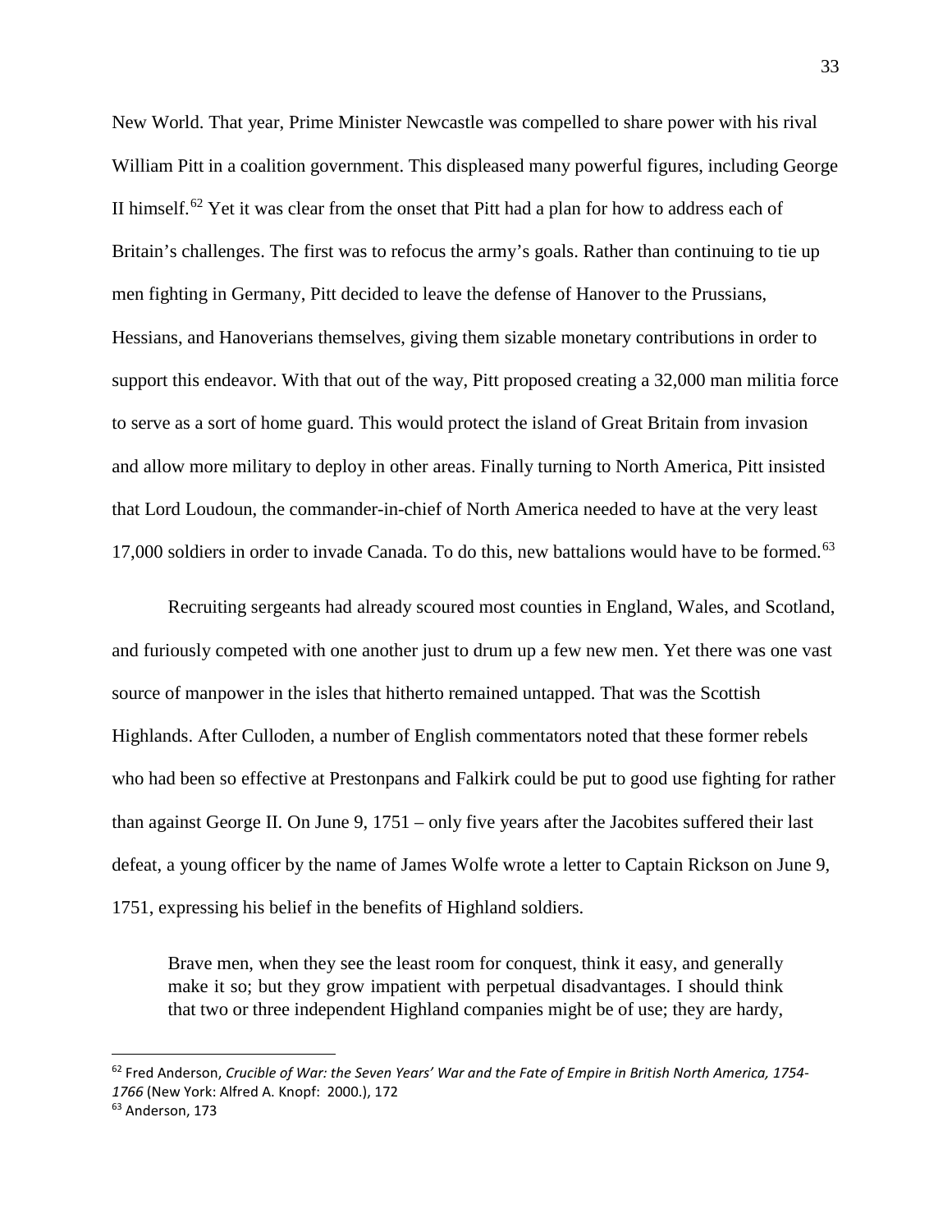New World. That year, Prime Minister Newcastle was compelled to share power with his rival William Pitt in a coalition government. This displeased many powerful figures, including George II himself.[62] Yet it was clear from the onset that Pitt had a plan for how to address each of Britain's challenges. The first was to refocus the army's goals. Rather than continuing to tie up men fighting in Germany, Pitt decided to leave the defense of Hanover to the Prussians, Hessians, and Hanoverians themselves, giving them sizable monetary contributions in order to support this endeavor. With that out of the way, Pitt proposed creating a 32,000 man militia force to serve as a sort of home guard. This would protect the island of Great Britain from invasion and allow more military to deploy in other areas. Finally turning to North America, Pitt insisted that Lord Loudoun, the commander-in-chief of North America needed to have at the very least 17,000 soldiers in order to invade Canada. To do this, new battalions would have to be formed.[63]

Recruiting sergeants had already scoured most counties in England, Wales, and Scotland, and furiously competed with one another just to drum up a few new men. Yet there was one vast source of manpower in the isles that hitherto remained untapped. That was the Scottish Highlands. After Culloden, a number of English commentators noted that these former rebels who had been so effective at Prestonpans and Falkirk could be put to good use fighting for rather than against George II. On June 9, 1751 – only five years after the Jacobites suffered their last defeat, a young officer by the name of James Wolfe wrote a letter to Captain Rickson on June 9, 1751, expressing his belief in the benefits of Highland soldiers.

> Brave men, when they see the least room for conquest, think it easy, and generally make it so; but they grow impatient with perpetual disadvantages. I should think that two or three independent Highland companies might be of use; they are hardy,

---

[62] Fred Anderson, *Crucible of War: the Seven Years' War and the Fate of Empire in British North America, 1754-1766* (New York: Alfred A. Knopf: 2000.), 172

[63] Anderson, 173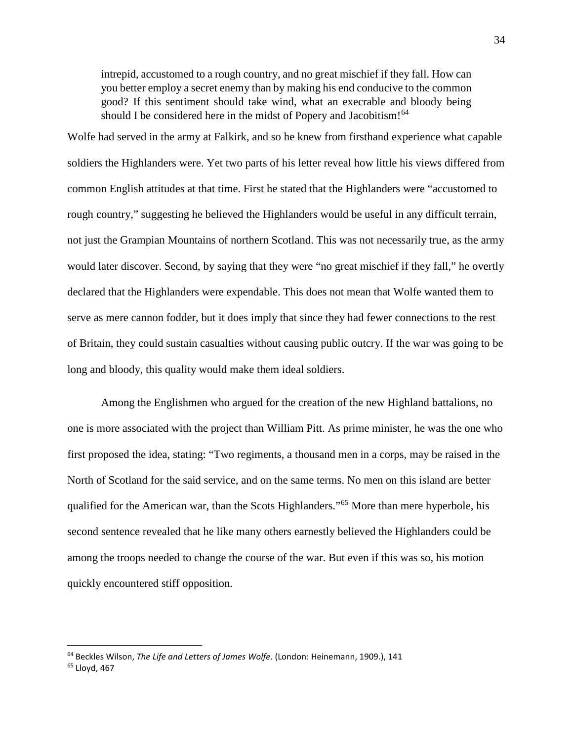> intrepid, accustomed to a rough country, and no great mischief if they fall. How can you better employ a secret enemy than by making his end conducive to the common good? If this sentiment should take wind, what an execrable and bloody being should I be considered here in the midst of Popery and Jacobitism![64]

Wolfe had served in the army at Falkirk, and so he knew from firsthand experience what capable soldiers the Highlanders were. Yet two parts of his letter reveal how little his views differed from common English attitudes at that time. First he stated that the Highlanders were "accustomed to rough country," suggesting he believed the Highlanders would be useful in any difficult terrain, not just the Grampian Mountains of northern Scotland. This was not necessarily true, as the army would later discover. Second, by saying that they were "no great mischief if they fall," he overtly declared that the Highlanders were expendable. This does not mean that Wolfe wanted them to serve as mere cannon fodder, but it does imply that since they had fewer connections to the rest of Britain, they could sustain casualties without causing public outcry. If the war was going to be long and bloody, this quality would make them ideal soldiers.

Among the Englishmen who argued for the creation of the new Highland battalions, no one is more associated with the project than William Pitt. As prime minister, he was the one who first proposed the idea, stating: "Two regiments, a thousand men in a corps, may be raised in the North of Scotland for the said service, and on the same terms. No men on this island are better qualified for the American war, than the Scots Highlanders."[65] More than mere hyperbole, his second sentence revealed that he like many others earnestly believed the Highlanders could be among the troops needed to change the course of the war. But even if this was so, his motion quickly encountered stiff opposition.

---

[64] Beckles Wilson, *The Life and Letters of James Wolfe*. (London: Heinemann, 1909.), 141

[65] Lloyd, 467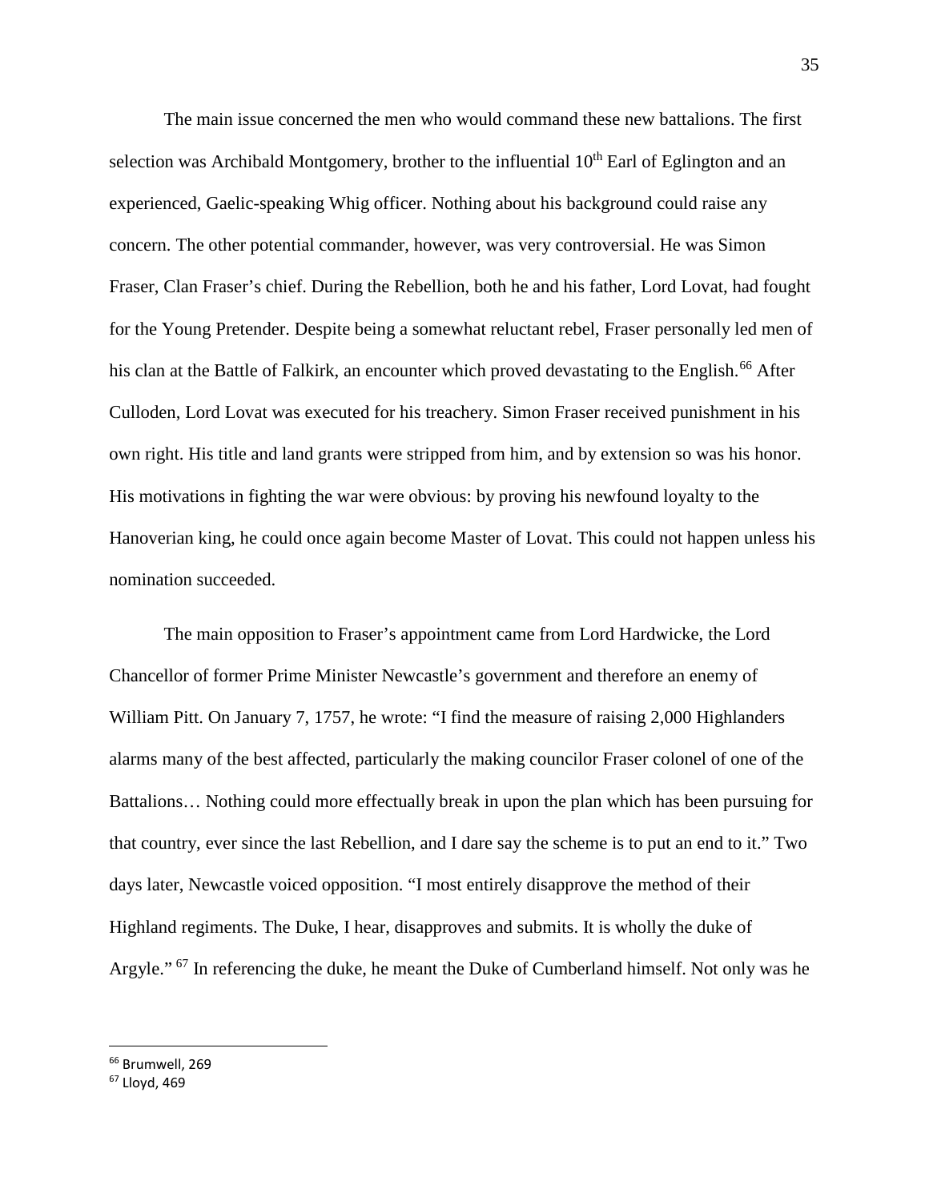The main issue concerned the men who would command these new battalions. The first selection was Archibald Montgomery, brother to the influential 10th Earl of Eglington and an experienced, Gaelic-speaking Whig officer. Nothing about his background could raise any concern. The other potential commander, however, was very controversial. He was Simon Fraser, Clan Fraser's chief. During the Rebellion, both he and his father, Lord Lovat, had fought for the Young Pretender. Despite being a somewhat reluctant rebel, Fraser personally led men of his clan at the Battle of Falkirk, an encounter which proved devastating to the English.[66] After Culloden, Lord Lovat was executed for his treachery. Simon Fraser received punishment in his own right. His title and land grants were stripped from him, and by extension so was his honor. His motivations in fighting the war were obvious: by proving his newfound loyalty to the Hanoverian king, he could once again become Master of Lovat. This could not happen unless his nomination succeeded.

The main opposition to Fraser's appointment came from Lord Hardwicke, the Lord Chancellor of former Prime Minister Newcastle's government and therefore an enemy of William Pitt. On January 7, 1757, he wrote: "I find the measure of raising 2,000 Highlanders alarms many of the best affected, particularly the making councilor Fraser colonel of one of the Battalions… Nothing could more effectually break in upon the plan which has been pursuing for that country, ever since the last Rebellion, and I dare say the scheme is to put an end to it." Two days later, Newcastle voiced opposition. "I most entirely disapprove the method of their Highland regiments. The Duke, I hear, disapproves and submits. It is wholly the duke of Argyle." [67] In referencing the duke, he meant the Duke of Cumberland himself. Not only was he

[66] Brumwell, 269

[67] Lloyd, 469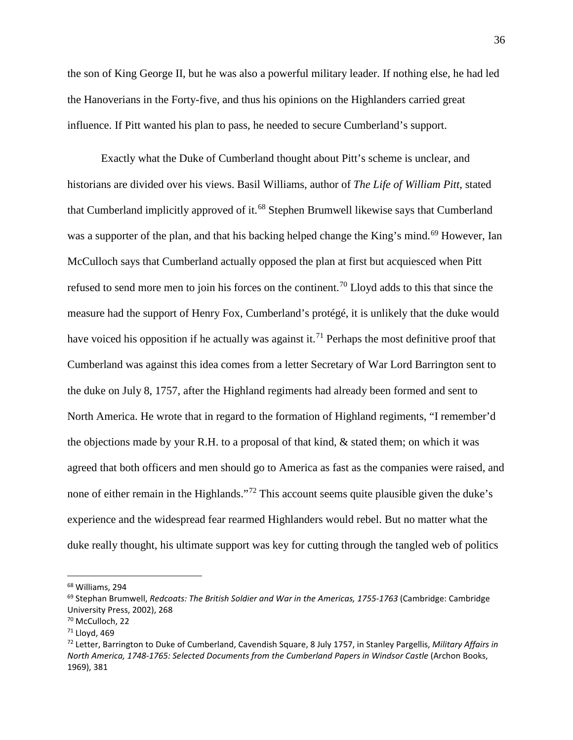the son of King George II, but he was also a powerful military leader. If nothing else, he had led the Hanoverians in the Forty-five, and thus his opinions on the Highlanders carried great influence. If Pitt wanted his plan to pass, he needed to secure Cumberland's support.

Exactly what the Duke of Cumberland thought about Pitt's scheme is unclear, and historians are divided over his views. Basil Williams, author of *The Life of William Pitt*, stated that Cumberland implicitly approved of it.[68] Stephen Brumwell likewise says that Cumberland was a supporter of the plan, and that his backing helped change the King's mind.[69] However, Ian McCulloch says that Cumberland actually opposed the plan at first but acquiesced when Pitt refused to send more men to join his forces on the continent.[70] Lloyd adds to this that since the measure had the support of Henry Fox, Cumberland's protégé, it is unlikely that the duke would have voiced his opposition if he actually was against it.[71] Perhaps the most definitive proof that Cumberland was against this idea comes from a letter Secretary of War Lord Barrington sent to the duke on July 8, 1757, after the Highland regiments had already been formed and sent to North America. He wrote that in regard to the formation of Highland regiments, "I remember'd the objections made by your R.H. to a proposal of that kind, & stated them; on which it was agreed that both officers and men should go to America as fast as the companies were raised, and none of either remain in the Highlands."[72] This account seems quite plausible given the duke's experience and the widespread fear rearmed Highlanders would rebel. But no matter what the duke really thought, his ultimate support was key for cutting through the tangled web of politics

---

[68] Williams, 294

[69] Stephen Brumwell, *Redcoats: The British Soldier and War in the Americas, 1755-1763* (Cambridge: Cambridge University Press, 2002), 268

[70] McCulloch, 22

[71] Lloyd, 469

[72] Letter, Barrington to Duke of Cumberland, Cavendish Square, 8 July 1757, in Stanley Pargellis, *Military Affairs in North America, 1748-1765: Selected Documents from the Cumberland Papers in Windsor Castle* (Archon Books, 1969), 381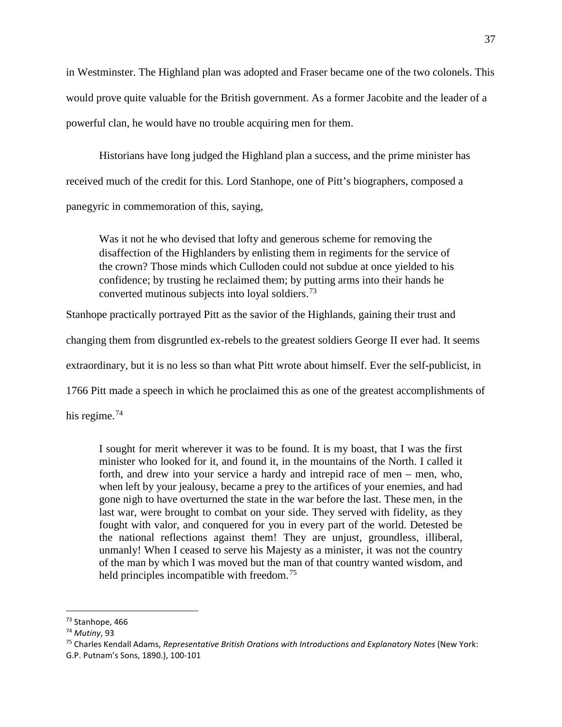in Westminster. The Highland plan was adopted and Fraser became one of the two colonels. This would prove quite valuable for the British government. As a former Jacobite and the leader of a powerful clan, he would have no trouble acquiring men for them.

Historians have long judged the Highland plan a success, and the prime minister has received much of the credit for this. Lord Stanhope, one of Pitt's biographers, composed a panegyric in commemoration of this, saying,

> Was it not he who devised that lofty and generous scheme for removing the disaffection of the Highlanders by enlisting them in regiments for the service of the crown? Those minds which Culloden could not subdue at once yielded to his confidence; by trusting he reclaimed them; by putting arms into their hands he converted mutinous subjects into loyal soldiers.[73]

Stanhope practically portrayed Pitt as the savior of the Highlands, gaining their trust and changing them from disgruntled ex-rebels to the greatest soldiers George II ever had. It seems extraordinary, but it is no less so than what Pitt wrote about himself. Ever the self-publicist, in 1766 Pitt made a speech in which he proclaimed this as one of the greatest accomplishments of his regime.[74]

> I sought for merit wherever it was to be found. It is my boast, that I was the first minister who looked for it, and found it, in the mountains of the North. I called it forth, and drew into your service a hardy and intrepid race of men – men, who, when left by your jealousy, became a prey to the artifices of your enemies, and had gone nigh to have overturned the state in the war before the last. These men, in the last war, were brought to combat on your side. They served with fidelity, as they fought with valor, and conquered for you in every part of the world. Detested be the national reflections against them! They are unjust, groundless, illiberal, unmanly! When I ceased to serve his Majesty as a minister, it was not the country of the man by which I was moved but the man of that country wanted wisdom, and held principles incompatible with freedom.[75]

---

[73] Stanhope, 466

[74] *Mutiny*, 93

[75] Charles Kendall Adams, *Representative British Orations with Introductions and Explanatory Notes* (New York: G.P. Putnam's Sons, 1890.), 100-101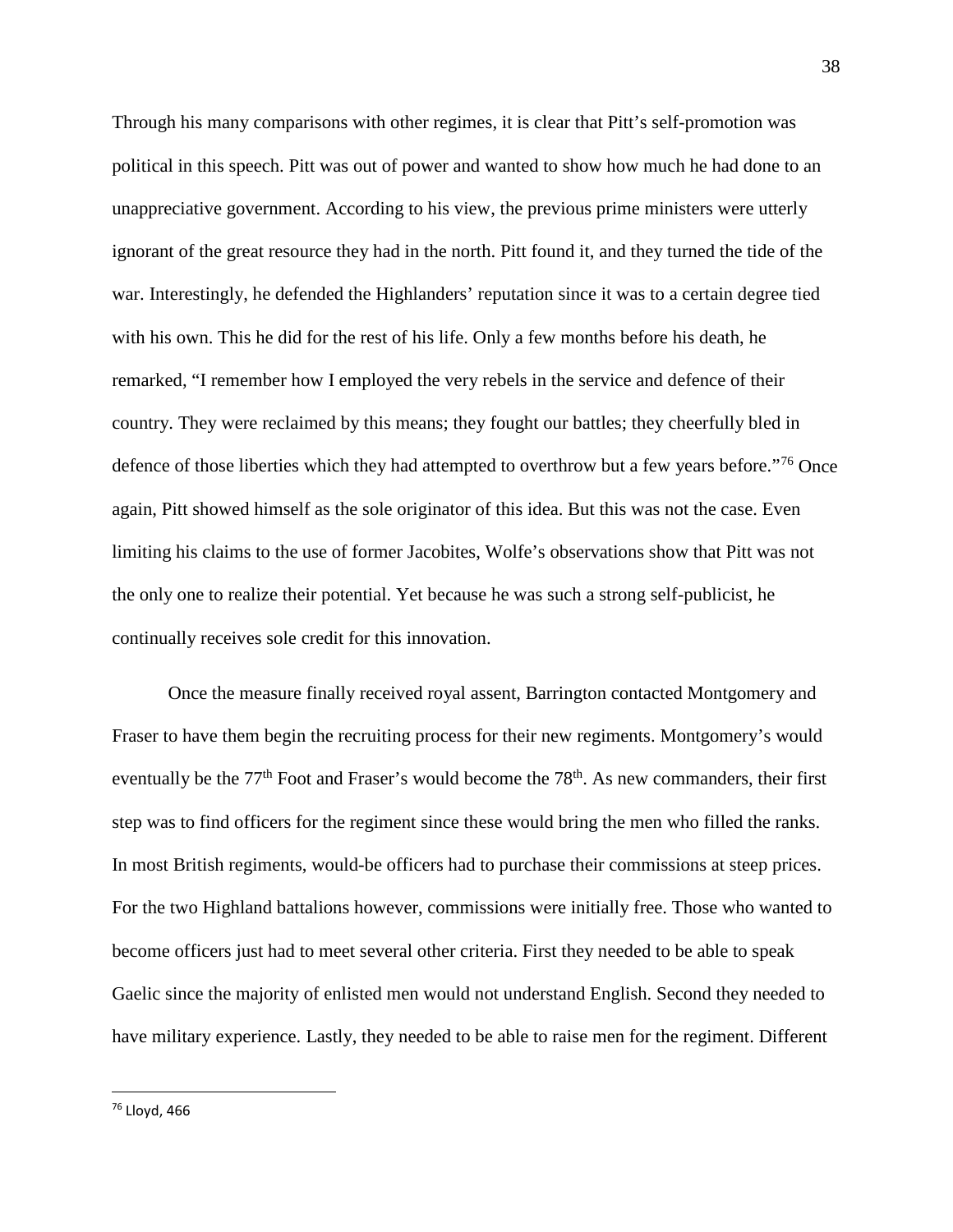Through his many comparisons with other regimes, it is clear that Pitt's self-promotion was political in this speech. Pitt was out of power and wanted to show how much he had done to an unappreciative government. According to his view, the previous prime ministers were utterly ignorant of the great resource they had in the north. Pitt found it, and they turned the tide of the war. Interestingly, he defended the Highlanders' reputation since it was to a certain degree tied with his own. This he did for the rest of his life. Only a few months before his death, he remarked, "I remember how I employed the very rebels in the service and defence of their country. They were reclaimed by this means; they fought our battles; they cheerfully bled in defence of those liberties which they had attempted to overthrow but a few years before."[76] Once again, Pitt showed himself as the sole originator of this idea. But this was not the case. Even limiting his claims to the use of former Jacobites, Wolfe's observations show that Pitt was not the only one to realize their potential. Yet because he was such a strong self-publicist, he continually receives sole credit for this innovation.

Once the measure finally received royal assent, Barrington contacted Montgomery and Fraser to have them begin the recruiting process for their new regiments. Montgomery's would eventually be the 77th Foot and Fraser's would become the 78th. As new commanders, their first step was to find officers for the regiment since these would bring the men who filled the ranks. In most British regiments, would-be officers had to purchase their commissions at steep prices. For the two Highland battalions however, commissions were initially free. Those who wanted to become officers just had to meet several other criteria. First they needed to be able to speak Gaelic since the majority of enlisted men would not understand English. Second they needed to have military experience. Lastly, they needed to be able to raise men for the regiment. Different

[76] Lloyd, 466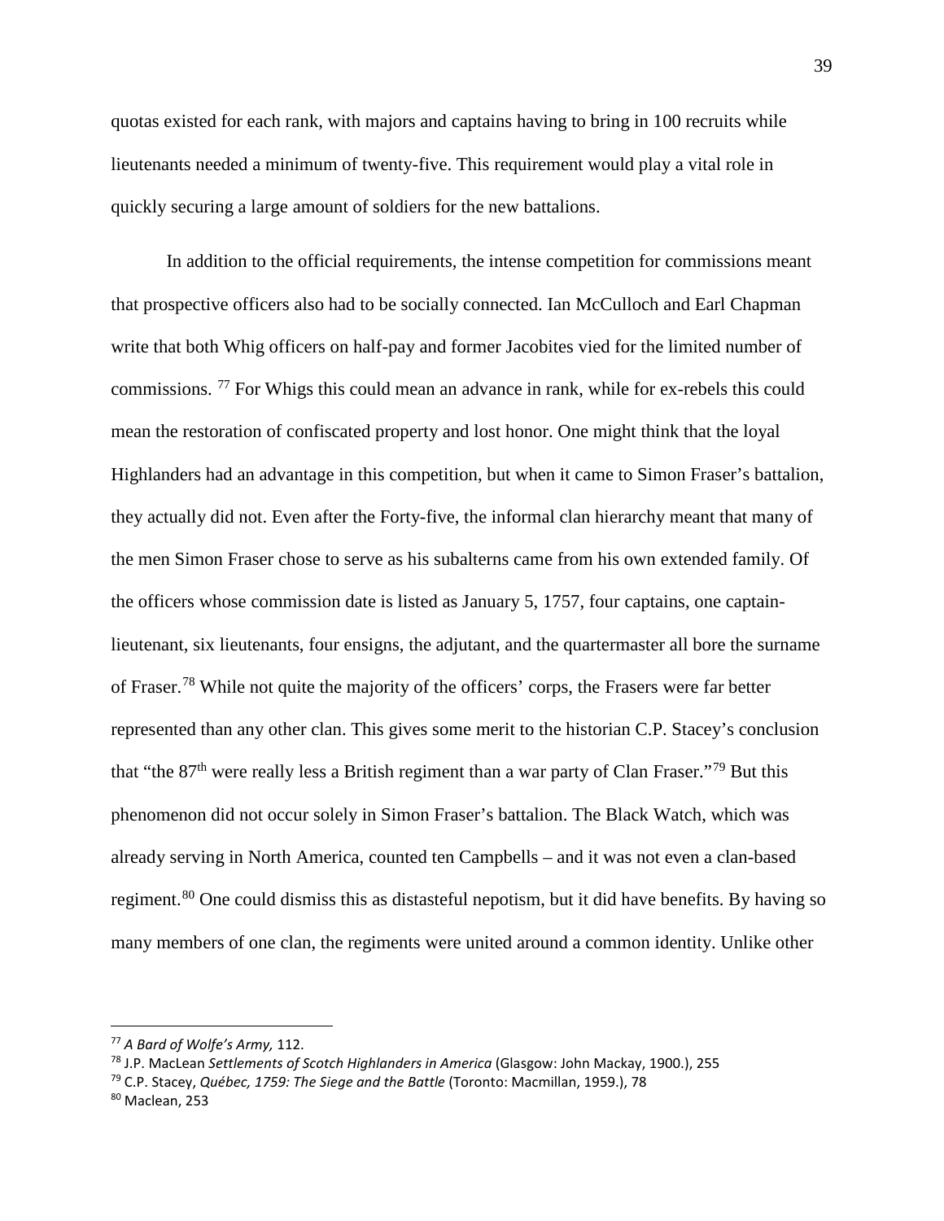quotas existed for each rank, with majors and captains having to bring in 100 recruits while lieutenants needed a minimum of twenty-five. This requirement would play a vital role in quickly securing a large amount of soldiers for the new battalions.

In addition to the official requirements, the intense competition for commissions meant that prospective officers also had to be socially connected. Ian McCulloch and Earl Chapman write that both Whig officers on half-pay and former Jacobites vied for the limited number of commissions. [77] For Whigs this could mean an advance in rank, while for ex-rebels this could mean the restoration of confiscated property and lost honor. One might think that the loyal Highlanders had an advantage in this competition, but when it came to Simon Fraser's battalion, they actually did not. Even after the Forty-five, the informal clan hierarchy meant that many of the men Simon Fraser chose to serve as his subalterns came from his own extended family. Of the officers whose commission date is listed as January 5, 1757, four captains, one captain-lieutenant, six lieutenants, four ensigns, the adjutant, and the quartermaster all bore the surname of Fraser.[78] While not quite the majority of the officers' corps, the Frasers were far better represented than any other clan. This gives some merit to the historian C.P. Stacey's conclusion that "the 87th were really less a British regiment than a war party of Clan Fraser."[79] But this phenomenon did not occur solely in Simon Fraser's battalion. The Black Watch, which was already serving in North America, counted ten Campbells – and it was not even a clan-based regiment.[80] One could dismiss this as distasteful nepotism, but it did have benefits. By having so many members of one clan, the regiments were united around a common identity. Unlike other

---

[77] *A Bard of Wolfe's Army,* 112.

[78] J.P. MacLean *Settlements of Scotch Highlanders in America* (Glasgow: John Mackay, 1900.), 255

[79] C.P. Stacey, *Québec, 1759: The Siege and the Battle* (Toronto: Macmillan, 1959.), 78

[80] Maclean, 253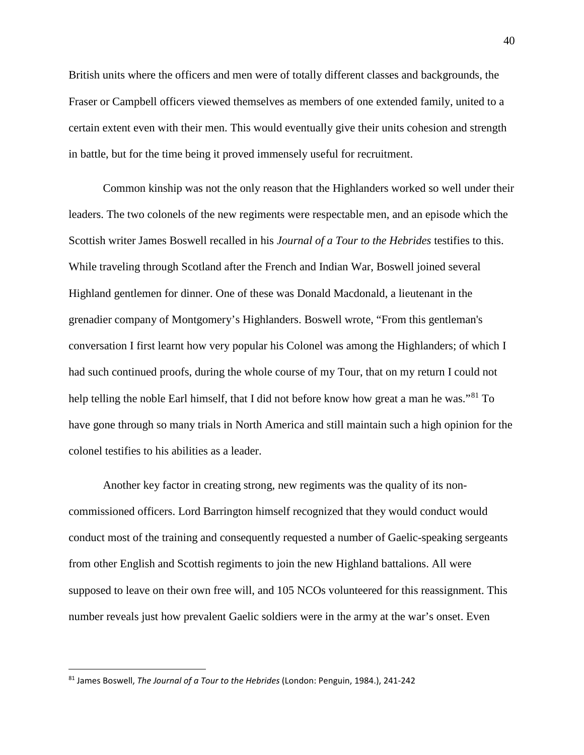British units where the officers and men were of totally different classes and backgrounds, the Fraser or Campbell officers viewed themselves as members of one extended family, united to a certain extent even with their men. This would eventually give their units cohesion and strength in battle, but for the time being it proved immensely useful for recruitment.

Common kinship was not the only reason that the Highlanders worked so well under their leaders. The two colonels of the new regiments were respectable men, and an episode which the Scottish writer James Boswell recalled in his *Journal of a Tour to the Hebrides* testifies to this. While traveling through Scotland after the French and Indian War, Boswell joined several Highland gentlemen for dinner. One of these was Donald Macdonald, a lieutenant in the grenadier company of Montgomery's Highlanders. Boswell wrote, "From this gentleman's conversation I first learnt how very popular his Colonel was among the Highlanders; of which I had such continued proofs, during the whole course of my Tour, that on my return I could not help telling the noble Earl himself, that I did not before know how great a man he was."[81] To have gone through so many trials in North America and still maintain such a high opinion for the colonel testifies to his abilities as a leader.

Another key factor in creating strong, new regiments was the quality of its non-commissioned officers. Lord Barrington himself recognized that they would conduct would conduct most of the training and consequently requested a number of Gaelic-speaking sergeants from other English and Scottish regiments to join the new Highland battalions. All were supposed to leave on their own free will, and 105 NCOs volunteered for this reassignment. This number reveals just how prevalent Gaelic soldiers were in the army at the war's onset. Even

[81] James Boswell, *The Journal of a Tour to the Hebrides* (London: Penguin, 1984.), 241-242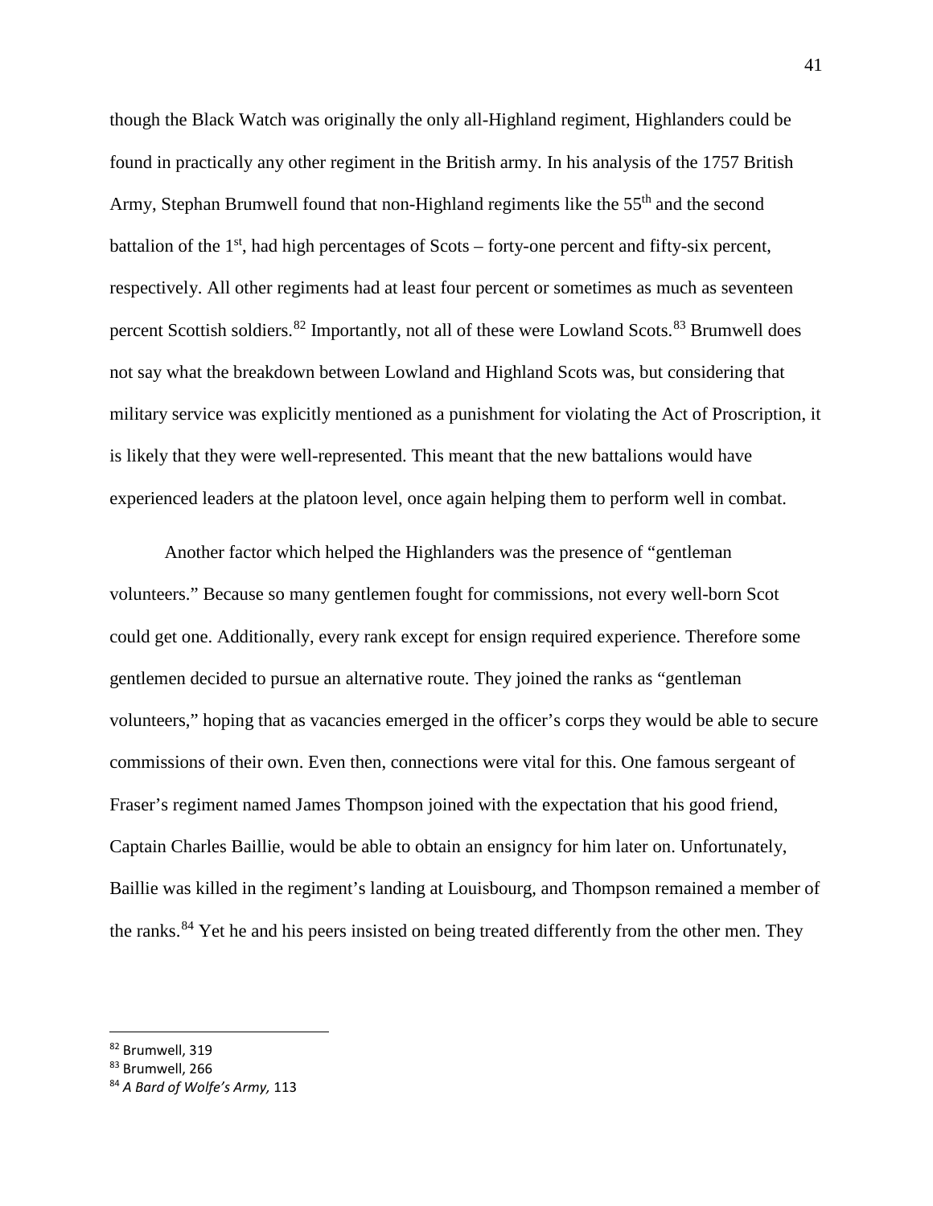though the Black Watch was originally the only all-Highland regiment, Highlanders could be found in practically any other regiment in the British army. In his analysis of the 1757 British Army, Stephan Brumwell found that non-Highland regiments like the 55th and the second battalion of the 1st, had high percentages of Scots – forty-one percent and fifty-six percent, respectively. All other regiments had at least four percent or sometimes as much as seventeen percent Scottish soldiers.[82] Importantly, not all of these were Lowland Scots.[83] Brumwell does not say what the breakdown between Lowland and Highland Scots was, but considering that military service was explicitly mentioned as a punishment for violating the Act of Proscription, it is likely that they were well-represented. This meant that the new battalions would have experienced leaders at the platoon level, once again helping them to perform well in combat.

Another factor which helped the Highlanders was the presence of "gentleman volunteers." Because so many gentlemen fought for commissions, not every well-born Scot could get one. Additionally, every rank except for ensign required experience. Therefore some gentlemen decided to pursue an alternative route. They joined the ranks as "gentleman volunteers," hoping that as vacancies emerged in the officer's corps they would be able to secure commissions of their own. Even then, connections were vital for this. One famous sergeant of Fraser's regiment named James Thompson joined with the expectation that his good friend, Captain Charles Baillie, would be able to obtain an ensigncy for him later on. Unfortunately, Baillie was killed in the regiment's landing at Louisbourg, and Thompson remained a member of the ranks.[84] Yet he and his peers insisted on being treated differently from the other men. They

[82] Brumwell, 319

[83] Brumwell, 266

[84] *A Bard of Wolfe's Army,* 113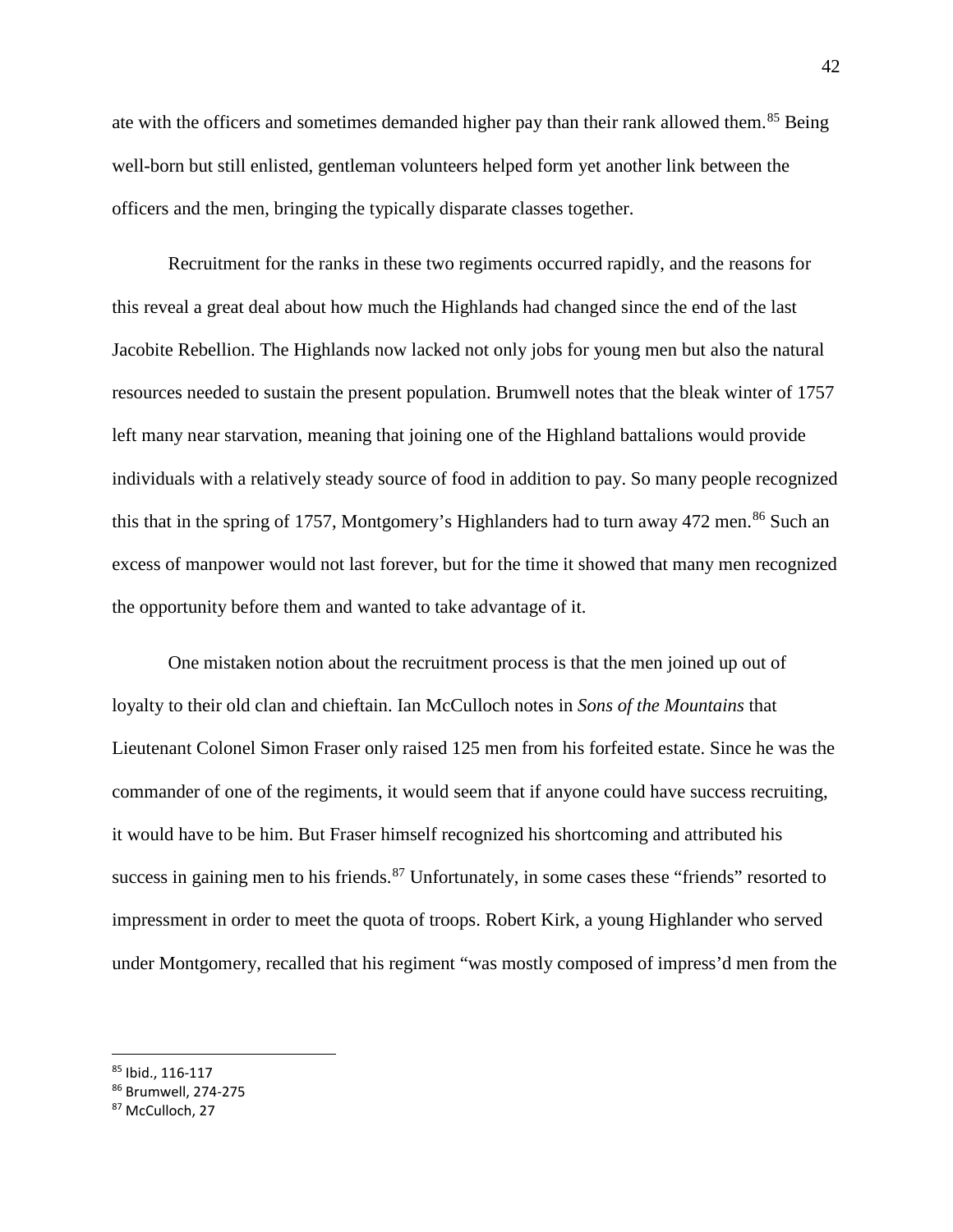ate with the officers and sometimes demanded higher pay than their rank allowed them.[85] Being well-born but still enlisted, gentleman volunteers helped form yet another link between the officers and the men, bringing the typically disparate classes together.

Recruitment for the ranks in these two regiments occurred rapidly, and the reasons for this reveal a great deal about how much the Highlands had changed since the end of the last Jacobite Rebellion. The Highlands now lacked not only jobs for young men but also the natural resources needed to sustain the present population. Brumwell notes that the bleak winter of 1757 left many near starvation, meaning that joining one of the Highland battalions would provide individuals with a relatively steady source of food in addition to pay. So many people recognized this that in the spring of 1757, Montgomery's Highlanders had to turn away 472 men.[86] Such an excess of manpower would not last forever, but for the time it showed that many men recognized the opportunity before them and wanted to take advantage of it.

One mistaken notion about the recruitment process is that the men joined up out of loyalty to their old clan and chieftain. Ian McCulloch notes in *Sons of the Mountains* that Lieutenant Colonel Simon Fraser only raised 125 men from his forfeited estate. Since he was the commander of one of the regiments, it would seem that if anyone could have success recruiting, it would have to be him. But Fraser himself recognized his shortcoming and attributed his success in gaining men to his friends.[87] Unfortunately, in some cases these "friends" resorted to impressment in order to meet the quota of troops. Robert Kirk, a young Highlander who served under Montgomery, recalled that his regiment "was mostly composed of impress'd men from the

---

[85] Ibid., 116-117

[86] Brumwell, 274-275

[87] McCulloch, 27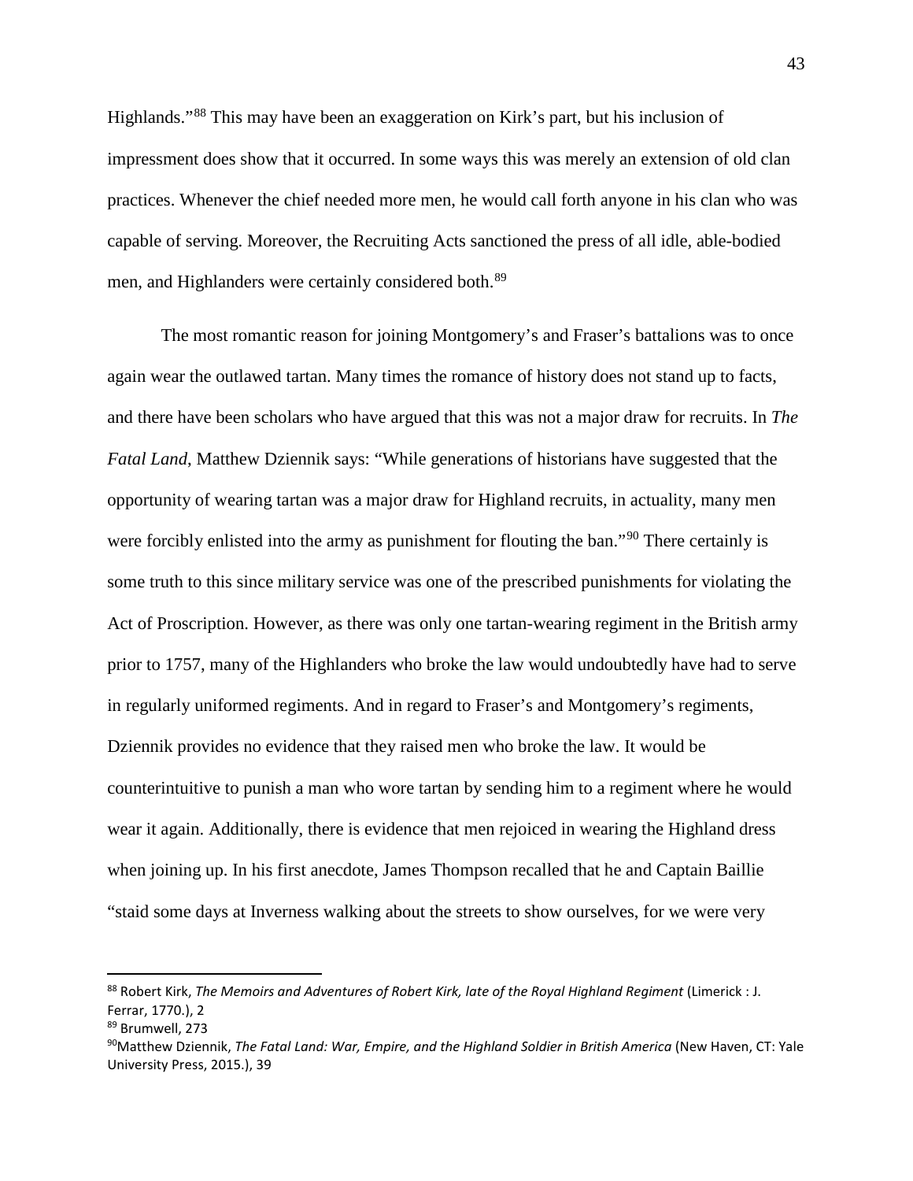Highlands."[88] This may have been an exaggeration on Kirk's part, but his inclusion of impressment does show that it occurred. In some ways this was merely an extension of old clan practices. Whenever the chief needed more men, he would call forth anyone in his clan who was capable of serving. Moreover, the Recruiting Acts sanctioned the press of all idle, able-bodied men, and Highlanders were certainly considered both.[89]

The most romantic reason for joining Montgomery's and Fraser's battalions was to once again wear the outlawed tartan. Many times the romance of history does not stand up to facts, and there have been scholars who have argued that this was not a major draw for recruits. In *The Fatal Land*, Matthew Dziennik says: "While generations of historians have suggested that the opportunity of wearing tartan was a major draw for Highland recruits, in actuality, many men were forcibly enlisted into the army as punishment for flouting the ban."[90] There certainly is some truth to this since military service was one of the prescribed punishments for violating the Act of Proscription. However, as there was only one tartan-wearing regiment in the British army prior to 1757, many of the Highlanders who broke the law would undoubtedly have had to serve in regularly uniformed regiments. And in regard to Fraser's and Montgomery's regiments, Dziennik provides no evidence that they raised men who broke the law. It would be counterintuitive to punish a man who wore tartan by sending him to a regiment where he would wear it again. Additionally, there is evidence that men rejoiced in wearing the Highland dress when joining up. In his first anecdote, James Thompson recalled that he and Captain Baillie "staid some days at Inverness walking about the streets to show ourselves, for we were very

---

[88] Robert Kirk, *The Memoirs and Adventures of Robert Kirk, late of the Royal Highland Regiment* (Limerick : J. Ferrar, 1770.), 2

[89] Brumwell, 273

[90] Matthew Dziennik, *The Fatal Land: War, Empire, and the Highland Soldier in British America* (New Haven, CT: Yale University Press, 2015.), 39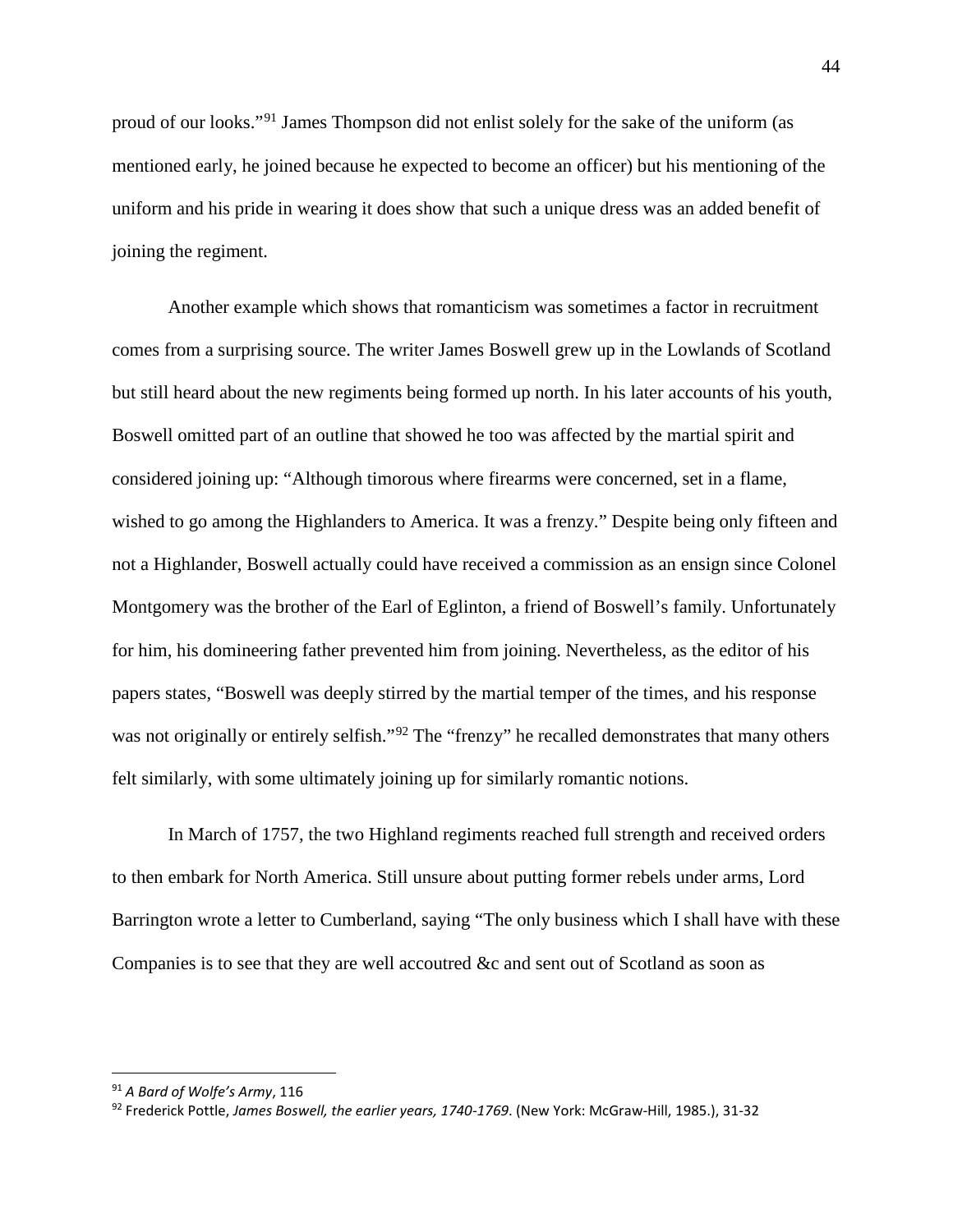proud of our looks."[91] James Thompson did not enlist solely for the sake of the uniform (as mentioned early, he joined because he expected to become an officer) but his mentioning of the uniform and his pride in wearing it does show that such a unique dress was an added benefit of joining the regiment.

Another example which shows that romanticism was sometimes a factor in recruitment comes from a surprising source. The writer James Boswell grew up in the Lowlands of Scotland but still heard about the new regiments being formed up north. In his later accounts of his youth, Boswell omitted part of an outline that showed he too was affected by the martial spirit and considered joining up: "Although timorous where firearms were concerned, set in a flame, wished to go among the Highlanders to America. It was a frenzy." Despite being only fifteen and not a Highlander, Boswell actually could have received a commission as an ensign since Colonel Montgomery was the brother of the Earl of Eglinton, a friend of Boswell's family. Unfortunately for him, his domineering father prevented him from joining. Nevertheless, as the editor of his papers states, "Boswell was deeply stirred by the martial temper of the times, and his response was not originally or entirely selfish."[92] The "frenzy" he recalled demonstrates that many others felt similarly, with some ultimately joining up for similarly romantic notions.

In March of 1757, the two Highland regiments reached full strength and received orders to then embark for North America. Still unsure about putting former rebels under arms, Lord Barrington wrote a letter to Cumberland, saying "The only business which I shall have with these Companies is to see that they are well accoutred &c and sent out of Scotland as soon as

[91] *A Bard of Wolfe's Army*, 116

[92] Frederick Pottle, *James Boswell, the earlier years, 1740-1769*. (New York: McGraw-Hill, 1985.), 31-32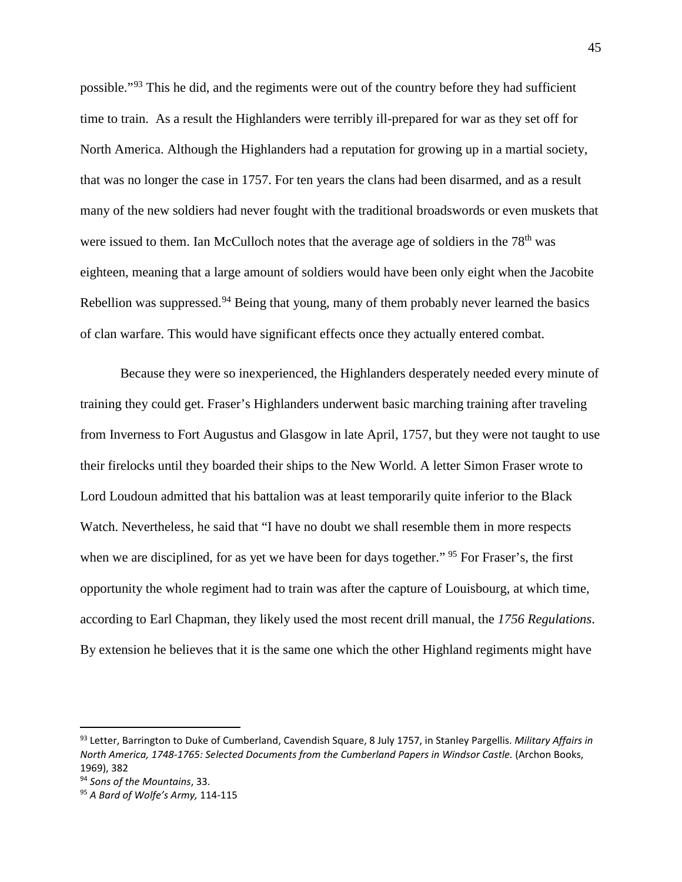possible."[93] This he did, and the regiments were out of the country before they had sufficient time to train. As a result the Highlanders were terribly ill-prepared for war as they set off for North America. Although the Highlanders had a reputation for growing up in a martial society, that was no longer the case in 1757. For ten years the clans had been disarmed, and as a result many of the new soldiers had never fought with the traditional broadswords or even muskets that were issued to them. Ian McCulloch notes that the average age of soldiers in the 78th was eighteen, meaning that a large amount of soldiers would have been only eight when the Jacobite Rebellion was suppressed.[94] Being that young, many of them probably never learned the basics of clan warfare. This would have significant effects once they actually entered combat.

Because they were so inexperienced, the Highlanders desperately needed every minute of training they could get. Fraser's Highlanders underwent basic marching training after traveling from Inverness to Fort Augustus and Glasgow in late April, 1757, but they were not taught to use their firelocks until they boarded their ships to the New World. A letter Simon Fraser wrote to Lord Loudoun admitted that his battalion was at least temporarily quite inferior to the Black Watch. Nevertheless, he said that "I have no doubt we shall resemble them in more respects when we are disciplined, for as yet we have been for days together." [95] For Fraser's, the first opportunity the whole regiment had to train was after the capture of Louisbourg, at which time, according to Earl Chapman, they likely used the most recent drill manual, the *1756 Regulations*. By extension he believes that it is the same one which the other Highland regiments might have

---

[93] Letter, Barrington to Duke of Cumberland, Cavendish Square, 8 July 1757, in Stanley Pargellis. *Military Affairs in North America, 1748-1765: Selected Documents from the Cumberland Papers in Windsor Castle.* (Archon Books, 1969), 382

[94] *Sons of the Mountains*, 33.

[95] *A Bard of Wolfe's Army,* 114-115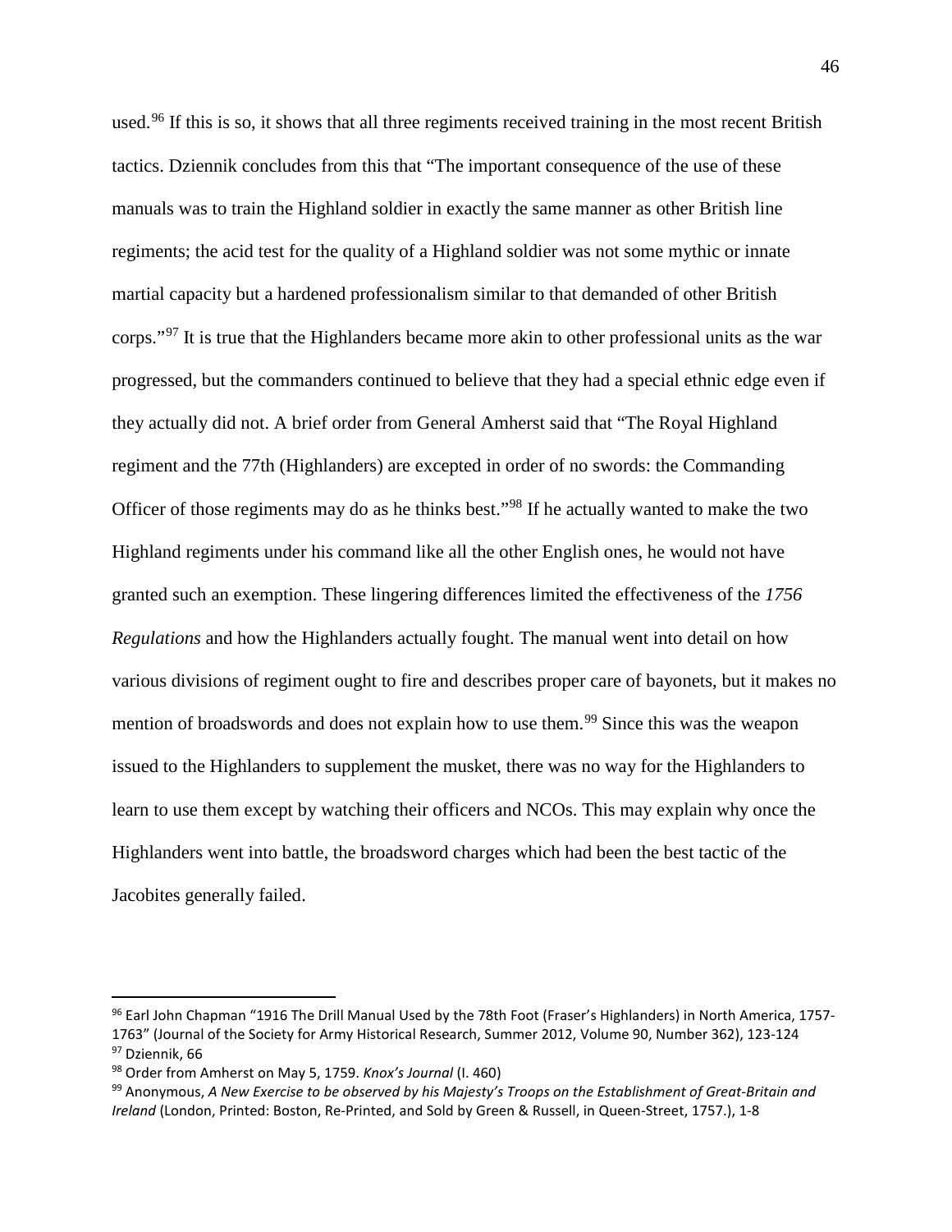used.[96] If this is so, it shows that all three regiments received training in the most recent British tactics. Dziennik concludes from this that "The important consequence of the use of these manuals was to train the Highland soldier in exactly the same manner as other British line regiments; the acid test for the quality of a Highland soldier was not some mythic or innate martial capacity but a hardened professionalism similar to that demanded of other British corps."[97] It is true that the Highlanders became more akin to other professional units as the war progressed, but the commanders continued to believe that they had a special ethnic edge even if they actually did not. A brief order from General Amherst said that "The Royal Highland regiment and the 77th (Highlanders) are excepted in order of no swords: the Commanding Officer of those regiments may do as he thinks best."[98] If he actually wanted to make the two Highland regiments under his command like all the other English ones, he would not have granted such an exemption. These lingering differences limited the effectiveness of the *1756 Regulations* and how the Highlanders actually fought. The manual went into detail on how various divisions of regiment ought to fire and describes proper care of bayonets, but it makes no mention of broadswords and does not explain how to use them.[99] Since this was the weapon issued to the Highlanders to supplement the musket, there was no way for the Highlanders to learn to use them except by watching their officers and NCOs. This may explain why once the Highlanders went into battle, the broadsword charges which had been the best tactic of the Jacobites generally failed.

---

[96] Earl John Chapman "1916 The Drill Manual Used by the 78th Foot (Fraser's Highlanders) in North America, 1757-1763" (Journal of the Society for Army Historical Research, Summer 2012, Volume 90, Number 362), 123-124

[97] Dziennik, 66

[98] Order from Amherst on May 5, 1759. *Knox's Journal* (I. 460)

[99] Anonymous, *A New Exercise to be observed by his Majesty's Troops on the Establishment of Great-Britain and Ireland* (London, Printed: Boston, Re-Printed, and Sold by Green & Russell, in Queen-Street, 1757.), 1-8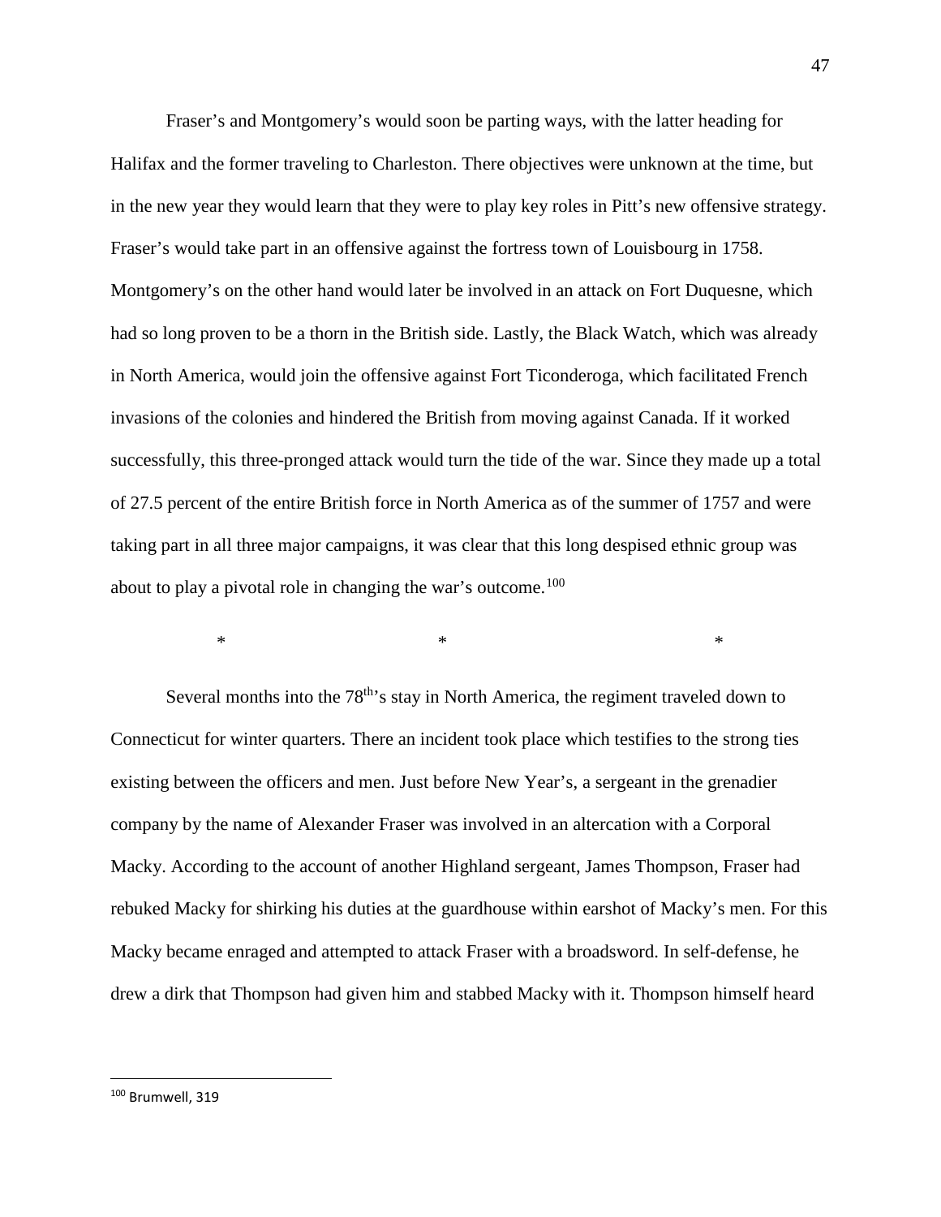Fraser's and Montgomery's would soon be parting ways, with the latter heading for Halifax and the former traveling to Charleston. There objectives were unknown at the time, but in the new year they would learn that they were to play key roles in Pitt's new offensive strategy. Fraser's would take part in an offensive against the fortress town of Louisbourg in 1758. Montgomery's on the other hand would later be involved in an attack on Fort Duquesne, which had so long proven to be a thorn in the British side. Lastly, the Black Watch, which was already in North America, would join the offensive against Fort Ticonderoga, which facilitated French invasions of the colonies and hindered the British from moving against Canada. If it worked successfully, this three-pronged attack would turn the tide of the war. Since they made up a total of 27.5 percent of the entire British force in North America as of the summer of 1757 and were taking part in all three major campaigns, it was clear that this long despised ethnic group was about to play a pivotal role in changing the war's outcome.[100]

\*　　　　\*　　　　\*

Several months into the 78th's stay in North America, the regiment traveled down to Connecticut for winter quarters. There an incident took place which testifies to the strong ties existing between the officers and men. Just before New Year's, a sergeant in the grenadier company by the name of Alexander Fraser was involved in an altercation with a Corporal Macky. According to the account of another Highland sergeant, James Thompson, Fraser had rebuked Macky for shirking his duties at the guardhouse within earshot of Macky's men. For this Macky became enraged and attempted to attack Fraser with a broadsword. In self-defense, he drew a dirk that Thompson had given him and stabbed Macky with it. Thompson himself heard

---

[100] Brumwell, 319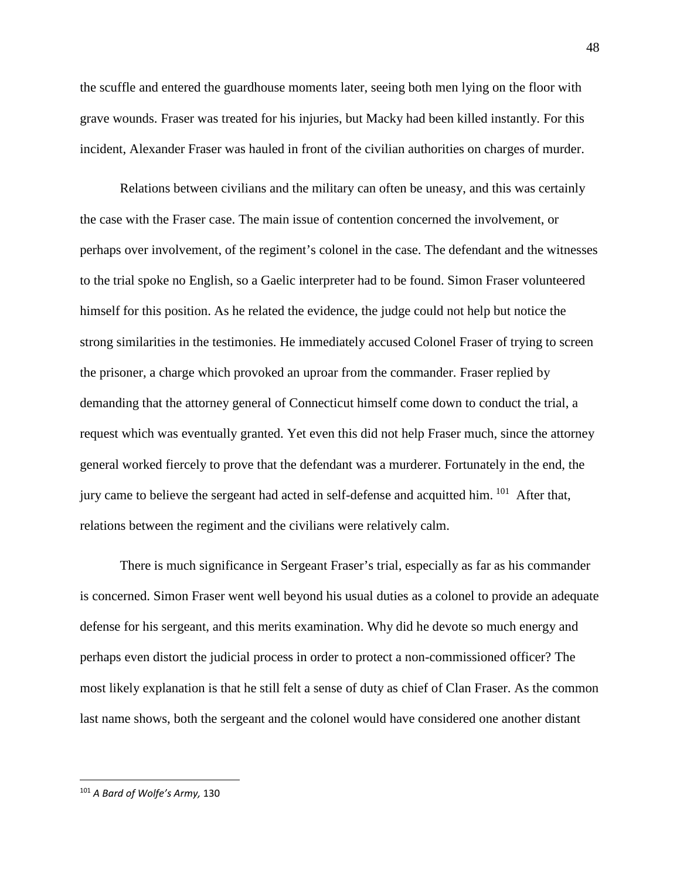the scuffle and entered the guardhouse moments later, seeing both men lying on the floor with grave wounds. Fraser was treated for his injuries, but Macky had been killed instantly. For this incident, Alexander Fraser was hauled in front of the civilian authorities on charges of murder.

Relations between civilians and the military can often be uneasy, and this was certainly the case with the Fraser case. The main issue of contention concerned the involvement, or perhaps over involvement, of the regiment's colonel in the case. The defendant and the witnesses to the trial spoke no English, so a Gaelic interpreter had to be found. Simon Fraser volunteered himself for this position. As he related the evidence, the judge could not help but notice the strong similarities in the testimonies. He immediately accused Colonel Fraser of trying to screen the prisoner, a charge which provoked an uproar from the commander. Fraser replied by demanding that the attorney general of Connecticut himself come down to conduct the trial, a request which was eventually granted. Yet even this did not help Fraser much, since the attorney general worked fiercely to prove that the defendant was a murderer. Fortunately in the end, the jury came to believe the sergeant had acted in self-defense and acquitted him.[101] After that, relations between the regiment and the civilians were relatively calm.

There is much significance in Sergeant Fraser's trial, especially as far as his commander is concerned. Simon Fraser went well beyond his usual duties as a colonel to provide an adequate defense for his sergeant, and this merits examination. Why did he devote so much energy and perhaps even distort the judicial process in order to protect a non-commissioned officer? The most likely explanation is that he still felt a sense of duty as chief of Clan Fraser. As the common last name shows, both the sergeant and the colonel would have considered one another distant

---

[101] *A Bard of Wolfe's Army,* 130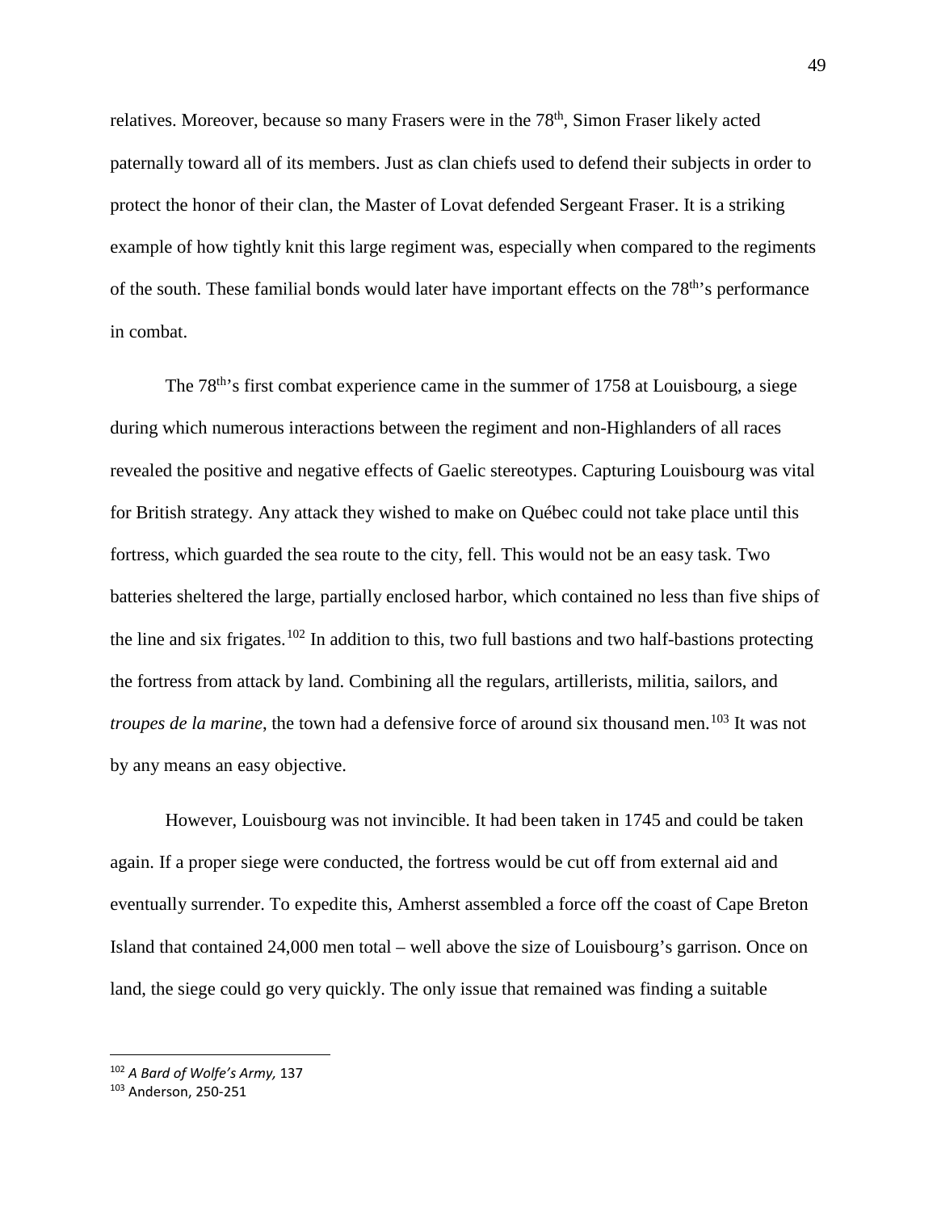relatives. Moreover, because so many Frasers were in the 78th, Simon Fraser likely acted paternally toward all of its members. Just as clan chiefs used to defend their subjects in order to protect the honor of their clan, the Master of Lovat defended Sergeant Fraser. It is a striking example of how tightly knit this large regiment was, especially when compared to the regiments of the south. These familial bonds would later have important effects on the 78th's performance in combat.

The 78th's first combat experience came in the summer of 1758 at Louisbourg, a siege during which numerous interactions between the regiment and non-Highlanders of all races revealed the positive and negative effects of Gaelic stereotypes. Capturing Louisbourg was vital for British strategy. Any attack they wished to make on Québec could not take place until this fortress, which guarded the sea route to the city, fell. This would not be an easy task. Two batteries sheltered the large, partially enclosed harbor, which contained no less than five ships of the line and six frigates.[102] In addition to this, two full bastions and two half-bastions protecting the fortress from attack by land. Combining all the regulars, artillerists, militia, sailors, and *troupes de la marine*, the town had a defensive force of around six thousand men.[103] It was not by any means an easy objective.

However, Louisbourg was not invincible. It had been taken in 1745 and could be taken again. If a proper siege were conducted, the fortress would be cut off from external aid and eventually surrender. To expedite this, Amherst assembled a force off the coast of Cape Breton Island that contained 24,000 men total – well above the size of Louisbourg's garrison. Once on land, the siege could go very quickly. The only issue that remained was finding a suitable

---

[102] *A Bard of Wolfe's Army,* 137

[103] Anderson, 250-251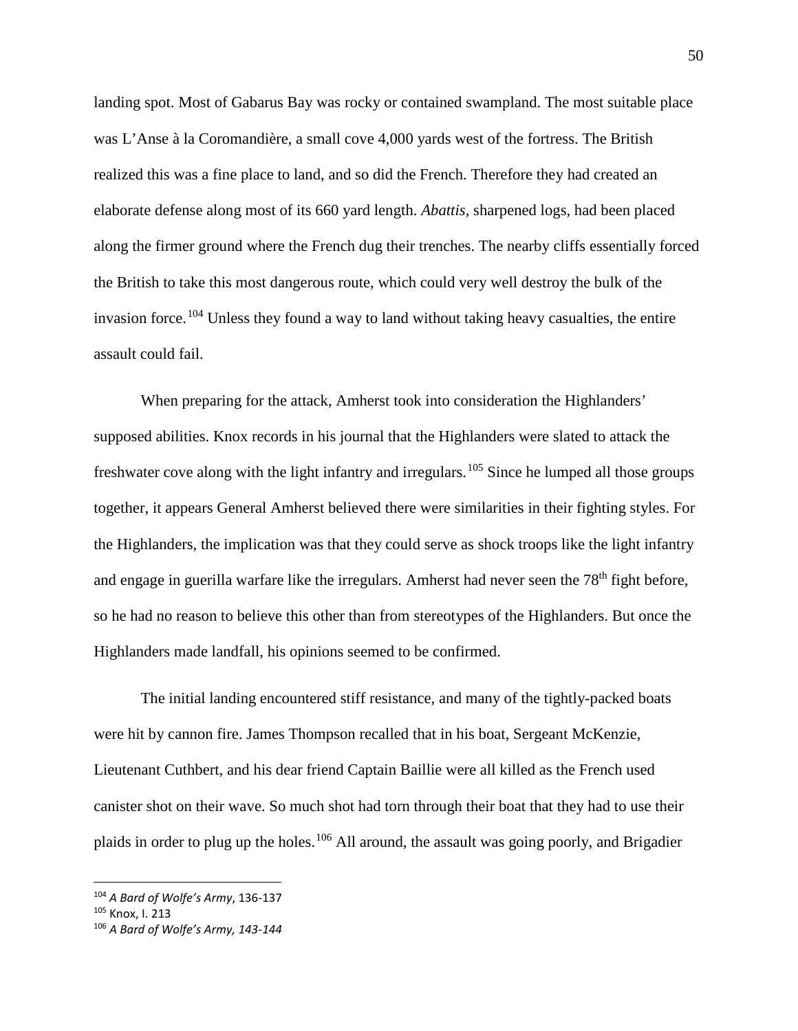landing spot. Most of Gabarus Bay was rocky or contained swampland. The most suitable place was L'Anse à la Coromandière, a small cove 4,000 yards west of the fortress. The British realized this was a fine place to land, and so did the French. Therefore they had created an elaborate defense along most of its 660 yard length. *Abattis,* sharpened logs, had been placed along the firmer ground where the French dug their trenches. The nearby cliffs essentially forced the British to take this most dangerous route, which could very well destroy the bulk of the invasion force.[104] Unless they found a way to land without taking heavy casualties, the entire assault could fail.

When preparing for the attack, Amherst took into consideration the Highlanders' supposed abilities. Knox records in his journal that the Highlanders were slated to attack the freshwater cove along with the light infantry and irregulars.[105] Since he lumped all those groups together, it appears General Amherst believed there were similarities in their fighting styles. For the Highlanders, the implication was that they could serve as shock troops like the light infantry and engage in guerilla warfare like the irregulars. Amherst had never seen the 78th fight before, so he had no reason to believe this other than from stereotypes of the Highlanders. But once the Highlanders made landfall, his opinions seemed to be confirmed.

The initial landing encountered stiff resistance, and many of the tightly-packed boats were hit by cannon fire. James Thompson recalled that in his boat, Sergeant McKenzie, Lieutenant Cuthbert, and his dear friend Captain Baillie were all killed as the French used canister shot on their wave. So much shot had torn through their boat that they had to use their plaids in order to plug up the holes.[106] All around, the assault was going poorly, and Brigadier

---

[104] *A Bard of Wolfe's Army*, 136-137

[105] Knox, I. 213

[106] *A Bard of Wolfe's Army, 143-144*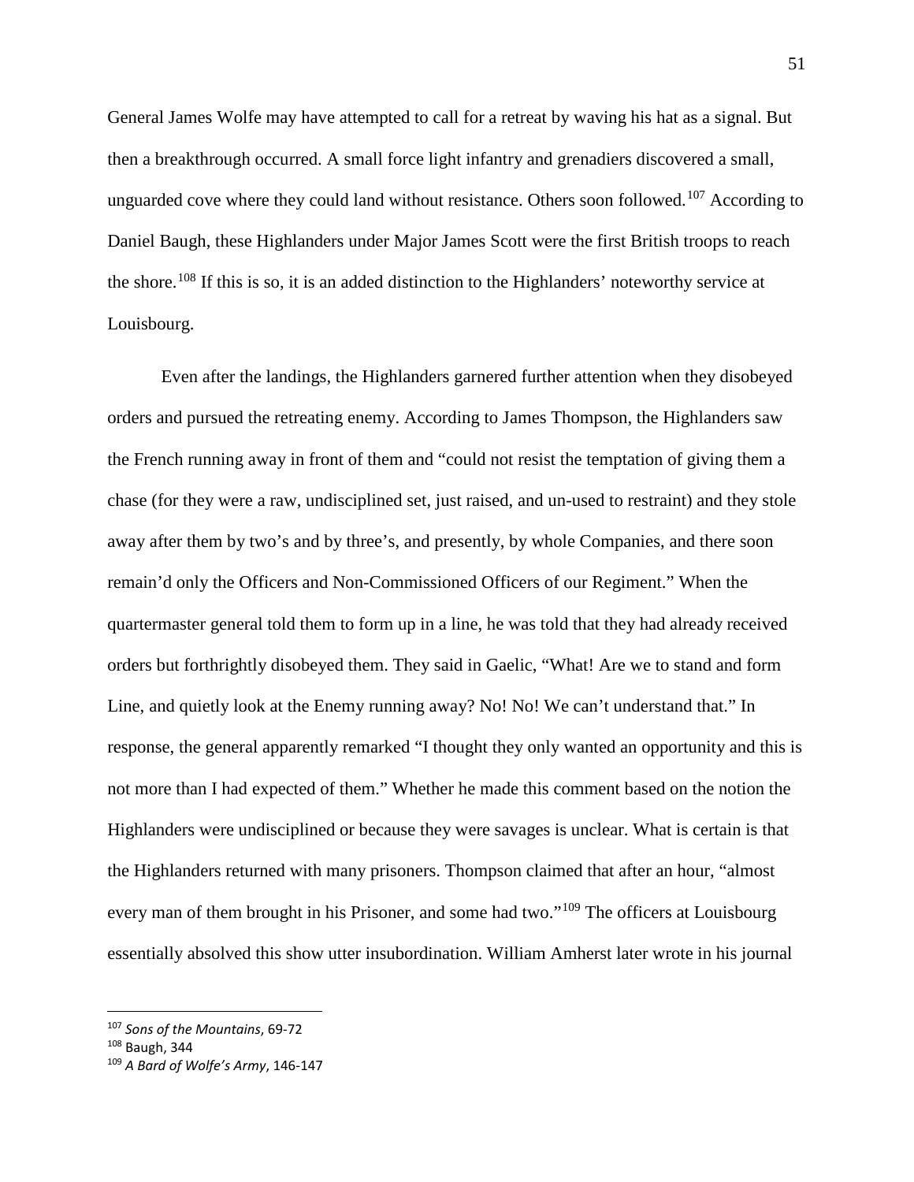General James Wolfe may have attempted to call for a retreat by waving his hat as a signal. But then a breakthrough occurred. A small force light infantry and grenadiers discovered a small, unguarded cove where they could land without resistance. Others soon followed.[107] According to Daniel Baugh, these Highlanders under Major James Scott were the first British troops to reach the shore.[108] If this is so, it is an added distinction to the Highlanders' noteworthy service at Louisbourg.

Even after the landings, the Highlanders garnered further attention when they disobeyed orders and pursued the retreating enemy. According to James Thompson, the Highlanders saw the French running away in front of them and "could not resist the temptation of giving them a chase (for they were a raw, undisciplined set, just raised, and un-used to restraint) and they stole away after them by two's and by three's, and presently, by whole Companies, and there soon remain'd only the Officers and Non-Commissioned Officers of our Regiment." When the quartermaster general told them to form up in a line, he was told that they had already received orders but forthrightly disobeyed them. They said in Gaelic, "What! Are we to stand and form Line, and quietly look at the Enemy running away? No! No! We can't understand that." In response, the general apparently remarked "I thought they only wanted an opportunity and this is not more than I had expected of them." Whether he made this comment based on the notion the Highlanders were undisciplined or because they were savages is unclear. What is certain is that the Highlanders returned with many prisoners. Thompson claimed that after an hour, "almost every man of them brought in his Prisoner, and some had two."[109] The officers at Louisbourg essentially absolved this show utter insubordination. William Amherst later wrote in his journal

---

[107] *Sons of the Mountains*, 69-72

[108] Baugh, 344

[109] *A Bard of Wolfe's Army*, 146-147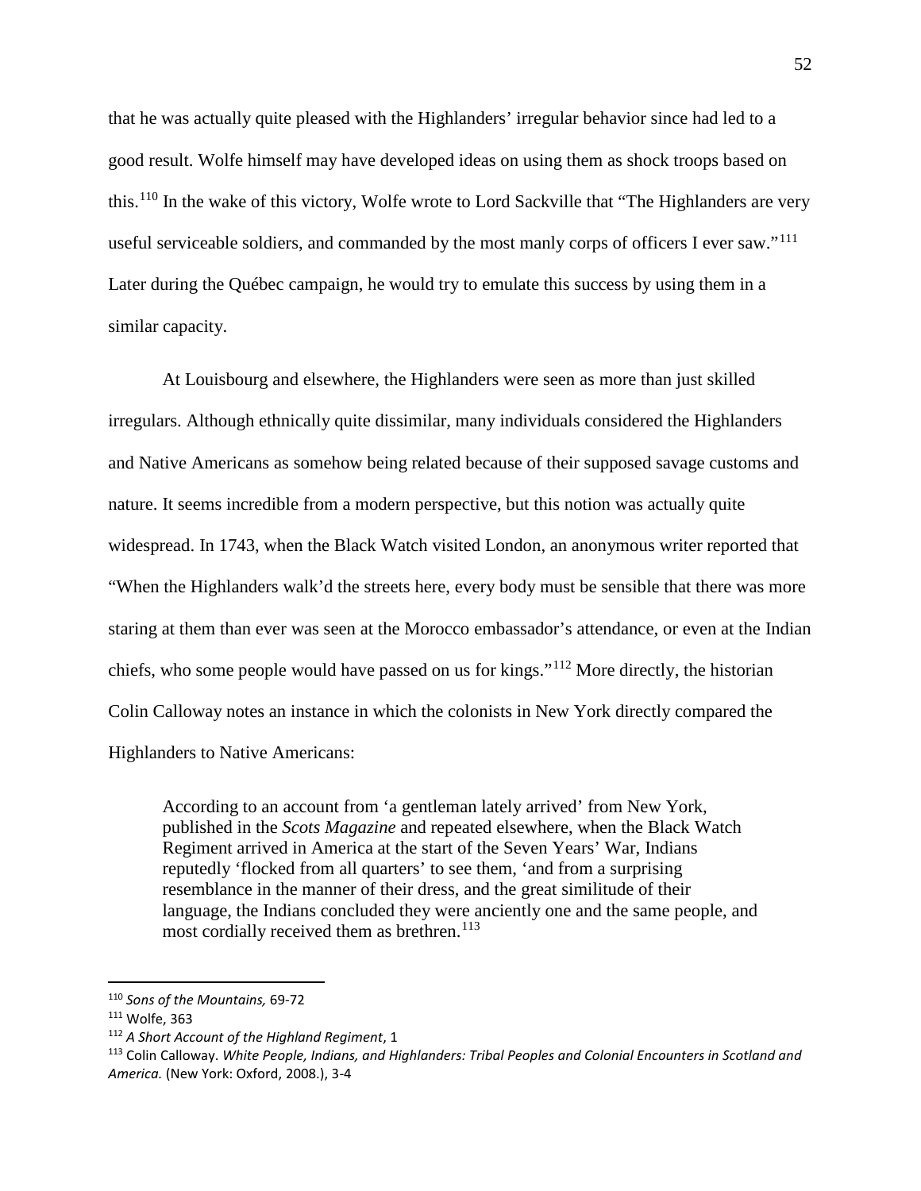that he was actually quite pleased with the Highlanders' irregular behavior since had led to a good result. Wolfe himself may have developed ideas on using them as shock troops based on this.[110] In the wake of this victory, Wolfe wrote to Lord Sackville that "The Highlanders are very useful serviceable soldiers, and commanded by the most manly corps of officers I ever saw."[111] Later during the Québec campaign, he would try to emulate this success by using them in a similar capacity.

At Louisbourg and elsewhere, the Highlanders were seen as more than just skilled irregulars. Although ethnically quite dissimilar, many individuals considered the Highlanders and Native Americans as somehow being related because of their supposed savage customs and nature. It seems incredible from a modern perspective, but this notion was actually quite widespread. In 1743, when the Black Watch visited London, an anonymous writer reported that "When the Highlanders walk'd the streets here, every body must be sensible that there was more staring at them than ever was seen at the Morocco embassador's attendance, or even at the Indian chiefs, who some people would have passed on us for kings."[112] More directly, the historian Colin Calloway notes an instance in which the colonists in New York directly compared the Highlanders to Native Americans:

> According to an account from 'a gentleman lately arrived' from New York, published in the *Scots Magazine* and repeated elsewhere, when the Black Watch Regiment arrived in America at the start of the Seven Years' War, Indians reputedly 'flocked from all quarters' to see them, 'and from a surprising resemblance in the manner of their dress, and the great similitude of their language, the Indians concluded they were anciently one and the same people, and most cordially received them as brethren.[113]

[110] *Sons of the Mountains,* 69-72

[111] Wolfe, 363

[112] *A Short Account of the Highland Regiment*, 1

[113] Colin Calloway. *White People, Indians, and Highlanders: Tribal Peoples and Colonial Encounters in Scotland and America.* (New York: Oxford, 2008.), 3-4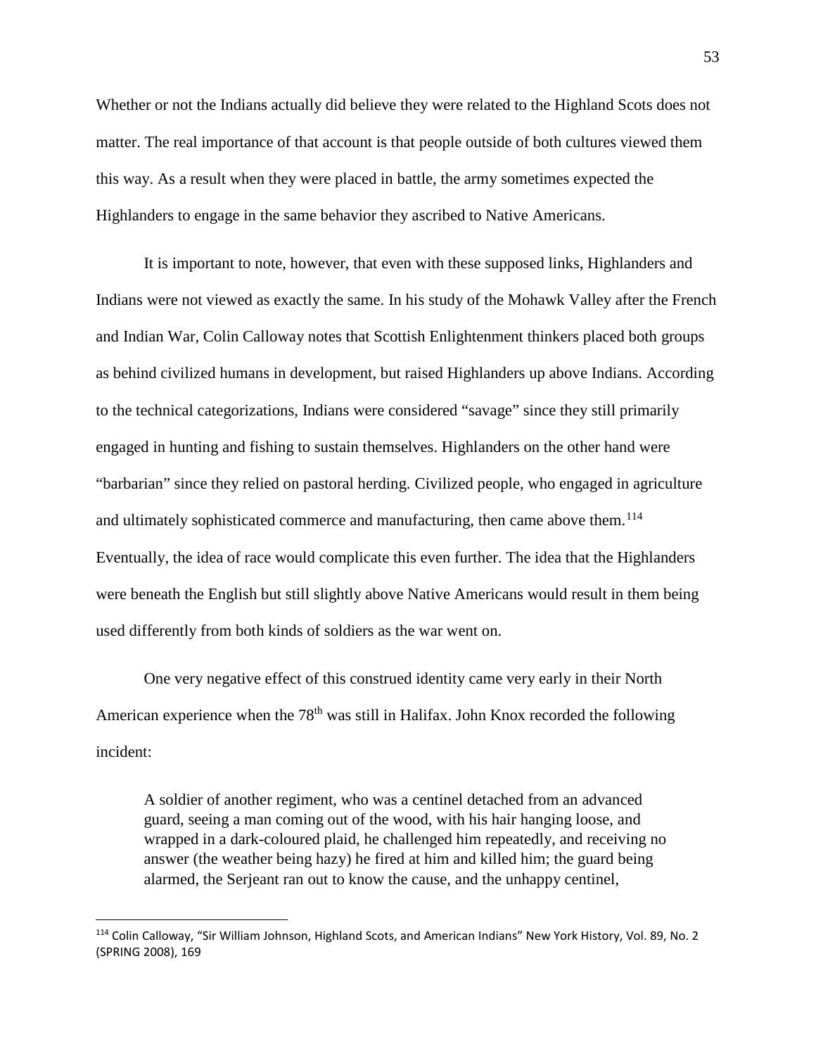Whether or not the Indians actually did believe they were related to the Highland Scots does not matter. The real importance of that account is that people outside of both cultures viewed them this way. As a result when they were placed in battle, the army sometimes expected the Highlanders to engage in the same behavior they ascribed to Native Americans.

It is important to note, however, that even with these supposed links, Highlanders and Indians were not viewed as exactly the same. In his study of the Mohawk Valley after the French and Indian War, Colin Calloway notes that Scottish Enlightenment thinkers placed both groups as behind civilized humans in development, but raised Highlanders up above Indians. According to the technical categorizations, Indians were considered "savage" since they still primarily engaged in hunting and fishing to sustain themselves. Highlanders on the other hand were "barbarian" since they relied on pastoral herding. Civilized people, who engaged in agriculture and ultimately sophisticated commerce and manufacturing, then came above them.[114] Eventually, the idea of race would complicate this even further. The idea that the Highlanders were beneath the English but still slightly above Native Americans would result in them being used differently from both kinds of soldiers as the war went on.

One very negative effect of this construed identity came very early in their North American experience when the 78th was still in Halifax. John Knox recorded the following incident:

> A soldier of another regiment, who was a centinel detached from an advanced guard, seeing a man coming out of the wood, with his hair hanging loose, and wrapped in a dark-coloured plaid, he challenged him repeatedly, and receiving no answer (the weather being hazy) he fired at him and killed him; the guard being alarmed, the Serjeant ran out to know the cause, and the unhappy centinel,

[114] Colin Calloway, "Sir William Johnson, Highland Scots, and American Indians" New York History, Vol. 89, No. 2 (SPRING 2008), 169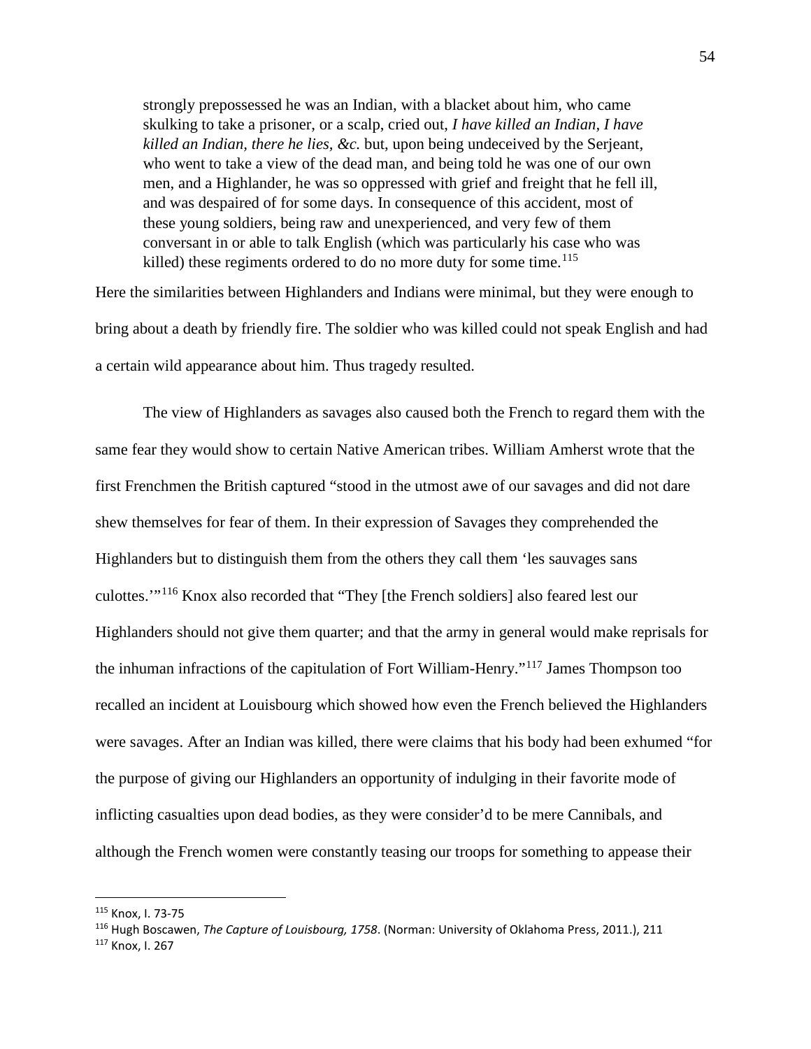> strongly prepossessed he was an Indian, with a blacket about him, who came skulking to take a prisoner, or a scalp, cried out, *I have killed an Indian, I have killed an Indian, there he lies, &c.* but, upon being undeceived by the Serjeant, who went to take a view of the dead man, and being told he was one of our own men, and a Highlander, he was so oppressed with grief and freight that he fell ill, and was despaired of for some days. In consequence of this accident, most of these young soldiers, being raw and unexperienced, and very few of them conversant in or able to talk English (which was particularly his case who was killed) these regiments ordered to do no more duty for some time.[115]

Here the similarities between Highlanders and Indians were minimal, but they were enough to bring about a death by friendly fire. The soldier who was killed could not speak English and had a certain wild appearance about him. Thus tragedy resulted.

The view of Highlanders as savages also caused both the French to regard them with the same fear they would show to certain Native American tribes. William Amherst wrote that the first Frenchmen the British captured "stood in the utmost awe of our savages and did not dare shew themselves for fear of them. In their expression of Savages they comprehended the Highlanders but to distinguish them from the others they call them 'les sauvages sans culottes.'"[116] Knox also recorded that "They [the French soldiers] also feared lest our Highlanders should not give them quarter; and that the army in general would make reprisals for the inhuman infractions of the capitulation of Fort William-Henry."[117] James Thompson too recalled an incident at Louisbourg which showed how even the French believed the Highlanders were savages. After an Indian was killed, there were claims that his body had been exhumed "for the purpose of giving our Highlanders an opportunity of indulging in their favorite mode of inflicting casualties upon dead bodies, as they were consider'd to be mere Cannibals, and although the French women were constantly teasing our troops for something to appease their

---

[115] Knox, I. 73-75

[116] Hugh Boscawen, *The Capture of Louisbourg, 1758*. (Norman: University of Oklahoma Press, 2011.), 211

[117] Knox, I. 267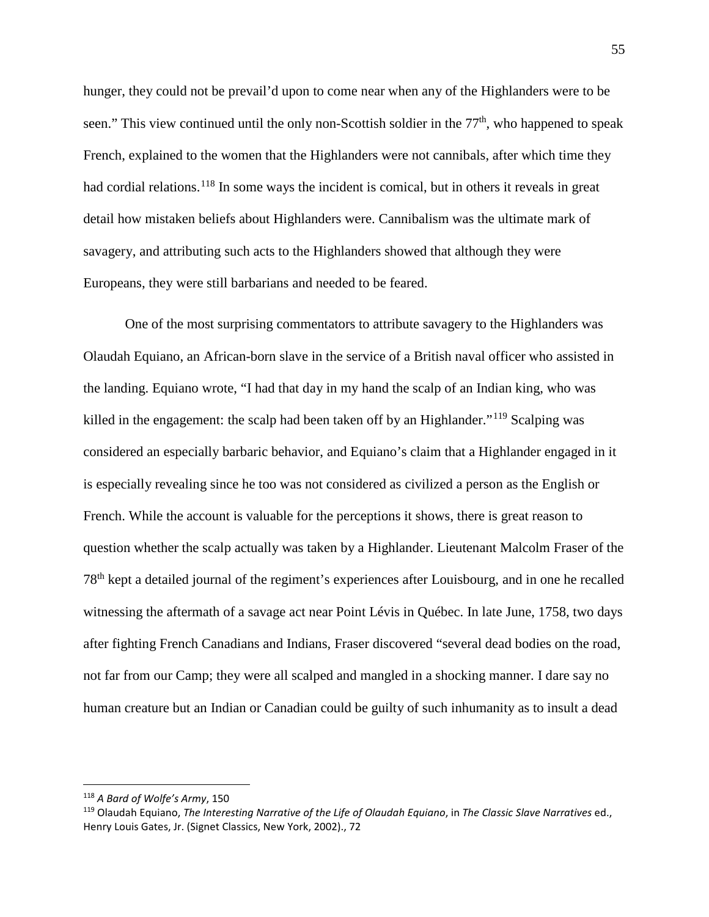hunger, they could not be prevail'd upon to come near when any of the Highlanders were to be seen." This view continued until the only non-Scottish soldier in the 77th, who happened to speak French, explained to the women that the Highlanders were not cannibals, after which time they had cordial relations.[118] In some ways the incident is comical, but in others it reveals in great detail how mistaken beliefs about Highlanders were. Cannibalism was the ultimate mark of savagery, and attributing such acts to the Highlanders showed that although they were Europeans, they were still barbarians and needed to be feared.

One of the most surprising commentators to attribute savagery to the Highlanders was Olaudah Equiano, an African-born slave in the service of a British naval officer who assisted in the landing. Equiano wrote, "I had that day in my hand the scalp of an Indian king, who was killed in the engagement: the scalp had been taken off by an Highlander."[119] Scalping was considered an especially barbaric behavior, and Equiano's claim that a Highlander engaged in it is especially revealing since he too was not considered as civilized a person as the English or French. While the account is valuable for the perceptions it shows, there is great reason to question whether the scalp actually was taken by a Highlander. Lieutenant Malcolm Fraser of the 78th kept a detailed journal of the regiment's experiences after Louisbourg, and in one he recalled witnessing the aftermath of a savage act near Point Lévis in Québec. In late June, 1758, two days after fighting French Canadians and Indians, Fraser discovered "several dead bodies on the road, not far from our Camp; they were all scalped and mangled in a shocking manner. I dare say no human creature but an Indian or Canadian could be guilty of such inhumanity as to insult a dead

---

[118] *A Bard of Wolfe's Army*, 150

[119] Olaudah Equiano, *The Interesting Narrative of the Life of Olaudah Equiano*, in *The Classic Slave Narratives* ed., Henry Louis Gates, Jr. (Signet Classics, New York, 2002)., 72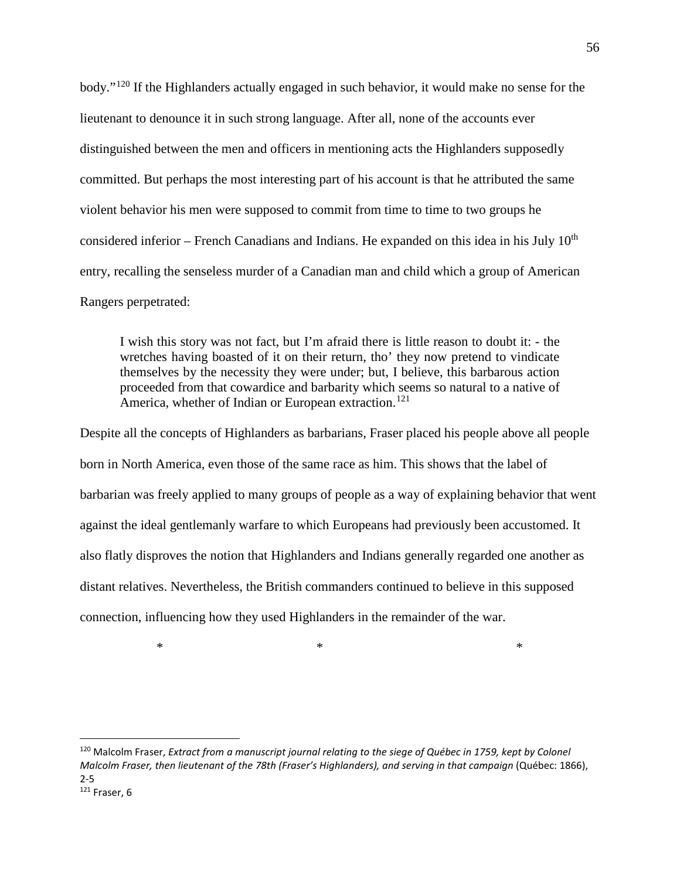body."[120] If the Highlanders actually engaged in such behavior, it would make no sense for the lieutenant to denounce it in such strong language. After all, none of the accounts ever distinguished between the men and officers in mentioning acts the Highlanders supposedly committed. But perhaps the most interesting part of his account is that he attributed the same violent behavior his men were supposed to commit from time to time to two groups he considered inferior – French Canadians and Indians. He expanded on this idea in his July 10th entry, recalling the senseless murder of a Canadian man and child which a group of American Rangers perpetrated:

> I wish this story was not fact, but I'm afraid there is little reason to doubt it: - the wretches having boasted of it on their return, tho' they now pretend to vindicate themselves by the necessity they were under; but, I believe, this barbarous action proceeded from that cowardice and barbarity which seems so natural to a native of America, whether of Indian or European extraction.[121]

Despite all the concepts of Highlanders as barbarians, Fraser placed his people above all people born in North America, even those of the same race as him. This shows that the label of barbarian was freely applied to many groups of people as a way of explaining behavior that went against the ideal gentlemanly warfare to which Europeans had previously been accustomed. It also flatly disproves the notion that Highlanders and Indians generally regarded one another as distant relatives. Nevertheless, the British commanders continued to believe in this supposed connection, influencing how they used Highlanders in the remainder of the war.

\*    \*    \*

---

[120] Malcolm Fraser, *Extract from a manuscript journal relating to the siege of Québec in 1759, kept by Colonel Malcolm Fraser, then lieutenant of the 78th (Fraser's Highlanders), and serving in that campaign* (Québec: 1866), 2-5

[121] Fraser, 6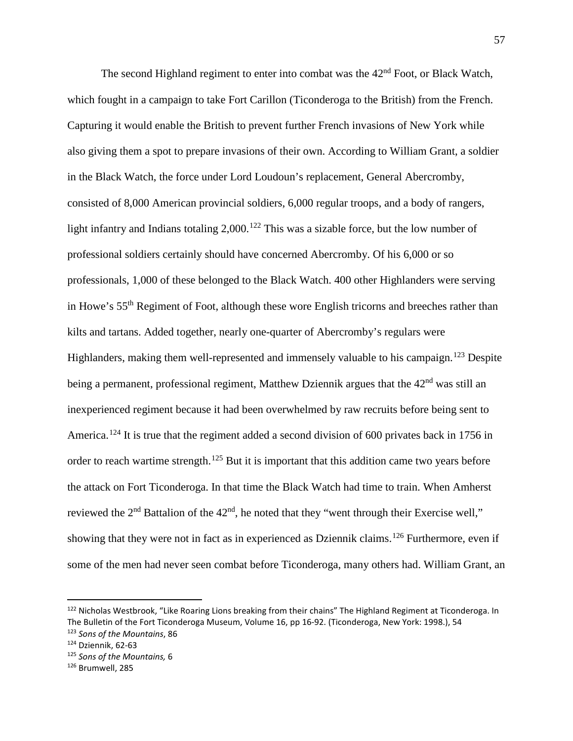The second Highland regiment to enter into combat was the 42nd Foot, or Black Watch, which fought in a campaign to take Fort Carillon (Ticonderoga to the British) from the French. Capturing it would enable the British to prevent further French invasions of New York while also giving them a spot to prepare invasions of their own. According to William Grant, a soldier in the Black Watch, the force under Lord Loudoun's replacement, General Abercromby, consisted of 8,000 American provincial soldiers, 6,000 regular troops, and a body of rangers, light infantry and Indians totaling 2,000.[122] This was a sizable force, but the low number of professional soldiers certainly should have concerned Abercromby. Of his 6,000 or so professionals, 1,000 of these belonged to the Black Watch. 400 other Highlanders were serving in Howe's 55th Regiment of Foot, although these wore English tricorns and breeches rather than kilts and tartans. Added together, nearly one-quarter of Abercromby's regulars were Highlanders, making them well-represented and immensely valuable to his campaign.[123] Despite being a permanent, professional regiment, Matthew Dziennik argues that the 42nd was still an inexperienced regiment because it had been overwhelmed by raw recruits before being sent to America.[124] It is true that the regiment added a second division of 600 privates back in 1756 in order to reach wartime strength.[125] But it is important that this addition came two years before the attack on Fort Ticonderoga. In that time the Black Watch had time to train. When Amherst reviewed the 2nd Battalion of the 42nd, he noted that they "went through their Exercise well," showing that they were not in fact as in experienced as Dziennik claims.[126] Furthermore, even if some of the men had never seen combat before Ticonderoga, many others had. William Grant, an

---

[122] Nicholas Westbrook, "Like Roaring Lions breaking from their chains" The Highland Regiment at Ticonderoga. In The Bulletin of the Fort Ticonderoga Museum, Volume 16, pp 16-92. (Ticonderoga, New York: 1998.), 54

[123] *Sons of the Mountains*, 86

[124] Dziennik, 62-63

[125] *Sons of the Mountains,* 6

[126] Brumwell, 285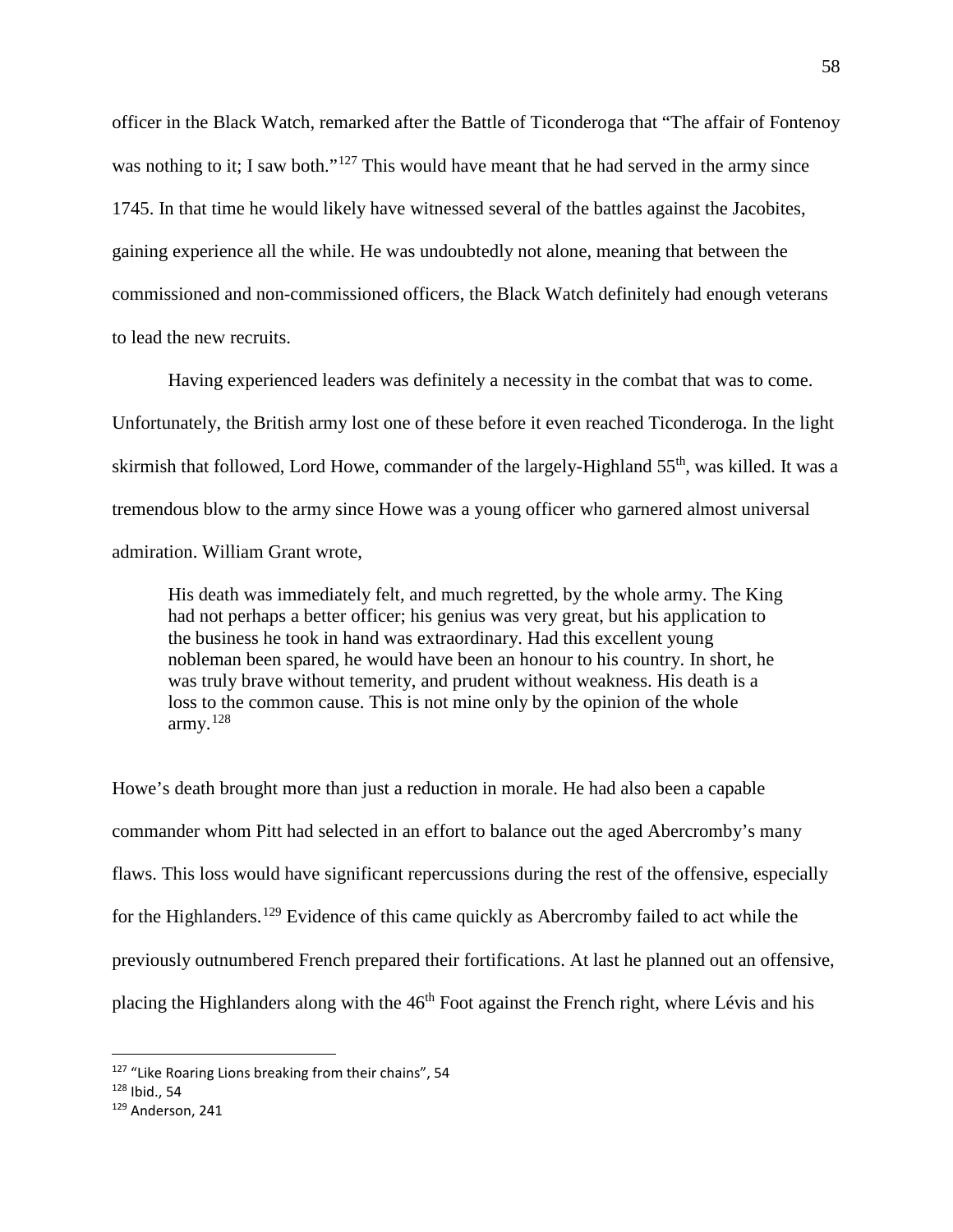officer in the Black Watch, remarked after the Battle of Ticonderoga that "The affair of Fontenoy was nothing to it; I saw both."[127] This would have meant that he had served in the army since 1745. In that time he would likely have witnessed several of the battles against the Jacobites, gaining experience all the while. He was undoubtedly not alone, meaning that between the commissioned and non-commissioned officers, the Black Watch definitely had enough veterans to lead the new recruits.

Having experienced leaders was definitely a necessity in the combat that was to come. Unfortunately, the British army lost one of these before it even reached Ticonderoga. In the light skirmish that followed, Lord Howe, commander of the largely-Highland 55th, was killed. It was a tremendous blow to the army since Howe was a young officer who garnered almost universal admiration. William Grant wrote,

> His death was immediately felt, and much regretted, by the whole army. The King had not perhaps a better officer; his genius was very great, but his application to the business he took in hand was extraordinary. Had this excellent young nobleman been spared, he would have been an honour to his country. In short, he was truly brave without temerity, and prudent without weakness. His death is a loss to the common cause. This is not mine only by the opinion of the whole army.[128]

Howe's death brought more than just a reduction in morale. He had also been a capable commander whom Pitt had selected in an effort to balance out the aged Abercromby's many flaws. This loss would have significant repercussions during the rest of the offensive, especially for the Highlanders.[129] Evidence of this came quickly as Abercromby failed to act while the previously outnumbered French prepared their fortifications. At last he planned out an offensive, placing the Highlanders along with the 46th Foot against the French right, where Lévis and his

---

[127] "Like Roaring Lions breaking from their chains", 54

[128] Ibid., 54

[129] Anderson, 241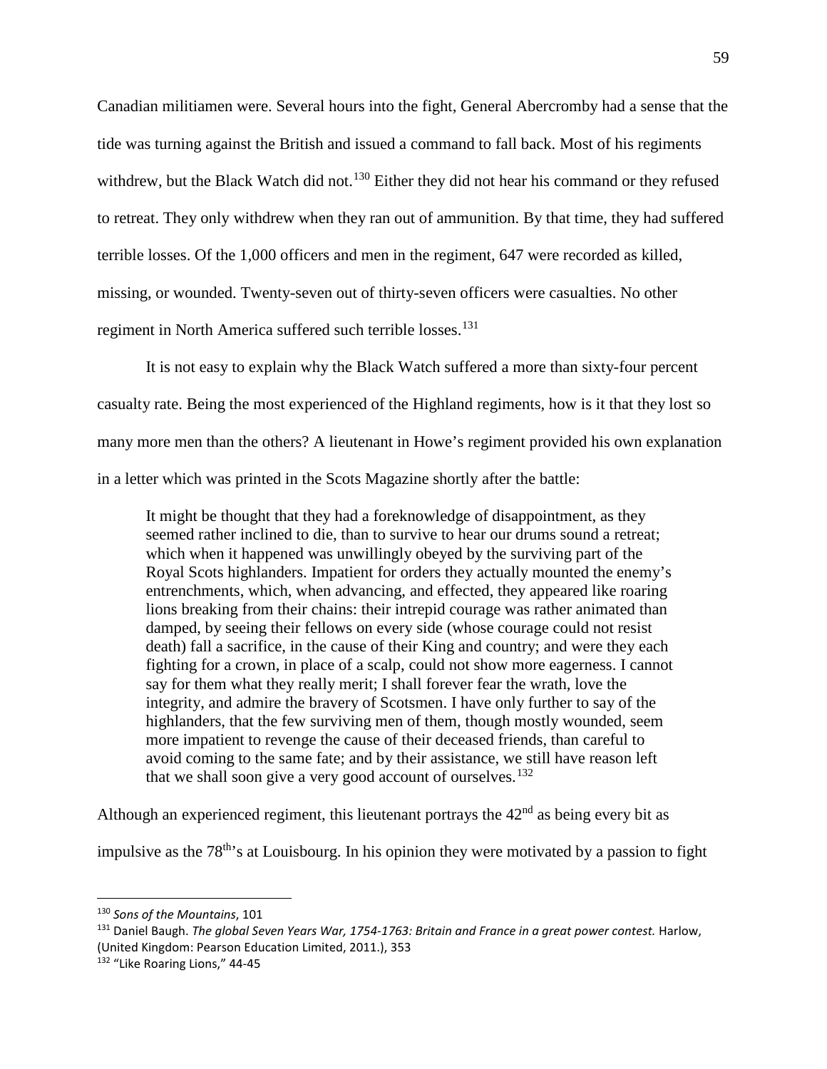Canadian militiamen were. Several hours into the fight, General Abercromby had a sense that the tide was turning against the British and issued a command to fall back. Most of his regiments withdrew, but the Black Watch did not.[130] Either they did not hear his command or they refused to retreat. They only withdrew when they ran out of ammunition. By that time, they had suffered terrible losses. Of the 1,000 officers and men in the regiment, 647 were recorded as killed, missing, or wounded. Twenty-seven out of thirty-seven officers were casualties. No other regiment in North America suffered such terrible losses.[131]

It is not easy to explain why the Black Watch suffered a more than sixty-four percent casualty rate. Being the most experienced of the Highland regiments, how is it that they lost so many more men than the others? A lieutenant in Howe's regiment provided his own explanation in a letter which was printed in the Scots Magazine shortly after the battle:

> It might be thought that they had a foreknowledge of disappointment, as they seemed rather inclined to die, than to survive to hear our drums sound a retreat; which when it happened was unwillingly obeyed by the surviving part of the Royal Scots highlanders. Impatient for orders they actually mounted the enemy's entrenchments, which, when advancing, and effected, they appeared like roaring lions breaking from their chains: their intrepid courage was rather animated than damped, by seeing their fellows on every side (whose courage could not resist death) fall a sacrifice, in the cause of their King and country; and were they each fighting for a crown, in place of a scalp, could not show more eagerness. I cannot say for them what they really merit; I shall forever fear the wrath, love the integrity, and admire the bravery of Scotsmen. I have only further to say of the highlanders, that the few surviving men of them, though mostly wounded, seem more impatient to revenge the cause of their deceased friends, than careful to avoid coming to the same fate; and by their assistance, we still have reason left that we shall soon give a very good account of ourselves.[132]

Although an experienced regiment, this lieutenant portrays the 42nd as being every bit as impulsive as the 78th's at Louisbourg. In his opinion they were motivated by a passion to fight

[130] *Sons of the Mountains*, 101

[131] Daniel Baugh. *The global Seven Years War, 1754-1763: Britain and France in a great power contest.* Harlow, (United Kingdom: Pearson Education Limited, 2011.), 353

[132] "Like Roaring Lions," 44-45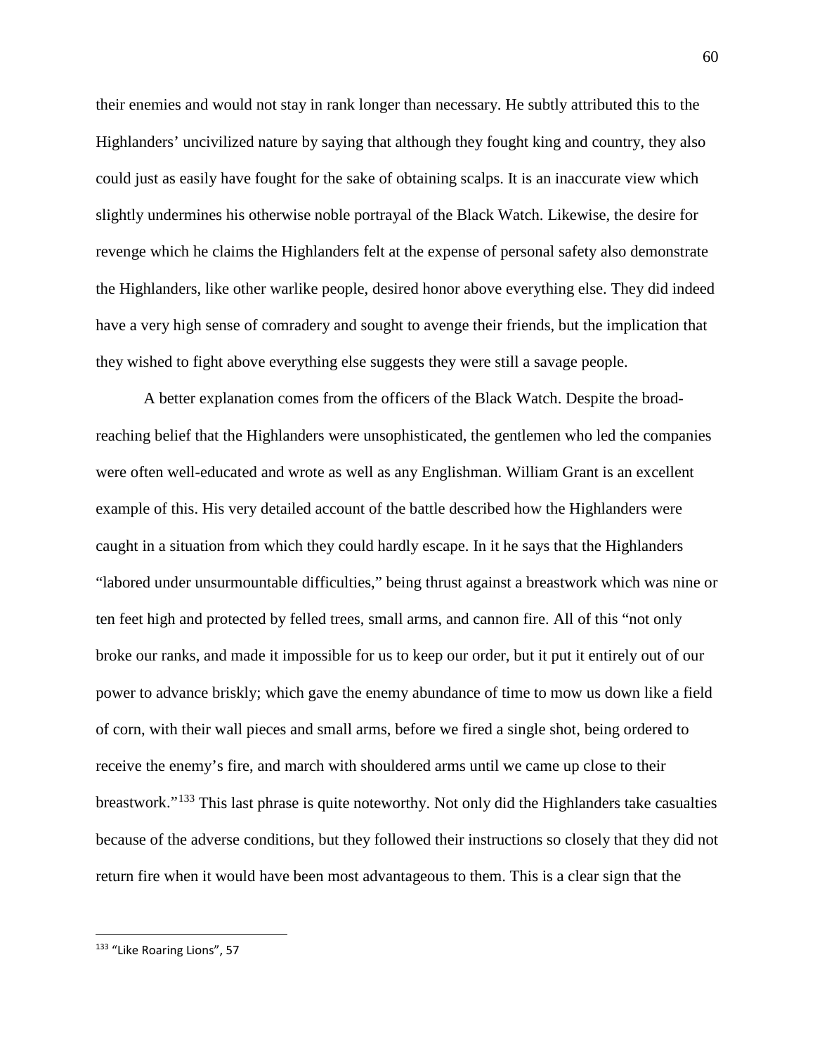their enemies and would not stay in rank longer than necessary. He subtly attributed this to the Highlanders' uncivilized nature by saying that although they fought king and country, they also could just as easily have fought for the sake of obtaining scalps. It is an inaccurate view which slightly undermines his otherwise noble portrayal of the Black Watch. Likewise, the desire for revenge which he claims the Highlanders felt at the expense of personal safety also demonstrate the Highlanders, like other warlike people, desired honor above everything else. They did indeed have a very high sense of comradery and sought to avenge their friends, but the implication that they wished to fight above everything else suggests they were still a savage people.

A better explanation comes from the officers of the Black Watch. Despite the broad-reaching belief that the Highlanders were unsophisticated, the gentlemen who led the companies were often well-educated and wrote as well as any Englishman. William Grant is an excellent example of this. His very detailed account of the battle described how the Highlanders were caught in a situation from which they could hardly escape. In it he says that the Highlanders "labored under unsurmountable difficulties," being thrust against a breastwork which was nine or ten feet high and protected by felled trees, small arms, and cannon fire. All of this "not only broke our ranks, and made it impossible for us to keep our order, but it put it entirely out of our power to advance briskly; which gave the enemy abundance of time to mow us down like a field of corn, with their wall pieces and small arms, before we fired a single shot, being ordered to receive the enemy's fire, and march with shouldered arms until we came up close to their breastwork."[133] This last phrase is quite noteworthy. Not only did the Highlanders take casualties because of the adverse conditions, but they followed their instructions so closely that they did not return fire when it would have been most advantageous to them. This is a clear sign that the

[133] "Like Roaring Lions", 57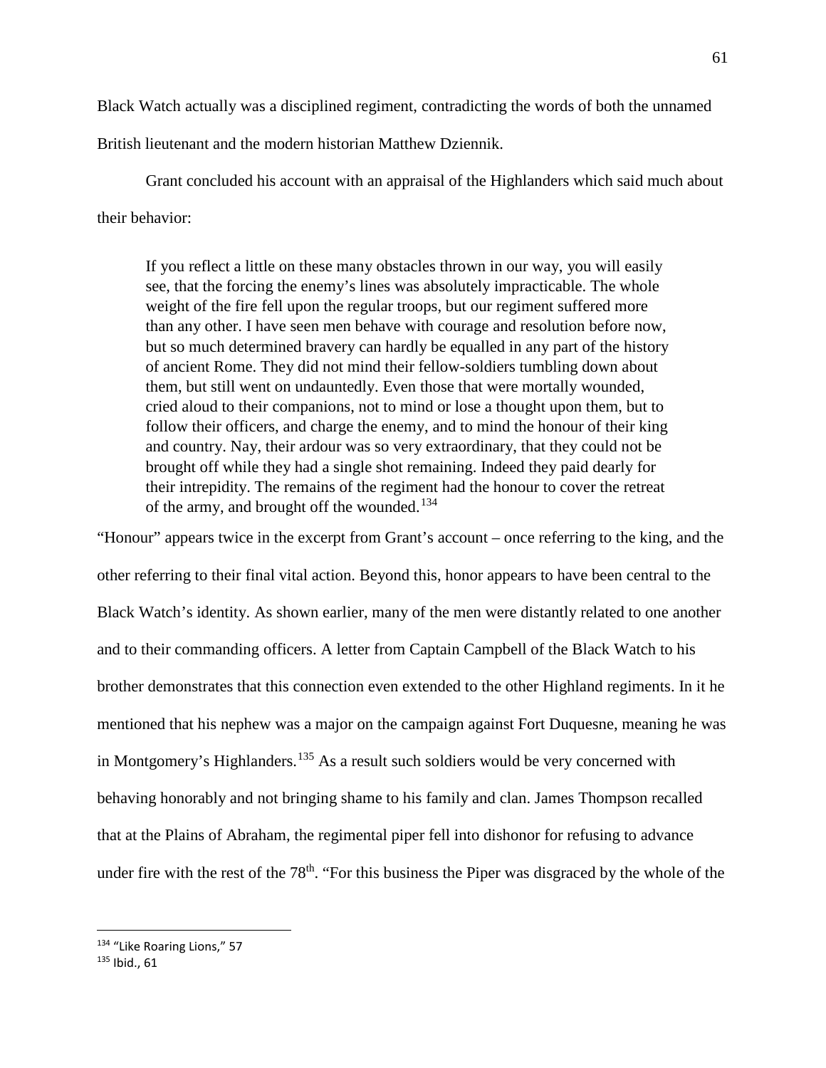Black Watch actually was a disciplined regiment, contradicting the words of both the unnamed British lieutenant and the modern historian Matthew Dziennik.

Grant concluded his account with an appraisal of the Highlanders which said much about their behavior:

> If you reflect a little on these many obstacles thrown in our way, you will easily see, that the forcing the enemy's lines was absolutely impracticable. The whole weight of the fire fell upon the regular troops, but our regiment suffered more than any other. I have seen men behave with courage and resolution before now, but so much determined bravery can hardly be equalled in any part of the history of ancient Rome. They did not mind their fellow-soldiers tumbling down about them, but still went on undauntedly. Even those that were mortally wounded, cried aloud to their companions, not to mind or lose a thought upon them, but to follow their officers, and charge the enemy, and to mind the honour of their king and country. Nay, their ardour was so very extraordinary, that they could not be brought off while they had a single shot remaining. Indeed they paid dearly for their intrepidity. The remains of the regiment had the honour to cover the retreat of the army, and brought off the wounded.[134]

"Honour" appears twice in the excerpt from Grant's account – once referring to the king, and the other referring to their final vital action. Beyond this, honor appears to have been central to the Black Watch's identity. As shown earlier, many of the men were distantly related to one another and to their commanding officers. A letter from Captain Campbell of the Black Watch to his brother demonstrates that this connection even extended to the other Highland regiments. In it he mentioned that his nephew was a major on the campaign against Fort Duquesne, meaning he was in Montgomery's Highlanders.[135] As a result such soldiers would be very concerned with behaving honorably and not bringing shame to his family and clan. James Thompson recalled that at the Plains of Abraham, the regimental piper fell into dishonor for refusing to advance under fire with the rest of the 78th. "For this business the Piper was disgraced by the whole of the

---

[134] "Like Roaring Lions," 57

[135] Ibid., 61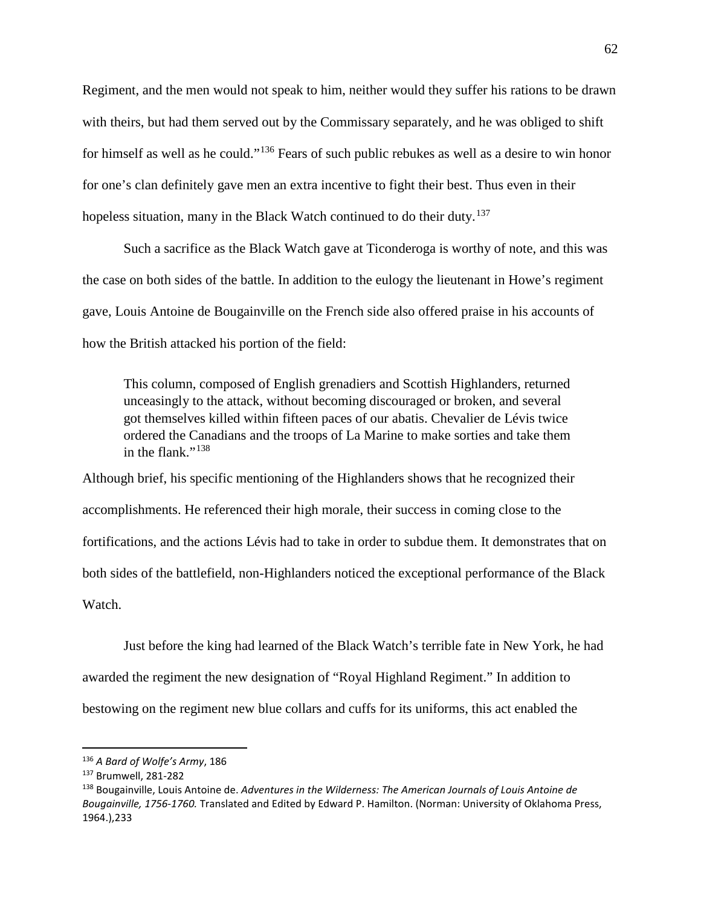Regiment, and the men would not speak to him, neither would they suffer his rations to be drawn with theirs, but had them served out by the Commissary separately, and he was obliged to shift for himself as well as he could."[136] Fears of such public rebukes as well as a desire to win honor for one's clan definitely gave men an extra incentive to fight their best. Thus even in their hopeless situation, many in the Black Watch continued to do their duty.[137]

Such a sacrifice as the Black Watch gave at Ticonderoga is worthy of note, and this was the case on both sides of the battle. In addition to the eulogy the lieutenant in Howe's regiment gave, Louis Antoine de Bougainville on the French side also offered praise in his accounts of how the British attacked his portion of the field:

> This column, composed of English grenadiers and Scottish Highlanders, returned unceasingly to the attack, without becoming discouraged or broken, and several got themselves killed within fifteen paces of our abatis. Chevalier de Lévis twice ordered the Canadians and the troops of La Marine to make sorties and take them in the flank."[138]

Although brief, his specific mentioning of the Highlanders shows that he recognized their accomplishments. He referenced their high morale, their success in coming close to the fortifications, and the actions Lévis had to take in order to subdue them. It demonstrates that on both sides of the battlefield, non-Highlanders noticed the exceptional performance of the Black Watch.

Just before the king had learned of the Black Watch's terrible fate in New York, he had awarded the regiment the new designation of "Royal Highland Regiment." In addition to bestowing on the regiment new blue collars and cuffs for its uniforms, this act enabled the

---

[136] *A Bard of Wolfe's Army*, 186

[137] Brumwell, 281-282

[138] Bougainville, Louis Antoine de. *Adventures in the Wilderness: The American Journals of Louis Antoine de Bougainville, 1756-1760.* Translated and Edited by Edward P. Hamilton. (Norman: University of Oklahoma Press, 1964.),233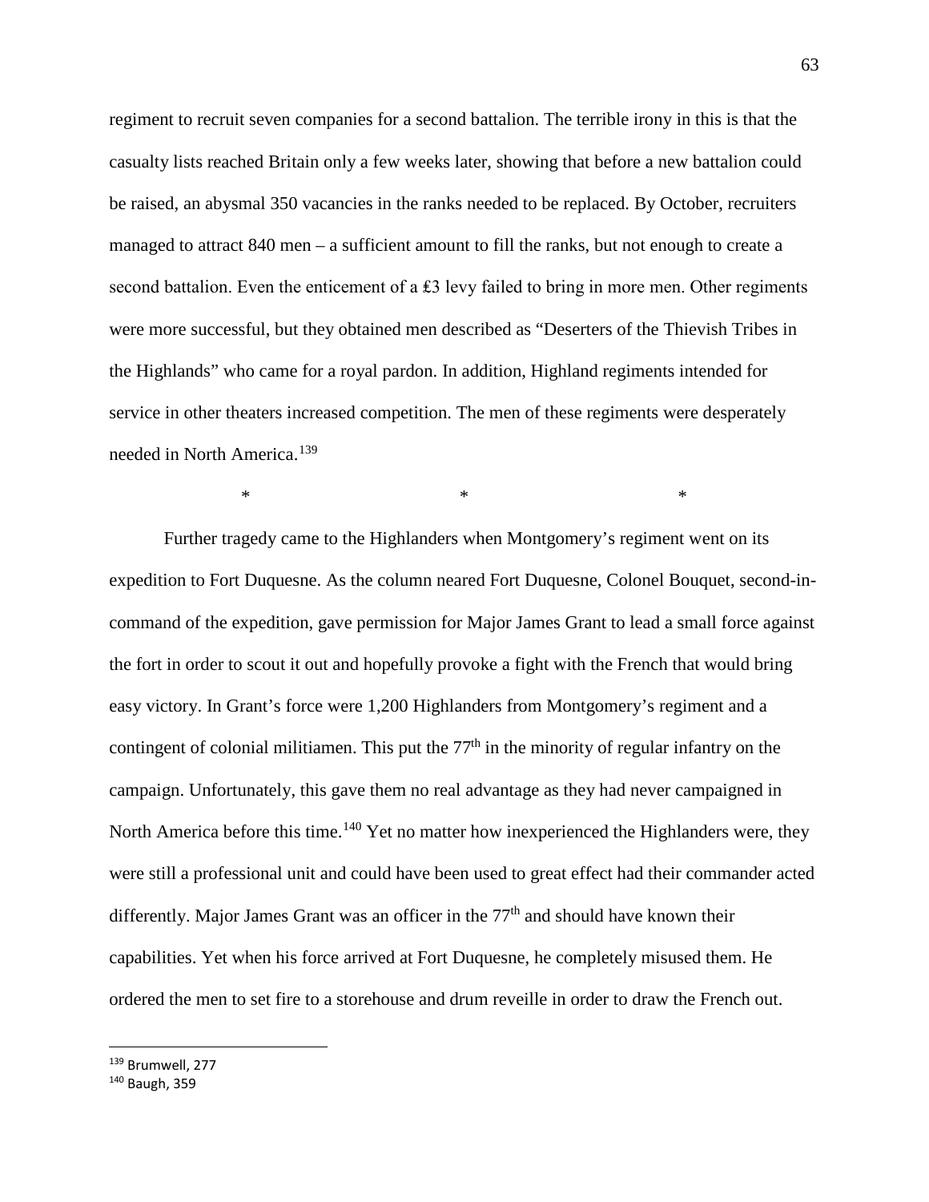regiment to recruit seven companies for a second battalion. The terrible irony in this is that the casualty lists reached Britain only a few weeks later, showing that before a new battalion could be raised, an abysmal 350 vacancies in the ranks needed to be replaced. By October, recruiters managed to attract 840 men – a sufficient amount to fill the ranks, but not enough to create a second battalion. Even the enticement of a ₤3 levy failed to bring in more men. Other regiments were more successful, but they obtained men described as "Deserters of the Thievish Tribes in the Highlands" who came for a royal pardon. In addition, Highland regiments intended for service in other theaters increased competition. The men of these regiments were desperately needed in North America.[139]

\* \* \*

Further tragedy came to the Highlanders when Montgomery's regiment went on its expedition to Fort Duquesne. As the column neared Fort Duquesne, Colonel Bouquet, second-in-command of the expedition, gave permission for Major James Grant to lead a small force against the fort in order to scout it out and hopefully provoke a fight with the French that would bring easy victory. In Grant's force were 1,200 Highlanders from Montgomery's regiment and a contingent of colonial militiamen. This put the 77th in the minority of regular infantry on the campaign. Unfortunately, this gave them no real advantage as they had never campaigned in North America before this time.[140] Yet no matter how inexperienced the Highlanders were, they were still a professional unit and could have been used to great effect had their commander acted differently. Major James Grant was an officer in the 77th and should have known their capabilities. Yet when his force arrived at Fort Duquesne, he completely misused them. He ordered the men to set fire to a storehouse and drum reveille in order to draw the French out.

[139] Brumwell, 277

[140] Baugh, 359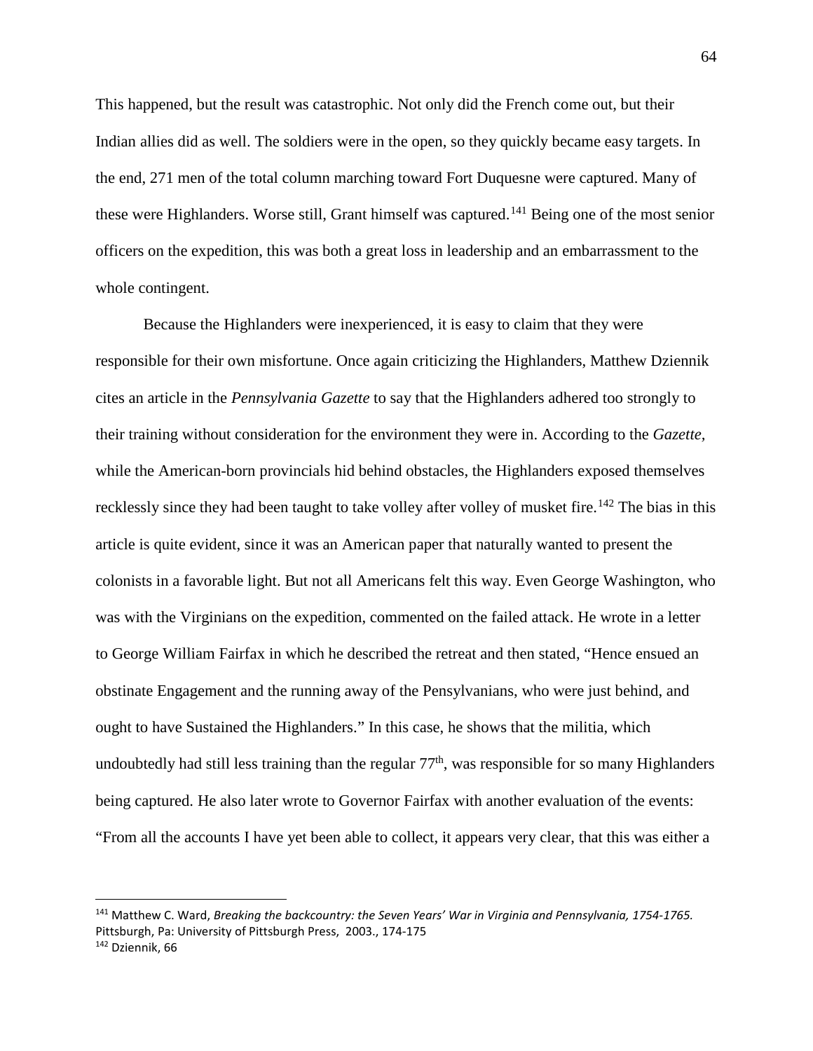This happened, but the result was catastrophic. Not only did the French come out, but their Indian allies did as well. The soldiers were in the open, so they quickly became easy targets. In the end, 271 men of the total column marching toward Fort Duquesne were captured. Many of these were Highlanders. Worse still, Grant himself was captured.[141] Being one of the most senior officers on the expedition, this was both a great loss in leadership and an embarrassment to the whole contingent.

Because the Highlanders were inexperienced, it is easy to claim that they were responsible for their own misfortune. Once again criticizing the Highlanders, Matthew Dziennik cites an article in the *Pennsylvania Gazette* to say that the Highlanders adhered too strongly to their training without consideration for the environment they were in. According to the *Gazette,* while the American-born provincials hid behind obstacles, the Highlanders exposed themselves recklessly since they had been taught to take volley after volley of musket fire.[142] The bias in this article is quite evident, since it was an American paper that naturally wanted to present the colonists in a favorable light. But not all Americans felt this way. Even George Washington, who was with the Virginians on the expedition, commented on the failed attack. He wrote in a letter to George William Fairfax in which he described the retreat and then stated, "Hence ensued an obstinate Engagement and the running away of the Pensylvanians, who were just behind, and ought to have Sustained the Highlanders." In this case, he shows that the militia, which undoubtedly had still less training than the regular 77th, was responsible for so many Highlanders being captured. He also later wrote to Governor Fairfax with another evaluation of the events: "From all the accounts I have yet been able to collect, it appears very clear, that this was either a

---

[141] Matthew C. Ward, *Breaking the backcountry: the Seven Years' War in Virginia and Pennsylvania, 1754-1765.* Pittsburgh, Pa: University of Pittsburgh Press, 2003., 174-175

[142] Dziennik, 66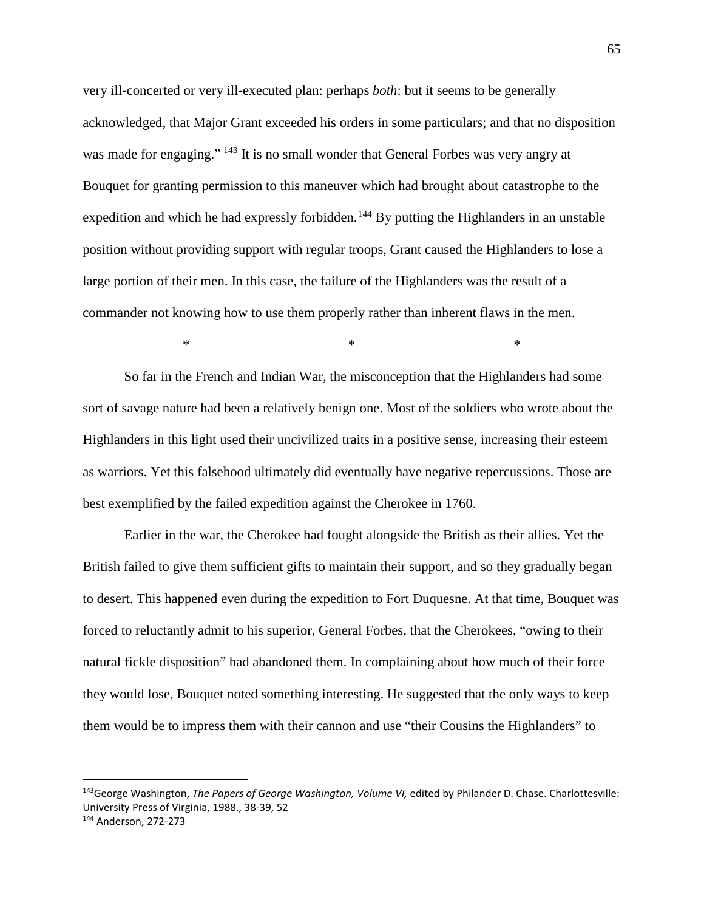very ill-concerted or very ill-executed plan: perhaps *both*: but it seems to be generally acknowledged, that Major Grant exceeded his orders in some particulars; and that no disposition was made for engaging." [143] It is no small wonder that General Forbes was very angry at Bouquet for granting permission to this maneuver which had brought about catastrophe to the expedition and which he had expressly forbidden.[144] By putting the Highlanders in an unstable position without providing support with regular troops, Grant caused the Highlanders to lose a large portion of their men. In this case, the failure of the Highlanders was the result of a commander not knowing how to use them properly rather than inherent flaws in the men.

\* \* \*

So far in the French and Indian War, the misconception that the Highlanders had some sort of savage nature had been a relatively benign one. Most of the soldiers who wrote about the Highlanders in this light used their uncivilized traits in a positive sense, increasing their esteem as warriors. Yet this falsehood ultimately did eventually have negative repercussions. Those are best exemplified by the failed expedition against the Cherokee in 1760.

Earlier in the war, the Cherokee had fought alongside the British as their allies. Yet the British failed to give them sufficient gifts to maintain their support, and so they gradually began to desert. This happened even during the expedition to Fort Duquesne. At that time, Bouquet was forced to reluctantly admit to his superior, General Forbes, that the Cherokees, "owing to their natural fickle disposition" had abandoned them. In complaining about how much of their force they would lose, Bouquet noted something interesting. He suggested that the only ways to keep them would be to impress them with their cannon and use "their Cousins the Highlanders" to

---

[143] George Washington, *The Papers of George Washington, Volume VI,* edited by Philander D. Chase. Charlottesville: University Press of Virginia, 1988., 38-39, 52

[144] Anderson, 272-273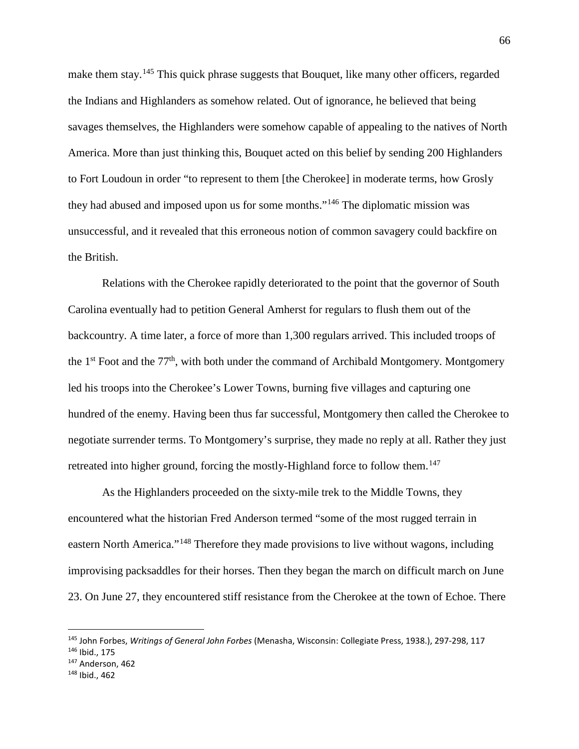make them stay.[145] This quick phrase suggests that Bouquet, like many other officers, regarded the Indians and Highlanders as somehow related. Out of ignorance, he believed that being savages themselves, the Highlanders were somehow capable of appealing to the natives of North America. More than just thinking this, Bouquet acted on this belief by sending 200 Highlanders to Fort Loudoun in order "to represent to them [the Cherokee] in moderate terms, how Grosly they had abused and imposed upon us for some months."[146] The diplomatic mission was unsuccessful, and it revealed that this erroneous notion of common savagery could backfire on the British.

Relations with the Cherokee rapidly deteriorated to the point that the governor of South Carolina eventually had to petition General Amherst for regulars to flush them out of the backcountry. A time later, a force of more than 1,300 regulars arrived. This included troops of the 1st Foot and the 77th, with both under the command of Archibald Montgomery. Montgomery led his troops into the Cherokee's Lower Towns, burning five villages and capturing one hundred of the enemy. Having been thus far successful, Montgomery then called the Cherokee to negotiate surrender terms. To Montgomery's surprise, they made no reply at all. Rather they just retreated into higher ground, forcing the mostly-Highland force to follow them.[147]

As the Highlanders proceeded on the sixty-mile trek to the Middle Towns, they encountered what the historian Fred Anderson termed "some of the most rugged terrain in eastern North America."[148] Therefore they made provisions to live without wagons, including improvising packsaddles for their horses. Then they began the march on difficult march on June 23. On June 27, they encountered stiff resistance from the Cherokee at the town of Echoe. There

---

[145] John Forbes, *Writings of General John Forbes* (Menasha, Wisconsin: Collegiate Press, 1938.), 297-298, 117

[146] Ibid., 175

[147] Anderson, 462

[148] Ibid., 462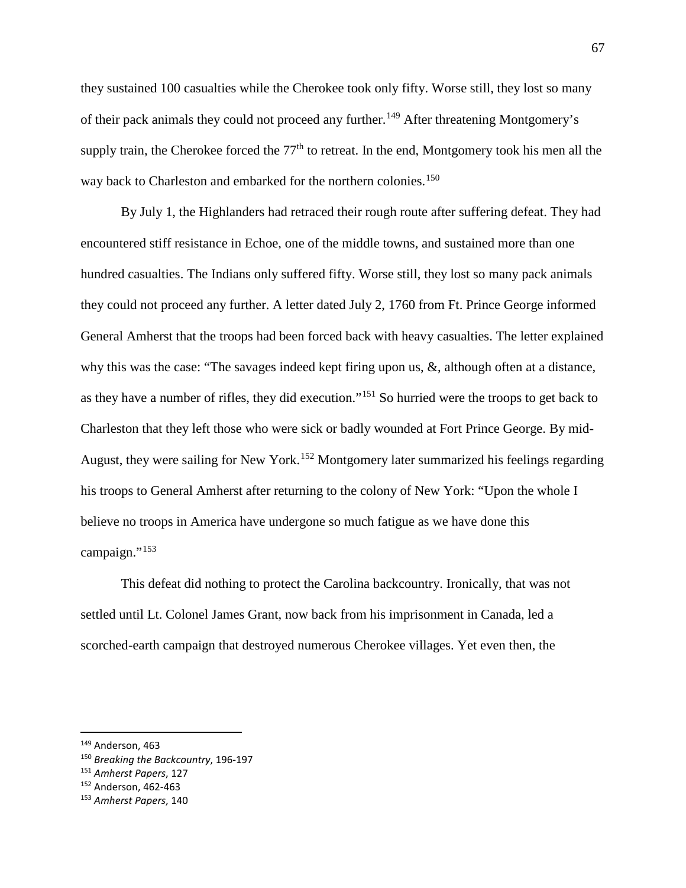they sustained 100 casualties while the Cherokee took only fifty. Worse still, they lost so many of their pack animals they could not proceed any further.[149] After threatening Montgomery's supply train, the Cherokee forced the 77$^{th}$ to retreat. In the end, Montgomery took his men all the way back to Charleston and embarked for the northern colonies.[150]

By July 1, the Highlanders had retraced their rough route after suffering defeat. They had encountered stiff resistance in Echoe, one of the middle towns, and sustained more than one hundred casualties. The Indians only suffered fifty. Worse still, they lost so many pack animals they could not proceed any further. A letter dated July 2, 1760 from Ft. Prince George informed General Amherst that the troops had been forced back with heavy casualties. The letter explained why this was the case: "The savages indeed kept firing upon us, &, although often at a distance, as they have a number of rifles, they did execution."[151] So hurried were the troops to get back to Charleston that they left those who were sick or badly wounded at Fort Prince George. By mid-August, they were sailing for New York.[152] Montgomery later summarized his feelings regarding his troops to General Amherst after returning to the colony of New York: "Upon the whole I believe no troops in America have undergone so much fatigue as we have done this campaign."[153]

This defeat did nothing to protect the Carolina backcountry. Ironically, that was not settled until Lt. Colonel James Grant, now back from his imprisonment in Canada, led a scorched-earth campaign that destroyed numerous Cherokee villages. Yet even then, the

---

[149] Anderson, 463

[150] *Breaking the Backcountry*, 196-197

[151] *Amherst Papers*, 127

[152] Anderson, 462-463

[153] *Amherst Papers*, 140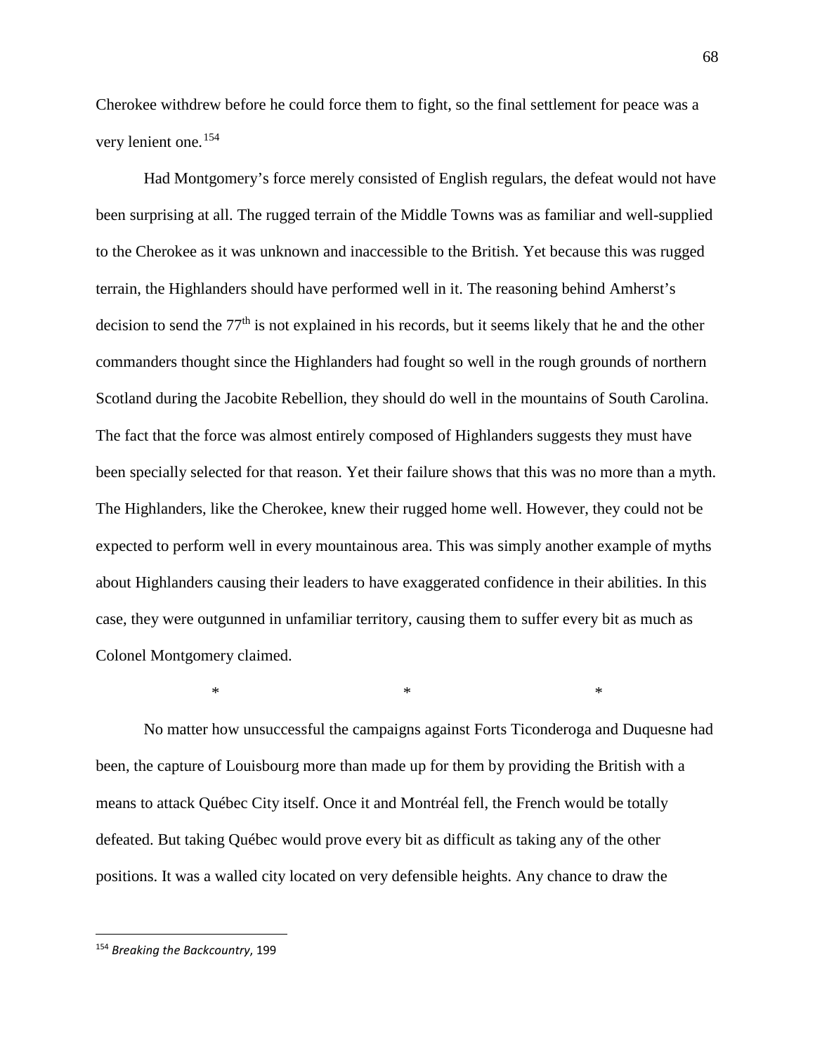Cherokee withdrew before he could force them to fight, so the final settlement for peace was a very lenient one.[154]

Had Montgomery's force merely consisted of English regulars, the defeat would not have been surprising at all. The rugged terrain of the Middle Towns was as familiar and well-supplied to the Cherokee as it was unknown and inaccessible to the British. Yet because this was rugged terrain, the Highlanders should have performed well in it. The reasoning behind Amherst's decision to send the 77th is not explained in his records, but it seems likely that he and the other commanders thought since the Highlanders had fought so well in the rough grounds of northern Scotland during the Jacobite Rebellion, they should do well in the mountains of South Carolina. The fact that the force was almost entirely composed of Highlanders suggests they must have been specially selected for that reason. Yet their failure shows that this was no more than a myth. The Highlanders, like the Cherokee, knew their rugged home well. However, they could not be expected to perform well in every mountainous area. This was simply another example of myths about Highlanders causing their leaders to have exaggerated confidence in their abilities. In this case, they were outgunned in unfamiliar territory, causing them to suffer every bit as much as Colonel Montgomery claimed.

\*　　　　\*　　　　\*

No matter how unsuccessful the campaigns against Forts Ticonderoga and Duquesne had been, the capture of Louisbourg more than made up for them by providing the British with a means to attack Québec City itself. Once it and Montréal fell, the French would be totally defeated. But taking Québec would prove every bit as difficult as taking any of the other positions. It was a walled city located on very defensible heights. Any chance to draw the

---

[154] *Breaking the Backcountry*, 199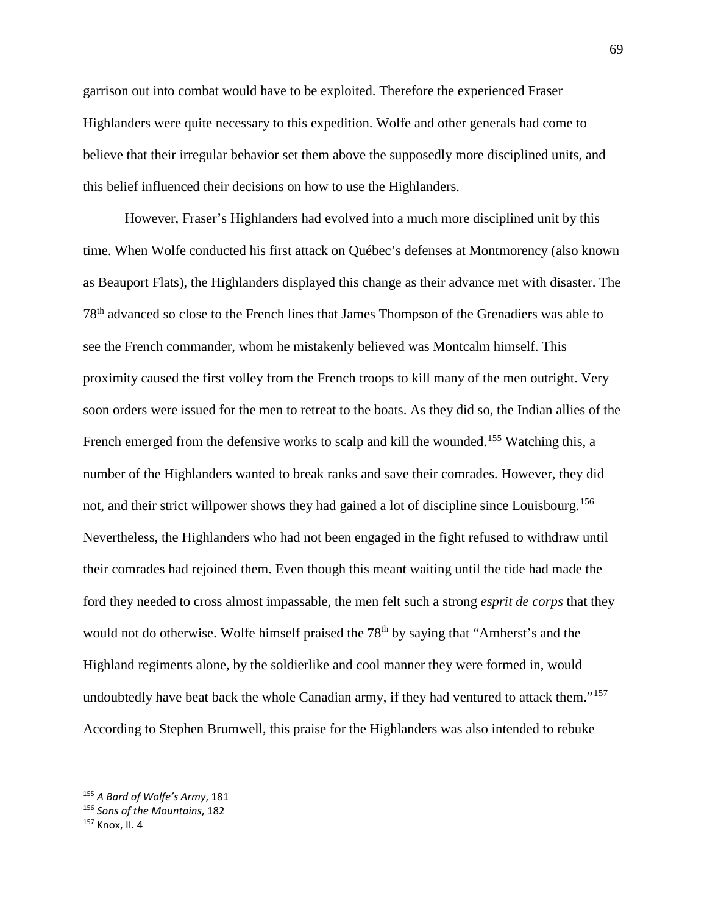garrison out into combat would have to be exploited. Therefore the experienced Fraser Highlanders were quite necessary to this expedition. Wolfe and other generals had come to believe that their irregular behavior set them above the supposedly more disciplined units, and this belief influenced their decisions on how to use the Highlanders.

However, Fraser's Highlanders had evolved into a much more disciplined unit by this time. When Wolfe conducted his first attack on Québec's defenses at Montmorency (also known as Beauport Flats), the Highlanders displayed this change as their advance met with disaster. The 78th advanced so close to the French lines that James Thompson of the Grenadiers was able to see the French commander, whom he mistakenly believed was Montcalm himself. This proximity caused the first volley from the French troops to kill many of the men outright. Very soon orders were issued for the men to retreat to the boats. As they did so, the Indian allies of the French emerged from the defensive works to scalp and kill the wounded.[155] Watching this, a number of the Highlanders wanted to break ranks and save their comrades. However, they did not, and their strict willpower shows they had gained a lot of discipline since Louisbourg.[156] Nevertheless, the Highlanders who had not been engaged in the fight refused to withdraw until their comrades had rejoined them. Even though this meant waiting until the tide had made the ford they needed to cross almost impassable, the men felt such a strong *esprit de corps* that they would not do otherwise. Wolfe himself praised the 78th by saying that "Amherst's and the Highland regiments alone, by the soldierlike and cool manner they were formed in, would undoubtedly have beat back the whole Canadian army, if they had ventured to attack them."[157] According to Stephen Brumwell, this praise for the Highlanders was also intended to rebuke

---

[155] *A Bard of Wolfe's Army*, 181

[156] *Sons of the Mountains*, 182

[157] Knox, II. 4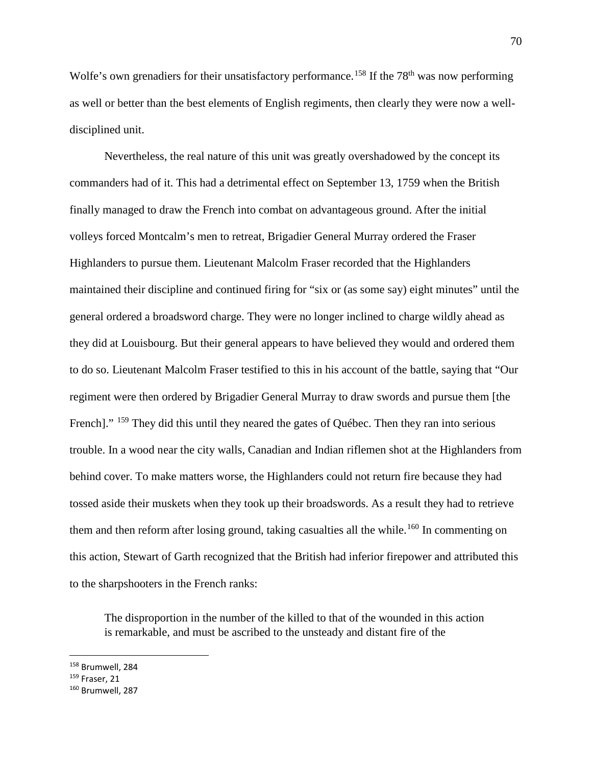Wolfe's own grenadiers for their unsatisfactory performance.[158] If the 78th was now performing as well or better than the best elements of English regiments, then clearly they were now a well-disciplined unit.

Nevertheless, the real nature of this unit was greatly overshadowed by the concept its commanders had of it. This had a detrimental effect on September 13, 1759 when the British finally managed to draw the French into combat on advantageous ground. After the initial volleys forced Montcalm's men to retreat, Brigadier General Murray ordered the Fraser Highlanders to pursue them. Lieutenant Malcolm Fraser recorded that the Highlanders maintained their discipline and continued firing for "six or (as some say) eight minutes" until the general ordered a broadsword charge. They were no longer inclined to charge wildly ahead as they did at Louisbourg. But their general appears to have believed they would and ordered them to do so. Lieutenant Malcolm Fraser testified to this in his account of the battle, saying that "Our regiment were then ordered by Brigadier General Murray to draw swords and pursue them [the French]." [159] They did this until they neared the gates of Québec. Then they ran into serious trouble. In a wood near the city walls, Canadian and Indian riflemen shot at the Highlanders from behind cover. To make matters worse, the Highlanders could not return fire because they had tossed aside their muskets when they took up their broadswords. As a result they had to retrieve them and then reform after losing ground, taking casualties all the while.[160] In commenting on this action, Stewart of Garth recognized that the British had inferior firepower and attributed this to the sharpshooters in the French ranks:

> The disproportion in the number of the killed to that of the wounded in this action is remarkable, and must be ascribed to the unsteady and distant fire of the

---

[158] Brumwell, 284

[159] Fraser, 21

[160] Brumwell, 287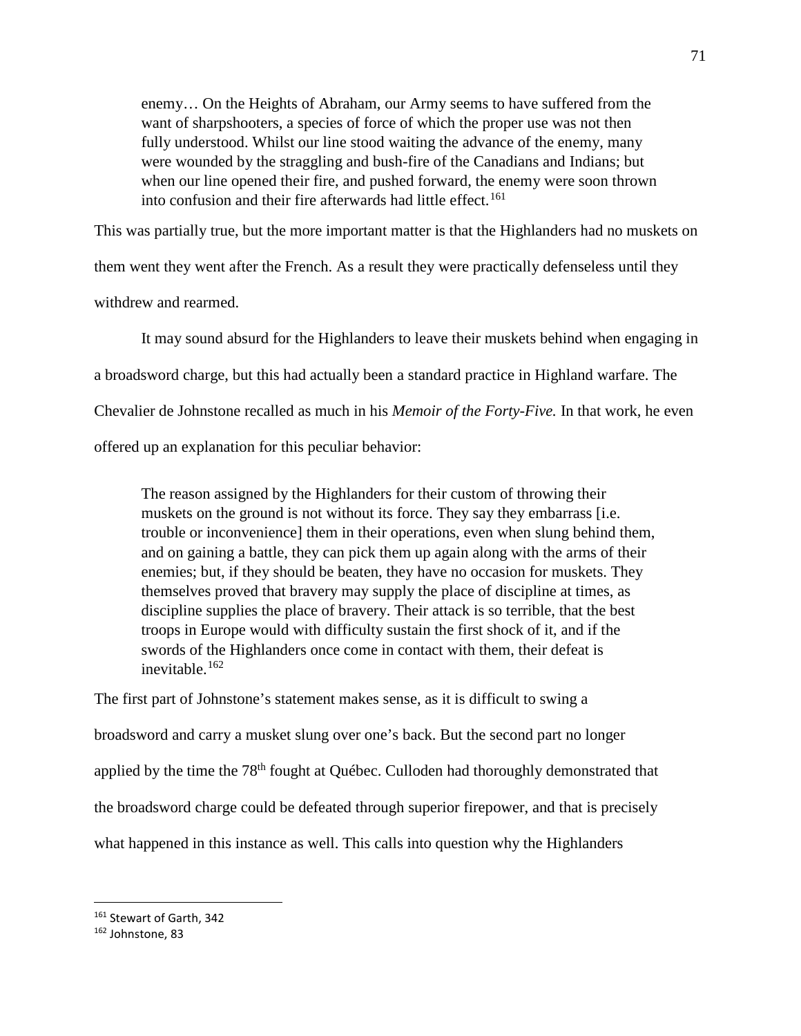> enemy… On the Heights of Abraham, our Army seems to have suffered from the want of sharpshooters, a species of force of which the proper use was not then fully understood. Whilst our line stood waiting the advance of the enemy, many were wounded by the straggling and bush-fire of the Canadians and Indians; but when our line opened their fire, and pushed forward, the enemy were soon thrown into confusion and their fire afterwards had little effect.[161]

This was partially true, but the more important matter is that the Highlanders had no muskets on them went they went after the French. As a result they were practically defenseless until they withdrew and rearmed.

It may sound absurd for the Highlanders to leave their muskets behind when engaging in a broadsword charge, but this had actually been a standard practice in Highland warfare. The Chevalier de Johnstone recalled as much in his *Memoir of the Forty-Five.* In that work, he even offered up an explanation for this peculiar behavior:

> The reason assigned by the Highlanders for their custom of throwing their muskets on the ground is not without its force. They say they embarrass [i.e. trouble or inconvenience] them in their operations, even when slung behind them, and on gaining a battle, they can pick them up again along with the arms of their enemies; but, if they should be beaten, they have no occasion for muskets. They themselves proved that bravery may supply the place of discipline at times, as discipline supplies the place of bravery. Their attack is so terrible, that the best troops in Europe would with difficulty sustain the first shock of it, and if the swords of the Highlanders once come in contact with them, their defeat is inevitable.[162]

The first part of Johnstone's statement makes sense, as it is difficult to swing a broadsword and carry a musket slung over one's back. But the second part no longer applied by the time the 78th fought at Québec. Culloden had thoroughly demonstrated that the broadsword charge could be defeated through superior firepower, and that is precisely what happened in this instance as well. This calls into question why the Highlanders

---

[161] Stewart of Garth, 342

[162] Johnstone, 83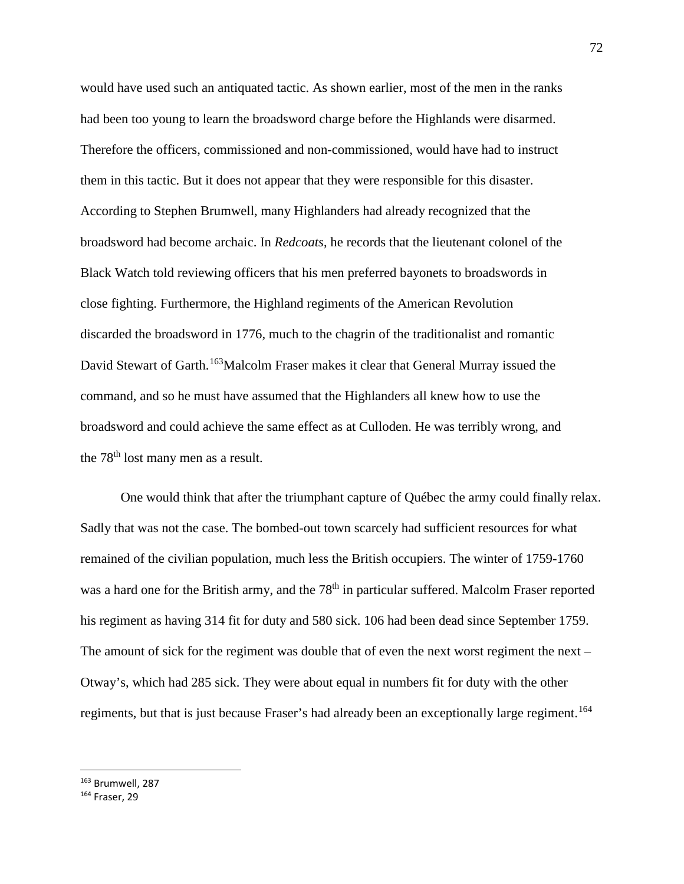would have used such an antiquated tactic. As shown earlier, most of the men in the ranks had been too young to learn the broadsword charge before the Highlands were disarmed. Therefore the officers, commissioned and non-commissioned, would have had to instruct them in this tactic. But it does not appear that they were responsible for this disaster. According to Stephen Brumwell, many Highlanders had already recognized that the broadsword had become archaic. In *Redcoats*, he records that the lieutenant colonel of the Black Watch told reviewing officers that his men preferred bayonets to broadswords in close fighting. Furthermore, the Highland regiments of the American Revolution discarded the broadsword in 1776, much to the chagrin of the traditionalist and romantic David Stewart of Garth.[163] Malcolm Fraser makes it clear that General Murray issued the command, and so he must have assumed that the Highlanders all knew how to use the broadsword and could achieve the same effect as at Culloden. He was terribly wrong, and the 78th lost many men as a result.

One would think that after the triumphant capture of Québec the army could finally relax. Sadly that was not the case. The bombed-out town scarcely had sufficient resources for what remained of the civilian population, much less the British occupiers. The winter of 1759-1760 was a hard one for the British army, and the 78th in particular suffered. Malcolm Fraser reported his regiment as having 314 fit for duty and 580 sick. 106 had been dead since September 1759. The amount of sick for the regiment was double that of even the next worst regiment the next – Otway's, which had 285 sick. They were about equal in numbers fit for duty with the other regiments, but that is just because Fraser's had already been an exceptionally large regiment.[164]

---

[163] Brumwell, 287

[164] Fraser, 29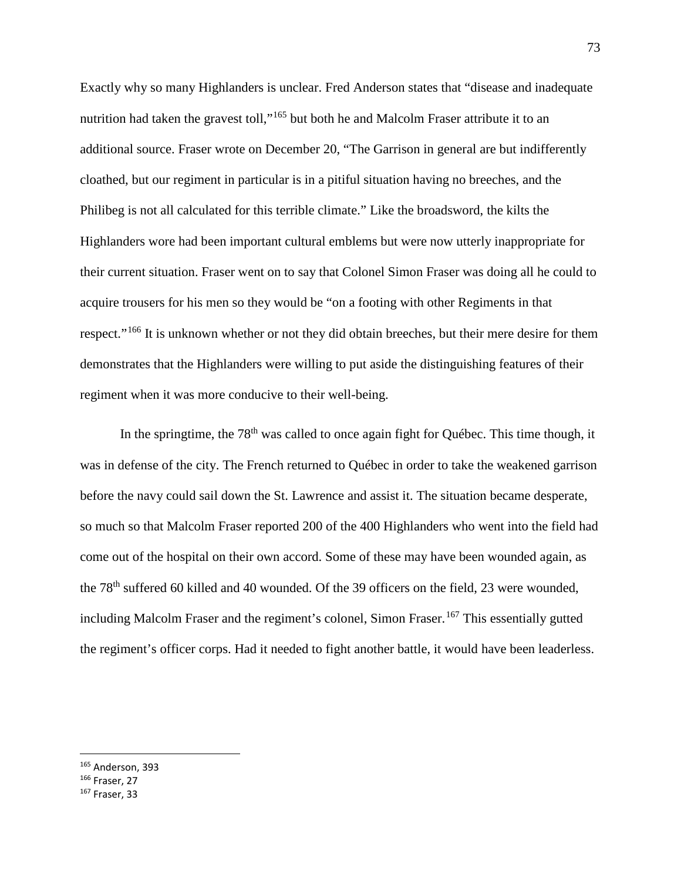Exactly why so many Highlanders is unclear. Fred Anderson states that "disease and inadequate nutrition had taken the gravest toll,"[165] but both he and Malcolm Fraser attribute it to an additional source. Fraser wrote on December 20, "The Garrison in general are but indifferently cloathed, but our regiment in particular is in a pitiful situation having no breeches, and the Philibeg is not all calculated for this terrible climate." Like the broadsword, the kilts the Highlanders wore had been important cultural emblems but were now utterly inappropriate for their current situation. Fraser went on to say that Colonel Simon Fraser was doing all he could to acquire trousers for his men so they would be "on a footing with other Regiments in that respect."[166] It is unknown whether or not they did obtain breeches, but their mere desire for them demonstrates that the Highlanders were willing to put aside the distinguishing features of their regiment when it was more conducive to their well-being.

In the springtime, the 78th was called to once again fight for Québec. This time though, it was in defense of the city. The French returned to Québec in order to take the weakened garrison before the navy could sail down the St. Lawrence and assist it. The situation became desperate, so much so that Malcolm Fraser reported 200 of the 400 Highlanders who went into the field had come out of the hospital on their own accord. Some of these may have been wounded again, as the 78th suffered 60 killed and 40 wounded. Of the 39 officers on the field, 23 were wounded, including Malcolm Fraser and the regiment's colonel, Simon Fraser.[167] This essentially gutted the regiment's officer corps. Had it needed to fight another battle, it would have been leaderless.

---

[165] Anderson, 393

[166] Fraser, 27

[167] Fraser, 33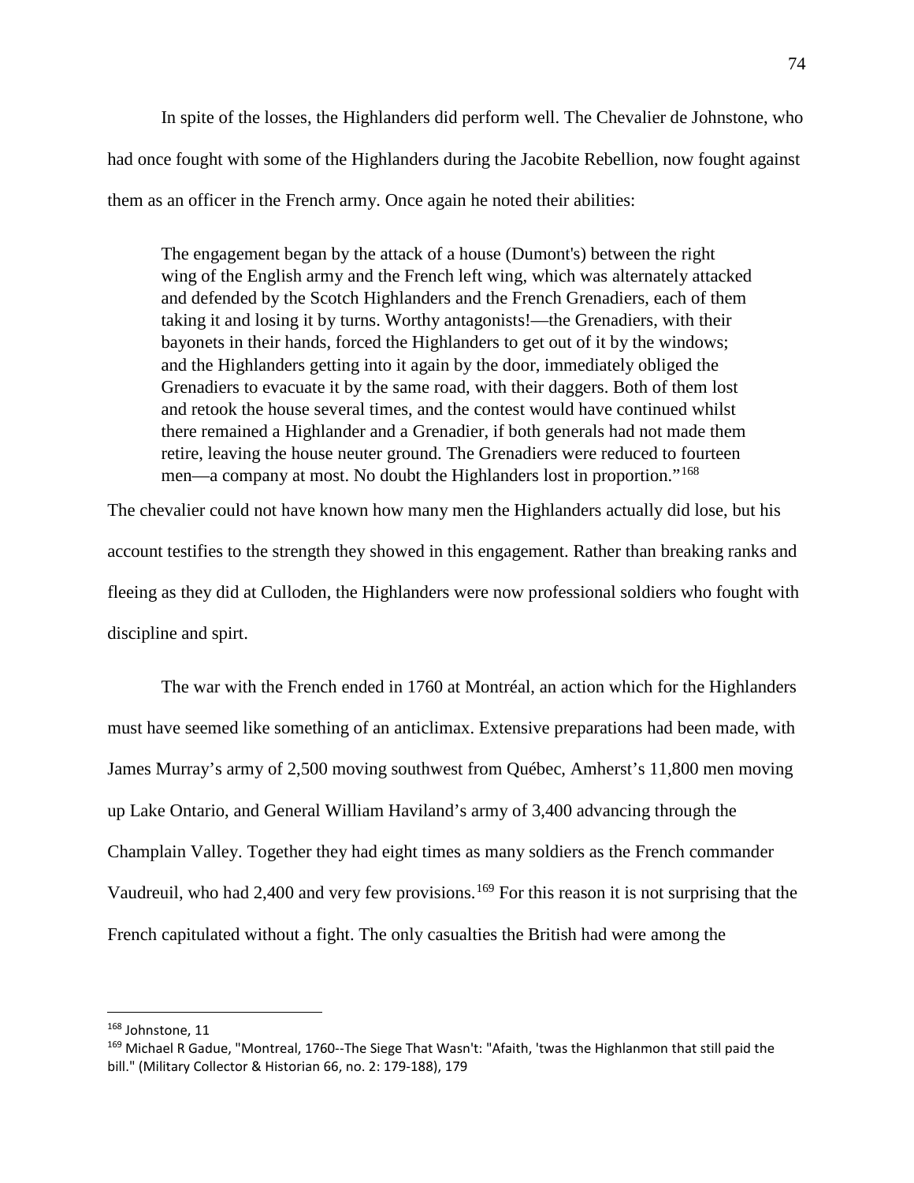In spite of the losses, the Highlanders did perform well. The Chevalier de Johnstone, who had once fought with some of the Highlanders during the Jacobite Rebellion, now fought against them as an officer in the French army. Once again he noted their abilities:

> The engagement began by the attack of a house (Dumont's) between the right wing of the English army and the French left wing, which was alternately attacked and defended by the Scotch Highlanders and the French Grenadiers, each of them taking it and losing it by turns. Worthy antagonists!—the Grenadiers, with their bayonets in their hands, forced the Highlanders to get out of it by the windows; and the Highlanders getting into it again by the door, immediately obliged the Grenadiers to evacuate it by the same road, with their daggers. Both of them lost and retook the house several times, and the contest would have continued whilst there remained a Highlander and a Grenadier, if both generals had not made them retire, leaving the house neuter ground. The Grenadiers were reduced to fourteen men—a company at most. No doubt the Highlanders lost in proportion."[168]

The chevalier could not have known how many men the Highlanders actually did lose, but his account testifies to the strength they showed in this engagement. Rather than breaking ranks and fleeing as they did at Culloden, the Highlanders were now professional soldiers who fought with discipline and spirt.

The war with the French ended in 1760 at Montréal, an action which for the Highlanders must have seemed like something of an anticlimax. Extensive preparations had been made, with James Murray's army of 2,500 moving southwest from Québec, Amherst's 11,800 men moving up Lake Ontario, and General William Haviland's army of 3,400 advancing through the Champlain Valley. Together they had eight times as many soldiers as the French commander Vaudreuil, who had 2,400 and very few provisions.[169] For this reason it is not surprising that the French capitulated without a fight. The only casualties the British had were among the

---

[168] Johnstone, 11

[169] Michael R Gadue, "Montreal, 1760--The Siege That Wasn't: "Afaith, 'twas the Highlanmon that still paid the bill." (Military Collector & Historian 66, no. 2: 179-188), 179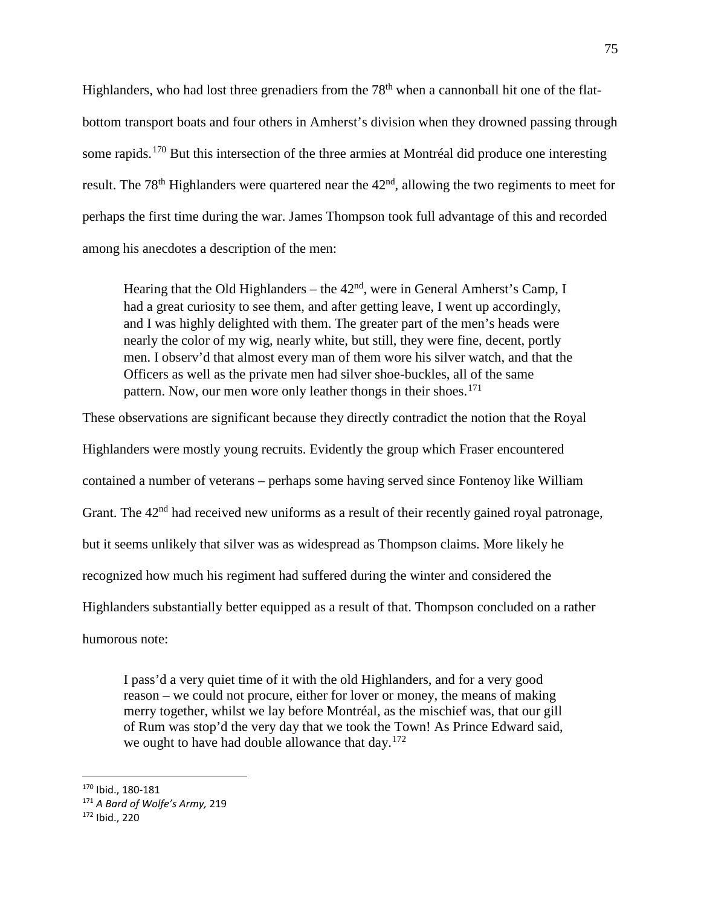Highlanders, who had lost three grenadiers from the 78th when a cannonball hit one of the flat-bottom transport boats and four others in Amherst's division when they drowned passing through some rapids.[170] But this intersection of the three armies at Montréal did produce one interesting result. The 78th Highlanders were quartered near the 42nd, allowing the two regiments to meet for perhaps the first time during the war. James Thompson took full advantage of this and recorded among his anecdotes a description of the men:

> Hearing that the Old Highlanders – the 42nd, were in General Amherst's Camp, I had a great curiosity to see them, and after getting leave, I went up accordingly, and I was highly delighted with them. The greater part of the men's heads were nearly the color of my wig, nearly white, but still, they were fine, decent, portly men. I observ'd that almost every man of them wore his silver watch, and that the Officers as well as the private men had silver shoe-buckles, all of the same pattern. Now, our men wore only leather thongs in their shoes.[171]

These observations are significant because they directly contradict the notion that the Royal Highlanders were mostly young recruits. Evidently the group which Fraser encountered contained a number of veterans – perhaps some having served since Fontenoy like William Grant. The 42nd had received new uniforms as a result of their recently gained royal patronage, but it seems unlikely that silver was as widespread as Thompson claims. More likely he recognized how much his regiment had suffered during the winter and considered the Highlanders substantially better equipped as a result of that. Thompson concluded on a rather humorous note:

> I pass'd a very quiet time of it with the old Highlanders, and for a very good reason – we could not procure, either for lover or money, the means of making merry together, whilst we lay before Montréal, as the mischief was, that our gill of Rum was stop'd the very day that we took the Town! As Prince Edward said, we ought to have had double allowance that day.[172]

---

[170] Ibid., 180-181

[171] *A Bard of Wolfe's Army,* 219

[172] Ibid., 220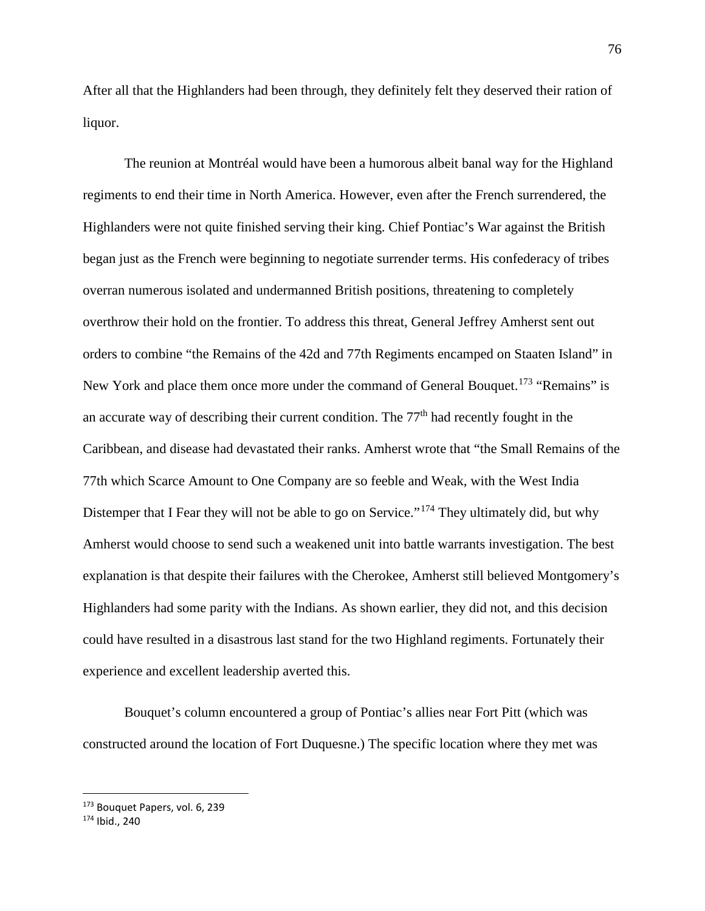After all that the Highlanders had been through, they definitely felt they deserved their ration of liquor.

The reunion at Montréal would have been a humorous albeit banal way for the Highland regiments to end their time in North America. However, even after the French surrendered, the Highlanders were not quite finished serving their king. Chief Pontiac's War against the British began just as the French were beginning to negotiate surrender terms. His confederacy of tribes overran numerous isolated and undermanned British positions, threatening to completely overthrow their hold on the frontier. To address this threat, General Jeffrey Amherst sent out orders to combine "the Remains of the 42d and 77th Regiments encamped on Staaten Island" in New York and place them once more under the command of General Bouquet.[173] "Remains" is an accurate way of describing their current condition. The 77$^{th}$ had recently fought in the Caribbean, and disease had devastated their ranks. Amherst wrote that "the Small Remains of the 77th which Scarce Amount to One Company are so feeble and Weak, with the West India Distemper that I Fear they will not be able to go on Service."[174] They ultimately did, but why Amherst would choose to send such a weakened unit into battle warrants investigation. The best explanation is that despite their failures with the Cherokee, Amherst still believed Montgomery's Highlanders had some parity with the Indians. As shown earlier, they did not, and this decision could have resulted in a disastrous last stand for the two Highland regiments. Fortunately their experience and excellent leadership averted this.

Bouquet's column encountered a group of Pontiac's allies near Fort Pitt (which was constructed around the location of Fort Duquesne.) The specific location where they met was

[173] Bouquet Papers, vol. 6, 239

[174] Ibid., 240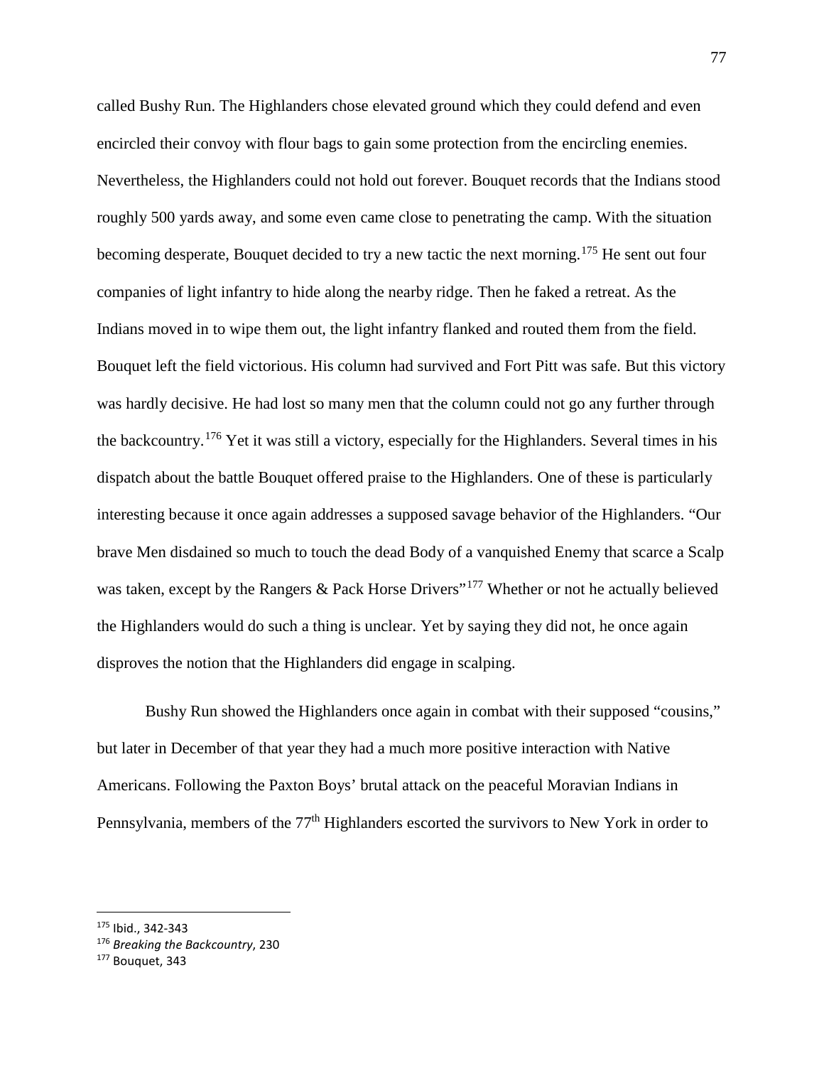called Bushy Run. The Highlanders chose elevated ground which they could defend and even encircled their convoy with flour bags to gain some protection from the encircling enemies. Nevertheless, the Highlanders could not hold out forever. Bouquet records that the Indians stood roughly 500 yards away, and some even came close to penetrating the camp. With the situation becoming desperate, Bouquet decided to try a new tactic the next morning.[175] He sent out four companies of light infantry to hide along the nearby ridge. Then he faked a retreat. As the Indians moved in to wipe them out, the light infantry flanked and routed them from the field. Bouquet left the field victorious. His column had survived and Fort Pitt was safe. But this victory was hardly decisive. He had lost so many men that the column could not go any further through the backcountry.[176] Yet it was still a victory, especially for the Highlanders. Several times in his dispatch about the battle Bouquet offered praise to the Highlanders. One of these is particularly interesting because it once again addresses a supposed savage behavior of the Highlanders. "Our brave Men disdained so much to touch the dead Body of a vanquished Enemy that scarce a Scalp was taken, except by the Rangers & Pack Horse Drivers"[177] Whether or not he actually believed the Highlanders would do such a thing is unclear. Yet by saying they did not, he once again disproves the notion that the Highlanders did engage in scalping.

Bushy Run showed the Highlanders once again in combat with their supposed "cousins," but later in December of that year they had a much more positive interaction with Native Americans. Following the Paxton Boys' brutal attack on the peaceful Moravian Indians in Pennsylvania, members of the 77th Highlanders escorted the survivors to New York in order to

---

[175] Ibid., 342-343

[176] *Breaking the Backcountry*, 230

[177] Bouquet, 343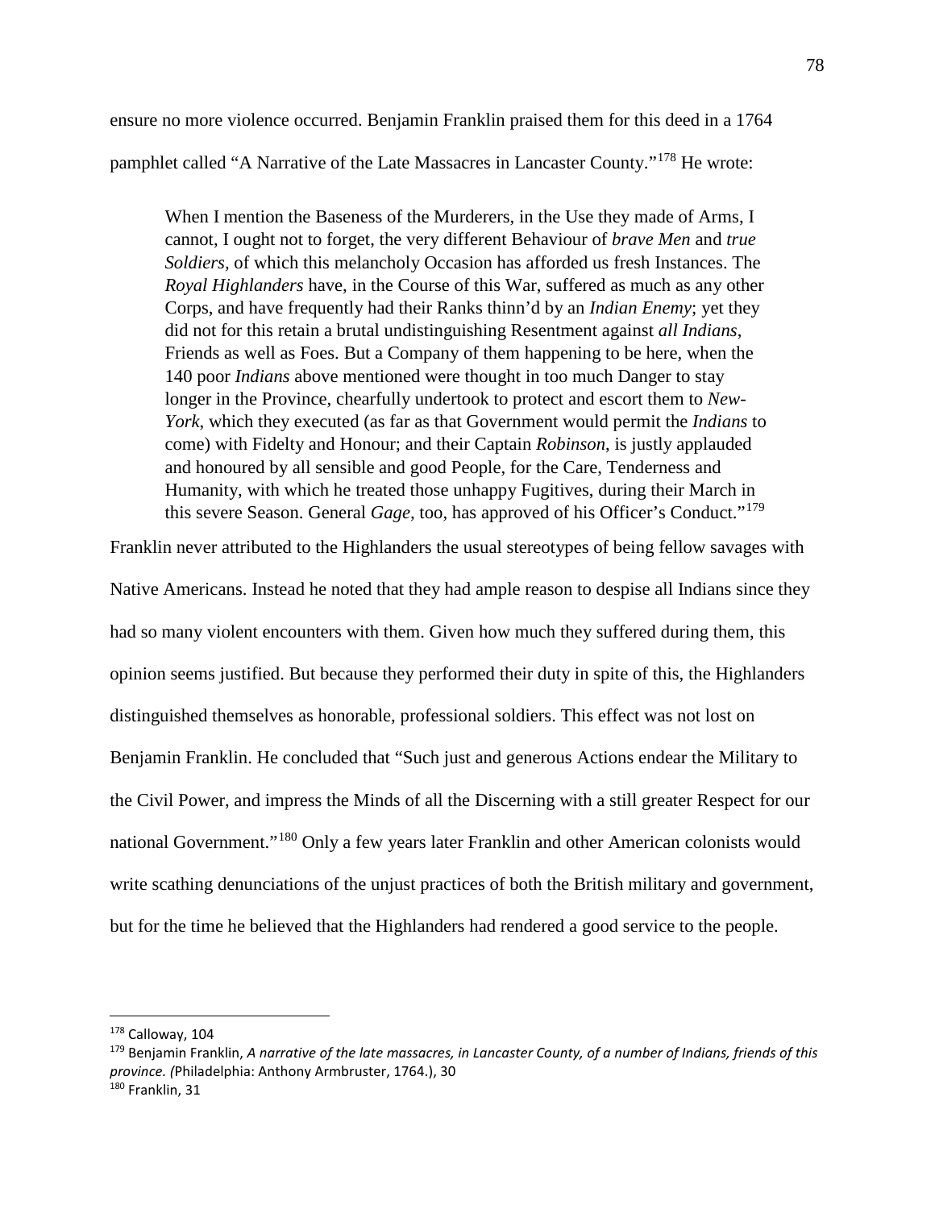ensure no more violence occurred. Benjamin Franklin praised them for this deed in a 1764 pamphlet called "A Narrative of the Late Massacres in Lancaster County."[178] He wrote:

> When I mention the Baseness of the Murderers, in the Use they made of Arms, I cannot, I ought not to forget, the very different Behaviour of *brave Men* and *true Soldiers*, of which this melancholy Occasion has afforded us fresh Instances. The *Royal Highlanders* have, in the Course of this War, suffered as much as any other Corps, and have frequently had their Ranks thinn'd by an *Indian Enemy*; yet they did not for this retain a brutal undistinguishing Resentment against *all Indians*, Friends as well as Foes. But a Company of them happening to be here, when the 140 poor *Indians* above mentioned were thought in too much Danger to stay longer in the Province, chearfully undertook to protect and escort them to *New-York*, which they executed (as far as that Government would permit the *Indians* to come) with Fidelty and Honour; and their Captain *Robinson*, is justly applauded and honoured by all sensible and good People, for the Care, Tenderness and Humanity, with which he treated those unhappy Fugitives, during their March in this severe Season. General *Gage*, too, has approved of his Officer's Conduct."[179]

Franklin never attributed to the Highlanders the usual stereotypes of being fellow savages with Native Americans. Instead he noted that they had ample reason to despise all Indians since they had so many violent encounters with them. Given how much they suffered during them, this opinion seems justified. But because they performed their duty in spite of this, the Highlanders distinguished themselves as honorable, professional soldiers. This effect was not lost on Benjamin Franklin. He concluded that "Such just and generous Actions endear the Military to the Civil Power, and impress the Minds of all the Discerning with a still greater Respect for our national Government."[180] Only a few years later Franklin and other American colonists would write scathing denunciations of the unjust practices of both the British military and government, but for the time he believed that the Highlanders had rendered a good service to the people.

---

[178] Calloway, 104

[179] Benjamin Franklin, *A narrative of the late massacres, in Lancaster County, of a number of Indians, friends of this province. (*Philadelphia: Anthony Armbruster, 1764.), 30

[180] Franklin, 31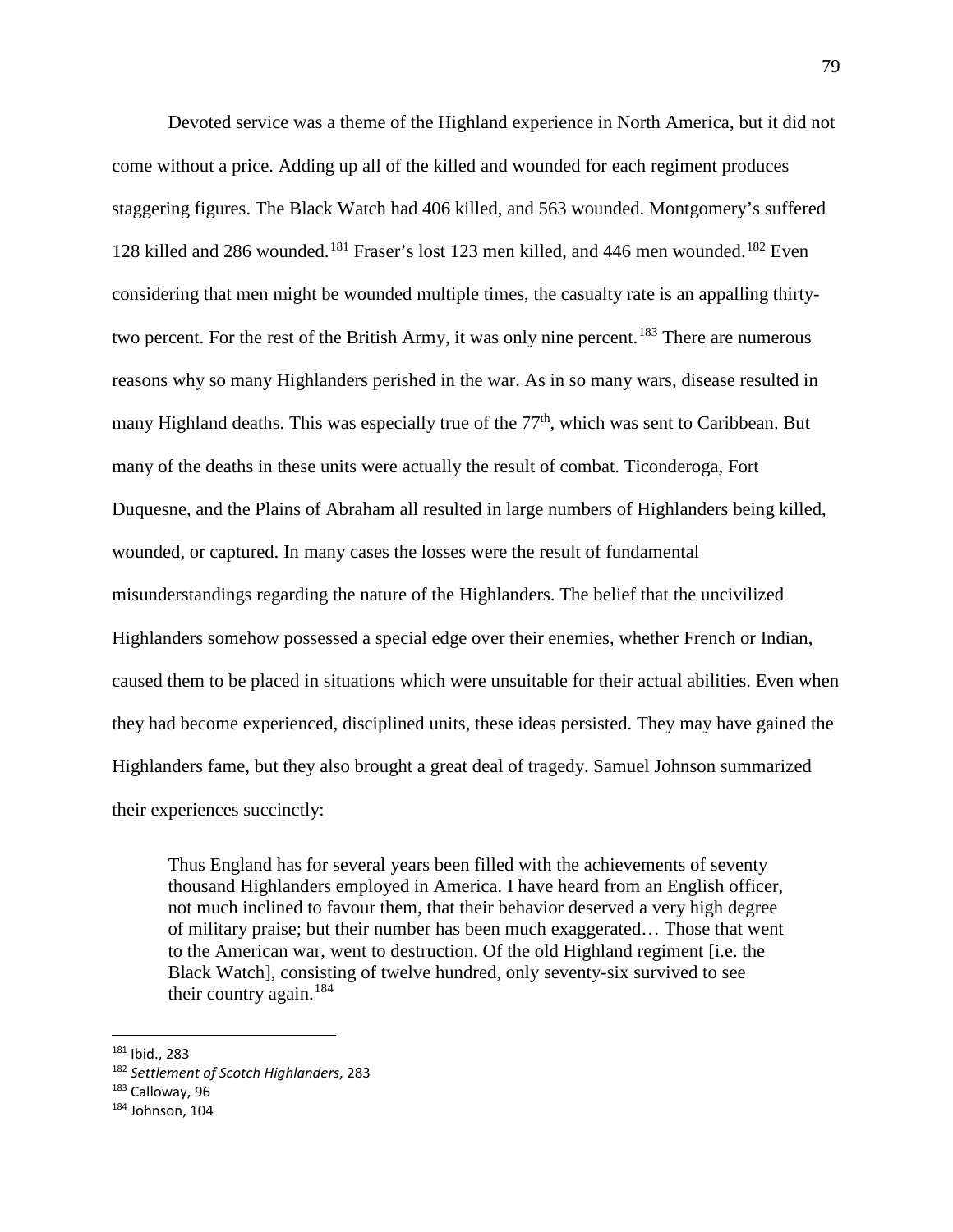Devoted service was a theme of the Highland experience in North America, but it did not come without a price. Adding up all of the killed and wounded for each regiment produces staggering figures. The Black Watch had 406 killed, and 563 wounded. Montgomery's suffered 128 killed and 286 wounded.[181] Fraser's lost 123 men killed, and 446 men wounded.[182] Even considering that men might be wounded multiple times, the casualty rate is an appalling thirty-two percent. For the rest of the British Army, it was only nine percent.[183] There are numerous reasons why so many Highlanders perished in the war. As in so many wars, disease resulted in many Highland deaths. This was especially true of the 77th, which was sent to Caribbean. But many of the deaths in these units were actually the result of combat. Ticonderoga, Fort Duquesne, and the Plains of Abraham all resulted in large numbers of Highlanders being killed, wounded, or captured. In many cases the losses were the result of fundamental misunderstandings regarding the nature of the Highlanders. The belief that the uncivilized Highlanders somehow possessed a special edge over their enemies, whether French or Indian, caused them to be placed in situations which were unsuitable for their actual abilities. Even when they had become experienced, disciplined units, these ideas persisted. They may have gained the Highlanders fame, but they also brought a great deal of tragedy. Samuel Johnson summarized their experiences succinctly:

> Thus England has for several years been filled with the achievements of seventy thousand Highlanders employed in America. I have heard from an English officer, not much inclined to favour them, that their behavior deserved a very high degree of military praise; but their number has been much exaggerated… Those that went to the American war, went to destruction. Of the old Highland regiment [i.e. the Black Watch], consisting of twelve hundred, only seventy-six survived to see their country again.[184]

---

[181] Ibid., 283

[182] *Settlement of Scotch Highlanders*, 283

[183] Calloway, 96

[184] Johnson, 104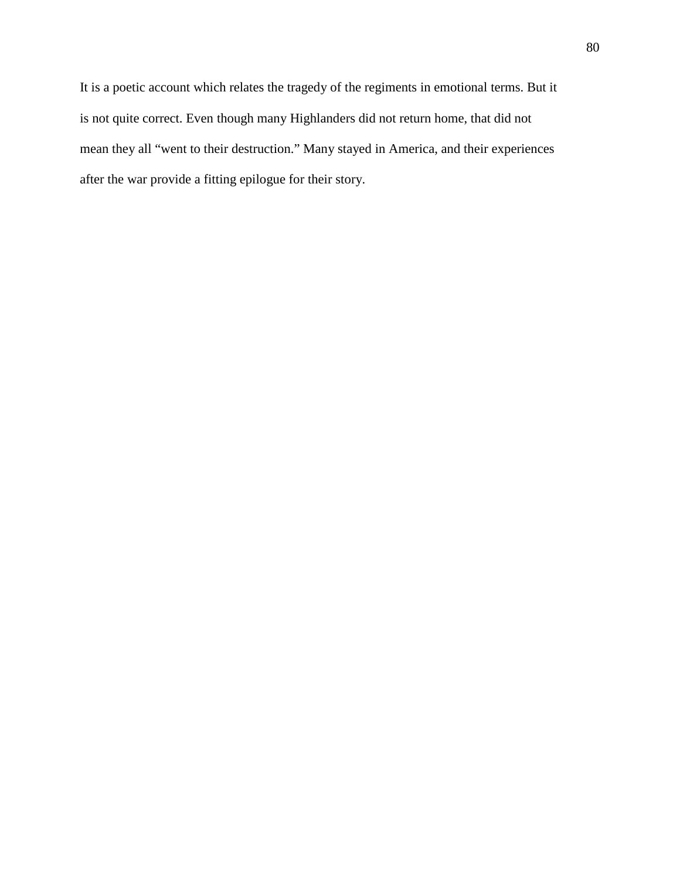It is a poetic account which relates the tragedy of the regiments in emotional terms. But it is not quite correct. Even though many Highlanders did not return home, that did not mean they all "went to their destruction." Many stayed in America, and their experiences after the war provide a fitting epilogue for their story.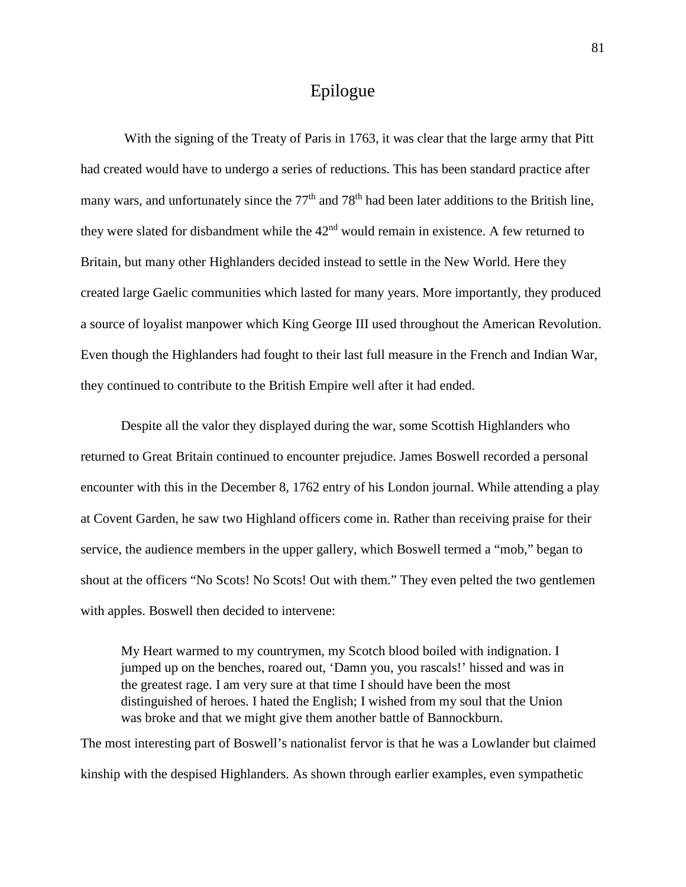# Epilogue

With the signing of the Treaty of Paris in 1763, it was clear that the large army that Pitt had created would have to undergo a series of reductions. This has been standard practice after many wars, and unfortunately since the 77th and 78th had been later additions to the British line, they were slated for disbandment while the 42nd would remain in existence. A few returned to Britain, but many other Highlanders decided instead to settle in the New World. Here they created large Gaelic communities which lasted for many years. More importantly, they produced a source of loyalist manpower which King George III used throughout the American Revolution. Even though the Highlanders had fought to their last full measure in the French and Indian War, they continued to contribute to the British Empire well after it had ended.

Despite all the valor they displayed during the war, some Scottish Highlanders who returned to Great Britain continued to encounter prejudice. James Boswell recorded a personal encounter with this in the December 8, 1762 entry of his London journal. While attending a play at Covent Garden, he saw two Highland officers come in. Rather than receiving praise for their service, the audience members in the upper gallery, which Boswell termed a "mob," began to shout at the officers "No Scots! No Scots! Out with them." They even pelted the two gentlemen with apples. Boswell then decided to intervene:

> My Heart warmed to my countrymen, my Scotch blood boiled with indignation. I jumped up on the benches, roared out, 'Damn you, you rascals!' hissed and was in the greatest rage. I am very sure at that time I should have been the most distinguished of heroes. I hated the English; I wished from my soul that the Union was broke and that we might give them another battle of Bannockburn.

The most interesting part of Boswell's nationalist fervor is that he was a Lowlander but claimed kinship with the despised Highlanders. As shown through earlier examples, even sympathetic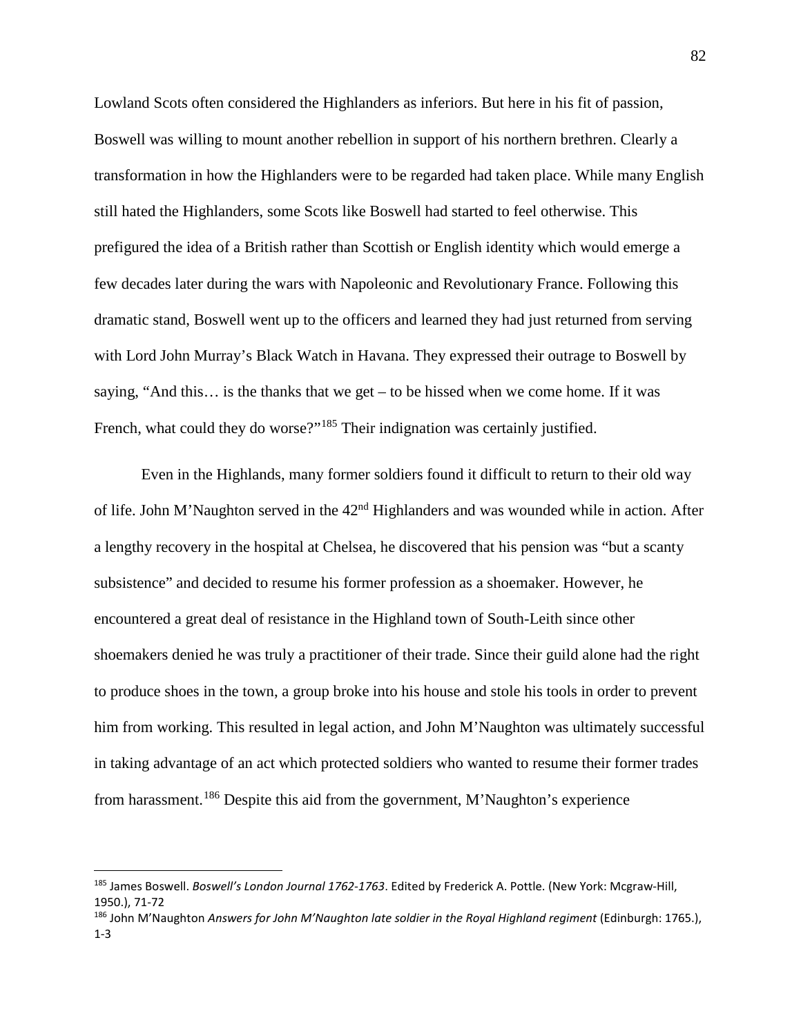Lowland Scots often considered the Highlanders as inferiors. But here in his fit of passion, Boswell was willing to mount another rebellion in support of his northern brethren. Clearly a transformation in how the Highlanders were to be regarded had taken place. While many English still hated the Highlanders, some Scots like Boswell had started to feel otherwise. This prefigured the idea of a British rather than Scottish or English identity which would emerge a few decades later during the wars with Napoleonic and Revolutionary France. Following this dramatic stand, Boswell went up to the officers and learned they had just returned from serving with Lord John Murray's Black Watch in Havana. They expressed their outrage to Boswell by saying, "And this… is the thanks that we get – to be hissed when we come home. If it was French, what could they do worse?"[185] Their indignation was certainly justified.

Even in the Highlands, many former soldiers found it difficult to return to their old way of life. John M'Naughton served in the 42nd Highlanders and was wounded while in action. After a lengthy recovery in the hospital at Chelsea, he discovered that his pension was "but a scanty subsistence" and decided to resume his former profession as a shoemaker. However, he encountered a great deal of resistance in the Highland town of South-Leith since other shoemakers denied he was truly a practitioner of their trade. Since their guild alone had the right to produce shoes in the town, a group broke into his house and stole his tools in order to prevent him from working. This resulted in legal action, and John M'Naughton was ultimately successful in taking advantage of an act which protected soldiers who wanted to resume their former trades from harassment.[186] Despite this aid from the government, M'Naughton's experience

---

[185] James Boswell. *Boswell's London Journal 1762-1763*. Edited by Frederick A. Pottle. (New York: Mcgraw-Hill, 1950.), 71-72

[186] John M'Naughton *Answers for John M'Naughton late soldier in the Royal Highland regiment* (Edinburgh: 1765.), 1-3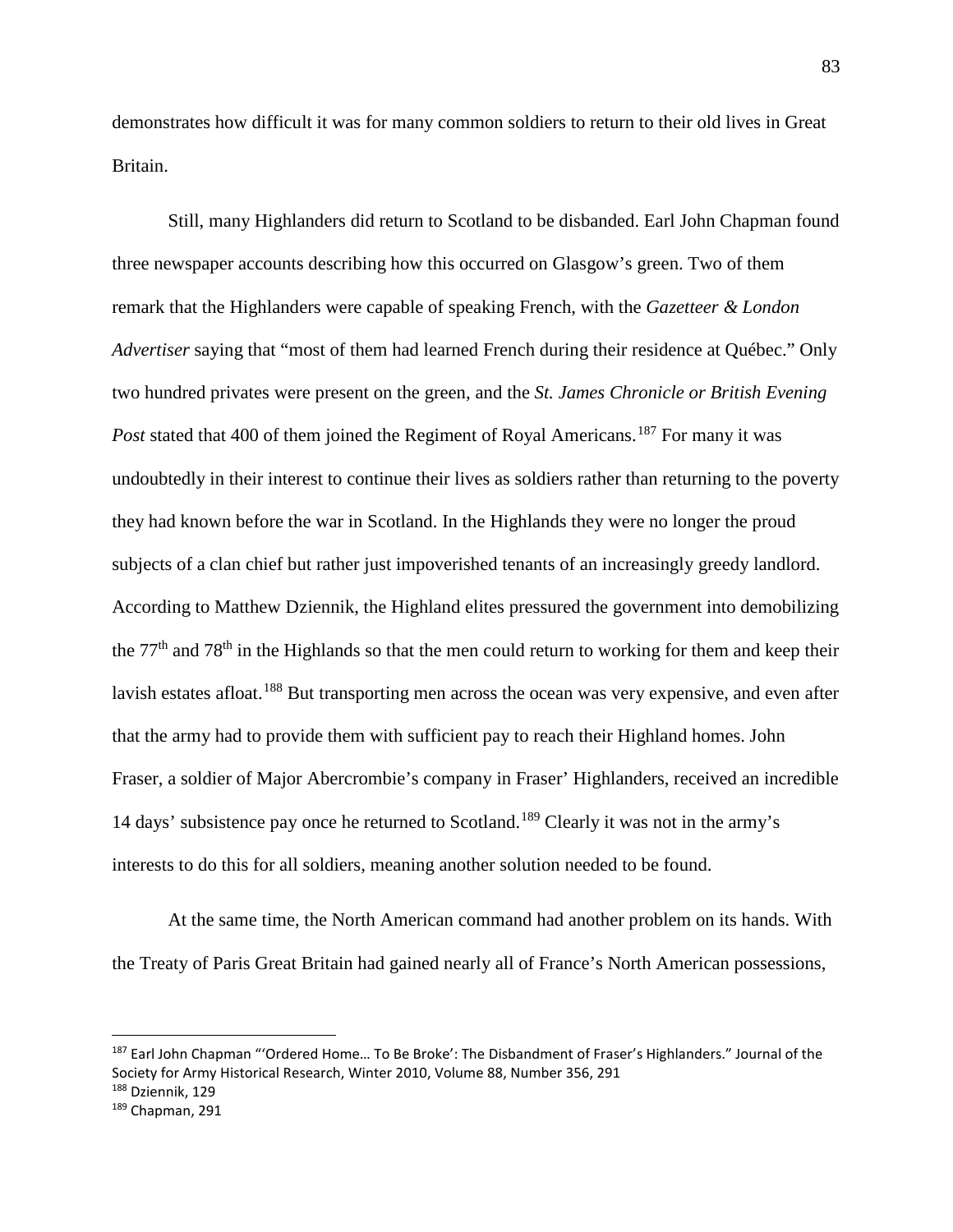demonstrates how difficult it was for many common soldiers to return to their old lives in Great Britain.

Still, many Highlanders did return to Scotland to be disbanded. Earl John Chapman found three newspaper accounts describing how this occurred on Glasgow's green. Two of them remark that the Highlanders were capable of speaking French, with the *Gazetteer & London Advertiser* saying that "most of them had learned French during their residence at Québec." Only two hundred privates were present on the green, and the *St. James Chronicle or British Evening Post* stated that 400 of them joined the Regiment of Royal Americans.[187] For many it was undoubtedly in their interest to continue their lives as soldiers rather than returning to the poverty they had known before the war in Scotland. In the Highlands they were no longer the proud subjects of a clan chief but rather just impoverished tenants of an increasingly greedy landlord. According to Matthew Dziennik, the Highland elites pressured the government into demobilizing the 77th and 78th in the Highlands so that the men could return to working for them and keep their lavish estates afloat.[188] But transporting men across the ocean was very expensive, and even after that the army had to provide them with sufficient pay to reach their Highland homes. John Fraser, a soldier of Major Abercrombie's company in Fraser' Highlanders, received an incredible 14 days' subsistence pay once he returned to Scotland.[189] Clearly it was not in the army's interests to do this for all soldiers, meaning another solution needed to be found.

At the same time, the North American command had another problem on its hands. With the Treaty of Paris Great Britain had gained nearly all of France's North American possessions,

---

[187] Earl John Chapman "'Ordered Home… To Be Broke': The Disbandment of Fraser's Highlanders." Journal of the Society for Army Historical Research, Winter 2010, Volume 88, Number 356, 291

[188] Dziennik, 129

[189] Chapman, 291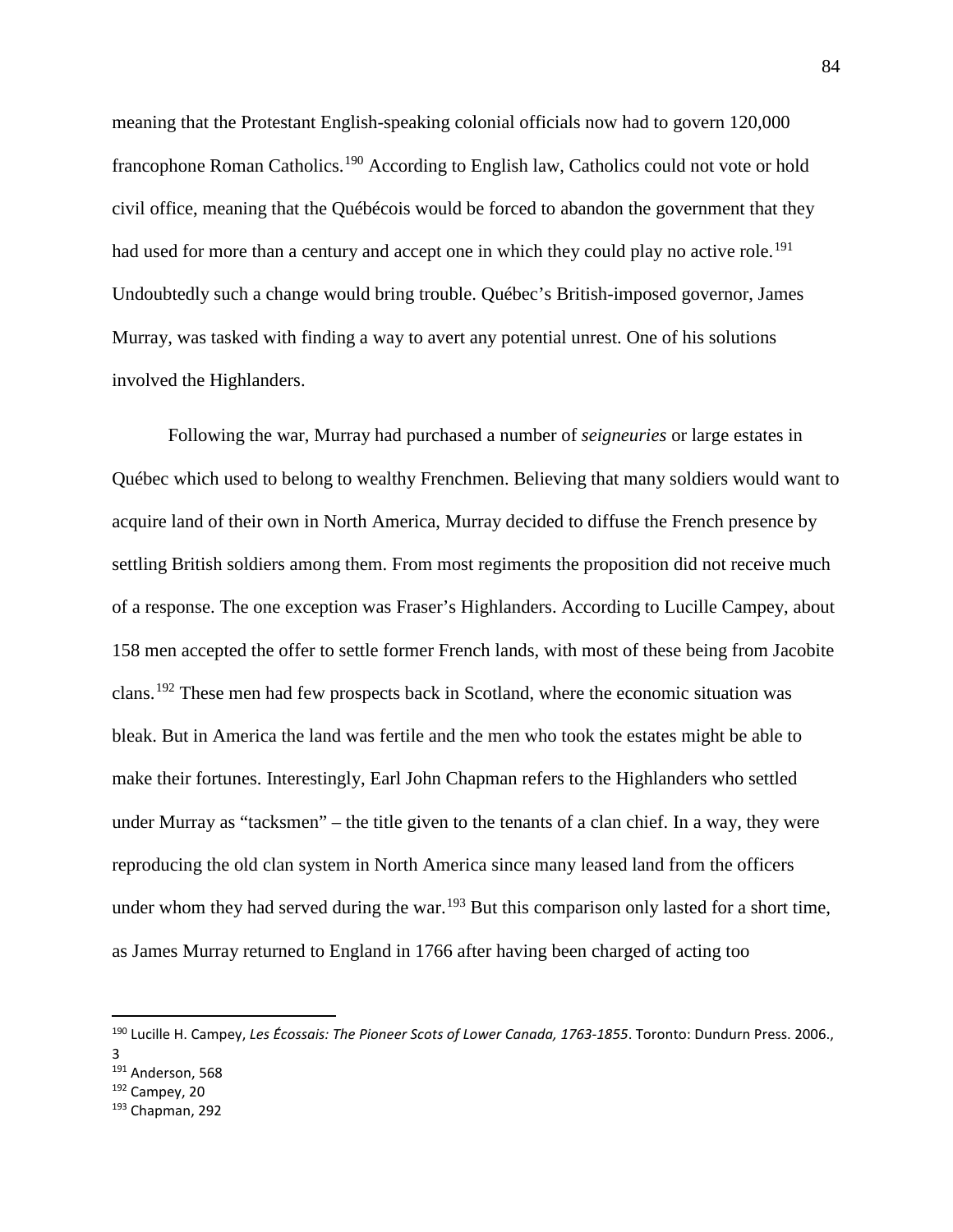meaning that the Protestant English-speaking colonial officials now had to govern 120,000 francophone Roman Catholics.[190] According to English law, Catholics could not vote or hold civil office, meaning that the Québécois would be forced to abandon the government that they had used for more than a century and accept one in which they could play no active role.[191] Undoubtedly such a change would bring trouble. Québec's British-imposed governor, James Murray, was tasked with finding a way to avert any potential unrest. One of his solutions involved the Highlanders.

Following the war, Murray had purchased a number of *seigneuries* or large estates in Québec which used to belong to wealthy Frenchmen. Believing that many soldiers would want to acquire land of their own in North America, Murray decided to diffuse the French presence by settling British soldiers among them. From most regiments the proposition did not receive much of a response. The one exception was Fraser's Highlanders. According to Lucille Campey, about 158 men accepted the offer to settle former French lands, with most of these being from Jacobite clans.[192] These men had few prospects back in Scotland, where the economic situation was bleak. But in America the land was fertile and the men who took the estates might be able to make their fortunes. Interestingly, Earl John Chapman refers to the Highlanders who settled under Murray as "tacksmen" – the title given to the tenants of a clan chief. In a way, they were reproducing the old clan system in North America since many leased land from the officers under whom they had served during the war.[193] But this comparison only lasted for a short time, as James Murray returned to England in 1766 after having been charged of acting too

[190] Lucille H. Campey, *Les Écossais: The Pioneer Scots of Lower Canada, 1763-1855*. Toronto: Dundurn Press. 2006., 3

[191] Anderson, 568

[192] Campey, 20

[193] Chapman, 292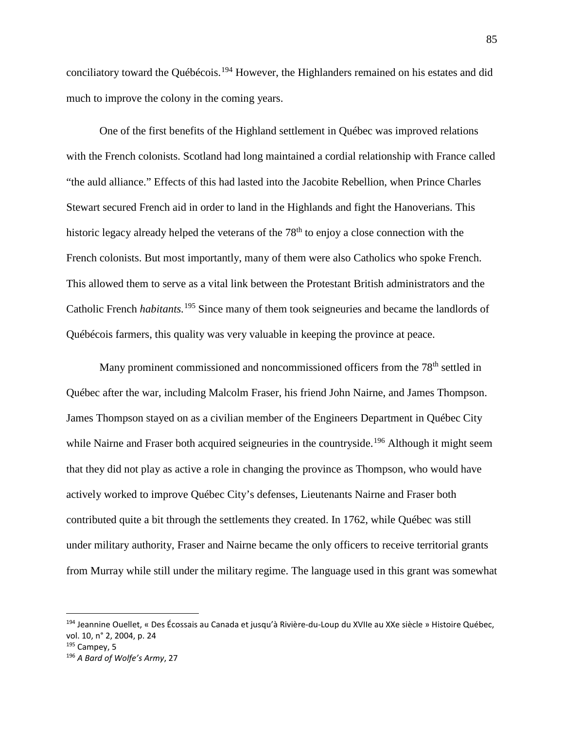conciliatory toward the Québécois.[194] However, the Highlanders remained on his estates and did much to improve the colony in the coming years.

One of the first benefits of the Highland settlement in Québec was improved relations with the French colonists. Scotland had long maintained a cordial relationship with France called "the auld alliance." Effects of this had lasted into the Jacobite Rebellion, when Prince Charles Stewart secured French aid in order to land in the Highlands and fight the Hanoverians. This historic legacy already helped the veterans of the 78th to enjoy a close connection with the French colonists. But most importantly, many of them were also Catholics who spoke French. This allowed them to serve as a vital link between the Protestant British administrators and the Catholic French *habitants.*[195] Since many of them took seigneuries and became the landlords of Québécois farmers, this quality was very valuable in keeping the province at peace.

Many prominent commissioned and noncommissioned officers from the 78th settled in Québec after the war, including Malcolm Fraser, his friend John Nairne, and James Thompson. James Thompson stayed on as a civilian member of the Engineers Department in Québec City while Nairne and Fraser both acquired seigneuries in the countryside.[196] Although it might seem that they did not play as active a role in changing the province as Thompson, who would have actively worked to improve Québec City's defenses, Lieutenants Nairne and Fraser both contributed quite a bit through the settlements they created. In 1762, while Québec was still under military authority, Fraser and Nairne became the only officers to receive territorial grants from Murray while still under the military regime. The language used in this grant was somewhat

---

[194] Jeannine Ouellet, « Des Écossais au Canada et jusqu'à Rivière-du-Loup du XVIIe au XXe siècle » Histoire Québec, vol. 10, n° 2, 2004, p. 24

[195] Campey, 5

[196] *A Bard of Wolfe's Army*, 27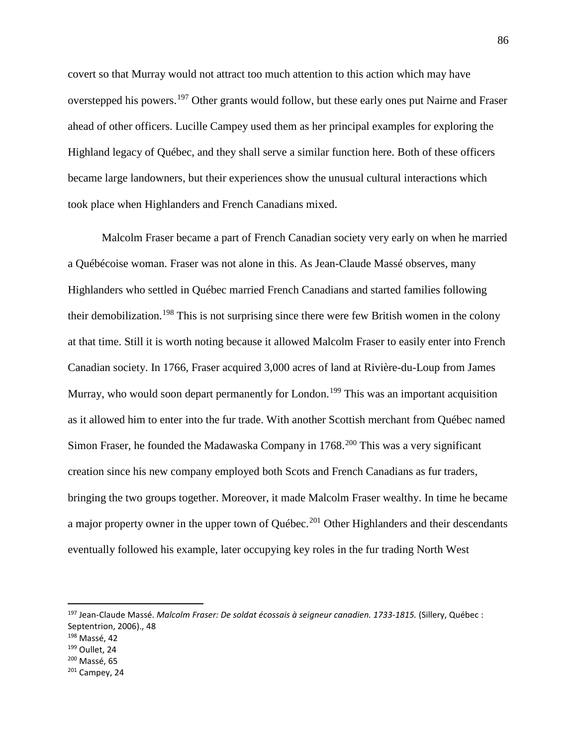covert so that Murray would not attract too much attention to this action which may have overstepped his powers.[197] Other grants would follow, but these early ones put Nairne and Fraser ahead of other officers. Lucille Campey used them as her principal examples for exploring the Highland legacy of Québec, and they shall serve a similar function here. Both of these officers became large landowners, but their experiences show the unusual cultural interactions which took place when Highlanders and French Canadians mixed.

Malcolm Fraser became a part of French Canadian society very early on when he married a Québécoise woman. Fraser was not alone in this. As Jean-Claude Massé observes, many Highlanders who settled in Québec married French Canadians and started families following their demobilization.[198] This is not surprising since there were few British women in the colony at that time. Still it is worth noting because it allowed Malcolm Fraser to easily enter into French Canadian society. In 1766, Fraser acquired 3,000 acres of land at Rivière-du-Loup from James Murray, who would soon depart permanently for London.[199] This was an important acquisition as it allowed him to enter into the fur trade. With another Scottish merchant from Québec named Simon Fraser, he founded the Madawaska Company in 1768.[200] This was a very significant creation since his new company employed both Scots and French Canadians as fur traders, bringing the two groups together. Moreover, it made Malcolm Fraser wealthy. In time he became a major property owner in the upper town of Québec.[201] Other Highlanders and their descendants eventually followed his example, later occupying key roles in the fur trading North West

---

[197] Jean-Claude Massé. *Malcolm Fraser: De soldat écossais à seigneur canadien. 1733-1815.* (Sillery, Québec : Septentrion, 2006)., 48

[198] Massé, 42

[199] Oullet, 24

[200] Massé, 65

[201] Campey, 24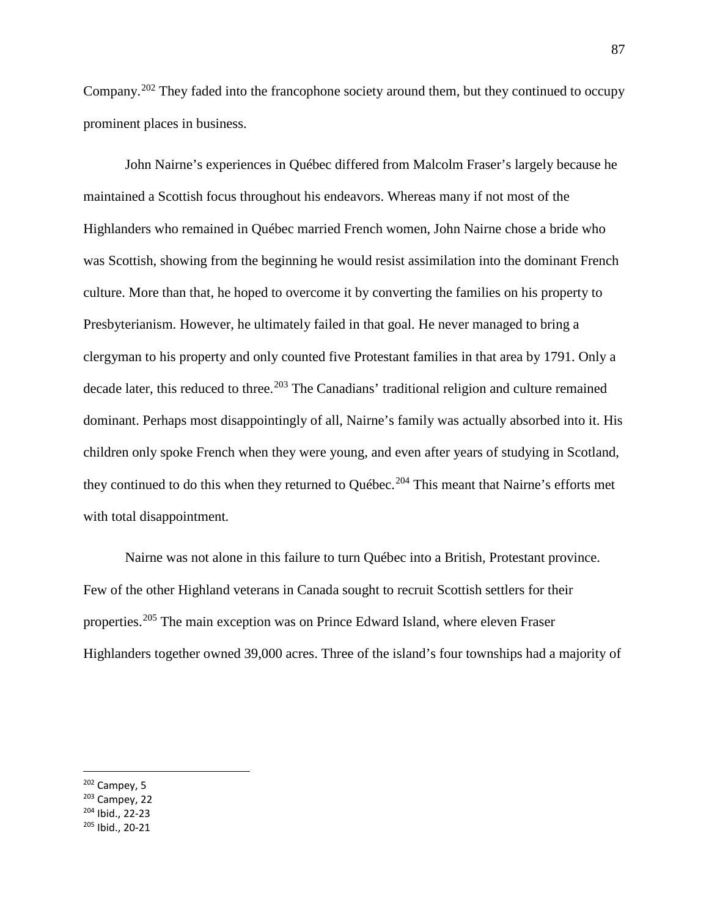Company.[202] They faded into the francophone society around them, but they continued to occupy prominent places in business.

John Nairne's experiences in Québec differed from Malcolm Fraser's largely because he maintained a Scottish focus throughout his endeavors. Whereas many if not most of the Highlanders who remained in Québec married French women, John Nairne chose a bride who was Scottish, showing from the beginning he would resist assimilation into the dominant French culture. More than that, he hoped to overcome it by converting the families on his property to Presbyterianism. However, he ultimately failed in that goal. He never managed to bring a clergyman to his property and only counted five Protestant families in that area by 1791. Only a decade later, this reduced to three.[203] The Canadians' traditional religion and culture remained dominant. Perhaps most disappointingly of all, Nairne's family was actually absorbed into it. His children only spoke French when they were young, and even after years of studying in Scotland, they continued to do this when they returned to Québec.[204] This meant that Nairne's efforts met with total disappointment.

Nairne was not alone in this failure to turn Québec into a British, Protestant province. Few of the other Highland veterans in Canada sought to recruit Scottish settlers for their properties.[205] The main exception was on Prince Edward Island, where eleven Fraser Highlanders together owned 39,000 acres. Three of the island's four townships had a majority of

---

[202] Campey, 5
[203] Campey, 22
[204] Ibid., 22-23
[205] Ibid., 20-21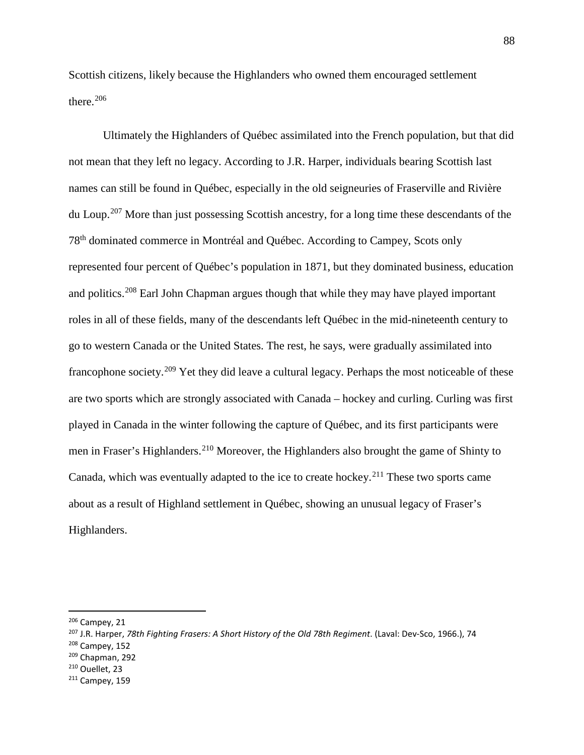Scottish citizens, likely because the Highlanders who owned them encouraged settlement there.[206]

Ultimately the Highlanders of Québec assimilated into the French population, but that did not mean that they left no legacy. According to J.R. Harper, individuals bearing Scottish last names can still be found in Québec, especially in the old seigneuries of Fraserville and Rivière du Loup.[207] More than just possessing Scottish ancestry, for a long time these descendants of the 78th dominated commerce in Montréal and Québec. According to Campey, Scots only represented four percent of Québec's population in 1871, but they dominated business, education and politics.[208] Earl John Chapman argues though that while they may have played important roles in all of these fields, many of the descendants left Québec in the mid-nineteenth century to go to western Canada or the United States. The rest, he says, were gradually assimilated into francophone society.[209] Yet they did leave a cultural legacy. Perhaps the most noticeable of these are two sports which are strongly associated with Canada – hockey and curling. Curling was first played in Canada in the winter following the capture of Québec, and its first participants were men in Fraser's Highlanders.[210] Moreover, the Highlanders also brought the game of Shinty to Canada, which was eventually adapted to the ice to create hockey.[211] These two sports came about as a result of Highland settlement in Québec, showing an unusual legacy of Fraser's Highlanders.

---

[206] Campey, 21

[207] J.R. Harper, *78th Fighting Frasers: A Short History of the Old 78th Regiment*. (Laval: Dev-Sco, 1966.), 74

[208] Campey, 152

[209] Chapman, 292

[210] Ouellet, 23

[211] Campey, 159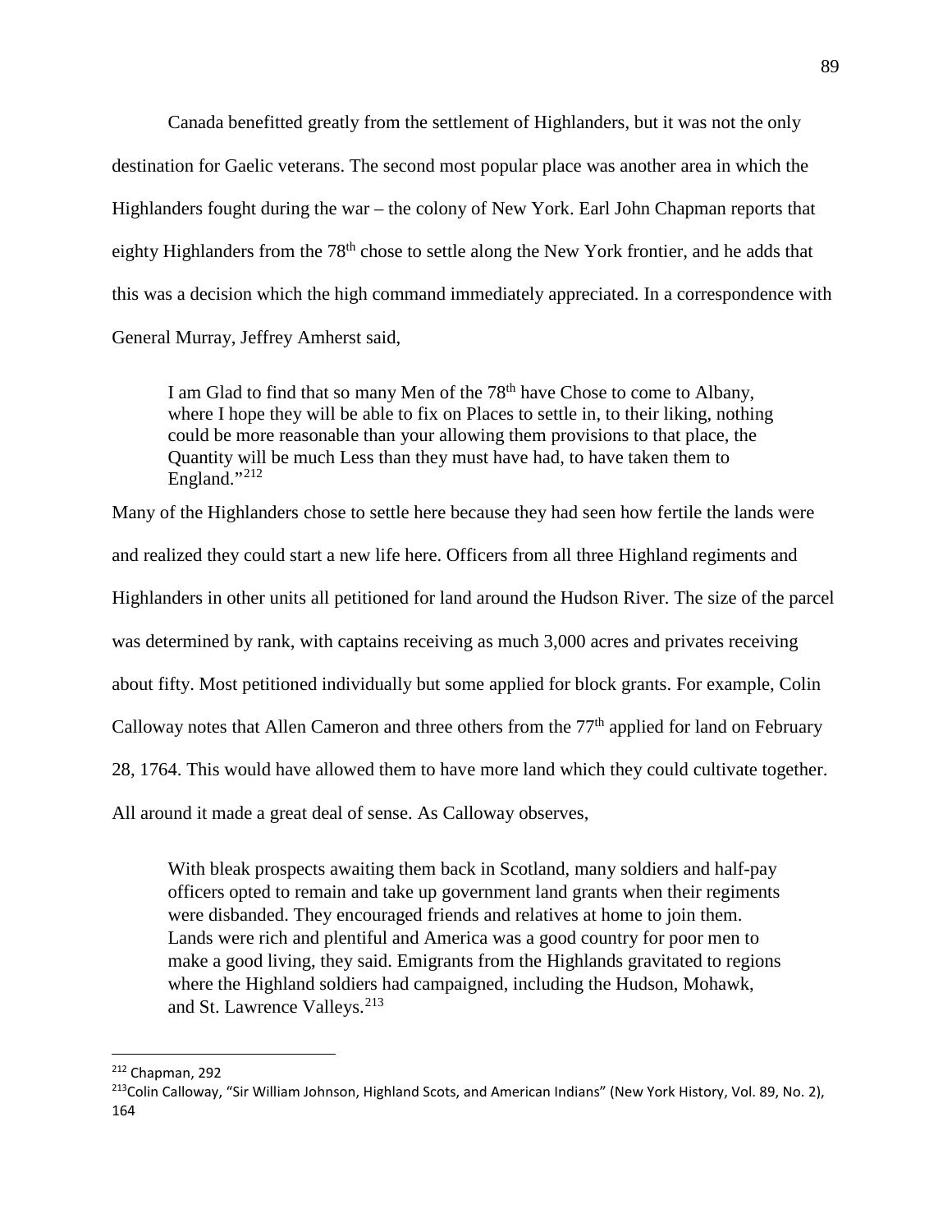Canada benefitted greatly from the settlement of Highlanders, but it was not the only destination for Gaelic veterans. The second most popular place was another area in which the Highlanders fought during the war – the colony of New York. Earl John Chapman reports that eighty Highlanders from the 78th chose to settle along the New York frontier, and he adds that this was a decision which the high command immediately appreciated. In a correspondence with General Murray, Jeffrey Amherst said,

> I am Glad to find that so many Men of the 78th have Chose to come to Albany, where I hope they will be able to fix on Places to settle in, to their liking, nothing could be more reasonable than your allowing them provisions to that place, the Quantity will be much Less than they must have had, to have taken them to England."[212]

Many of the Highlanders chose to settle here because they had seen how fertile the lands were and realized they could start a new life here. Officers from all three Highland regiments and Highlanders in other units all petitioned for land around the Hudson River. The size of the parcel was determined by rank, with captains receiving as much 3,000 acres and privates receiving about fifty. Most petitioned individually but some applied for block grants. For example, Colin Calloway notes that Allen Cameron and three others from the 77th applied for land on February 28, 1764. This would have allowed them to have more land which they could cultivate together. All around it made a great deal of sense. As Calloway observes,

> With bleak prospects awaiting them back in Scotland, many soldiers and half-pay officers opted to remain and take up government land grants when their regiments were disbanded. They encouraged friends and relatives at home to join them. Lands were rich and plentiful and America was a good country for poor men to make a good living, they said. Emigrants from the Highlands gravitated to regions where the Highland soldiers had campaigned, including the Hudson, Mohawk, and St. Lawrence Valleys.[213]

---

[212] Chapman, 292

[213] Colin Calloway, "Sir William Johnson, Highland Scots, and American Indians" (New York History, Vol. 89, No. 2), 164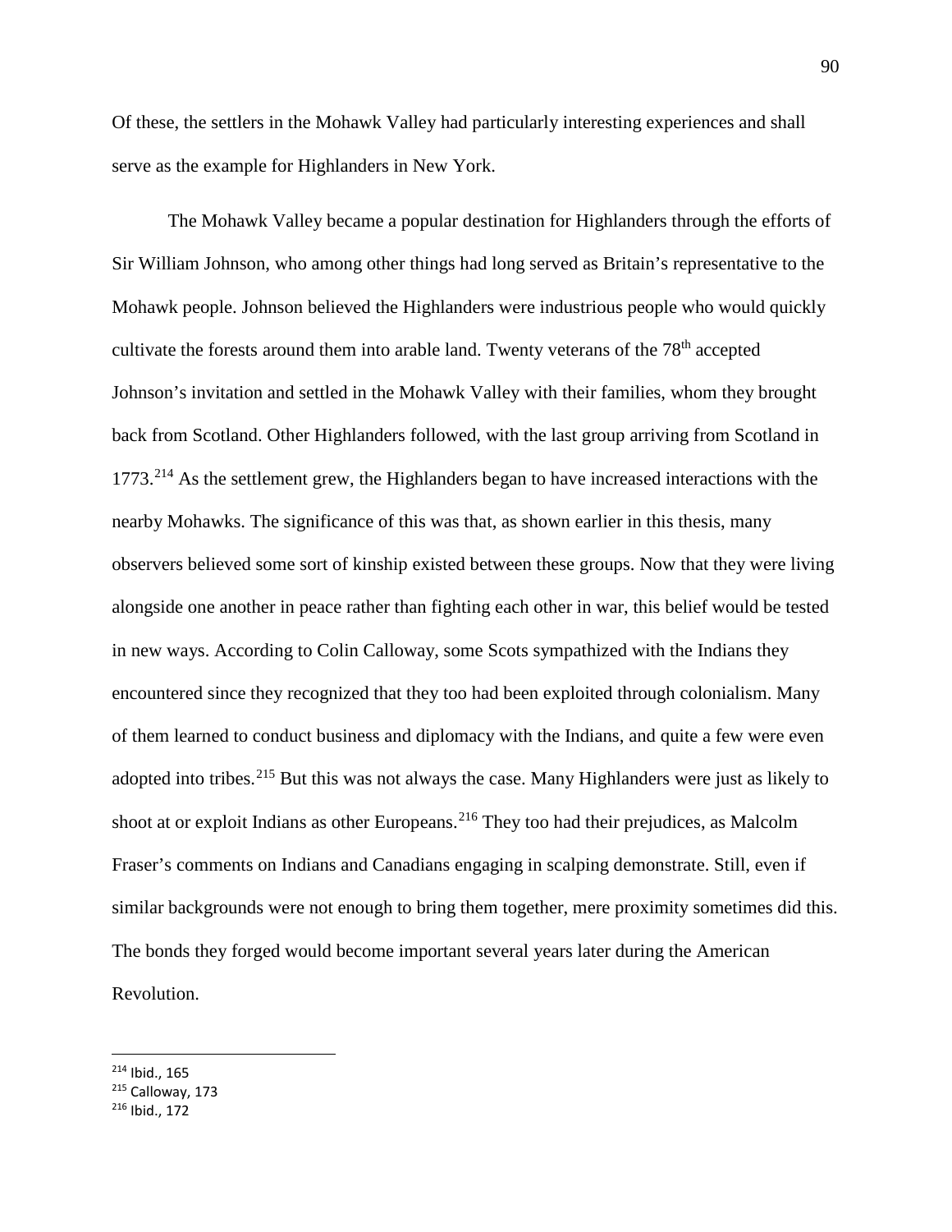Of these, the settlers in the Mohawk Valley had particularly interesting experiences and shall serve as the example for Highlanders in New York.

The Mohawk Valley became a popular destination for Highlanders through the efforts of Sir William Johnson, who among other things had long served as Britain's representative to the Mohawk people. Johnson believed the Highlanders were industrious people who would quickly cultivate the forests around them into arable land. Twenty veterans of the 78th accepted Johnson's invitation and settled in the Mohawk Valley with their families, whom they brought back from Scotland. Other Highlanders followed, with the last group arriving from Scotland in 1773.[214] As the settlement grew, the Highlanders began to have increased interactions with the nearby Mohawks. The significance of this was that, as shown earlier in this thesis, many observers believed some sort of kinship existed between these groups. Now that they were living alongside one another in peace rather than fighting each other in war, this belief would be tested in new ways. According to Colin Calloway, some Scots sympathized with the Indians they encountered since they recognized that they too had been exploited through colonialism. Many of them learned to conduct business and diplomacy with the Indians, and quite a few were even adopted into tribes.[215] But this was not always the case. Many Highlanders were just as likely to shoot at or exploit Indians as other Europeans.[216] They too had their prejudices, as Malcolm Fraser's comments on Indians and Canadians engaging in scalping demonstrate. Still, even if similar backgrounds were not enough to bring them together, mere proximity sometimes did this. The bonds they forged would become important several years later during the American Revolution.

---

[214] Ibid., 165

[215] Calloway, 173

[216] Ibid., 172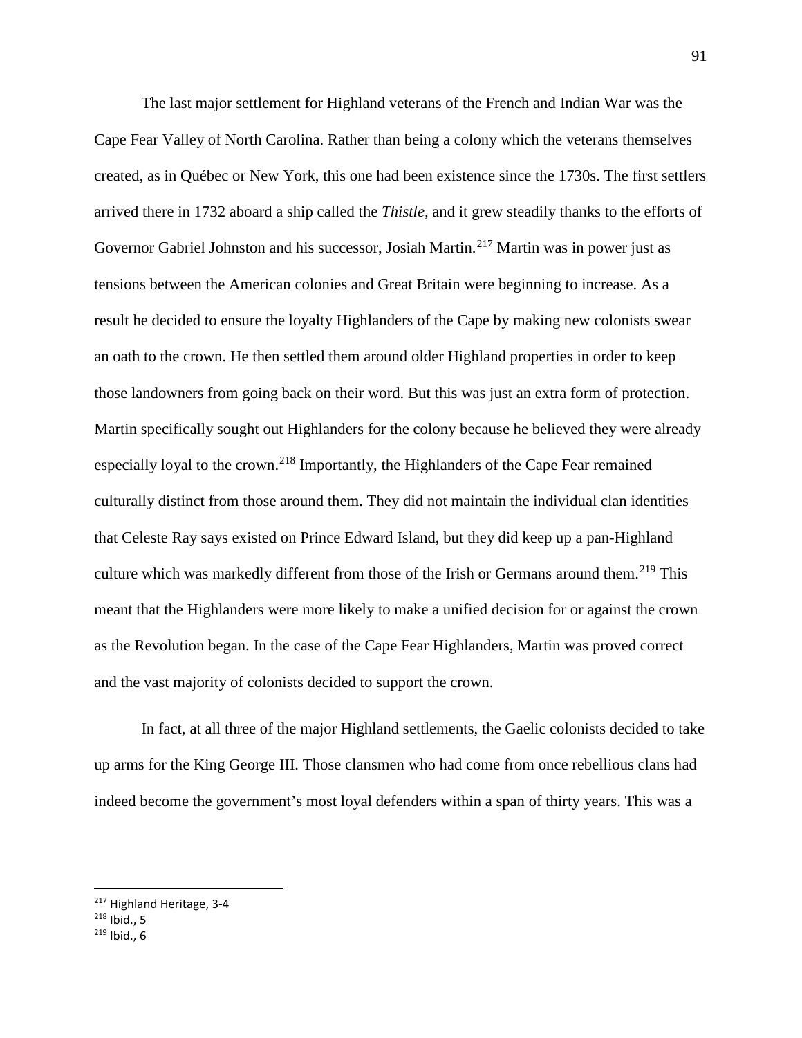The last major settlement for Highland veterans of the French and Indian War was the Cape Fear Valley of North Carolina. Rather than being a colony which the veterans themselves created, as in Québec or New York, this one had been existence since the 1730s. The first settlers arrived there in 1732 aboard a ship called the *Thistle,* and it grew steadily thanks to the efforts of Governor Gabriel Johnston and his successor, Josiah Martin.[217] Martin was in power just as tensions between the American colonies and Great Britain were beginning to increase. As a result he decided to ensure the loyalty Highlanders of the Cape by making new colonists swear an oath to the crown. He then settled them around older Highland properties in order to keep those landowners from going back on their word. But this was just an extra form of protection. Martin specifically sought out Highlanders for the colony because he believed they were already especially loyal to the crown.[218] Importantly, the Highlanders of the Cape Fear remained culturally distinct from those around them. They did not maintain the individual clan identities that Celeste Ray says existed on Prince Edward Island, but they did keep up a pan-Highland culture which was markedly different from those of the Irish or Germans around them.[219] This meant that the Highlanders were more likely to make a unified decision for or against the crown as the Revolution began. In the case of the Cape Fear Highlanders, Martin was proved correct and the vast majority of colonists decided to support the crown.

In fact, at all three of the major Highland settlements, the Gaelic colonists decided to take up arms for the King George III. Those clansmen who had come from once rebellious clans had indeed become the government's most loyal defenders within a span of thirty years. This was a

[217] Highland Heritage, 3-4

[218] Ibid., 5

[219] Ibid., 6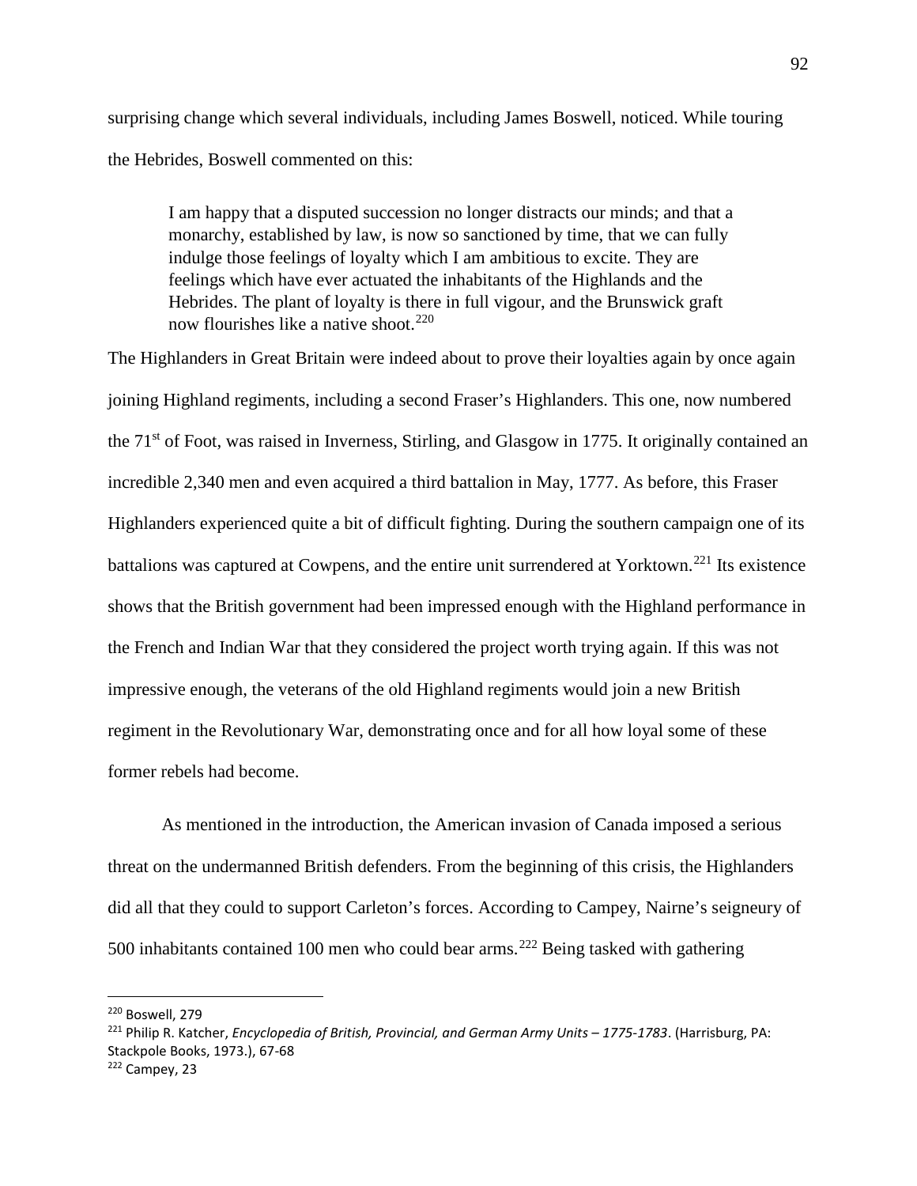surprising change which several individuals, including James Boswell, noticed. While touring the Hebrides, Boswell commented on this:

> I am happy that a disputed succession no longer distracts our minds; and that a monarchy, established by law, is now so sanctioned by time, that we can fully indulge those feelings of loyalty which I am ambitious to excite. They are feelings which have ever actuated the inhabitants of the Highlands and the Hebrides. The plant of loyalty is there in full vigour, and the Brunswick graft now flourishes like a native shoot.[220]

The Highlanders in Great Britain were indeed about to prove their loyalties again by once again joining Highland regiments, including a second Fraser's Highlanders. This one, now numbered the 71st of Foot, was raised in Inverness, Stirling, and Glasgow in 1775. It originally contained an incredible 2,340 men and even acquired a third battalion in May, 1777. As before, this Fraser Highlanders experienced quite a bit of difficult fighting. During the southern campaign one of its battalions was captured at Cowpens, and the entire unit surrendered at Yorktown.[221] Its existence shows that the British government had been impressed enough with the Highland performance in the French and Indian War that they considered the project worth trying again. If this was not impressive enough, the veterans of the old Highland regiments would join a new British regiment in the Revolutionary War, demonstrating once and for all how loyal some of these former rebels had become.

As mentioned in the introduction, the American invasion of Canada imposed a serious threat on the undermanned British defenders. From the beginning of this crisis, the Highlanders did all that they could to support Carleton's forces. According to Campey, Nairne's seigneury of 500 inhabitants contained 100 men who could bear arms.[222] Being tasked with gathering

---

[220] Boswell, 279

[221] Philip R. Katcher, *Encyclopedia of British, Provincial, and German Army Units – 1775-1783*. (Harrisburg, PA: Stackpole Books, 1973.), 67-68

[222] Campey, 23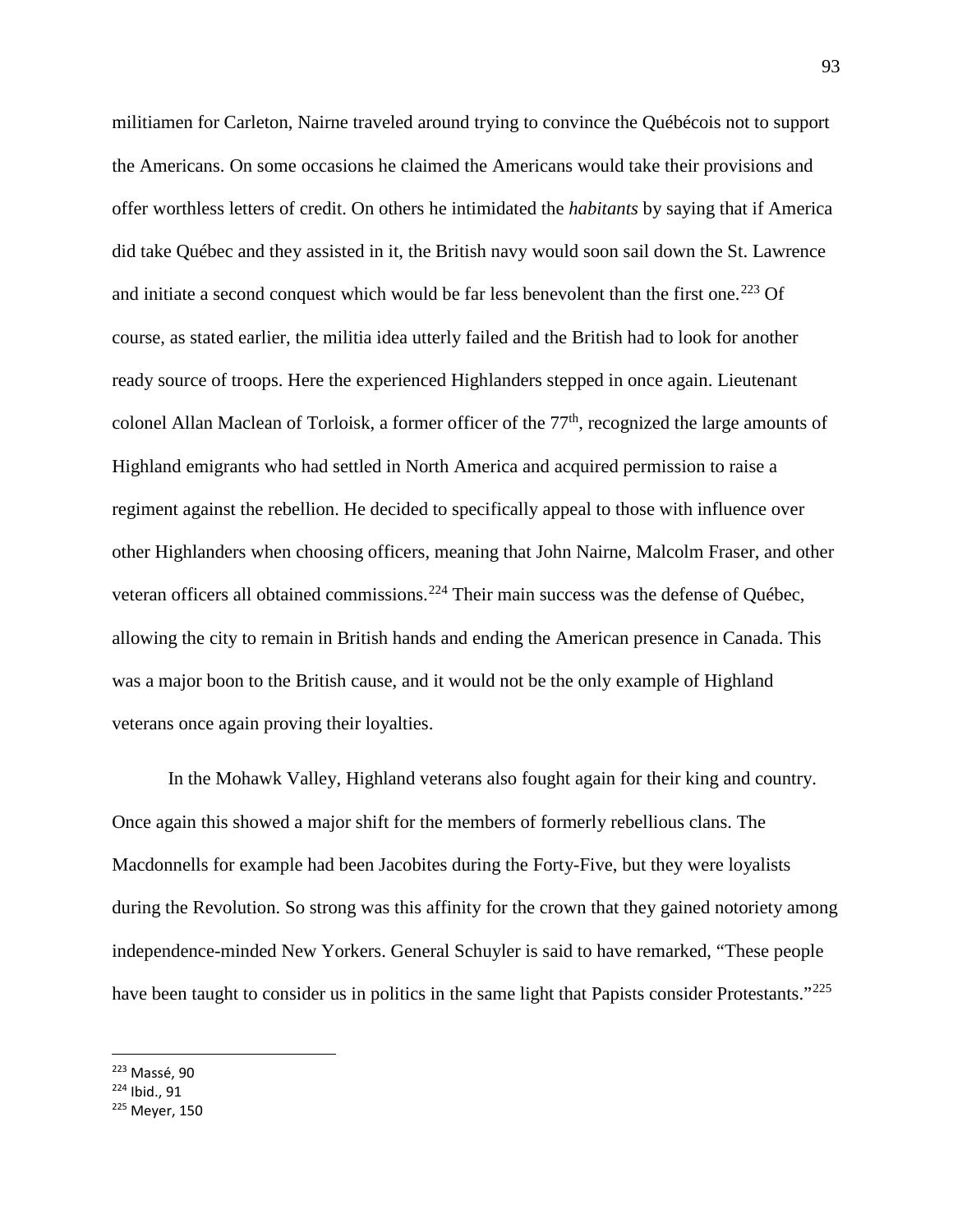militiamen for Carleton, Nairne traveled around trying to convince the Québécois not to support the Americans. On some occasions he claimed the Americans would take their provisions and offer worthless letters of credit. On others he intimidated the *habitants* by saying that if America did take Québec and they assisted in it, the British navy would soon sail down the St. Lawrence and initiate a second conquest which would be far less benevolent than the first one.[223] Of course, as stated earlier, the militia idea utterly failed and the British had to look for another ready source of troops. Here the experienced Highlanders stepped in once again. Lieutenant colonel Allan Maclean of Torloisk, a former officer of the 77th, recognized the large amounts of Highland emigrants who had settled in North America and acquired permission to raise a regiment against the rebellion. He decided to specifically appeal to those with influence over other Highlanders when choosing officers, meaning that John Nairne, Malcolm Fraser, and other veteran officers all obtained commissions.[224] Their main success was the defense of Québec, allowing the city to remain in British hands and ending the American presence in Canada. This was a major boon to the British cause, and it would not be the only example of Highland veterans once again proving their loyalties.

In the Mohawk Valley, Highland veterans also fought again for their king and country. Once again this showed a major shift for the members of formerly rebellious clans. The Macdonnells for example had been Jacobites during the Forty-Five, but they were loyalists during the Revolution. So strong was this affinity for the crown that they gained notoriety among independence-minded New Yorkers. General Schuyler is said to have remarked, "These people have been taught to consider us in politics in the same light that Papists consider Protestants."[225]

---

[223] Massé, 90
[224] Ibid., 91
[225] Meyer, 150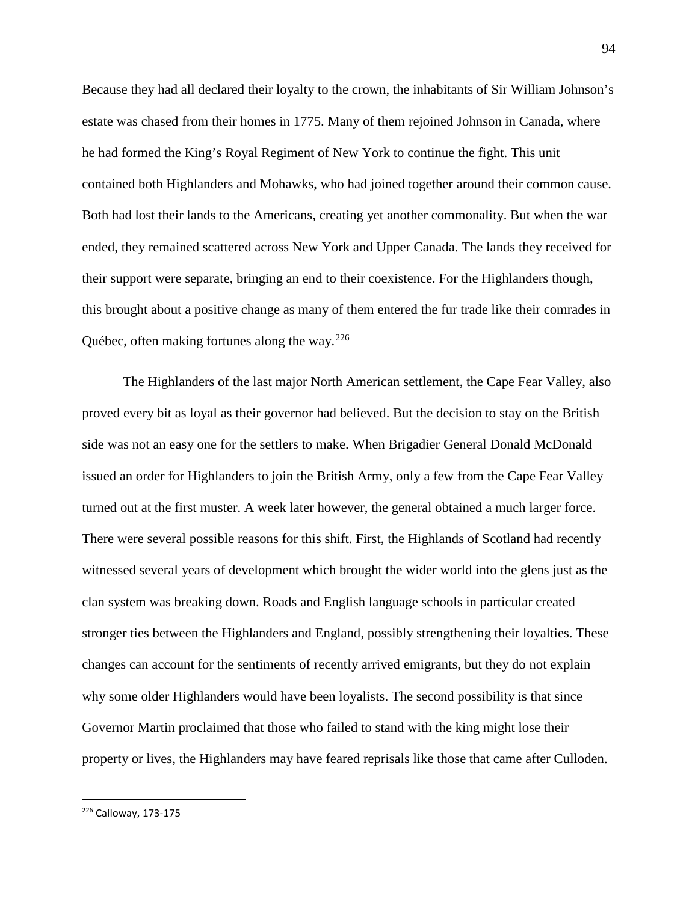Because they had all declared their loyalty to the crown, the inhabitants of Sir William Johnson's estate was chased from their homes in 1775. Many of them rejoined Johnson in Canada, where he had formed the King's Royal Regiment of New York to continue the fight. This unit contained both Highlanders and Mohawks, who had joined together around their common cause. Both had lost their lands to the Americans, creating yet another commonality. But when the war ended, they remained scattered across New York and Upper Canada. The lands they received for their support were separate, bringing an end to their coexistence. For the Highlanders though, this brought about a positive change as many of them entered the fur trade like their comrades in Québec, often making fortunes along the way.[226]

The Highlanders of the last major North American settlement, the Cape Fear Valley, also proved every bit as loyal as their governor had believed. But the decision to stay on the British side was not an easy one for the settlers to make. When Brigadier General Donald McDonald issued an order for Highlanders to join the British Army, only a few from the Cape Fear Valley turned out at the first muster. A week later however, the general obtained a much larger force. There were several possible reasons for this shift. First, the Highlands of Scotland had recently witnessed several years of development which brought the wider world into the glens just as the clan system was breaking down. Roads and English language schools in particular created stronger ties between the Highlanders and England, possibly strengthening their loyalties. These changes can account for the sentiments of recently arrived emigrants, but they do not explain why some older Highlanders would have been loyalists. The second possibility is that since Governor Martin proclaimed that those who failed to stand with the king might lose their property or lives, the Highlanders may have feared reprisals like those that came after Culloden.

[226] Calloway, 173-175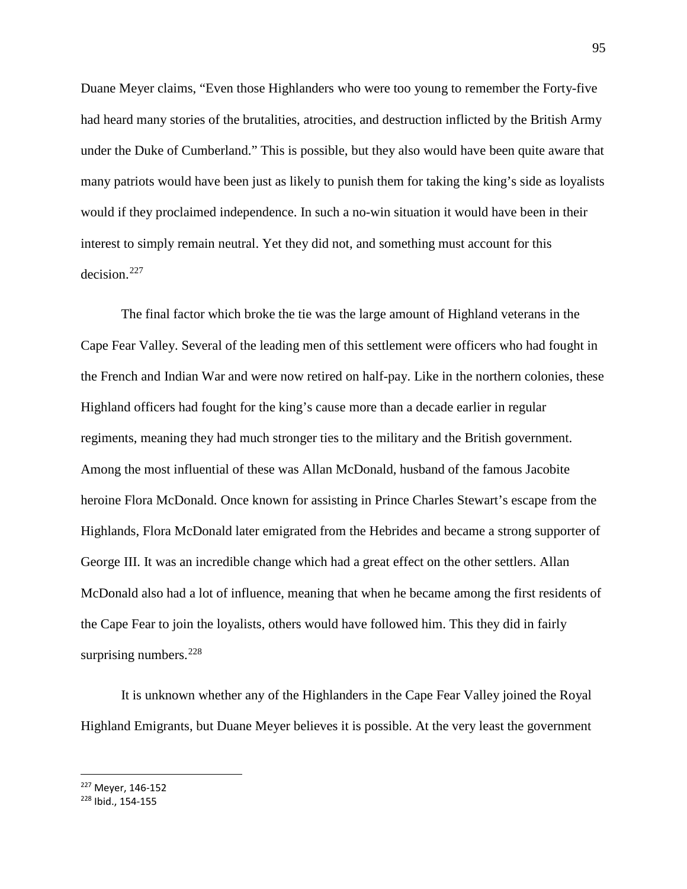Duane Meyer claims, "Even those Highlanders who were too young to remember the Forty-five had heard many stories of the brutalities, atrocities, and destruction inflicted by the British Army under the Duke of Cumberland." This is possible, but they also would have been quite aware that many patriots would have been just as likely to punish them for taking the king's side as loyalists would if they proclaimed independence. In such a no-win situation it would have been in their interest to simply remain neutral. Yet they did not, and something must account for this decision.[227]

The final factor which broke the tie was the large amount of Highland veterans in the Cape Fear Valley. Several of the leading men of this settlement were officers who had fought in the French and Indian War and were now retired on half-pay. Like in the northern colonies, these Highland officers had fought for the king's cause more than a decade earlier in regular regiments, meaning they had much stronger ties to the military and the British government. Among the most influential of these was Allan McDonald, husband of the famous Jacobite heroine Flora McDonald. Once known for assisting in Prince Charles Stewart's escape from the Highlands, Flora McDonald later emigrated from the Hebrides and became a strong supporter of George III. It was an incredible change which had a great effect on the other settlers. Allan McDonald also had a lot of influence, meaning that when he became among the first residents of the Cape Fear to join the loyalists, others would have followed him. This they did in fairly surprising numbers.[228]

It is unknown whether any of the Highlanders in the Cape Fear Valley joined the Royal Highland Emigrants, but Duane Meyer believes it is possible. At the very least the government

---

[227] Meyer, 146-152

[228] Ibid., 154-155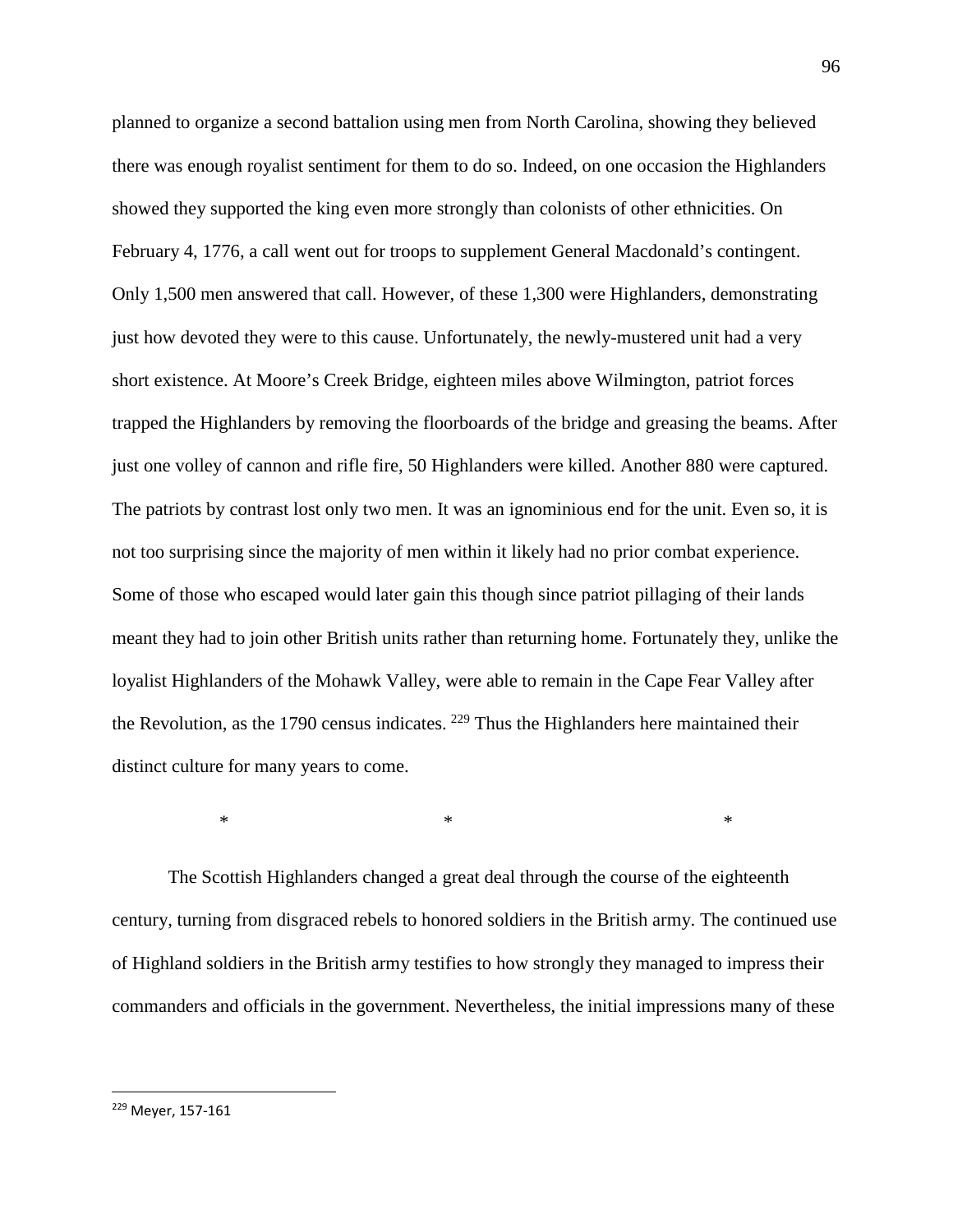planned to organize a second battalion using men from North Carolina, showing they believed there was enough royalist sentiment for them to do so. Indeed, on one occasion the Highlanders showed they supported the king even more strongly than colonists of other ethnicities. On February 4, 1776, a call went out for troops to supplement General Macdonald's contingent. Only 1,500 men answered that call. However, of these 1,300 were Highlanders, demonstrating just how devoted they were to this cause. Unfortunately, the newly-mustered unit had a very short existence. At Moore's Creek Bridge, eighteen miles above Wilmington, patriot forces trapped the Highlanders by removing the floorboards of the bridge and greasing the beams. After just one volley of cannon and rifle fire, 50 Highlanders were killed. Another 880 were captured. The patriots by contrast lost only two men. It was an ignominious end for the unit. Even so, it is not too surprising since the majority of men within it likely had no prior combat experience. Some of those who escaped would later gain this though since patriot pillaging of their lands meant they had to join other British units rather than returning home. Fortunately they, unlike the loyalist Highlanders of the Mohawk Valley, were able to remain in the Cape Fear Valley after the Revolution, as the 1790 census indicates. [229] Thus the Highlanders here maintained their distinct culture for many years to come.

\* \* \*

The Scottish Highlanders changed a great deal through the course of the eighteenth century, turning from disgraced rebels to honored soldiers in the British army. The continued use of Highland soldiers in the British army testifies to how strongly they managed to impress their commanders and officials in the government. Nevertheless, the initial impressions many of these

---

[229] Meyer, 157-161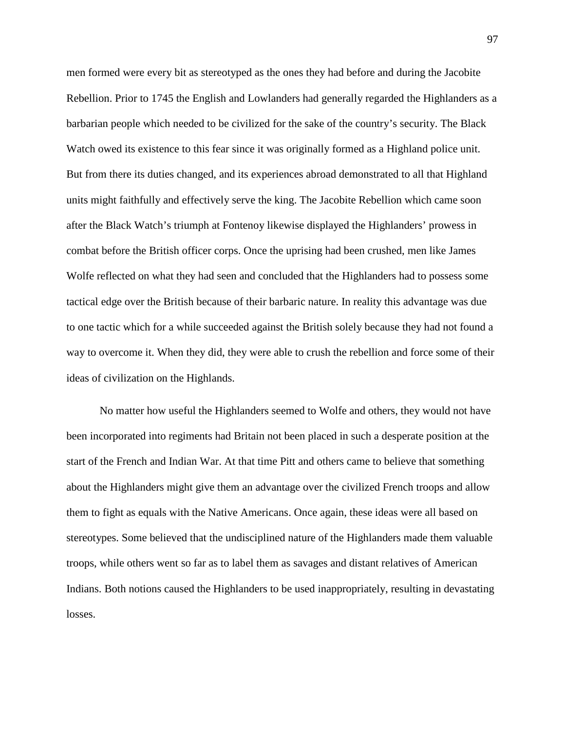men formed were every bit as stereotyped as the ones they had before and during the Jacobite Rebellion. Prior to 1745 the English and Lowlanders had generally regarded the Highlanders as a barbarian people which needed to be civilized for the sake of the country's security. The Black Watch owed its existence to this fear since it was originally formed as a Highland police unit. But from there its duties changed, and its experiences abroad demonstrated to all that Highland units might faithfully and effectively serve the king. The Jacobite Rebellion which came soon after the Black Watch's triumph at Fontenoy likewise displayed the Highlanders' prowess in combat before the British officer corps. Once the uprising had been crushed, men like James Wolfe reflected on what they had seen and concluded that the Highlanders had to possess some tactical edge over the British because of their barbaric nature. In reality this advantage was due to one tactic which for a while succeeded against the British solely because they had not found a way to overcome it. When they did, they were able to crush the rebellion and force some of their ideas of civilization on the Highlands.

No matter how useful the Highlanders seemed to Wolfe and others, they would not have been incorporated into regiments had Britain not been placed in such a desperate position at the start of the French and Indian War. At that time Pitt and others came to believe that something about the Highlanders might give them an advantage over the civilized French troops and allow them to fight as equals with the Native Americans. Once again, these ideas were all based on stereotypes. Some believed that the undisciplined nature of the Highlanders made them valuable troops, while others went so far as to label them as savages and distant relatives of American Indians. Both notions caused the Highlanders to be used inappropriately, resulting in devastating losses.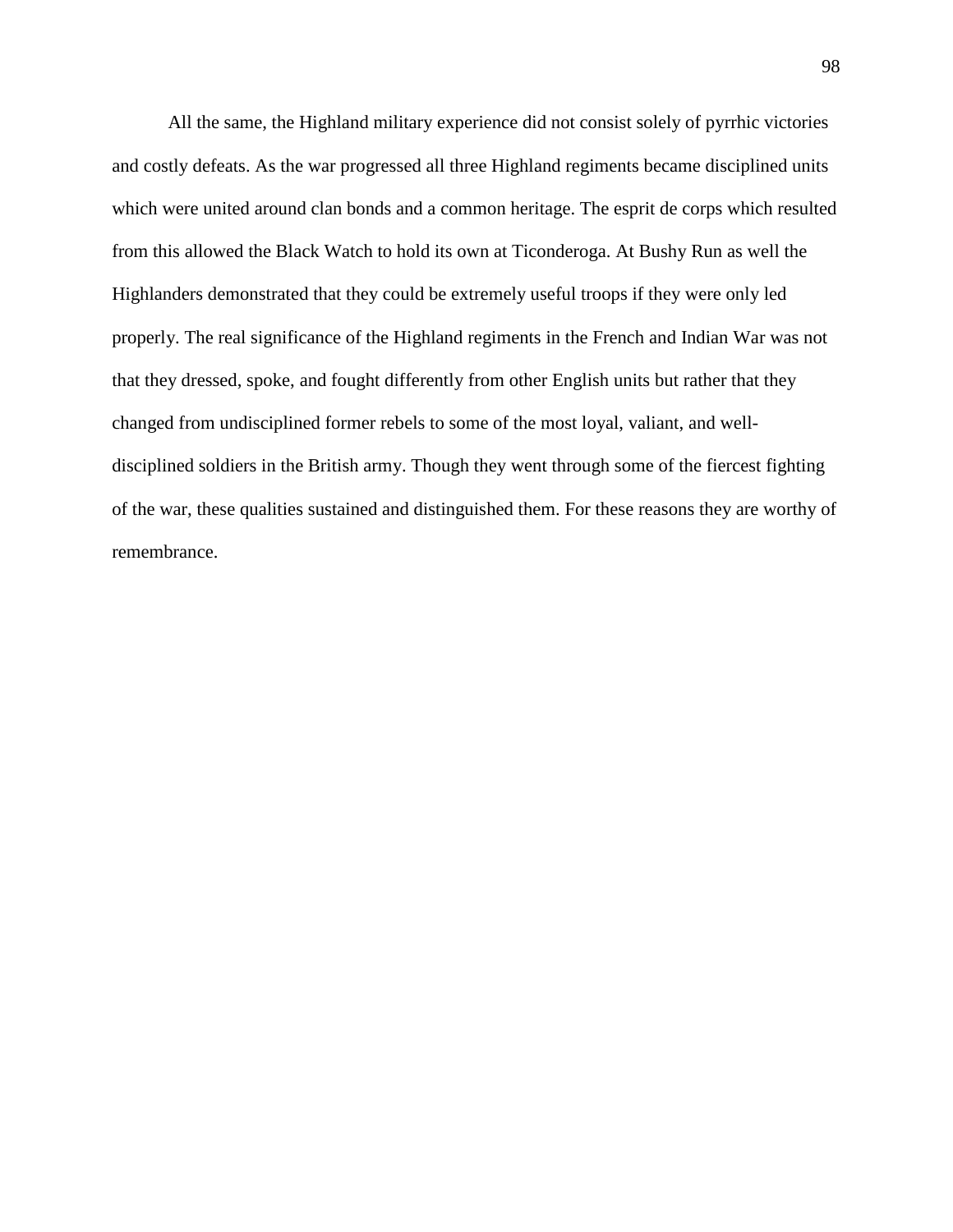All the same, the Highland military experience did not consist solely of pyrrhic victories and costly defeats. As the war progressed all three Highland regiments became disciplined units which were united around clan bonds and a common heritage. The esprit de corps which resulted from this allowed the Black Watch to hold its own at Ticonderoga. At Bushy Run as well the Highlanders demonstrated that they could be extremely useful troops if they were only led properly. The real significance of the Highland regiments in the French and Indian War was not that they dressed, spoke, and fought differently from other English units but rather that they changed from undisciplined former rebels to some of the most loyal, valiant, and well-disciplined soldiers in the British army. Though they went through some of the fiercest fighting of the war, these qualities sustained and distinguished them. For these reasons they are worthy of remembrance.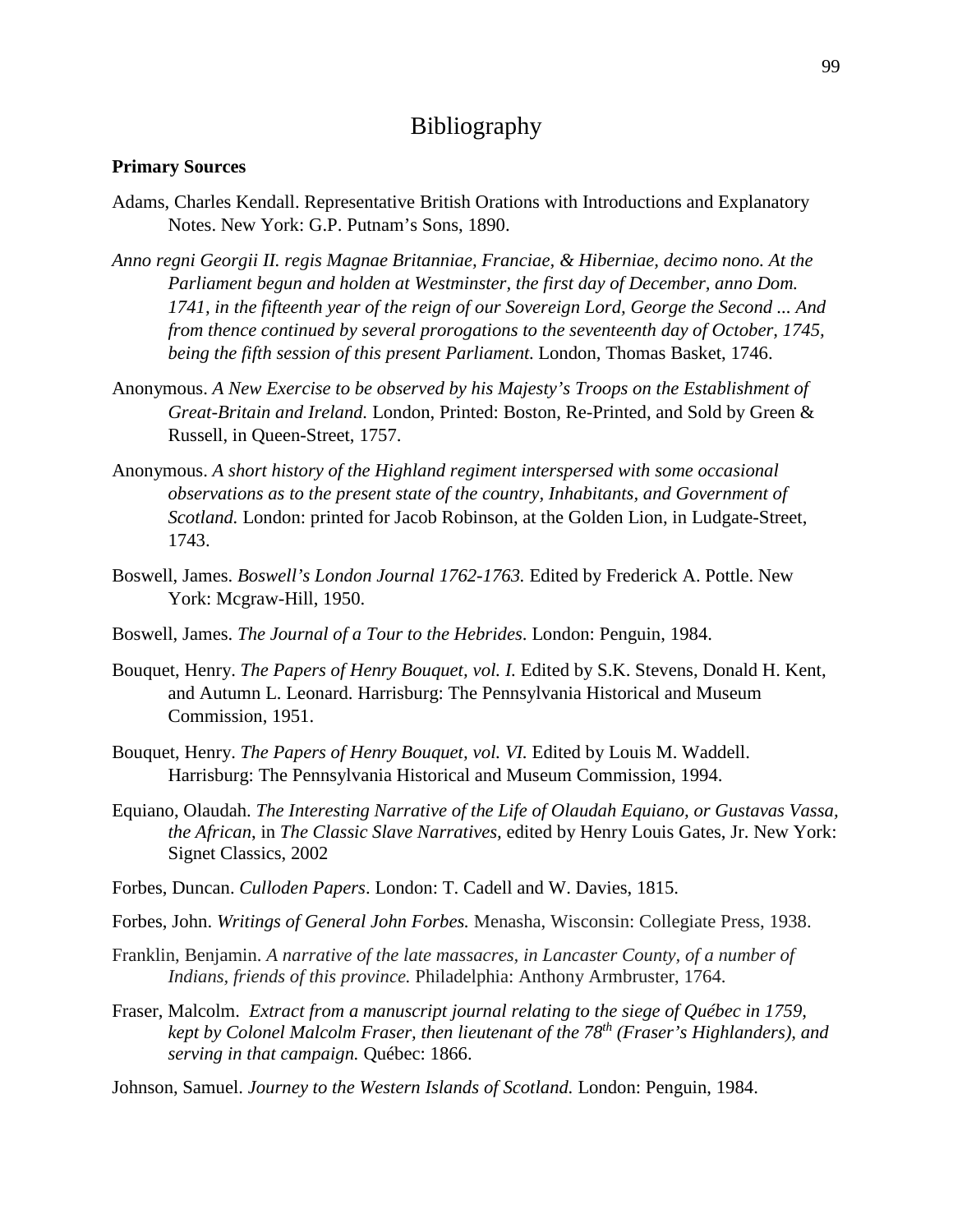# Bibliography

**Primary Sources**

Adams, Charles Kendall. Representative British Orations with Introductions and Explanatory Notes. New York: G.P. Putnam's Sons, 1890.

*Anno regni Georgii II. regis Magnae Britanniae, Franciae, & Hiberniae, decimo nono. At the Parliament begun and holden at Westminster, the first day of December, anno Dom. 1741, in the fifteenth year of the reign of our Sovereign Lord, George the Second ... And from thence continued by several prorogations to the seventeenth day of October, 1745, being the fifth session of this present Parliament.* London, Thomas Basket, 1746.

Anonymous. *A New Exercise to be observed by his Majesty's Troops on the Establishment of Great-Britain and Ireland.* London, Printed: Boston, Re-Printed, and Sold by Green & Russell, in Queen-Street, 1757.

Anonymous. *A short history of the Highland regiment interspersed with some occasional observations as to the present state of the country, Inhabitants, and Government of Scotland.* London: printed for Jacob Robinson, at the Golden Lion, in Ludgate-Street, 1743.

Boswell, James. *Boswell's London Journal 1762-1763.* Edited by Frederick A. Pottle. New York: Mcgraw-Hill, 1950.

Boswell, James. *The Journal of a Tour to the Hebrides*. London: Penguin, 1984.

Bouquet, Henry. *The Papers of Henry Bouquet, vol. I.* Edited by S.K. Stevens, Donald H. Kent, and Autumn L. Leonard. Harrisburg: The Pennsylvania Historical and Museum Commission, 1951.

Bouquet, Henry. *The Papers of Henry Bouquet, vol. VI.* Edited by Louis M. Waddell. Harrisburg: The Pennsylvania Historical and Museum Commission, 1994.

Equiano, Olaudah. *The Interesting Narrative of the Life of Olaudah Equiano, or Gustavas Vassa, the African,* in *The Classic Slave Narratives,* edited by Henry Louis Gates, Jr. New York: Signet Classics, 2002

Forbes, Duncan. *Culloden Papers*. London: T. Cadell and W. Davies, 1815.

Forbes, John. *Writings of General John Forbes.* Menasha, Wisconsin: Collegiate Press, 1938.

Franklin, Benjamin. *A narrative of the late massacres, in Lancaster County, of a number of Indians, friends of this province.* Philadelphia: Anthony Armbruster, 1764.

Fraser, Malcolm. *Extract from a manuscript journal relating to the siege of Québec in 1759, kept by Colonel Malcolm Fraser, then lieutenant of the 78th (Fraser's Highlanders), and serving in that campaign.* Québec: 1866.

Johnson, Samuel. *Journey to the Western Islands of Scotland.* London: Penguin, 1984.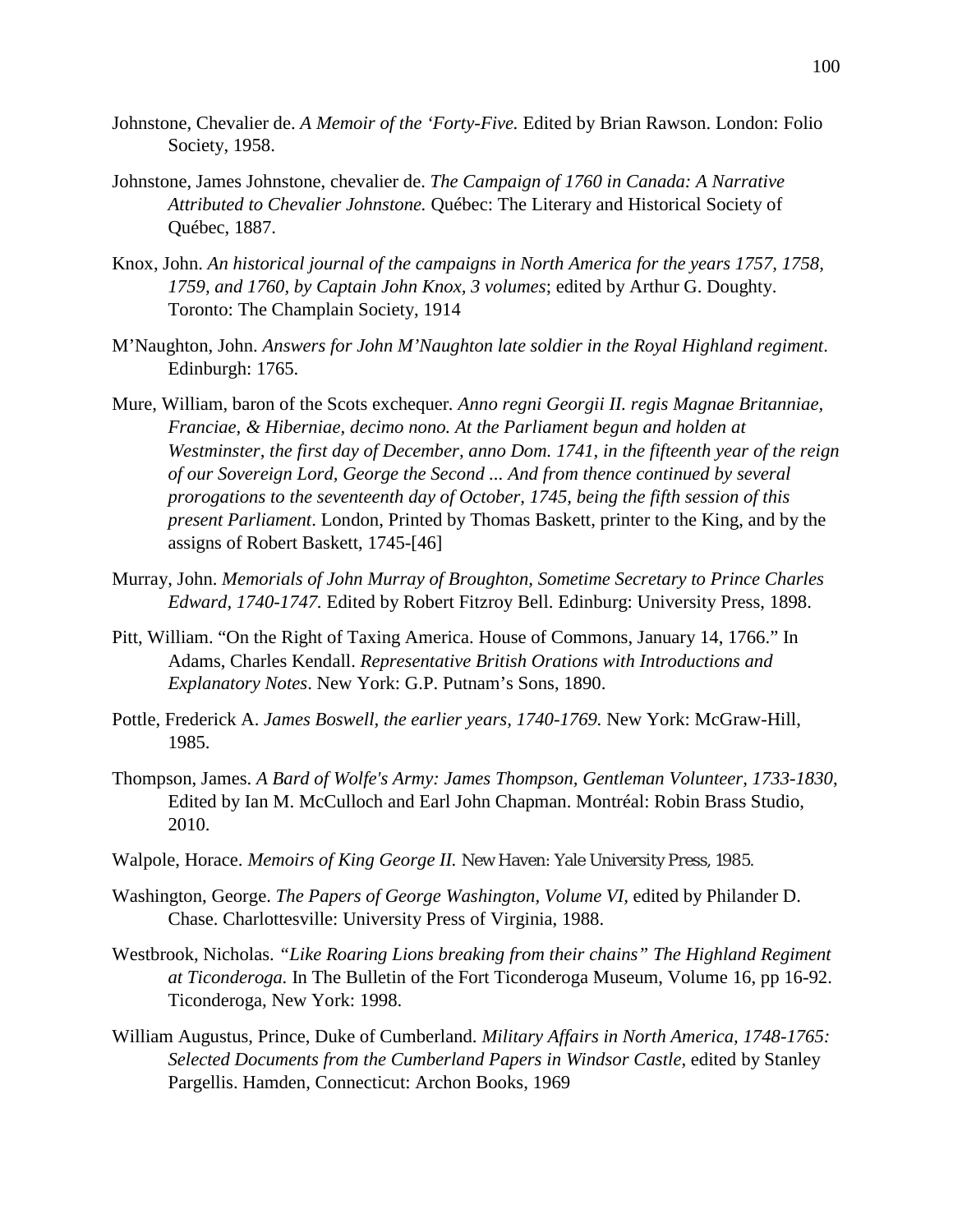Johnstone, Chevalier de. *A Memoir of the 'Forty-Five.* Edited by Brian Rawson. London: Folio Society, 1958.

Johnstone, James Johnstone, chevalier de. *The Campaign of 1760 in Canada: A Narrative Attributed to Chevalier Johnstone.* Québec: The Literary and Historical Society of Québec, 1887.

Knox, John. *An historical journal of the campaigns in North America for the years 1757, 1758, 1759, and 1760, by Captain John Knox, 3 volumes*; edited by Arthur G. Doughty. Toronto: The Champlain Society, 1914

M'Naughton, John. *Answers for John M'Naughton late soldier in the Royal Highland regiment*. Edinburgh: 1765.

Mure, William, baron of the Scots exchequer. *Anno regni Georgii II. regis Magnae Britanniae, Franciae, & Hiberniae, decimo nono. At the Parliament begun and holden at Westminster, the first day of December, anno Dom. 1741, in the fifteenth year of the reign of our Sovereign Lord, George the Second ... And from thence continued by several prorogations to the seventeenth day of October, 1745, being the fifth session of this present Parliament*. London, Printed by Thomas Baskett, printer to the King, and by the assigns of Robert Baskett, 1745-[46]

Murray, John. *Memorials of John Murray of Broughton, Sometime Secretary to Prince Charles Edward, 1740-1747*. Edited by Robert Fitzroy Bell. Edinburg: University Press, 1898.

Pitt, William. "On the Right of Taxing America. House of Commons, January 14, 1766." In Adams, Charles Kendall. *Representative British Orations with Introductions and Explanatory Notes*. New York: G.P. Putnam's Sons, 1890.

Pottle, Frederick A. *James Boswell, the earlier years, 1740-1769.* New York: McGraw-Hill, 1985.

Thompson, James. *A Bard of Wolfe's Army: James Thompson, Gentleman Volunteer, 1733-1830*, Edited by Ian M. McCulloch and Earl John Chapman. Montréal: Robin Brass Studio, 2010.

Walpole, Horace. *Memoirs of King George II.* New Haven: Yale University Press, 1985.

Washington, George. *The Papers of George Washington, Volume VI,* edited by Philander D. Chase. Charlottesville: University Press of Virginia, 1988.

Westbrook, Nicholas. *"Like Roaring Lions breaking from their chains" The Highland Regiment at Ticonderoga.* In The Bulletin of the Fort Ticonderoga Museum, Volume 16, pp 16-92. Ticonderoga, New York: 1998.

William Augustus, Prince, Duke of Cumberland. *Military Affairs in North America, 1748-1765: Selected Documents from the Cumberland Papers in Windsor Castle*, edited by Stanley Pargellis. Hamden, Connecticut: Archon Books, 1969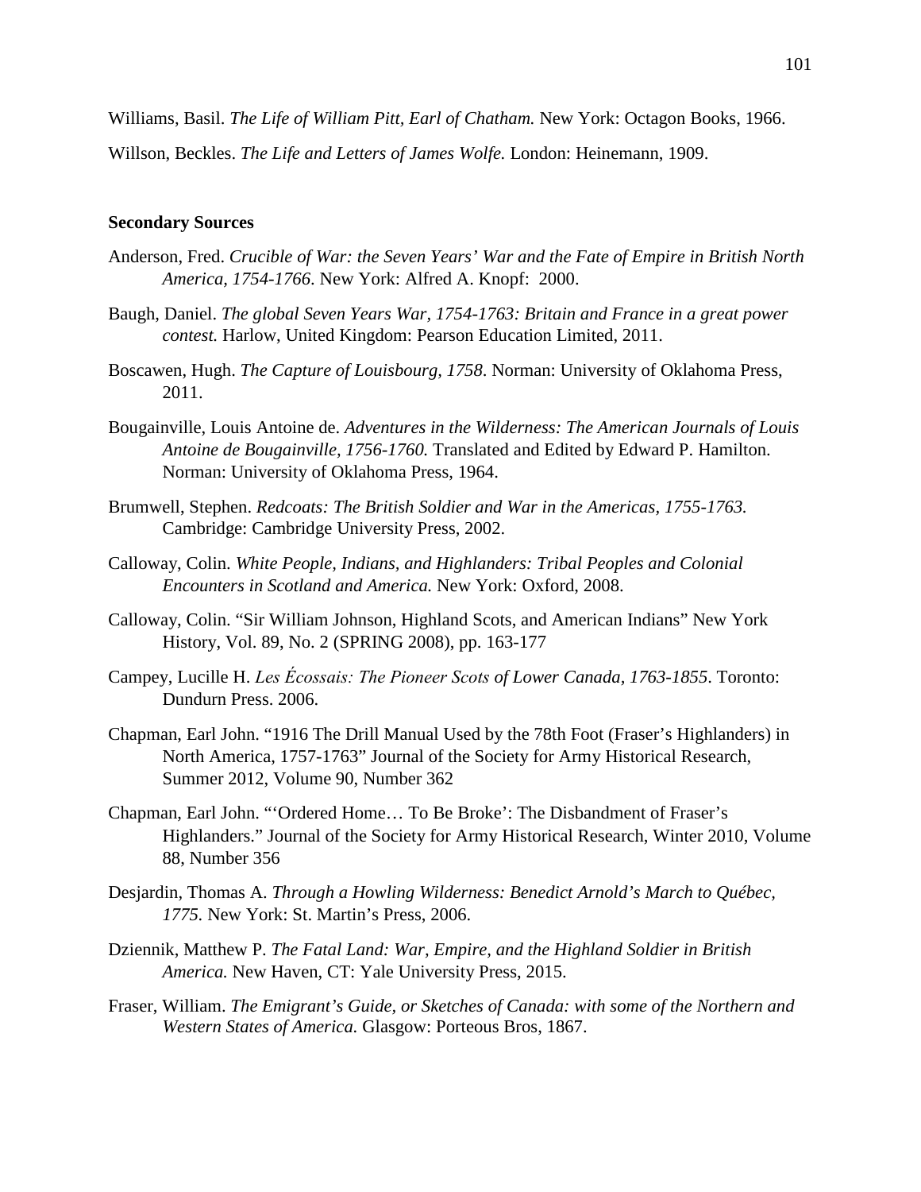Williams, Basil. *The Life of William Pitt, Earl of Chatham.* New York: Octagon Books, 1966.

Willson, Beckles. *The Life and Letters of James Wolfe.* London: Heinemann, 1909.

**Secondary Sources**

Anderson, Fred. *Crucible of War: the Seven Years' War and the Fate of Empire in British North America, 1754-1766*. New York: Alfred A. Knopf: 2000.

Baugh, Daniel. *The global Seven Years War, 1754-1763: Britain and France in a great power contest.* Harlow, United Kingdom: Pearson Education Limited, 2011.

Boscawen, Hugh. *The Capture of Louisbourg, 1758*. Norman: University of Oklahoma Press, 2011.

Bougainville, Louis Antoine de. *Adventures in the Wilderness: The American Journals of Louis Antoine de Bougainville, 1756-1760.* Translated and Edited by Edward P. Hamilton. Norman: University of Oklahoma Press, 1964.

Brumwell, Stephen. *Redcoats: The British Soldier and War in the Americas, 1755-1763.* Cambridge: Cambridge University Press, 2002.

Calloway, Colin. *White People, Indians, and Highlanders: Tribal Peoples and Colonial Encounters in Scotland and America.* New York: Oxford, 2008.

Calloway, Colin. "Sir William Johnson, Highland Scots, and American Indians" New York History, Vol. 89, No. 2 (SPRING 2008), pp. 163-177

Campey, Lucille H. *Les Écossais: The Pioneer Scots of Lower Canada, 1763-1855*. Toronto: Dundurn Press. 2006.

Chapman, Earl John. "1916 The Drill Manual Used by the 78th Foot (Fraser's Highlanders) in North America, 1757-1763" Journal of the Society for Army Historical Research, Summer 2012, Volume 90, Number 362

Chapman, Earl John. "'Ordered Home… To Be Broke': The Disbandment of Fraser's Highlanders." Journal of the Society for Army Historical Research, Winter 2010, Volume 88, Number 356

Desjardin, Thomas A. *Through a Howling Wilderness: Benedict Arnold's March to Québec, 1775.* New York: St. Martin's Press, 2006.

Dziennik, Matthew P. *The Fatal Land: War, Empire, and the Highland Soldier in British America.* New Haven, CT: Yale University Press, 2015.

Fraser, William. *The Emigrant's Guide, or Sketches of Canada: with some of the Northern and Western States of America.* Glasgow: Porteous Bros, 1867.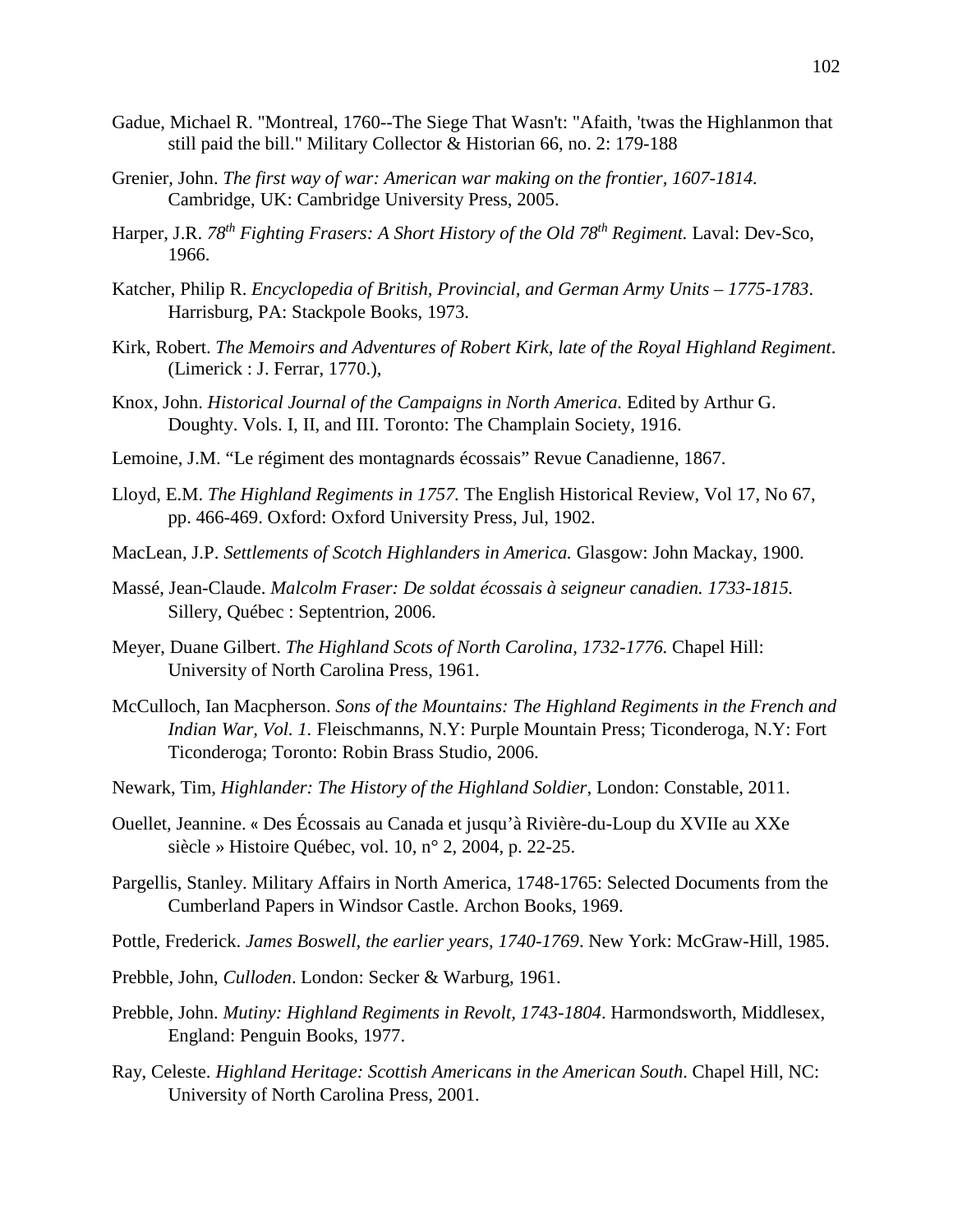Gadue, Michael R. "Montreal, 1760--The Siege That Wasn't: "Afaith, 'twas the Highlanmon that still paid the bill." Military Collector & Historian 66, no. 2: 179-188

Grenier, John. *The first way of war: American war making on the frontier, 1607-1814.* Cambridge, UK: Cambridge University Press, 2005.

Harper, J.R. *78th Fighting Frasers: A Short History of the Old 78th Regiment.* Laval: Dev-Sco, 1966.

Katcher, Philip R. *Encyclopedia of British, Provincial, and German Army Units – 1775-1783*. Harrisburg, PA: Stackpole Books, 1973.

Kirk, Robert. *The Memoirs and Adventures of Robert Kirk, late of the Royal Highland Regiment*. (Limerick : J. Ferrar, 1770.),

Knox, John. *Historical Journal of the Campaigns in North America.* Edited by Arthur G. Doughty. Vols. I, II, and III. Toronto: The Champlain Society, 1916.

Lemoine, J.M. "Le régiment des montagnards écossais" Revue Canadienne, 1867.

Lloyd, E.M. *The Highland Regiments in 1757.* The English Historical Review, Vol 17, No 67, pp. 466-469. Oxford: Oxford University Press, Jul, 1902.

MacLean, J.P. *Settlements of Scotch Highlanders in America.* Glasgow: John Mackay, 1900.

Massé, Jean-Claude. *Malcolm Fraser: De soldat écossais à seigneur canadien. 1733-1815.* Sillery, Québec : Septentrion, 2006.

Meyer, Duane Gilbert. *The Highland Scots of North Carolina, 1732-1776.* Chapel Hill: University of North Carolina Press, 1961.

McCulloch, Ian Macpherson. *Sons of the Mountains: The Highland Regiments in the French and Indian War, Vol. 1.* Fleischmanns, N.Y: Purple Mountain Press; Ticonderoga, N.Y: Fort Ticonderoga; Toronto: Robin Brass Studio, 2006.

Newark, Tim, *Highlander: The History of the Highland Soldier*, London: Constable, 2011.

Ouellet, Jeannine. « Des Écossais au Canada et jusqu'à Rivière-du-Loup du XVIIe au XXe siècle » Histoire Québec, vol. 10, n° 2, 2004, p. 22-25.

Pargellis, Stanley. Military Affairs in North America, 1748-1765: Selected Documents from the Cumberland Papers in Windsor Castle. Archon Books, 1969.

Pottle, Frederick. *James Boswell, the earlier years, 1740-1769*. New York: McGraw-Hill, 1985.

Prebble, John, *Culloden*. London: Secker & Warburg, 1961.

Prebble, John. *Mutiny: Highland Regiments in Revolt, 1743-1804*. Harmondsworth, Middlesex, England: Penguin Books, 1977.

Ray, Celeste. *Highland Heritage: Scottish Americans in the American South*. Chapel Hill, NC: University of North Carolina Press, 2001.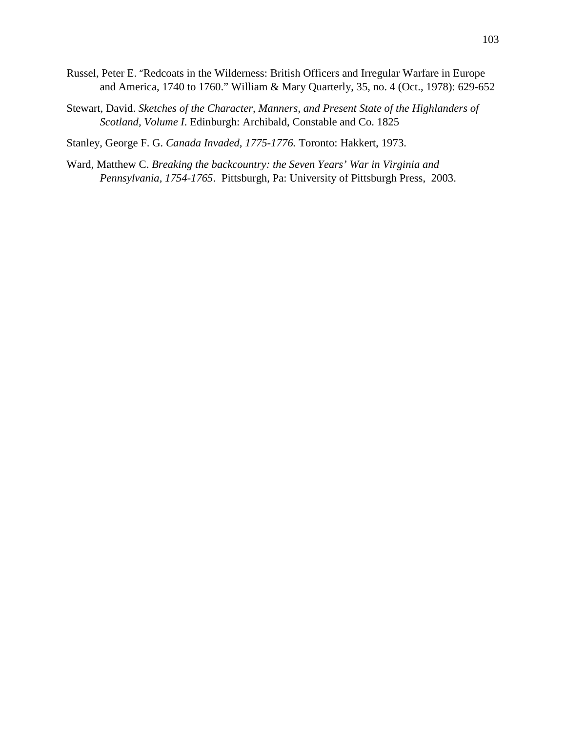Russel, Peter E. "Redcoats in the Wilderness: British Officers and Irregular Warfare in Europe and America, 1740 to 1760." William & Mary Quarterly, 35, no. 4 (Oct., 1978): 629-652

Stewart, David. *Sketches of the Character, Manners, and Present State of the Highlanders of Scotland, Volume I*. Edinburgh: Archibald, Constable and Co. 1825

Stanley, George F. G. *Canada Invaded, 1775-1776.* Toronto: Hakkert, 1973.

Ward, Matthew C. *Breaking the backcountry: the Seven Years' War in Virginia and Pennsylvania, 1754-1765*. Pittsburgh, Pa: University of Pittsburgh Press, 2003.